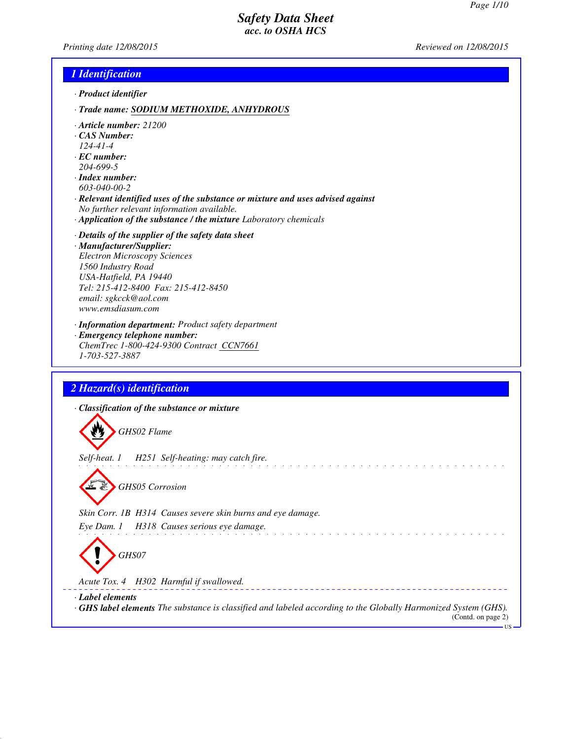# Safety Data Sheet
### acc. to OSHA HCS

Printing date 12/08/2015 Reviewed on 12/08/2015

## 1 Identification

· **Product identifier**

· **Trade name:** SODIUM METHOXIDE, ANHYDROUS

· **Article number:** 21200
· **CAS Number:**
124-41-4
· **EC number:**
204-699-5
· **Index number:**
603-040-00-2
· **Relevant identified uses of the substance or mixture and uses advised against**
No further relevant information available.
· **Application of the substance / the mixture** Laboratory chemicals

· **Details of the supplier of the safety data sheet**
· **Manufacturer/Supplier:**
Electron Microscopy Sciences
1560 Industry Road
USA-Hatfield, PA 19440
Tel: 215-412-8400 Fax: 215-412-8450
email: sgkcck@aol.com
www.emsdiasum.com

· **Information department:** Product safety department
· **Emergency telephone number:**
ChemTrec 1-800-424-9300 Contract CCN7661
1-703-527-3887

## 2 Hazard(s) identification

· **Classification of the substance or mixture**

GHS02 Flame

Self-heat. 1 H251 Self-heating: may catch fire.

GHS05 Corrosion

Skin Corr. 1B H314 Causes severe skin burns and eye damage.

Eye Dam. 1 H318 Causes serious eye damage.

GHS07

Acute Tox. 4 H302 Harmful if swallowed.

· **Label elements**
· **GHS label elements** The substance is classified and labeled according to the Globally Harmonized System (GHS).

(Contd. on page 2)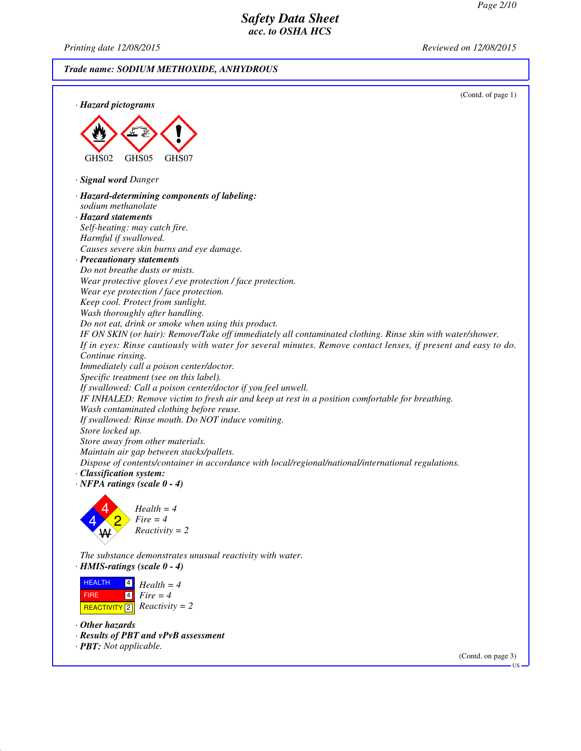**Trade name: SODIUM METHOXIDE, ANHYDROUS**

(Contd. of page 1)

· **Hazard pictograms**

GHS02 GHS05 GHS07

· **Signal word** Danger

· **Hazard-determining components of labeling:**
sodium methanolate

· **Hazard statements**
Self-heating: may catch fire.
Harmful if swallowed.
Causes severe skin burns and eye damage.

· **Precautionary statements**
Do not breathe dusts or mists.
Wear protective gloves / eye protection / face protection.
Wear eye protection / face protection.
Keep cool. Protect from sunlight.
Wash thoroughly after handling.
Do not eat, drink or smoke when using this product.
IF ON SKIN (or hair): Remove/Take off immediately all contaminated clothing. Rinse skin with water/shower.
If in eyes: Rinse cautiously with water for several minutes. Remove contact lenses, if present and easy to do. Continue rinsing.
Immediately call a poison center/doctor.
Specific treatment (see on this label).
If swallowed: Call a poison center/doctor if you feel unwell.
IF INHALED: Remove victim to fresh air and keep at rest in a position comfortable for breathing.
Wash contaminated clothing before reuse.
If swallowed: Rinse mouth. Do NOT induce vomiting.
Store locked up.
Store away from other materials.
Maintain air gap between stacks/pallets.
Dispose of contents/container in accordance with local/regional/national/international regulations.

· **Classification system:**

· **NFPA ratings (scale 0 - 4)**

Health = 4
Fire = 4
Reactivity = 2

The substance demonstrates unusual reactivity with water.

· **HMIS-ratings (scale 0 - 4)**

| | | |
|---|---|---|
| HEALTH | 4 | Health = 4 |
| FIRE | 4 | Fire = 4 |
| REACTIVITY | 2 | Reactivity = 2 |

· **Other hazards**

· **Results of PBT and vPvB assessment**

· **PBT:** Not applicable.

(Contd. on page 3)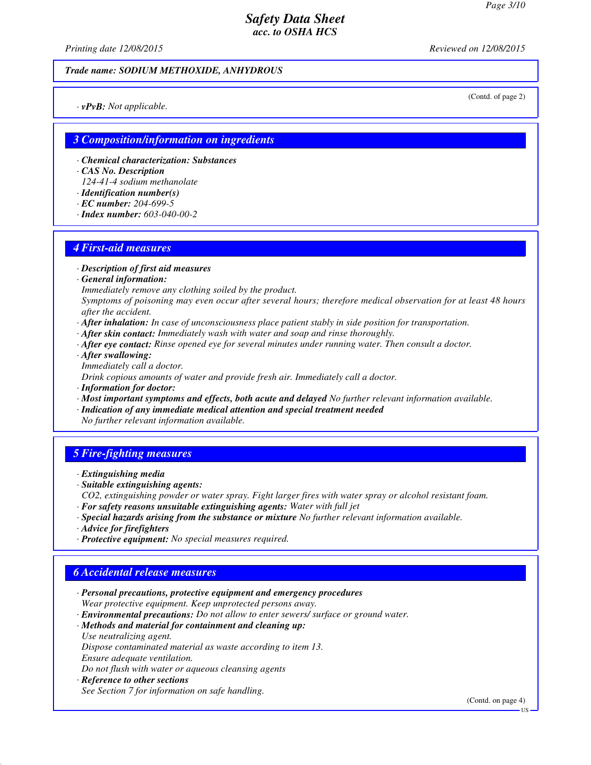**Trade name: SODIUM METHOXIDE, ANHYDROUS**

(Contd. of page 2)

· ***vPvB:*** *Not applicable.*

## 3 Composition/information on ingredients

· ***Chemical characterization: Substances***
· ***CAS No. Description***
*124-41-4 sodium methanolate*
· ***Identification number(s)***
· ***EC number:*** *204-699-5*
· ***Index number:*** *603-040-00-2*

## 4 First-aid measures

· ***Description of first aid measures***
· ***General information:***
*Immediately remove any clothing soiled by the product.*
*Symptoms of poisoning may even occur after several hours; therefore medical observation for at least 48 hours after the accident.*
· ***After inhalation:*** *In case of unconsciousness place patient stably in side position for transportation.*
· ***After skin contact:*** *Immediately wash with water and soap and rinse thoroughly.*
· ***After eye contact:*** *Rinse opened eye for several minutes under running water. Then consult a doctor.*
· ***After swallowing:***
*Immediately call a doctor.*
*Drink copious amounts of water and provide fresh air. Immediately call a doctor.*
· ***Information for doctor:***
· ***Most important symptoms and effects, both acute and delayed*** *No further relevant information available.*
· ***Indication of any immediate medical attention and special treatment needed***
*No further relevant information available.*

## 5 Fire-fighting measures

· ***Extinguishing media***
· ***Suitable extinguishing agents:***
*CO2, extinguishing powder or water spray. Fight larger fires with water spray or alcohol resistant foam.*
· ***For safety reasons unsuitable extinguishing agents:*** *Water with full jet*
· ***Special hazards arising from the substance or mixture*** *No further relevant information available.*
· ***Advice for firefighters***
· ***Protective equipment:*** *No special measures required.*

## 6 Accidental release measures

· ***Personal precautions, protective equipment and emergency procedures***
*Wear protective equipment. Keep unprotected persons away.*
· ***Environmental precautions:*** *Do not allow to enter sewers/ surface or ground water.*
· ***Methods and material for containment and cleaning up:***
*Use neutralizing agent.*
*Dispose contaminated material as waste according to item 13.*
*Ensure adequate ventilation.*
*Do not flush with water or aqueous cleansing agents*
· ***Reference to other sections***
*See Section 7 for information on safe handling.*

(Contd. on page 4)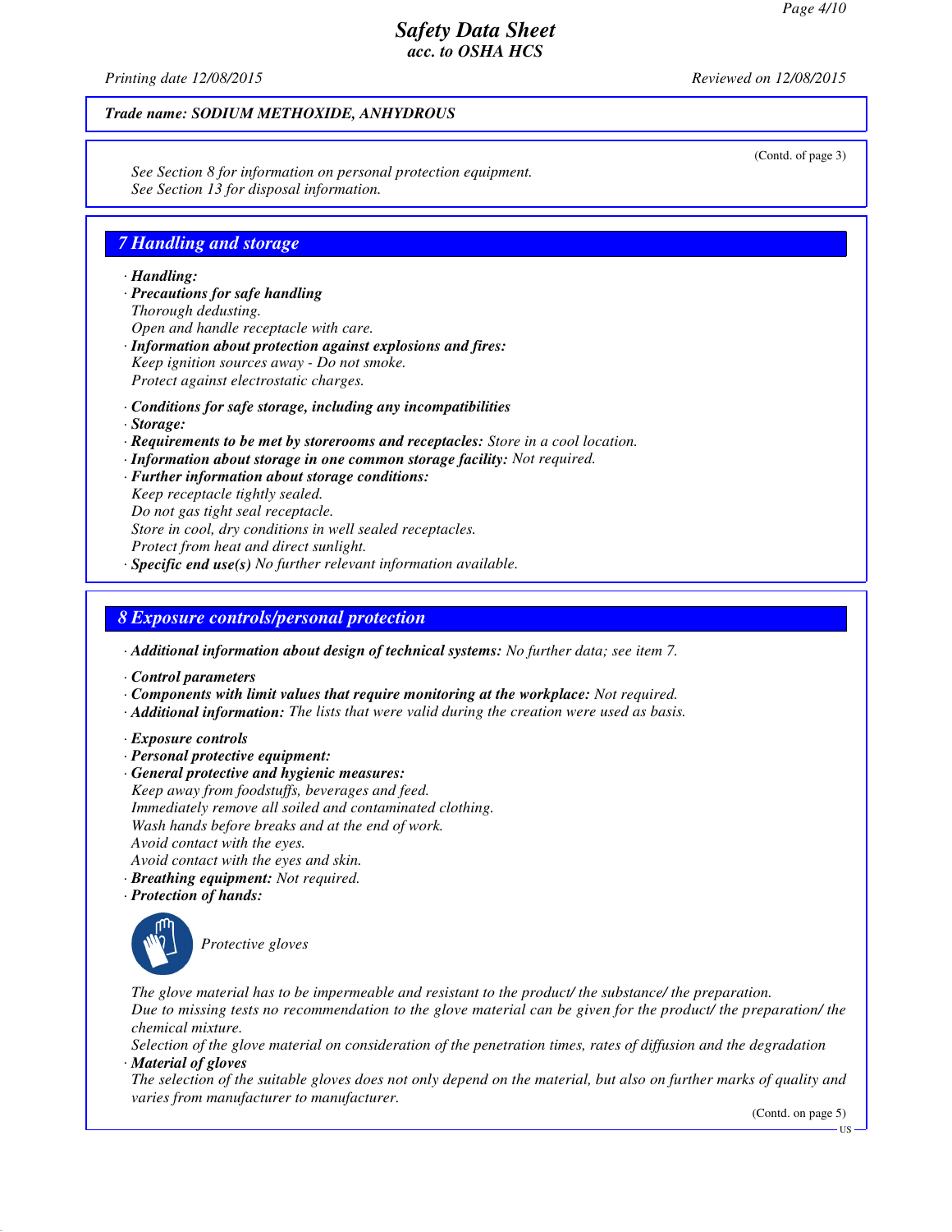*Trade name: SODIUM METHOXIDE, ANHYDROUS*

(Contd. of page 3)

*See Section 8 for information on personal protection equipment.*
*See Section 13 for disposal information.*

## 7 Handling and storage

· ***Handling:***
· ***Precautions for safe handling***
*Thorough dedusting.*
*Open and handle receptacle with care.*
· ***Information about protection against explosions and fires:***
*Keep ignition sources away - Do not smoke.*
*Protect against electrostatic charges.*

· ***Conditions for safe storage, including any incompatibilities***
· ***Storage:***
· ***Requirements to be met by storerooms and receptacles:*** *Store in a cool location.*
· ***Information about storage in one common storage facility:*** *Not required.*
· ***Further information about storage conditions:***
*Keep receptacle tightly sealed.*
*Do not gas tight seal receptacle.*
*Store in cool, dry conditions in well sealed receptacles.*
*Protect from heat and direct sunlight.*
· ***Specific end use(s)*** *No further relevant information available.*

## 8 Exposure controls/personal protection

· ***Additional information about design of technical systems:*** *No further data; see item 7.*

· ***Control parameters***
· ***Components with limit values that require monitoring at the workplace:*** *Not required.*
· ***Additional information:*** *The lists that were valid during the creation were used as basis.*

· ***Exposure controls***
· ***Personal protective equipment:***
· ***General protective and hygienic measures:***
*Keep away from foodstuffs, beverages and feed.*
*Immediately remove all soiled and contaminated clothing.*
*Wash hands before breaks and at the end of work.*
*Avoid contact with the eyes.*
*Avoid contact with the eyes and skin.*
· ***Breathing equipment:*** *Not required.*
· ***Protection of hands:***

*Protective gloves*

*The glove material has to be impermeable and resistant to the product/ the substance/ the preparation.*
*Due to missing tests no recommendation to the glove material can be given for the product/ the preparation/ the chemical mixture.*
*Selection of the glove material on consideration of the penetration times, rates of diffusion and the degradation*
· ***Material of gloves***
*The selection of the suitable gloves does not only depend on the material, but also on further marks of quality and varies from manufacturer to manufacturer.*

(Contd. on page 5)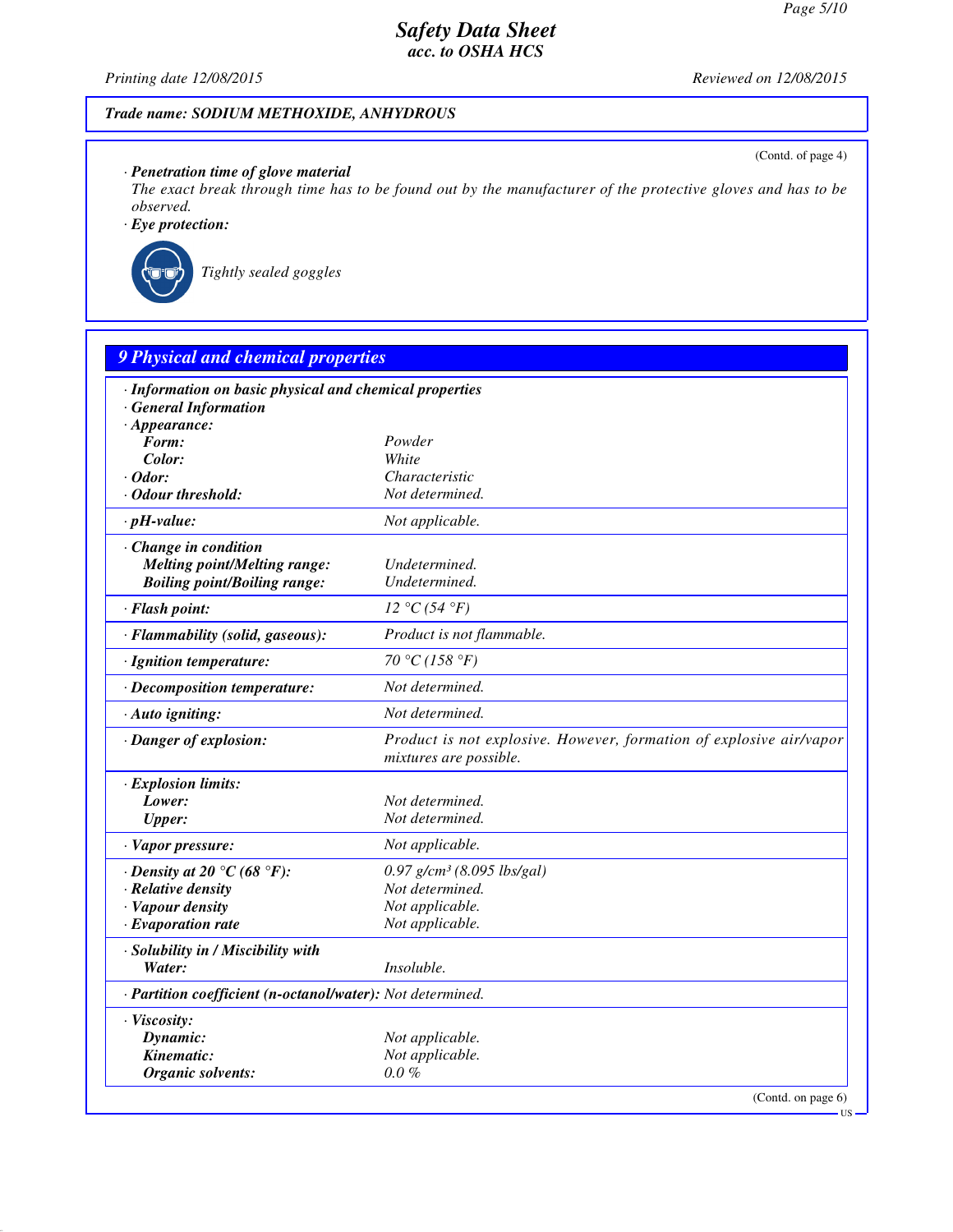Trade name: SODIUM METHOXIDE, ANHYDROUS

(Contd. of page 4)

· **Penetration time of glove material**
The exact break through time has to be found out by the manufacturer of the protective gloves and has to be observed.

· **Eye protection:**

Tightly sealed goggles

## 9 Physical and chemical properties

· **Information on basic physical and chemical properties**
· **General Information**

| Property | Value |
|---|---|
| · **Appearance:** | |
| **Form:** | Powder |
| **Color:** | White |
| · **Odor:** | Characteristic |
| · **Odour threshold:** | Not determined. |
| · **pH-value:** | Not applicable. |
| · **Change in condition** | |
| **Melting point/Melting range:** | Undetermined. |
| **Boiling point/Boiling range:** | Undetermined. |
| · **Flash point:** | 12 °C (54 °F) |
| · **Flammability (solid, gaseous):** | Product is not flammable. |
| · **Ignition temperature:** | 70 °C (158 °F) |
| · **Decomposition temperature:** | Not determined. |
| · **Auto igniting:** | Not determined. |
| · **Danger of explosion:** | Product is not explosive. However, formation of explosive air/vapor mixtures are possible. |
| · **Explosion limits:** | |
| **Lower:** | Not determined. |
| **Upper:** | Not determined. |
| · **Vapor pressure:** | Not applicable. |
| · **Density at 20 °C (68 °F):** | 0.97 g/cm³ (8.095 lbs/gal) |
| · **Relative density** | Not determined. |
| · **Vapour density** | Not applicable. |
| · **Evaporation rate** | Not applicable. |
| · **Solubility in / Miscibility with** | |
| **Water:** | Insoluble. |
| · **Partition coefficient (n-octanol/water):** | Not determined. |
| · **Viscosity:** | |
| **Dynamic:** | Not applicable. |
| **Kinematic:** | Not applicable. |
| **Organic solvents:** | 0.0 % |

(Contd. on page 6)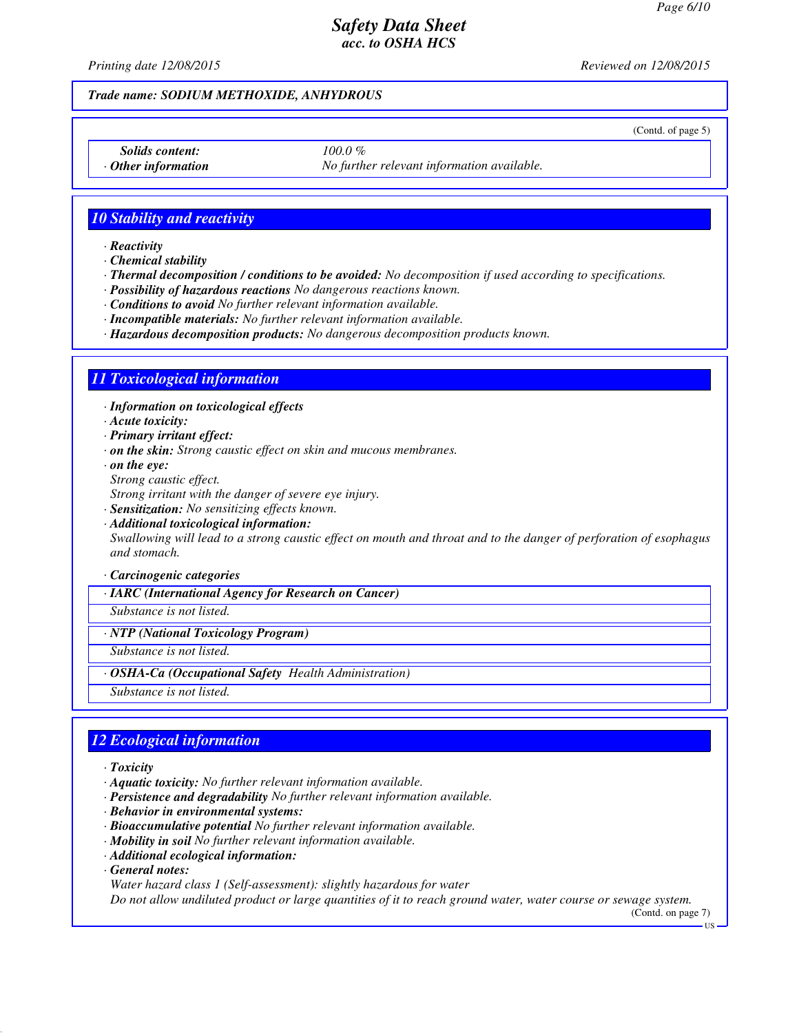**Trade name: SODIUM METHOXIDE, ANHYDROUS**

(Contdl. of page 5)

| | |
|---|---|
| *Solids content:* | *100.0 %* |
| **· Other information** | *No further relevant information available.* |

## 10 Stability and reactivity

- **Reactivity**
- **Chemical stability**
- **Thermal decomposition / conditions to be avoided:** *No decomposition if used according to specifications.*
- **Possibility of hazardous reactions** *No dangerous reactions known.*
- **Conditions to avoid** *No further relevant information available.*
- **Incompatible materials:** *No further relevant information available.*
- **Hazardous decomposition products:** *No dangerous decomposition products known.*

## 11 Toxicological information

- **Information on toxicological effects**
- **Acute toxicity:**
- **Primary irritant effect:**
- **on the skin:** *Strong caustic effect on skin and mucous membranes.*
- **on the eye:**
  *Strong caustic effect.*
  *Strong irritant with the danger of severe eye injury.*
- **Sensitization:** *No sensitizing effects known.*
- **Additional toxicological information:**
  *Swallowing will lead to a strong caustic effect on mouth and throat and to the danger of perforation of esophagus and stomach.*

- **Carcinogenic categories**

| **· IARC (International Agency for Research on Cancer)** |
|---|
| *Substance is not listed.* |

| **· NTP (National Toxicology Program)** |
|---|
| *Substance is not listed.* |

| **· OSHA-Ca (Occupational Safety Health Administration)** |
|---|
| *Substance is not listed.* |

## 12 Ecological information

- **Toxicity**
- **Aquatic toxicity:** *No further relevant information available.*
- **Persistence and degradability** *No further relevant information available.*
- **Behavior in environmental systems:**
- **Bioaccumulative potential** *No further relevant information available.*
- **Mobility in soil** *No further relevant information available.*
- **Additional ecological information:**
- **General notes:**
  *Water hazard class 1 (Self-assessment): slightly hazardous for water*
  *Do not allow undiluted product or large quantities of it to reach ground water, water course or sewage system.*

(Contd. on page 7)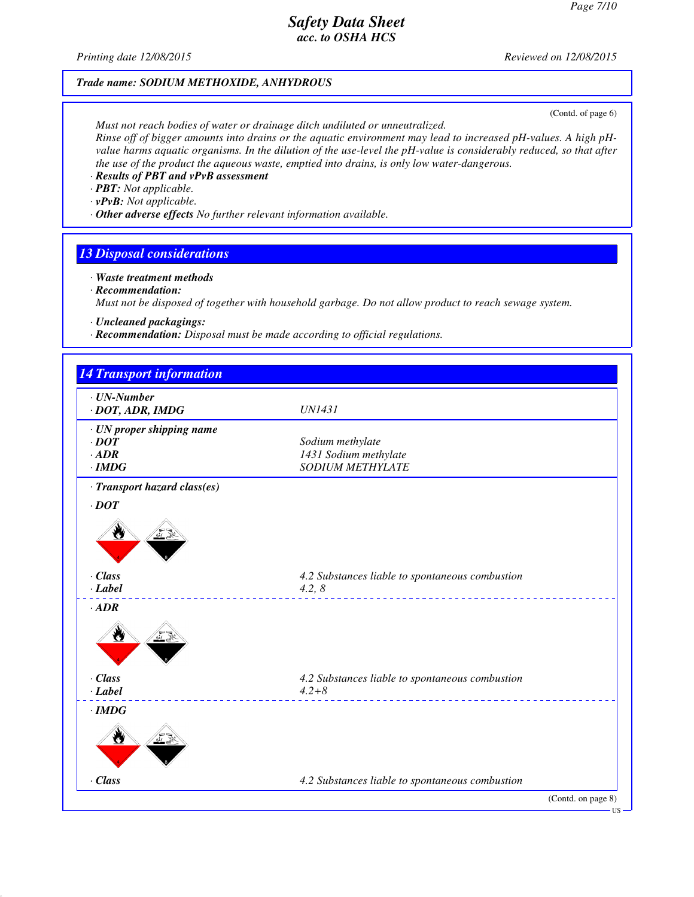**Trade name: SODIUM METHOXIDE, ANHYDROUS**

(Contd. of page 6)

Must not reach bodies of water or drainage ditch undiluted or unneutralized.
Rinse off of bigger amounts into drains or the aquatic environment may lead to increased pH-values. A high pH-value harms aquatic organisms. In the dilution of the use-level the pH-value is considerably reduced, so that after the use of the product the aqueous waste, emptied into drains, is only low water-dangerous.

· **Results of PBT and vPvB assessment**
· **PBT:** Not applicable.
· **vPvB:** Not applicable.
· **Other adverse effects** No further relevant information available.

## 13 Disposal considerations

· **Waste treatment methods**
· **Recommendation:**
Must not be disposed of together with household garbage. Do not allow product to reach sewage system.

· **Uncleaned packagings:**
· **Recommendation:** Disposal must be made according to official regulations.

## 14 Transport information

| | |
|---|---|
| · **UN-Number** | |
| · **DOT, ADR, IMDG** | UN1431 |
| · **UN proper shipping name** | |
| · **DOT** | Sodium methylate |
| · **ADR** | 1431 Sodium methylate |
| · **IMDG** | SODIUM METHYLATE |
| · **Transport hazard class(es)** | |
| · **DOT** | |
| · **Class** | 4.2 Substances liable to spontaneous combustion |
| · **Label** | 4.2, 8 |
| · **ADR** | |
| · **Class** | 4.2 Substances liable to spontaneous combustion |
| · **Label** | 4.2+8 |
| · **IMDG** | |
| · **Class** | 4.2 Substances liable to spontaneous combustion |

(Contd. on page 8)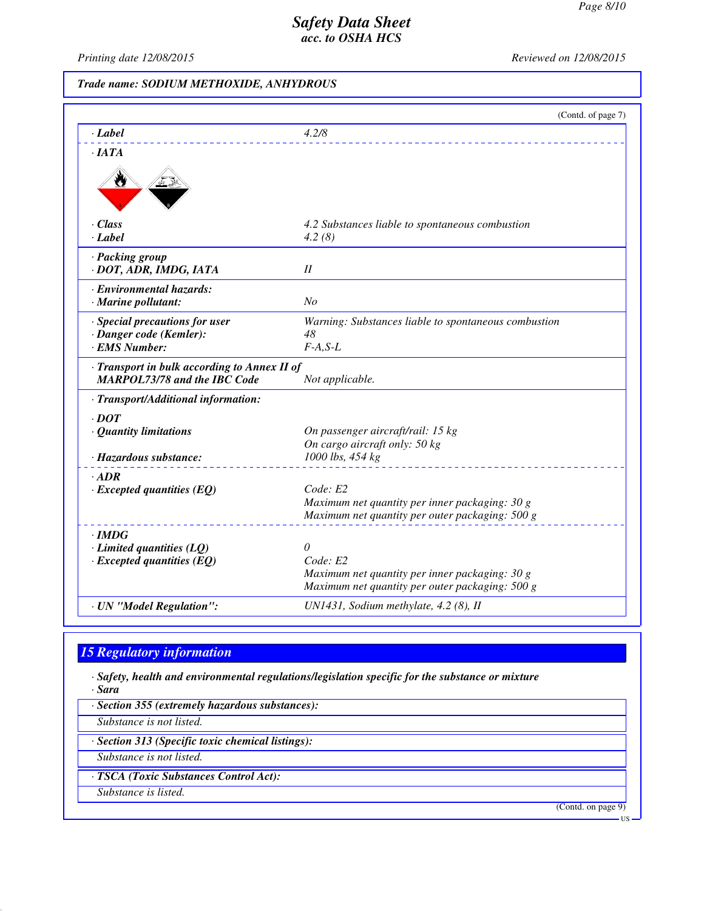# Safety Data Sheet
*acc. to OSHA HCS*

Printing date 12/08/2015 — Reviewed on 12/08/2015

**Trade name: SODIUM METHOXIDE, ANHYDROUS**

(Contd. of page 7)

| | |
|---|---|
| · **Label** | 4.2/8 |
| · **IATA** | |
| · **Class** | 4.2 Substances liable to spontaneous combustion |
| · **Label** | 4.2 (8) |
| · **Packing group** | |
| · **DOT, ADR, IMDG, IATA** | II |
| · **Environmental hazards:** | |
| · **Marine pollutant:** | No |
| · **Special precautions for user** | Warning: Substances liable to spontaneous combustion |
| · **Danger code (Kemler):** | 48 |
| · **EMS Number:** | F-A,S-L |
| · **Transport in bulk according to Annex II of MARPOL73/78 and the IBC Code** | Not applicable. |
| · **Transport/Additional information:** | |
| · **DOT** | |
| · **Quantity limitations** | On passenger aircraft/rail: 15 kg<br>On cargo aircraft only: 50 kg |
| · **Hazardous substance:** | 1000 lbs, 454 kg |
| · **ADR** | |
| · **Excepted quantities (EQ)** | Code: E2<br>Maximum net quantity per inner packaging: 30 g<br>Maximum net quantity per outer packaging: 500 g |
| · **IMDG** | |
| · **Limited quantities (LQ)** | 0 |
| · **Excepted quantities (EQ)** | Code: E2<br>Maximum net quantity per inner packaging: 30 g<br>Maximum net quantity per outer packaging: 500 g |
| · **UN "Model Regulation":** | UN1431, Sodium methylate, 4.2 (8), II |

## 15 Regulatory information

· **Safety, health and environmental regulations/legislation specific for the substance or mixture**

· **Sara**

· **Section 355 (extremely hazardous substances):**

Substance is not listed.

· **Section 313 (Specific toxic chemical listings):**

Substance is not listed.

· **TSCA (Toxic Substances Control Act):**

Substance is listed.

(Contd. on page 9)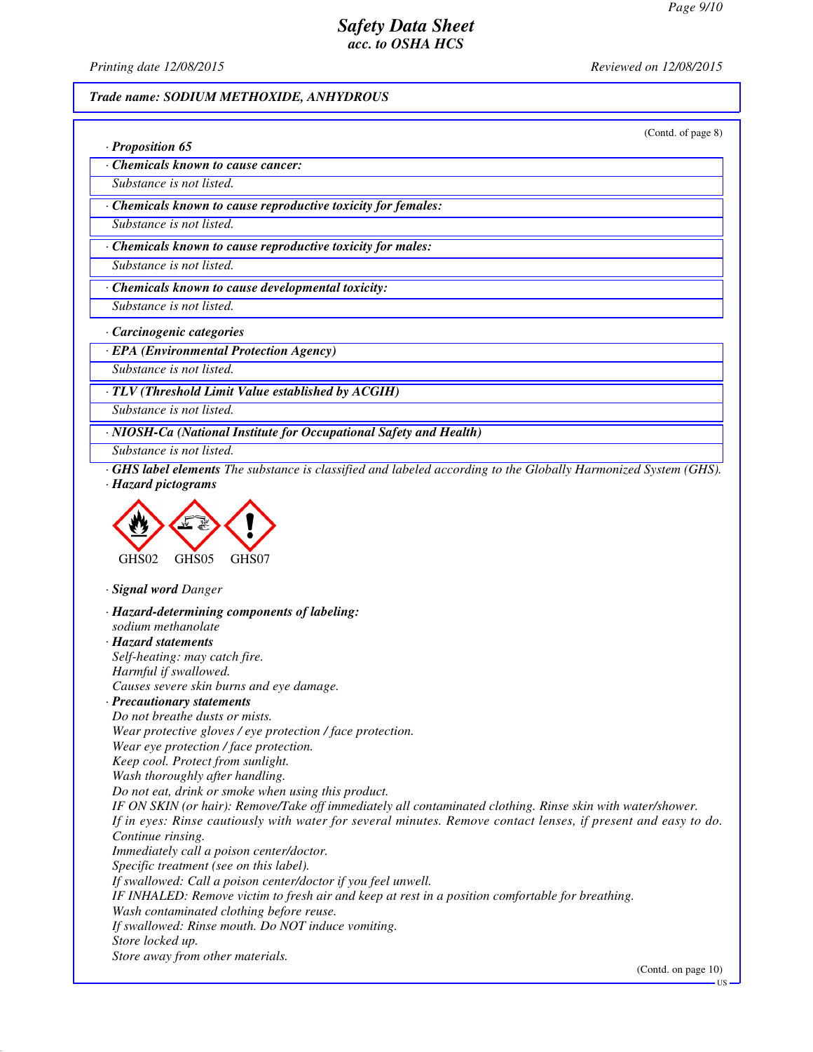Safety Data Sheet
acc. to OSHA HCS

Printing date 12/08/2015 Reviewed on 12/08/2015

**Trade name: SODIUM METHOXIDE, ANHYDROUS**

(Contd. of page 8)

· **Proposition 65**

· **Chemicals known to cause cancer:**
Substance is not listed.

· **Chemicals known to cause reproductive toxicity for females:**
Substance is not listed.

· **Chemicals known to cause reproductive toxicity for males:**
Substance is not listed.

· **Chemicals known to cause developmental toxicity:**
Substance is not listed.

· **Carcinogenic categories**

· **EPA (Environmental Protection Agency)**
Substance is not listed.

· **TLV (Threshold Limit Value established by ACGIH)**
Substance is not listed.

· **NIOSH-Ca (National Institute for Occupational Safety and Health)**
Substance is not listed.

· **GHS label elements** The substance is classified and labeled according to the Globally Harmonized System (GHS).
· **Hazard pictograms**

GHS02 GHS05 GHS07

· **Signal word** Danger

· **Hazard-determining components of labeling:**
sodium methanolate
· **Hazard statements**
Self-heating: may catch fire.
Harmful if swallowed.
Causes severe skin burns and eye damage.
· **Precautionary statements**
Do not breathe dusts or mists.
Wear protective gloves / eye protection / face protection.
Wear eye protection / face protection.
Keep cool. Protect from sunlight.
Wash thoroughly after handling.
Do not eat, drink or smoke when using this product.
IF ON SKIN (or hair): Remove/Take off immediately all contaminated clothing. Rinse skin with water/shower.
If in eyes: Rinse cautiously with water for several minutes. Remove contact lenses, if present and easy to do. Continue rinsing.
Immediately call a poison center/doctor.
Specific treatment (see on this label).
If swallowed: Call a poison center/doctor if you feel unwell.
IF INHALED: Remove victim to fresh air and keep at rest in a position comfortable for breathing.
Wash contaminated clothing before reuse.
If swallowed: Rinse mouth. Do NOT induce vomiting.
Store locked up.
Store away from other materials.

(Contd. on page 10)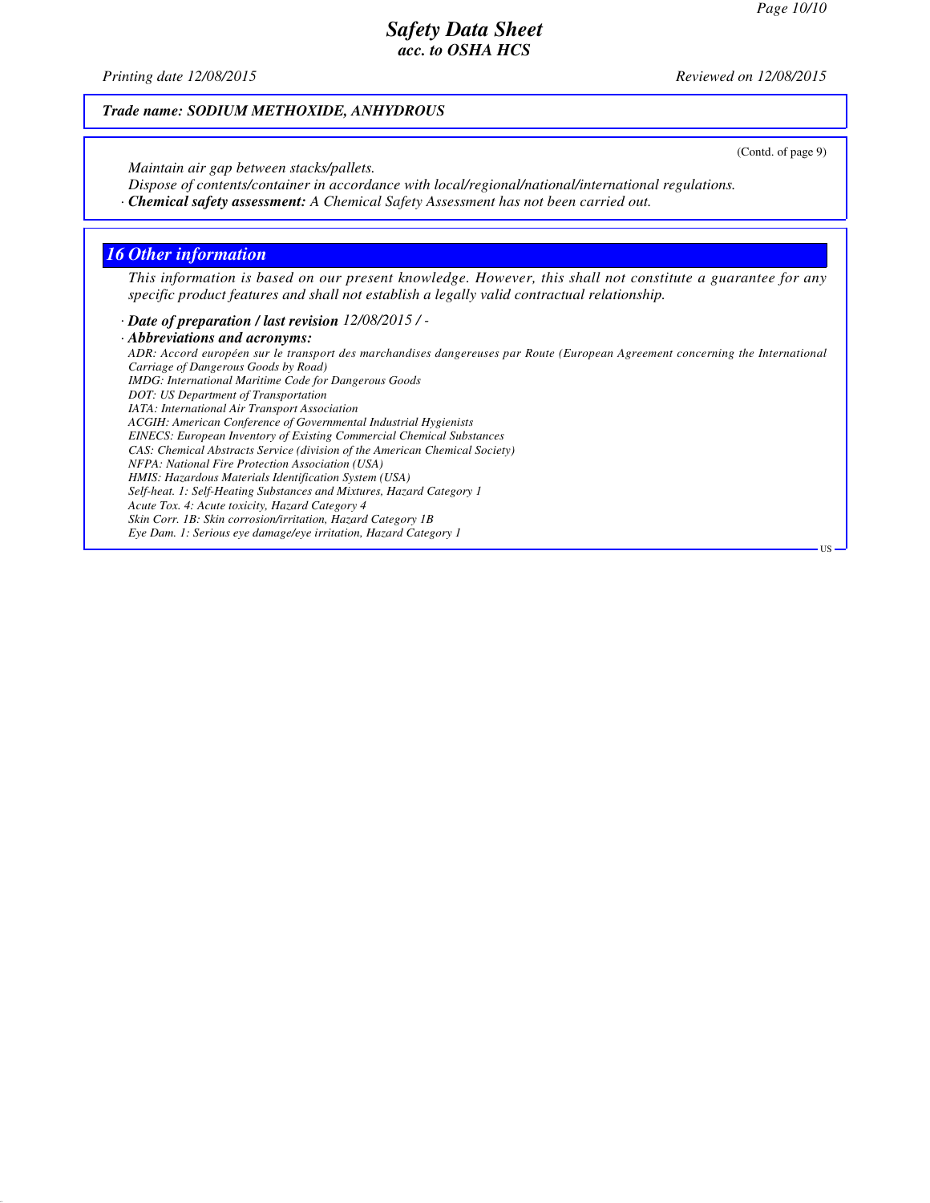**Trade name: SODIUM METHOXIDE, ANHYDROUS**

(Contd. of page 9)

*Maintain air gap between stacks/pallets.*
*Dispose of contents/container in accordance with local/regional/national/international regulations.*
· ***Chemical safety assessment:*** *A Chemical Safety Assessment has not been carried out.*

## 16 Other information

*This information is based on our present knowledge. However, this shall not constitute a guarantee for any specific product features and shall not establish a legally valid contractual relationship.*

· ***Date of preparation / last revision*** *12/08/2015 / -*
· ***Abbreviations and acronyms:***
*ADR: Accord européen sur le transport des marchandises dangereuses par Route (European Agreement concerning the International Carriage of Dangerous Goods by Road)*
*IMDG: International Maritime Code for Dangerous Goods*
*DOT: US Department of Transportation*
*IATA: International Air Transport Association*
*ACGIH: American Conference of Governmental Industrial Hygienists*
*EINECS: European Inventory of Existing Commercial Chemical Substances*
*CAS: Chemical Abstracts Service (division of the American Chemical Society)*
*NFPA: National Fire Protection Association (USA)*
*HMIS: Hazardous Materials Identification System (USA)*
*Self-heat. 1: Self-Heating Substances and Mixtures, Hazard Category 1*
*Acute Tox. 4: Acute toxicity, Hazard Category 4*
*Skin Corr. 1B: Skin corrosion/irritation, Hazard Category 1B*
*Eye Dam. 1: Serious eye damage/eye irritation, Hazard Category 1*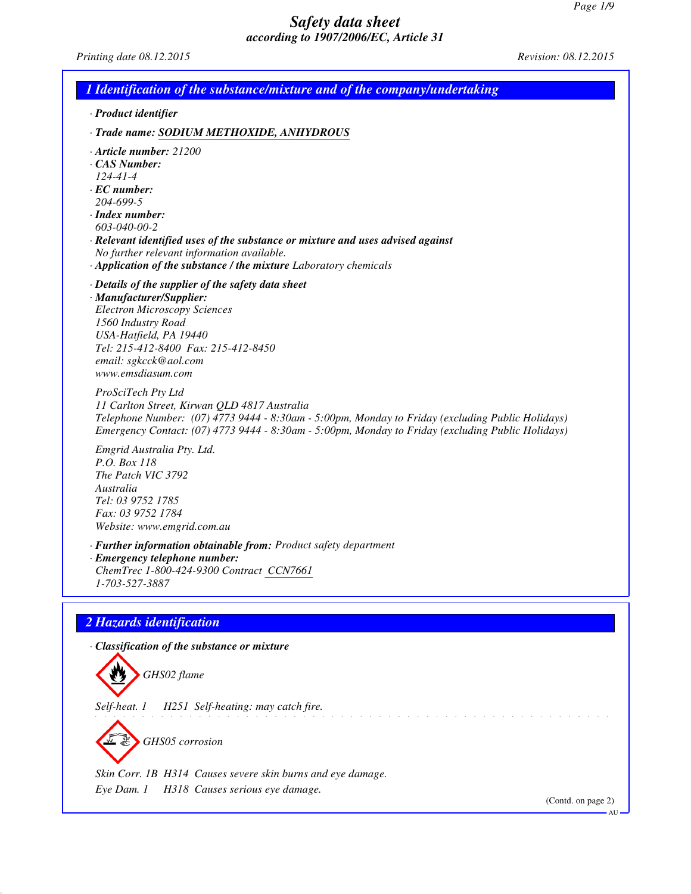# Safety data sheet
## according to 1907/2006/EC, Article 31

Printing date 08.12.2015 Revision: 08.12.2015

## 1 Identification of the substance/mixture and of the company/undertaking

· **Product identifier**

· **Trade name:** SODIUM METHOXIDE, ANHYDROUS

· **Article number:** 21200
· **CAS Number:**
124-41-4
· **EC number:**
204-699-5
· **Index number:**
603-040-00-2
· **Relevant identified uses of the substance or mixture and uses advised against**
No further relevant information available.
· **Application of the substance / the mixture** Laboratory chemicals

· **Details of the supplier of the safety data sheet**
· **Manufacturer/Supplier:**
Electron Microscopy Sciences
1560 Industry Road
USA-Hatfield, PA 19440
Tel: 215-412-8400 Fax: 215-412-8450
email: sgkcck@aol.com
www.emsdiasum.com

ProSciTech Pty Ltd
11 Carlton Street, Kirwan QLD 4817 Australia
Telephone Number: (07) 4773 9444 - 8:30am - 5:00pm, Monday to Friday (excluding Public Holidays)
Emergency Contact: (07) 4773 9444 - 8:30am - 5:00pm, Monday to Friday (excluding Public Holidays)

Emgrid Australia Pty. Ltd.
P.O. Box 118
The Patch VIC 3792
Australia
Tel: 03 9752 1785
Fax: 03 9752 1784
Website: www.emgrid.com.au

· **Further information obtainable from:** Product safety department
· **Emergency telephone number:**
ChemTrec 1-800-424-9300 Contract CCN7661
1-703-527-3887

## 2 Hazards identification

· **Classification of the substance or mixture**

GHS02 flame

Self-heat. 1 H251 Self-heating: may catch fire.

GHS05 corrosion

Skin Corr. 1B H314 Causes severe skin burns and eye damage.
Eye Dam. 1 H318 Causes serious eye damage.

(Contd. on page 2)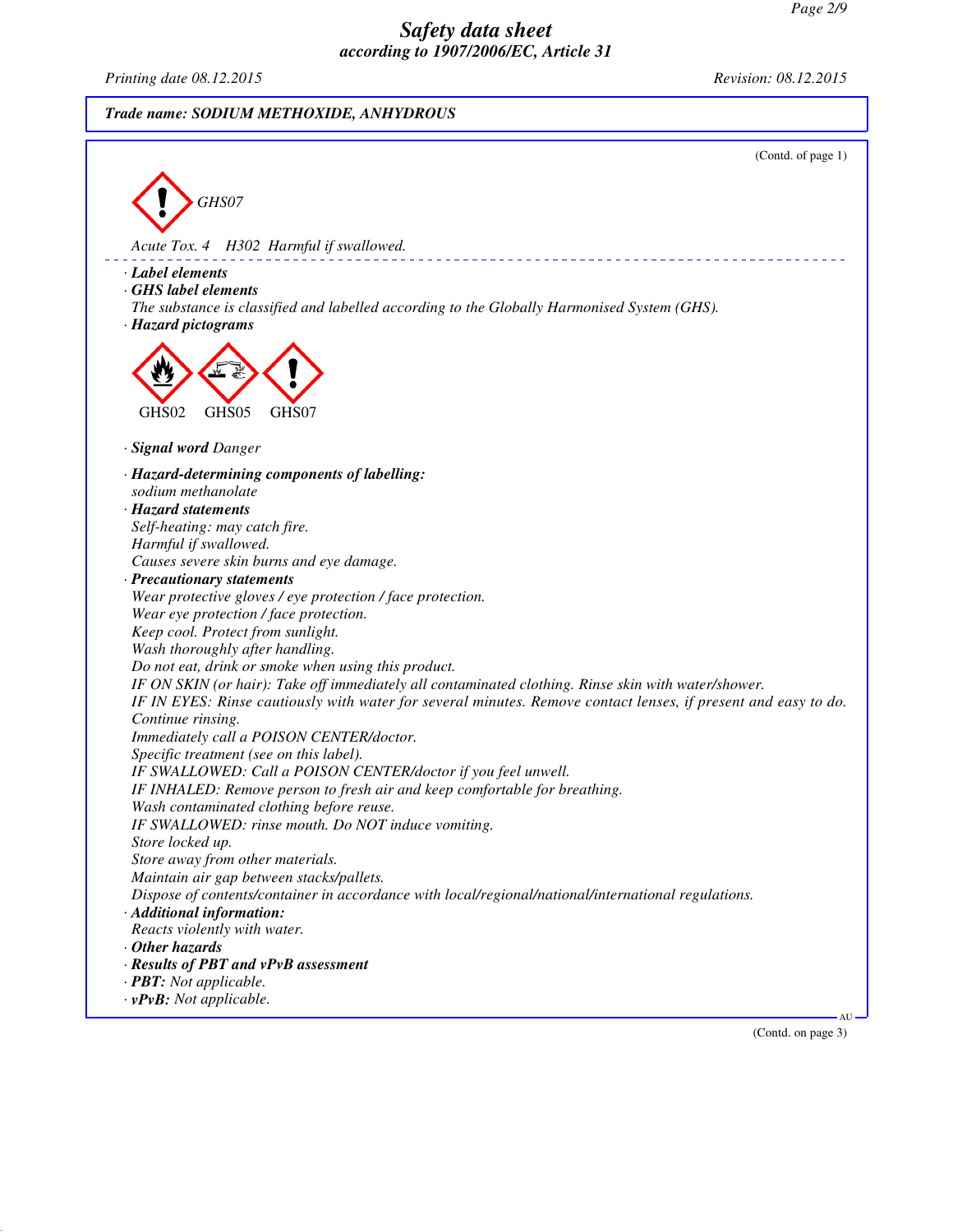**Safety data sheet**
**according to 1907/2006/EC, Article 31**

Printing date 08.12.2015 Revision: 08.12.2015

**Trade name: SODIUM METHOXIDE, ANHYDROUS**

(Contd. of page 1)

GHS07

Acute Tox. 4 H302 Harmful if swallowed.

- **Label elements**
- **GHS label elements**
  The substance is classified and labelled according to the Globally Harmonised System (GHS).
- **Hazard pictograms**

GHS02 GHS05 GHS07

- **Signal word** Danger
- **Hazard-determining components of labelling:**
  sodium methanolate
- **Hazard statements**
  Self-heating: may catch fire.
  Harmful if swallowed.
  Causes severe skin burns and eye damage.
- **Precautionary statements**
  Wear protective gloves / eye protection / face protection.
  Wear eye protection / face protection.
  Keep cool. Protect from sunlight.
  Wash thoroughly after handling.
  Do not eat, drink or smoke when using this product.
  IF ON SKIN (or hair): Take off immediately all contaminated clothing. Rinse skin with water/shower.
  IF IN EYES: Rinse cautiously with water for several minutes. Remove contact lenses, if present and easy to do. Continue rinsing.
  Immediately call a POISON CENTER/doctor.
  Specific treatment (see on this label).
  IF SWALLOWED: Call a POISON CENTER/doctor if you feel unwell.
  IF INHALED: Remove person to fresh air and keep comfortable for breathing.
  Wash contaminated clothing before reuse.
  IF SWALLOWED: rinse mouth. Do NOT induce vomiting.
  Store locked up.
  Store away from other materials.
  Maintain air gap between stacks/pallets.
  Dispose of contents/container in accordance with local/regional/national/international regulations.
- **Additional information:**
  Reacts violently with water.
- **Other hazards**
- **Results of PBT and vPvB assessment**
- **PBT:** Not applicable.
- **vPvB:** Not applicable.

(Contd. on page 3)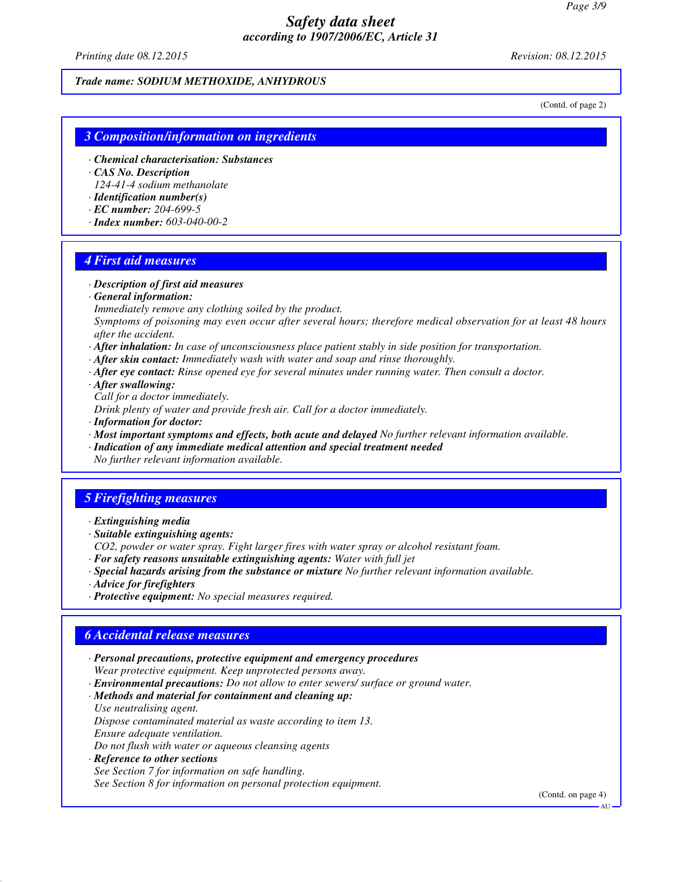*Trade name: SODIUM METHOXIDE, ANHYDROUS*

(Contd. of page 2)

## 3 Composition/information on ingredients

- · ***Chemical characterisation: Substances***
- · ***CAS No. Description***
  *124-41-4 sodium methanolate*
- · ***Identification number(s)***
- · ***EC number:*** *204-699-5*
- · ***Index number:*** *603-040-00-2*

## 4 First aid measures

- · ***Description of first aid measures***
- · ***General information:***
  *Immediately remove any clothing soiled by the product.*
  *Symptoms of poisoning may even occur after several hours; therefore medical observation for at least 48 hours after the accident.*
- · ***After inhalation:*** *In case of unconsciousness place patient stably in side position for transportation.*
- · ***After skin contact:*** *Immediately wash with water and soap and rinse thoroughly.*
- · ***After eye contact:*** *Rinse opened eye for several minutes under running water. Then consult a doctor.*
- · ***After swallowing:***
  *Call for a doctor immediately.*
  *Drink plenty of water and provide fresh air. Call for a doctor immediately.*
- · ***Information for doctor:***
- · ***Most important symptoms and effects, both acute and delayed*** *No further relevant information available.*
- · ***Indication of any immediate medical attention and special treatment needed***
  *No further relevant information available.*

## 5 Firefighting measures

- · ***Extinguishing media***
- · ***Suitable extinguishing agents:***
  *CO2, powder or water spray. Fight larger fires with water spray or alcohol resistant foam.*
- · ***For safety reasons unsuitable extinguishing agents:*** *Water with full jet*
- · ***Special hazards arising from the substance or mixture*** *No further relevant information available.*
- · ***Advice for firefighters***
- · ***Protective equipment:*** *No special measures required.*

## 6 Accidental release measures

- · ***Personal precautions, protective equipment and emergency procedures***
  *Wear protective equipment. Keep unprotected persons away.*
- · ***Environmental precautions:*** *Do not allow to enter sewers/ surface or ground water.*
- · ***Methods and material for containment and cleaning up:***
  *Use neutralising agent.*
  *Dispose contaminated material as waste according to item 13.*
  *Ensure adequate ventilation.*
  *Do not flush with water or aqueous cleansing agents*
- · ***Reference to other sections***
  *See Section 7 for information on safe handling.*
  *See Section 8 for information on personal protection equipment.*

(Contd. on page 4)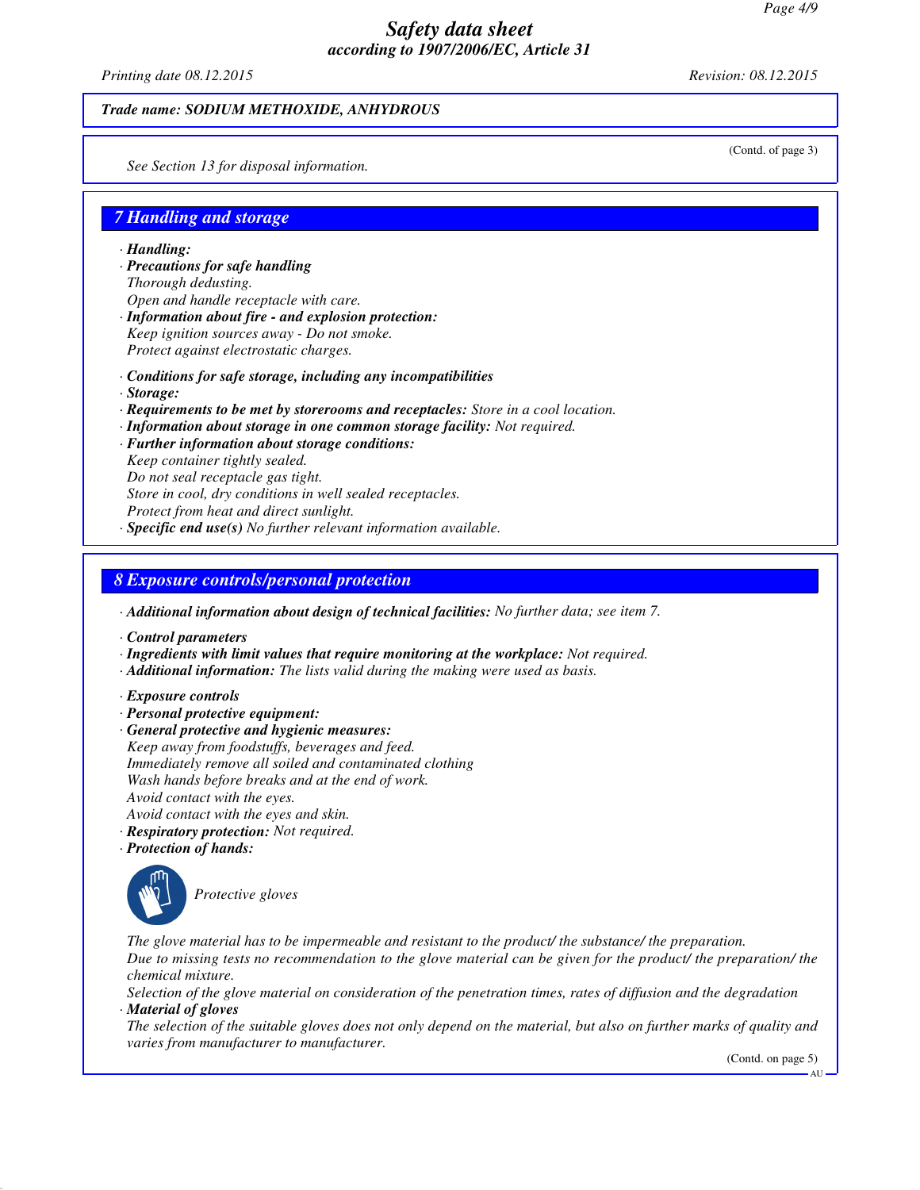Trade name: SODIUM METHOXIDE, ANHYDROUS

(Contd. of page 3)

See Section 13 for disposal information.

## 7 Handling and storage

· **Handling:**
· **Precautions for safe handling**
Thorough dedusting.
Open and handle receptacle with care.
· **Information about fire - and explosion protection:**
Keep ignition sources away - Do not smoke.
Protect against electrostatic charges.

· **Conditions for safe storage, including any incompatibilities**
· **Storage:**
· **Requirements to be met by storerooms and receptacles:** Store in a cool location.
· **Information about storage in one common storage facility:** Not required.
· **Further information about storage conditions:**
Keep container tightly sealed.
Do not seal receptacle gas tight.
Store in cool, dry conditions in well sealed receptacles.
Protect from heat and direct sunlight.
· **Specific end use(s)** No further relevant information available.

## 8 Exposure controls/personal protection

· **Additional information about design of technical facilities:** No further data; see item 7.

· **Control parameters**
· **Ingredients with limit values that require monitoring at the workplace:** Not required.
· **Additional information:** The lists valid during the making were used as basis.

· **Exposure controls**
· **Personal protective equipment:**
· **General protective and hygienic measures:**
Keep away from foodstuffs, beverages and feed.
Immediately remove all soiled and contaminated clothing
Wash hands before breaks and at the end of work.
Avoid contact with the eyes.
Avoid contact with the eyes and skin.
· **Respiratory protection:** Not required.
· **Protection of hands:**

Protective gloves

The glove material has to be impermeable and resistant to the product/ the substance/ the preparation.
Due to missing tests no recommendation to the glove material can be given for the product/ the preparation/ the chemical mixture.
Selection of the glove material on consideration of the penetration times, rates of diffusion and the degradation
· **Material of gloves**
The selection of the suitable gloves does not only depend on the material, but also on further marks of quality and varies from manufacturer to manufacturer.

(Contd. on page 5)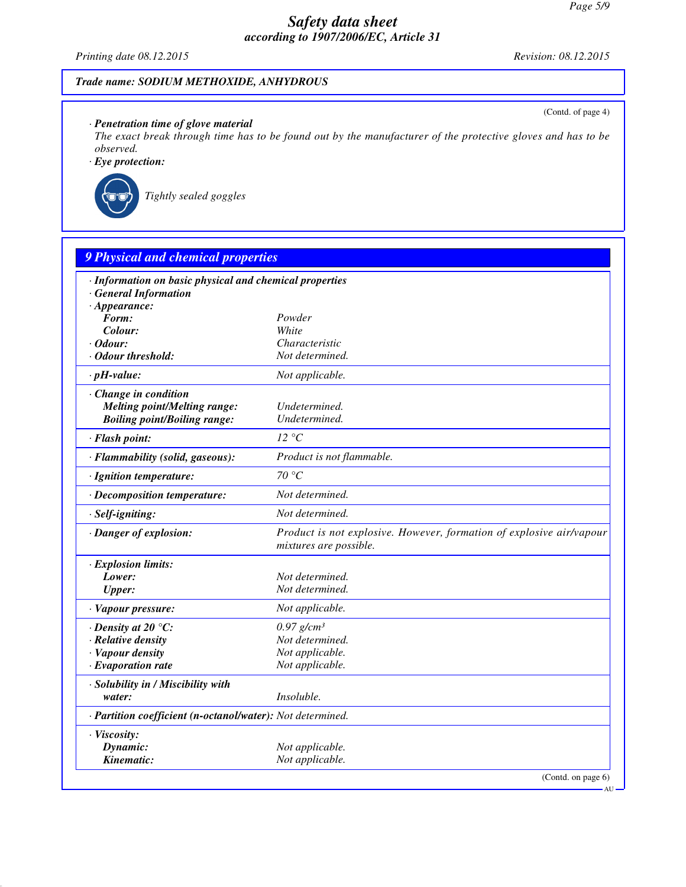Trade name: SODIUM METHOXIDE, ANHYDROUS

(Contd. of page 4)

· **Penetration time of glove material**
The exact break through time has to be found out by the manufacturer of the protective gloves and has to be observed.

· **Eye protection:**

Tightly sealed goggles

## 9 Physical and chemical properties

| | |
|---|---|
| · **Information on basic physical and chemical properties** | |
| · **General Information** | |
| · **Appearance:** | |
| **Form:** | Powder |
| **Colour:** | White |
| · **Odour:** | Characteristic |
| · **Odour threshold:** | Not determined. |
| · **pH-value:** | Not applicable. |
| · **Change in condition** | |
| **Melting point/Melting range:** | Undetermined. |
| **Boiling point/Boiling range:** | Undetermined. |
| · **Flash point:** | 12 °C |
| · **Flammability (solid, gaseous):** | Product is not flammable. |
| · **Ignition temperature:** | 70 °C |
| · **Decomposition temperature:** | Not determined. |
| · **Self-igniting:** | Not determined. |
| · **Danger of explosion:** | Product is not explosive. However, formation of explosive air/vapour mixtures are possible. |
| · **Explosion limits:** | |
| **Lower:** | Not determined. |
| **Upper:** | Not determined. |
| · **Vapour pressure:** | Not applicable. |
| · **Density at 20 °C:** | 0.97 $g/cm^3$ |
| · **Relative density** | Not determined. |
| · **Vapour density** | Not applicable. |
| · **Evaporation rate** | Not applicable. |
| · **Solubility in / Miscibility with water:** | Insoluble. |
| · **Partition coefficient (n-octanol/water):** | Not determined. |
| · **Viscosity:** | |
| **Dynamic:** | Not applicable. |
| **Kinematic:** | Not applicable. |

(Contd. on page 6)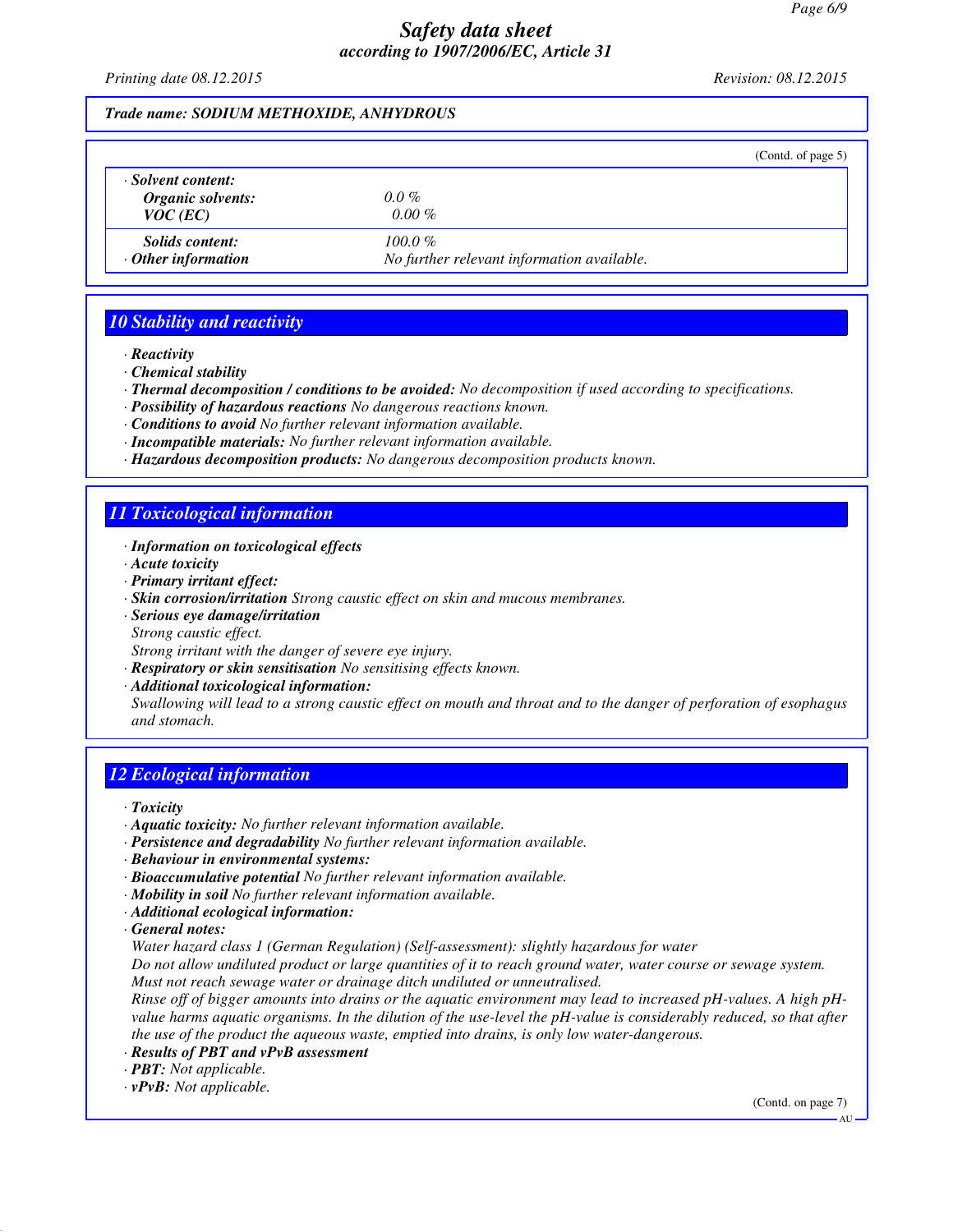*Trade name: SODIUM METHOXIDE, ANHYDROUS*

(Contd. of page 5)

| · Solvent content: | |
|---|---|
| Organic solvents: | 0.0 % |
| VOC (EC) | 0.00 % |
| Solids content: | 100.0 % |
| · Other information | No further relevant information available. |

## 10 Stability and reactivity

- · **Reactivity**
- · **Chemical stability**
- · **Thermal decomposition / conditions to be avoided:** No decomposition if used according to specifications.
- · **Possibility of hazardous reactions** No dangerous reactions known.
- · **Conditions to avoid** No further relevant information available.
- · **Incompatible materials:** No further relevant information available.
- · **Hazardous decomposition products:** No dangerous decomposition products known.

## 11 Toxicological information

- · **Information on toxicological effects**
- · **Acute toxicity**
- · **Primary irritant effect:**
- · **Skin corrosion/irritation** Strong caustic effect on skin and mucous membranes.
- · **Serious eye damage/irritation**
  Strong caustic effect.
  Strong irritant with the danger of severe eye injury.
- · **Respiratory or skin sensitisation** No sensitising effects known.
- · **Additional toxicological information:**
  Swallowing will lead to a strong caustic effect on mouth and throat and to the danger of perforation of esophagus and stomach.

## 12 Ecological information

- · **Toxicity**
- · **Aquatic toxicity:** No further relevant information available.
- · **Persistence and degradability** No further relevant information available.
- · **Behaviour in environmental systems:**
- · **Bioaccumulative potential** No further relevant information available.
- · **Mobility in soil** No further relevant information available.
- · **Additional ecological information:**
- · **General notes:**
  Water hazard class 1 (German Regulation) (Self-assessment): slightly hazardous for water
  Do not allow undiluted product or large quantities of it to reach ground water, water course or sewage system.
  Must not reach sewage water or drainage ditch undiluted or unneutralised.
  Rinse off of bigger amounts into drains or the aquatic environment may lead to increased pH-values. A high pH-value harms aquatic organisms. In the dilution of the use-level the pH-value is considerably reduced, so that after the use of the product the aqueous waste, emptied into drains, is only low water-dangerous.
- · **Results of PBT and vPvB assessment**
- · **PBT:** Not applicable.
- · **vPvB:** Not applicable.

(Contd. on page 7)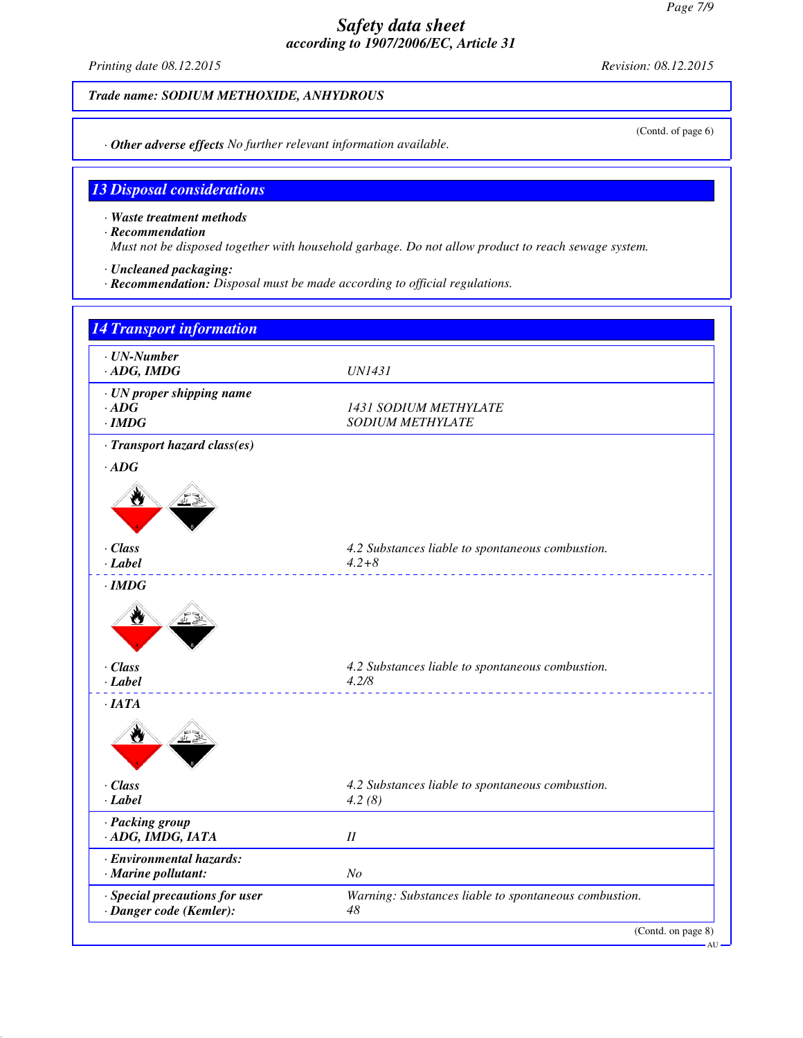Trade name: SODIUM METHOXIDE, ANHYDROUS

(Contd. of page 6)

· **Other adverse effects** No further relevant information available.

## 13 Disposal considerations

· **Waste treatment methods**
· **Recommendation**
Must not be disposed together with household garbage. Do not allow product to reach sewage system.

· **Uncleaned packaging:**
· **Recommendation:** Disposal must be made according to official regulations.

## 14 Transport information

| | |
|---|---|
| · **UN-Number** | |
| · **ADG, IMDG** | UN1431 |
| · **UN proper shipping name** | |
| · **ADG** | 1431 SODIUM METHYLATE |
| · **IMDG** | SODIUM METHYLATE |
| · **Transport hazard class(es)** | |
| · **ADG** | |
| · **Class** | 4.2 Substances liable to spontaneous combustion. |
| · **Label** | 4.2+8 |
| · **IMDG** | |
| · **Class** | 4.2 Substances liable to spontaneous combustion. |
| · **Label** | 4.2/8 |
| · **IATA** | |
| · **Class** | 4.2 Substances liable to spontaneous combustion. |
| · **Label** | 4.2 (8) |
| · **Packing group** | |
| · **ADG, IMDG, IATA** | II |
| · **Environmental hazards:** | |
| · **Marine pollutant:** | No |
| · **Special precautions for user** | Warning: Substances liable to spontaneous combustion. |
| · **Danger code (Kemler):** | 48 |

(Contd. on page 8)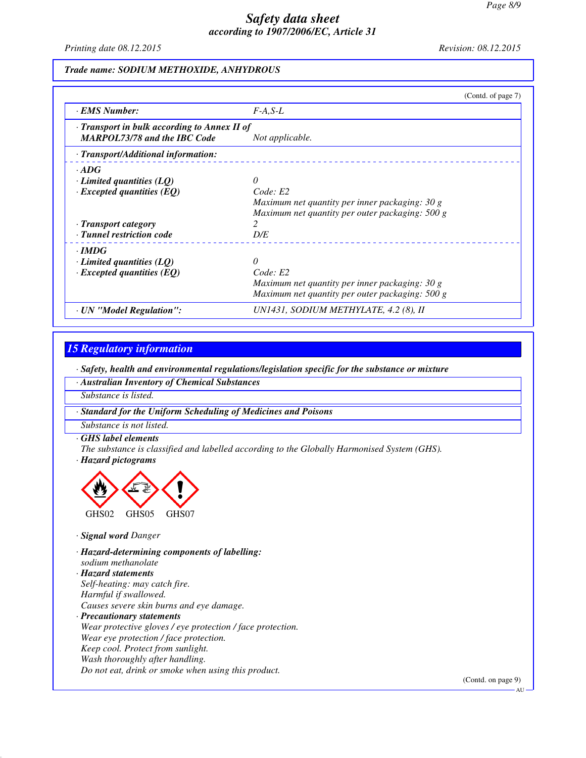*Safety data sheet*
*according to 1907/2006/EC, Article 31*

Printing date 08.12.2015 Revision: 08.12.2015

**Trade name: SODIUM METHOXIDE, ANHYDROUS**

(Contd. of page 7)

| | |
|---|---|
| **· EMS Number:** | F-A,S-L |
| **· Transport in bulk according to Annex II of MARPOL73/78 and the IBC Code** | Not applicable. |
| **· Transport/Additional information:** | |
| **· ADG** | |
| **· Limited quantities (LQ)** | 0 |
| **· Excepted quantities (EQ)** | Code: E2<br>Maximum net quantity per inner packaging: 30 g<br>Maximum net quantity per outer packaging: 500 g |
| **· Transport category** | 2 |
| **· Tunnel restriction code** | D/E |
| **· IMDG** | |
| **· Limited quantities (LQ)** | 0 |
| **· Excepted quantities (EQ)** | Code: E2<br>Maximum net quantity per inner packaging: 30 g<br>Maximum net quantity per outer packaging: 500 g |
| **· UN "Model Regulation":** | UN1431, SODIUM METHYLATE, 4.2 (8), II |

## 15 Regulatory information

**· Safety, health and environmental regulations/legislation specific for the substance or mixture**

**· Australian Inventory of Chemical Substances**

Substance is listed.

**· Standard for the Uniform Scheduling of Medicines and Poisons**

Substance is not listed.

**· GHS label elements**

The substance is classified and labelled according to the Globally Harmonised System (GHS).

**· Hazard pictograms**

GHS02 GHS05 GHS07

**· Signal word** Danger

**· Hazard-determining components of labelling:**

sodium methanolate

**· Hazard statements**

Self-heating: may catch fire.
Harmful if swallowed.
Causes severe skin burns and eye damage.

**· Precautionary statements**

Wear protective gloves / eye protection / face protection.
Wear eye protection / face protection.
Keep cool. Protect from sunlight.
Wash thoroughly after handling.
Do not eat, drink or smoke when using this product.

(Contd. on page 9)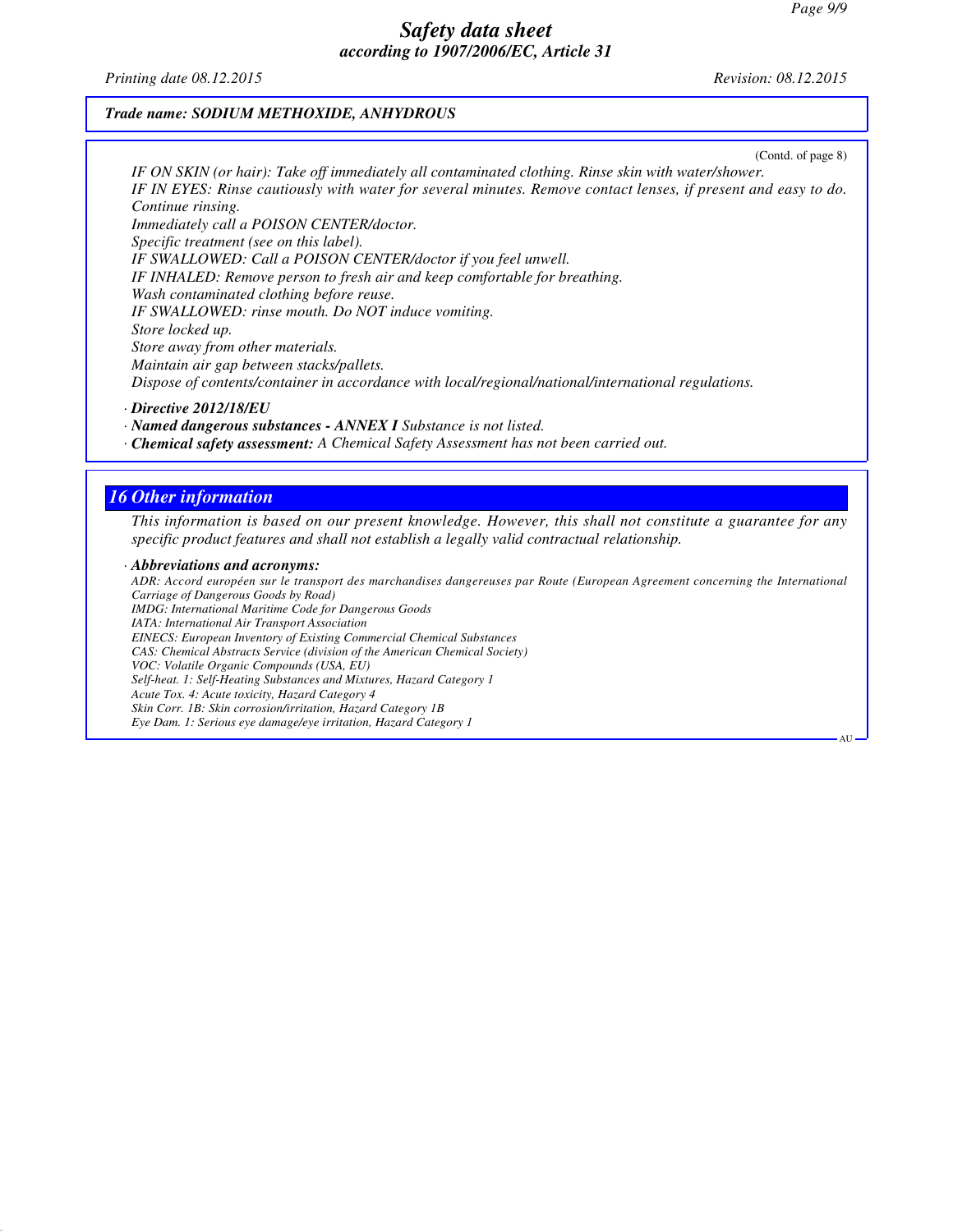(Contd. of page 8)

*IF ON SKIN (or hair): Take off immediately all contaminated clothing. Rinse skin with water/shower.*
*IF IN EYES: Rinse cautiously with water for several minutes. Remove contact lenses, if present and easy to do. Continue rinsing.*
*Immediately call a POISON CENTER/doctor.*
*Specific treatment (see on this label).*
*IF SWALLOWED: Call a POISON CENTER/doctor if you feel unwell.*
*IF INHALED: Remove person to fresh air and keep comfortable for breathing.*
*Wash contaminated clothing before reuse.*
*IF SWALLOWED: rinse mouth. Do NOT induce vomiting.*
*Store locked up.*
*Store away from other materials.*
*Maintain air gap between stacks/pallets.*
*Dispose of contents/container in accordance with local/regional/national/international regulations.*

· ***Directive 2012/18/EU***
· ***Named dangerous substances - ANNEX I*** *Substance is not listed.*
· ***Chemical safety assessment:*** *A Chemical Safety Assessment has not been carried out.*

## *16 Other information*

*This information is based on our present knowledge. However, this shall not constitute a guarantee for any specific product features and shall not establish a legally valid contractual relationship.*

· ***Abbreviations and acronyms:***
*ADR: Accord européen sur le transport des marchandises dangereuses par Route (European Agreement concerning the International Carriage of Dangerous Goods by Road)*
*IMDG: International Maritime Code for Dangerous Goods*
*IATA: International Air Transport Association*
*EINECS: European Inventory of Existing Commercial Chemical Substances*
*CAS: Chemical Abstracts Service (division of the American Chemical Society)*
*VOC: Volatile Organic Compounds (USA, EU)*
*Self-heat. 1: Self-Heating Substances and Mixtures, Hazard Category 1*
*Acute Tox. 4: Acute toxicity, Hazard Category 4*
*Skin Corr. 1B: Skin corrosion/irritation, Hazard Category 1B*
*Eye Dam. 1: Serious eye damage/eye irritation, Hazard Category 1*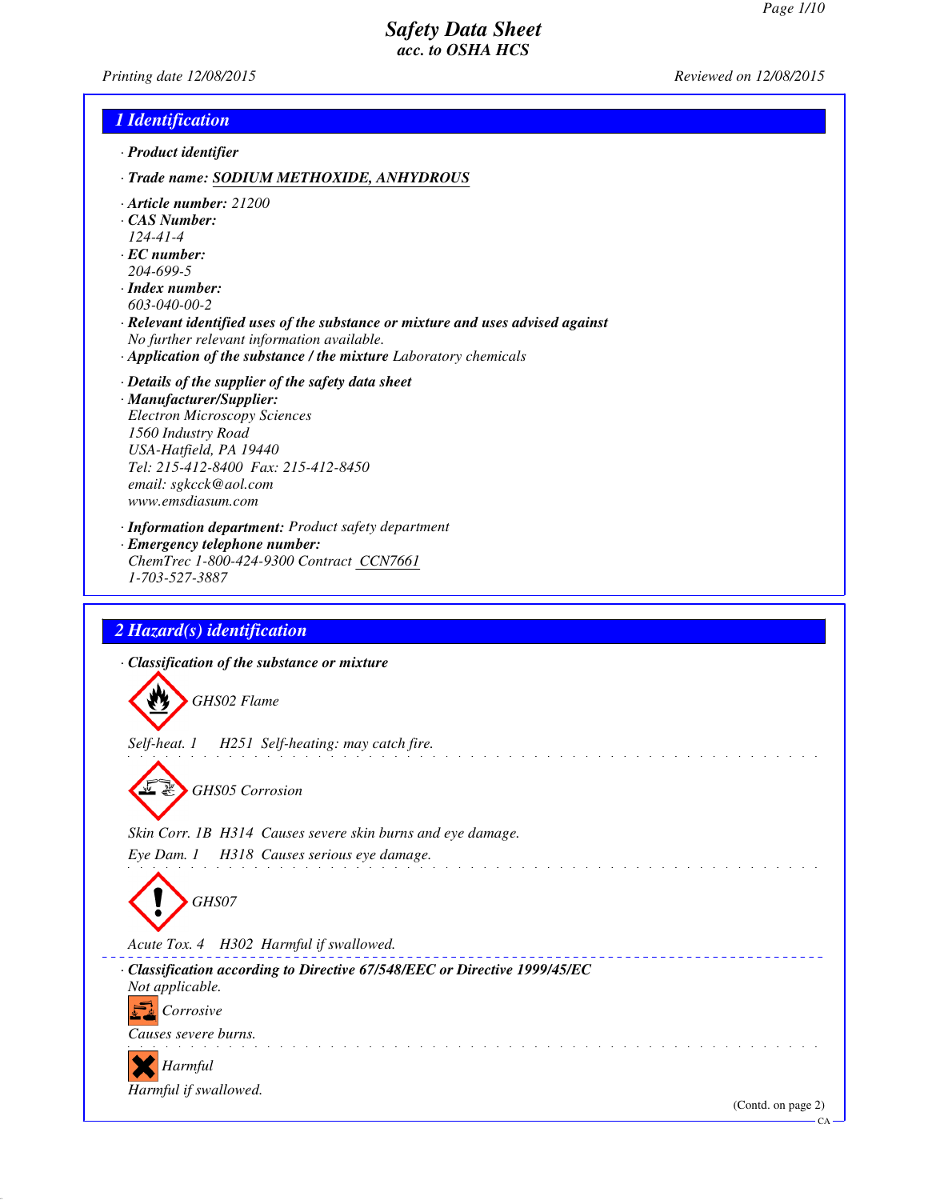# Safety Data Sheet
## acc. to OSHA HCS

Printing date 12/08/2015 | Reviewed on 12/08/2015

## 1 Identification

· **Product identifier**

· **Trade name:** SODIUM METHOXIDE, ANHYDROUS

· **Article number:** 21200
· **CAS Number:**
124-41-4
· **EC number:**
204-699-5
· **Index number:**
603-040-00-2
· **Relevant identified uses of the substance or mixture and uses advised against**
No further relevant information available.
· **Application of the substance / the mixture** Laboratory chemicals

· **Details of the supplier of the safety data sheet**
· **Manufacturer/Supplier:**
Electron Microscopy Sciences
1560 Industry Road
USA-Hatfield, PA 19440
Tel: 215-412-8400 Fax: 215-412-8450
email: sgkcck@aol.com
www.emsdiasum.com

· **Information department:** Product safety department
· **Emergency telephone number:**
ChemTrec 1-800-424-9300 Contract CCN7661
1-703-527-3887

## 2 Hazard(s) identification

· **Classification of the substance or mixture**

GHS02 Flame

Self-heat. 1 H251 Self-heating: may catch fire.

GHS05 Corrosion

Skin Corr. 1B H314 Causes severe skin burns and eye damage.
Eye Dam. 1 H318 Causes serious eye damage.

GHS07

Acute Tox. 4 H302 Harmful if swallowed.

· **Classification according to Directive 67/548/EEC or Directive 1999/45/EC**
Not applicable.

Corrosive

Causes severe burns.

Harmful

Harmful if swallowed.

(Contd. on page 2)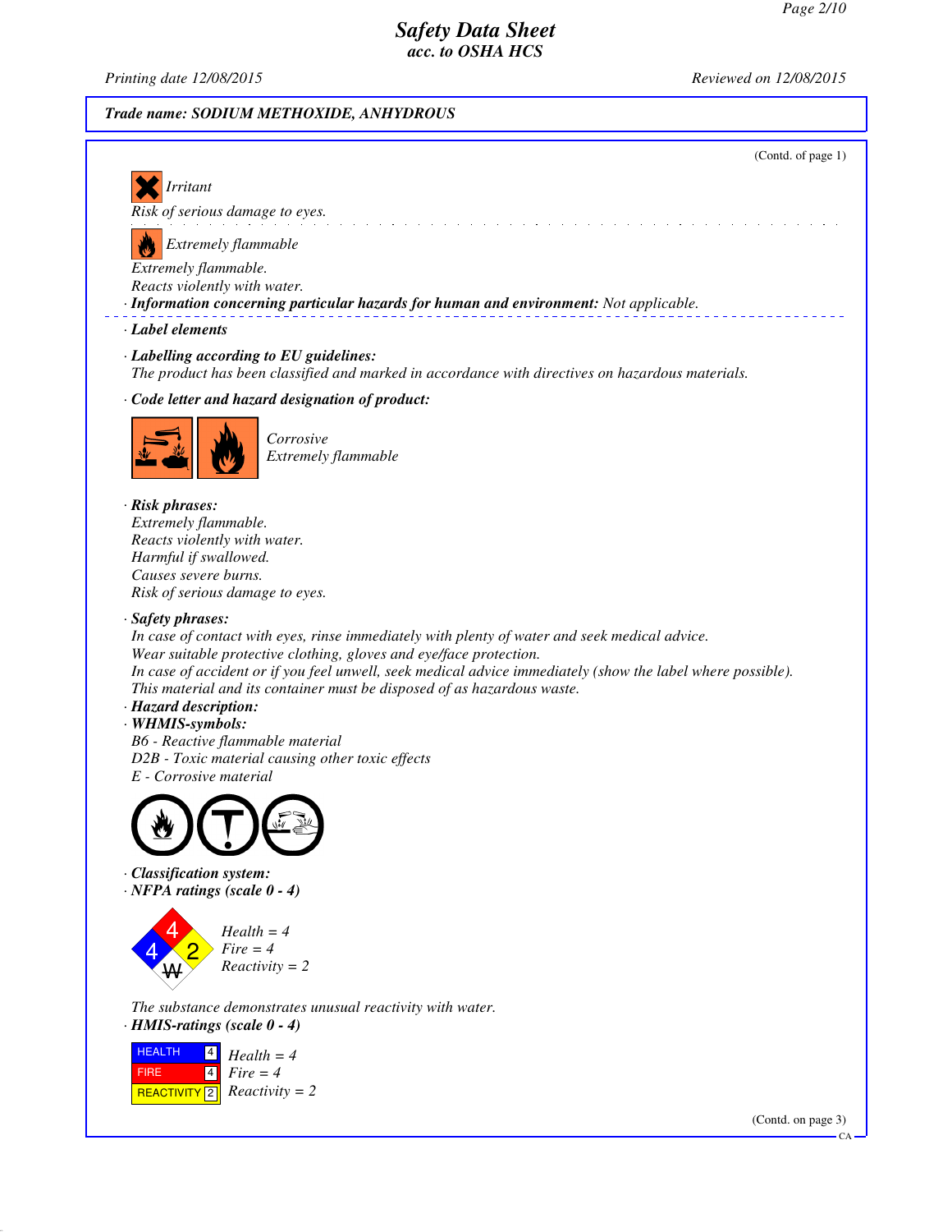# Safety Data Sheet
### acc. to OSHA HCS

Printing date 12/08/2015 — Reviewed on 12/08/2015

**Trade name: SODIUM METHOXIDE, ANHYDROUS**

(Contd. of page 1)

*Irritant*

*Risk of serious damage to eyes.*

*Extremely flammable*

*Extremely flammable.*
*Reacts violently with water.*

· ***Information concerning particular hazards for human and environment:*** *Not applicable.*

· ***Label elements***

· ***Labelling according to EU guidelines:***
*The product has been classified and marked in accordance with directives on hazardous materials.*

· ***Code letter and hazard designation of product:***

*Corrosive*
*Extremely flammable*

· ***Risk phrases:***
*Extremely flammable.*
*Reacts violently with water.*
*Harmful if swallowed.*
*Causes severe burns.*
*Risk of serious damage to eyes.*

· ***Safety phrases:***
*In case of contact with eyes, rinse immediately with plenty of water and seek medical advice.*
*Wear suitable protective clothing, gloves and eye/face protection.*
*In case of accident or if you feel unwell, seek medical advice immediately (show the label where possible).*
*This material and its container must be disposed of as hazardous waste.*

· ***Hazard description:***

· ***WHMIS-symbols:***
*B6 - Reactive flammable material*
*D2B - Toxic material causing other toxic effects*
*E - Corrosive material*

· ***Classification system:***

· ***NFPA ratings (scale 0 - 4)***

*Health = 4*
*Fire = 4*
*Reactivity = 2*

*The substance demonstrates unusual reactivity with water.*

· ***HMIS-ratings (scale 0 - 4)***

| | | |
|---|---|---|
| HEALTH | 4 | *Health = 4* |
| FIRE | 4 | *Fire = 4* |
| REACTIVITY | 2 | *Reactivity = 2* |

(Contd. on page 3)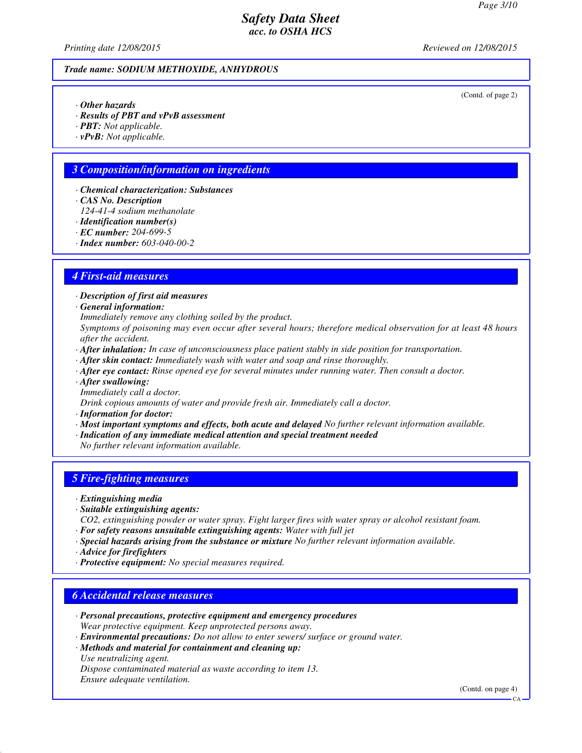**Trade name: SODIUM METHOXIDE, ANHYDROUS**

(Contd. of page 2)

· ***Other hazards***
· ***Results of PBT and vPvB assessment***
· ***PBT:*** *Not applicable.*
· ***vPvB:*** *Not applicable.*

## 3 Composition/information on ingredients

· ***Chemical characterization: Substances***
· ***CAS No. Description***
*124-41-4 sodium methanolate*
· ***Identification number(s)***
· ***EC number:*** *204-699-5*
· ***Index number:*** *603-040-00-2*

## 4 First-aid measures

· ***Description of first aid measures***
· ***General information:***
*Immediately remove any clothing soiled by the product.*
*Symptoms of poisoning may even occur after several hours; therefore medical observation for at least 48 hours after the accident.*
· ***After inhalation:*** *In case of unconsciousness place patient stably in side position for transportation.*
· ***After skin contact:*** *Immediately wash with water and soap and rinse thoroughly.*
· ***After eye contact:*** *Rinse opened eye for several minutes under running water. Then consult a doctor.*
· ***After swallowing:***
*Immediately call a doctor.*
*Drink copious amounts of water and provide fresh air. Immediately call a doctor.*
· ***Information for doctor:***
· ***Most important symptoms and effects, both acute and delayed*** *No further relevant information available.*
· ***Indication of any immediate medical attention and special treatment needed***
*No further relevant information available.*

## 5 Fire-fighting measures

· ***Extinguishing media***
· ***Suitable extinguishing agents:***
*CO2, extinguishing powder or water spray. Fight larger fires with water spray or alcohol resistant foam.*
· ***For safety reasons unsuitable extinguishing agents:*** *Water with full jet*
· ***Special hazards arising from the substance or mixture*** *No further relevant information available.*
· ***Advice for firefighters***
· ***Protective equipment:*** *No special measures required.*

## 6 Accidental release measures

· ***Personal precautions, protective equipment and emergency procedures***
*Wear protective equipment. Keep unprotected persons away.*
· ***Environmental precautions:*** *Do not allow to enter sewers/ surface or ground water.*
· ***Methods and material for containment and cleaning up:***
*Use neutralizing agent.*
*Dispose contaminated material as waste according to item 13.*
*Ensure adequate ventilation.*

(Contd. on page 4)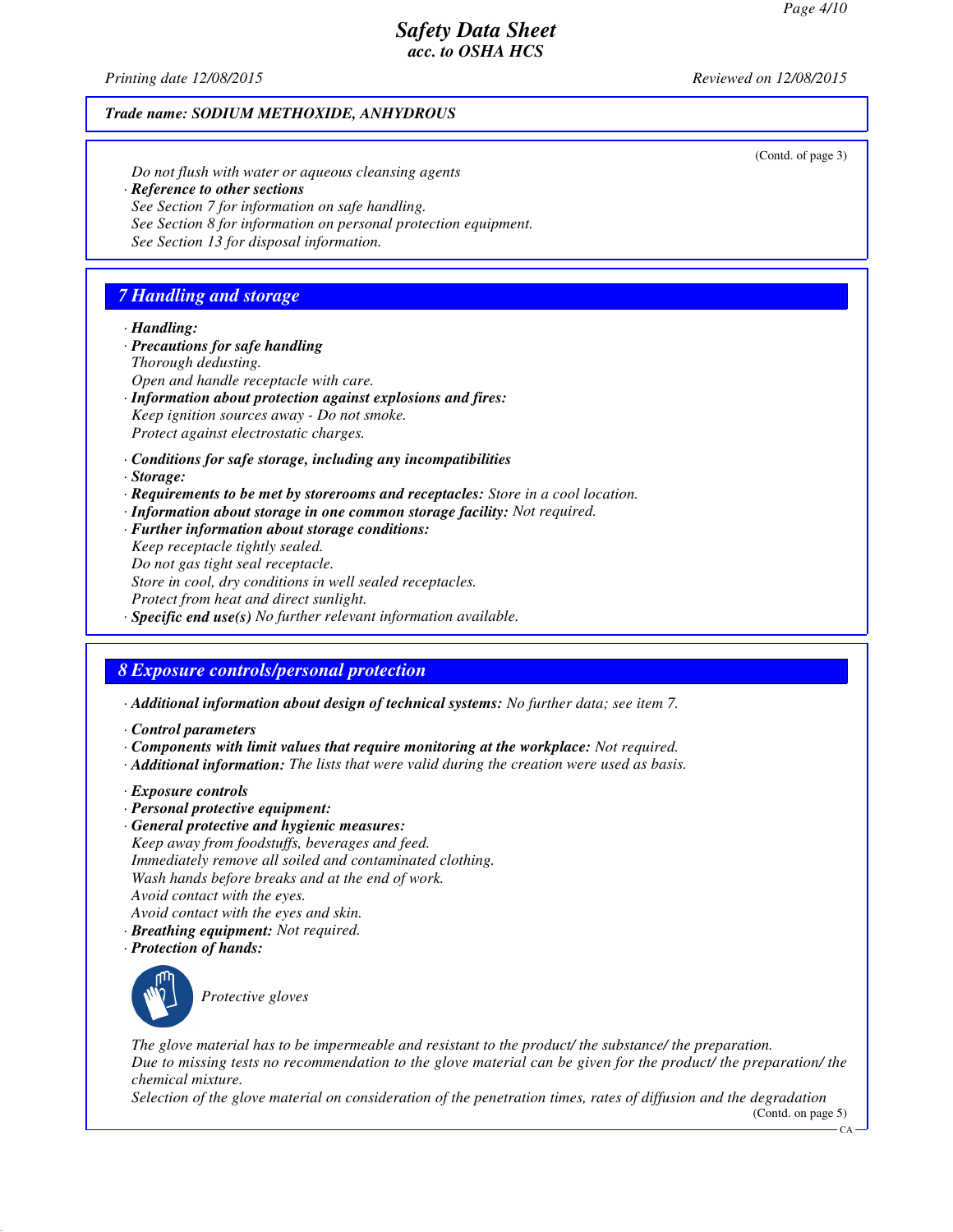**Trade name: SODIUM METHOXIDE, ANHYDROUS**

(Contd. of page 3)

*Do not flush with water or aqueous cleansing agents*

· ***Reference to other sections***

*See Section 7 for information on safe handling.*

*See Section 8 for information on personal protection equipment.*

*See Section 13 for disposal information.*

## 7 Handling and storage

· ***Handling:***

· ***Precautions for safe handling***

*Thorough dedusting.*

*Open and handle receptacle with care.*

· ***Information about protection against explosions and fires:***

*Keep ignition sources away - Do not smoke.*

*Protect against electrostatic charges.*

· ***Conditions for safe storage, including any incompatibilities***

· ***Storage:***

· ***Requirements to be met by storerooms and receptacles:*** *Store in a cool location.*

· ***Information about storage in one common storage facility:*** *Not required.*

· ***Further information about storage conditions:***

*Keep receptacle tightly sealed.*

*Do not gas tight seal receptacle.*

*Store in cool, dry conditions in well sealed receptacles.*

*Protect from heat and direct sunlight.*

· ***Specific end use(s)*** *No further relevant information available.*

## 8 Exposure controls/personal protection

· ***Additional information about design of technical systems:*** *No further data; see item 7.*

· ***Control parameters***

· ***Components with limit values that require monitoring at the workplace:*** *Not required.*

· ***Additional information:*** *The lists that were valid during the creation were used as basis.*

· ***Exposure controls***

· ***Personal protective equipment:***

· ***General protective and hygienic measures:***

*Keep away from foodstuffs, beverages and feed.*

*Immediately remove all soiled and contaminated clothing.*

*Wash hands before breaks and at the end of work.*

*Avoid contact with the eyes.*

*Avoid contact with the eyes and skin.*

· ***Breathing equipment:*** *Not required.*

· ***Protection of hands:***

*Protective gloves*

*The glove material has to be impermeable and resistant to the product/ the substance/ the preparation.*

*Due to missing tests no recommendation to the glove material can be given for the product/ the preparation/ the chemical mixture.*

*Selection of the glove material on consideration of the penetration times, rates of diffusion and the degradation*

(Contd. on page 5)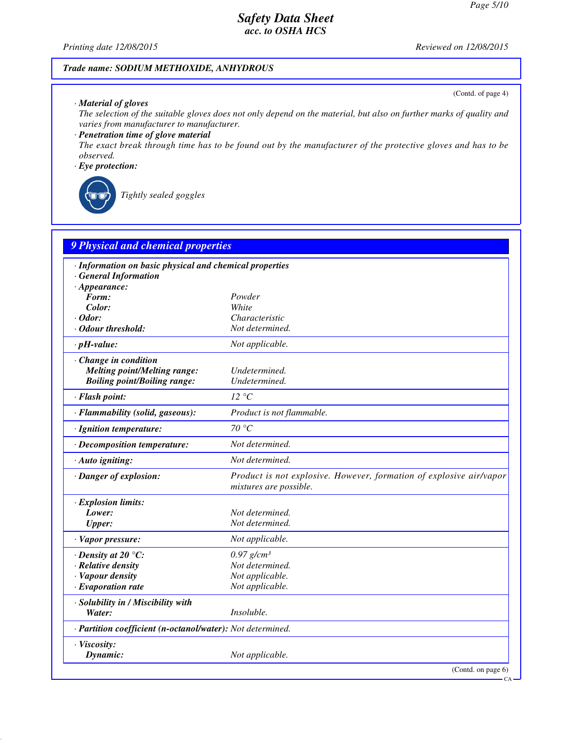**Trade name: SODIUM METHOXIDE, ANHYDROUS**

(Contd. of page 4)

· **Material of gloves**
The selection of the suitable gloves does not only depend on the material, but also on further marks of quality and varies from manufacturer to manufacturer.

· **Penetration time of glove material**
The exact break through time has to be found out by the manufacturer of the protective gloves and has to be observed.

· **Eye protection:**

Tightly sealed goggles

## 9 Physical and chemical properties

| | |
|---|---|
| · **Information on basic physical and chemical properties** | |
| · **General Information** | |
| · **Appearance:** | |
| **Form:** | Powder |
| **Color:** | White |
| · **Odor:** | Characteristic |
| · **Odour threshold:** | Not determined. |
| · **pH-value:** | Not applicable. |
| · **Change in condition** | |
| **Melting point/Melting range:** | Undetermined. |
| **Boiling point/Boiling range:** | Undetermined. |
| · **Flash point:** | 12 °C |
| · **Flammability (solid, gaseous):** | Product is not flammable. |
| · **Ignition temperature:** | 70 °C |
| · **Decomposition temperature:** | Not determined. |
| · **Auto igniting:** | Not determined. |
| · **Danger of explosion:** | Product is not explosive. However, formation of explosive air/vapor mixtures are possible. |
| · **Explosion limits:** | |
| **Lower:** | Not determined. |
| **Upper:** | Not determined. |
| · **Vapor pressure:** | Not applicable. |
| · **Density at 20 °C:** | 0.97 g/cm³ |
| · **Relative density** | Not determined. |
| · **Vapour density** | Not applicable. |
| · **Evaporation rate** | Not applicable. |
| · **Solubility in / Miscibility with** | |
| **Water:** | Insoluble. |
| · **Partition coefficient (n-octanol/water):** | Not determined. |
| · **Viscosity:** | |
| **Dynamic:** | Not applicable. |

(Contd. on page 6)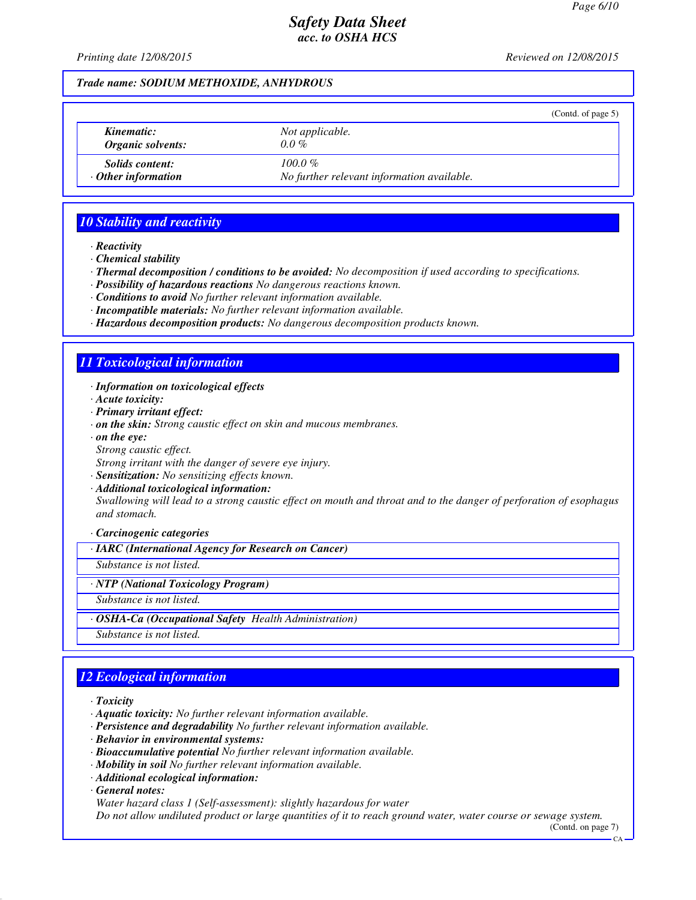Trade name: SODIUM METHOXIDE, ANHYDROUS

(Contd. of page 5)

| | |
|---|---|
| *Kinematic:* | Not applicable. |
| *Organic solvents:* | 0.0 % |
| *Solids content:* | 100.0 % |
| · *Other information* | No further relevant information available. |

## 10 Stability and reactivity

· **Reactivity**
· **Chemical stability**
· **Thermal decomposition / conditions to be avoided:** No decomposition if used according to specifications.
· **Possibility of hazardous reactions** No dangerous reactions known.
· **Conditions to avoid** No further relevant information available.
· **Incompatible materials:** No further relevant information available.
· **Hazardous decomposition products:** No dangerous decomposition products known.

## 11 Toxicological information

· **Information on toxicological effects**
· **Acute toxicity:**
· **Primary irritant effect:**
· **on the skin:** Strong caustic effect on skin and mucous membranes.
· **on the eye:**
Strong caustic effect.
Strong irritant with the danger of severe eye injury.
· **Sensitization:** No sensitizing effects known.
· **Additional toxicological information:**
Swallowing will lead to a strong caustic effect on mouth and throat and to the danger of perforation of esophagus and stomach.

· **Carcinogenic categories**

| · IARC (International Agency for Research on Cancer) |
|---|
| Substance is not listed. |

| · NTP (National Toxicology Program) |
|---|
| Substance is not listed. |

| · OSHA-Ca (Occupational Safety Health Administration) |
|---|
| Substance is not listed. |

## 12 Ecological information

· **Toxicity**
· **Aquatic toxicity:** No further relevant information available.
· **Persistence and degradability** No further relevant information available.
· **Behavior in environmental systems:**
· **Bioaccumulative potential** No further relevant information available.
· **Mobility in soil** No further relevant information available.
· **Additional ecological information:**
· **General notes:**
Water hazard class 1 (Self-assessment): slightly hazardous for water
Do not allow undiluted product or large quantities of it to reach ground water, water course or sewage system.

(Contd. on page 7)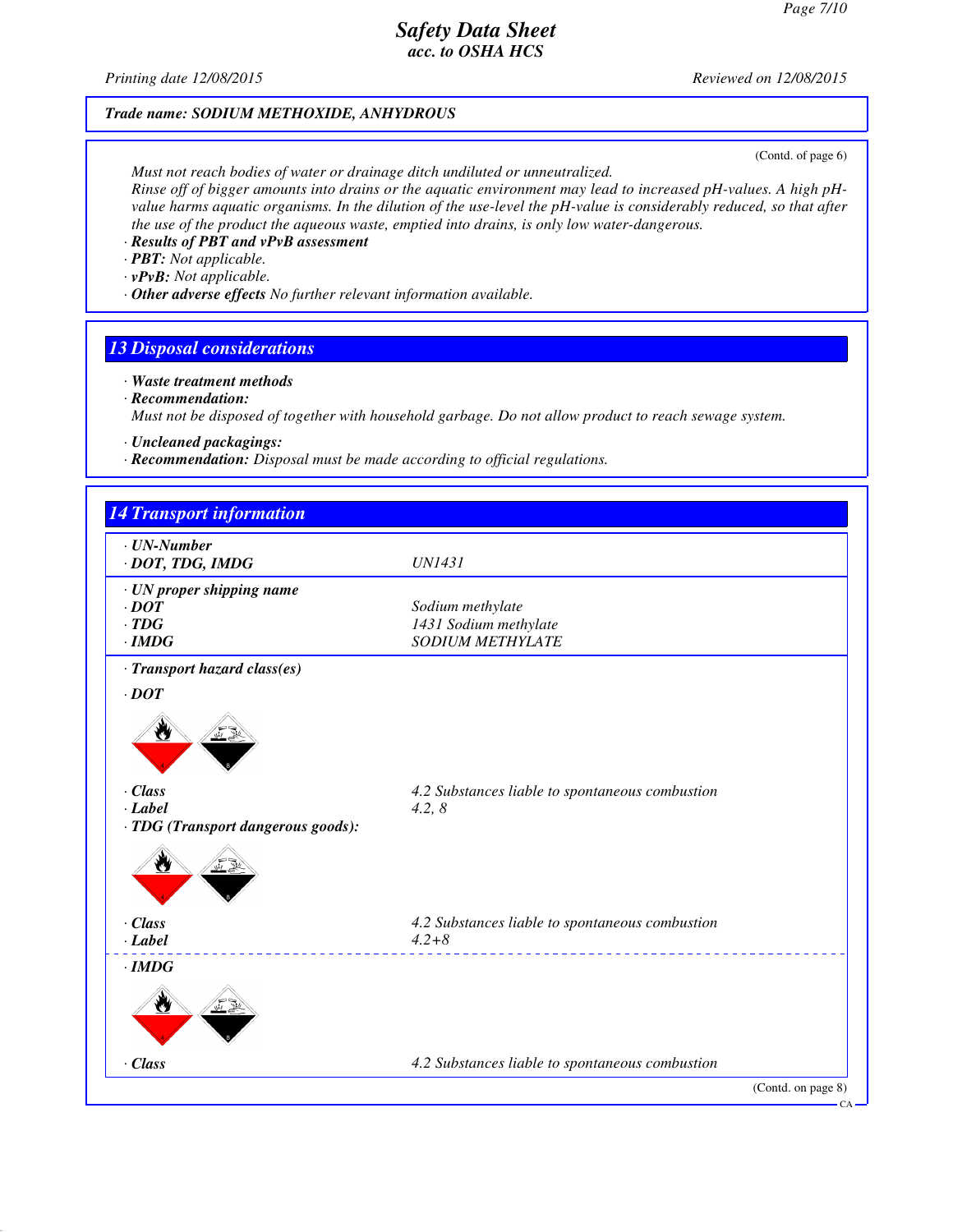## Trade name: SODIUM METHOXIDE, ANHYDROUS

(Contd. of page 6)

Must not reach bodies of water or drainage ditch undiluted or unneutralized.
Rinse off of bigger amounts into drains or the aquatic environment may lead to increased pH-values. A high pH-value harms aquatic organisms. In the dilution of the use-level the pH-value is considerably reduced, so that after the use of the product the aqueous waste, emptied into drains, is only low water-dangerous.

· **Results of PBT and vPvB assessment**
· **PBT:** Not applicable.
· **vPvB:** Not applicable.
· **Other adverse effects** No further relevant information available.

## 13 Disposal considerations

· **Waste treatment methods**
· **Recommendation:**
Must not be disposed of together with household garbage. Do not allow product to reach sewage system.

· **Uncleaned packagings:**
· **Recommendation:** Disposal must be made according to official regulations.

## 14 Transport information

| | |
|---|---|
| · **UN-Number** | |
| · **DOT, TDG, IMDG** | UN1431 |
| · **UN proper shipping name** | |
| · **DOT** | Sodium methylate |
| · **TDG** | 1431 Sodium methylate |
| · **IMDG** | SODIUM METHYLATE |
| · **Transport hazard class(es)** | |
| · **DOT** | |
| · **Class** | 4.2 Substances liable to spontaneous combustion |
| · **Label** | 4.2, 8 |
| · **TDG (Transport dangerous goods):** | |
| · **Class** | 4.2 Substances liable to spontaneous combustion |
| · **Label** | 4.2+8 |
| · **IMDG** | |
| · **Class** | 4.2 Substances liable to spontaneous combustion |

(Contd. on page 8)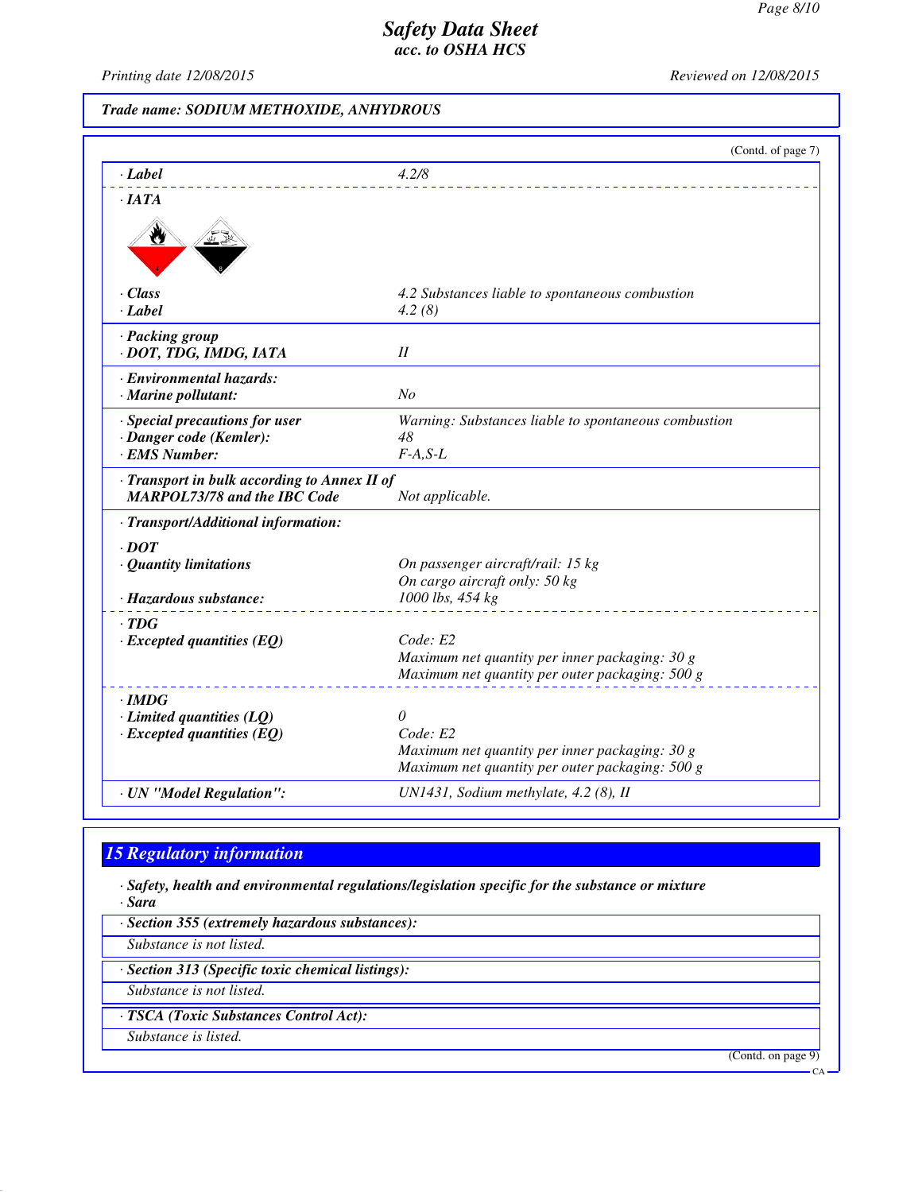# Safety Data Sheet
## acc. to OSHA HCS

Printing date 12/08/2015 | Reviewed on 12/08/2015

**Trade name: SODIUM METHOXIDE, ANHYDROUS**

(Contd. of page 7)

| | |
|---|---|
| **· Label** | 4.2/8 |
| **· IATA** | |
| **· Class** | 4.2 Substances liable to spontaneous combustion |
| **· Label** | 4.2 (8) |
| **· Packing group** | |
| **· DOT, TDG, IMDG, IATA** | II |
| **· Environmental hazards:** | |
| **· Marine pollutant:** | No |
| **· Special precautions for user** | Warning: Substances liable to spontaneous combustion |
| **· Danger code (Kemler):** | 48 |
| **· EMS Number:** | F-A,S-L |
| **· Transport in bulk according to Annex II of MARPOL73/78 and the IBC Code** | Not applicable. |
| **· Transport/Additional information:** | |
| **· DOT** | |
| **· Quantity limitations** | On passenger aircraft/rail: 15 kg<br>On cargo aircraft only: 50 kg |
| **· Hazardous substance:** | 1000 lbs, 454 kg |
| **· TDG** | |
| **· Excepted quantities (EQ)** | Code: E2<br>Maximum net quantity per inner packaging: 30 g<br>Maximum net quantity per outer packaging: 500 g |
| **· IMDG** | |
| **· Limited quantities (LQ)** | 0 |
| **· Excepted quantities (EQ)** | Code: E2<br>Maximum net quantity per inner packaging: 30 g<br>Maximum net quantity per outer packaging: 500 g |
| **· UN "Model Regulation":** | UN1431, Sodium methylate, 4.2 (8), II |

## 15 Regulatory information

**· Safety, health and environmental regulations/legislation specific for the substance or mixture**

**· Sara**

**· Section 355 (extremely hazardous substances):**

Substance is not listed.

**· Section 313 (Specific toxic chemical listings):**

Substance is not listed.

**· TSCA (Toxic Substances Control Act):**

Substance is listed.

(Contd. on page 9)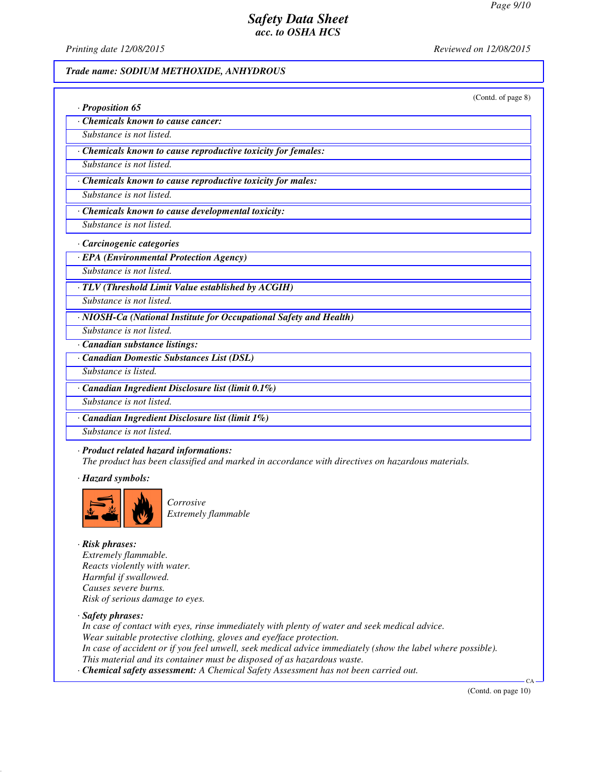Printing date 12/08/2015 Reviewed on 12/08/2015

**Trade name: SODIUM METHOXIDE, ANHYDROUS**

(Contd. of page 8)

· **Proposition 65**

| · **Chemicals known to cause cancer:** |
|---|
| Substance is not listed. |

| · **Chemicals known to cause reproductive toxicity for females:** |
|---|
| Substance is not listed. |

| · **Chemicals known to cause reproductive toxicity for males:** |
|---|
| Substance is not listed. |

| · **Chemicals known to cause developmental toxicity:** |
|---|
| Substance is not listed. |

· **Carcinogenic categories**

| · **EPA (Environmental Protection Agency)** |
|---|
| Substance is not listed. |

| · **TLV (Threshold Limit Value established by ACGIH)** |
|---|
| Substance is not listed. |

| · **NIOSH-Ca (National Institute for Occupational Safety and Health)** |
|---|
| Substance is not listed. |

· **Canadian substance listings:**

| · **Canadian Domestic Substances List (DSL)** |
|---|
| Substance is listed. |

| · **Canadian Ingredient Disclosure list (limit 0.1%)** |
|---|
| Substance is not listed. |

| · **Canadian Ingredient Disclosure list (limit 1%)** |
|---|
| Substance is not listed. |

· **Product related hazard informations:**
*The product has been classified and marked in accordance with directives on hazardous materials.*

· **Hazard symbols:**

*Corrosive*
*Extremely flammable*

· **Risk phrases:**
*Extremely flammable.*
*Reacts violently with water.*
*Harmful if swallowed.*
*Causes severe burns.*
*Risk of serious damage to eyes.*

· **Safety phrases:**
*In case of contact with eyes, rinse immediately with plenty of water and seek medical advice.*
*Wear suitable protective clothing, gloves and eye/face protection.*
*In case of accident or if you feel unwell, seek medical advice immediately (show the label where possible).*
*This material and its container must be disposed of as hazardous waste.*

· **Chemical safety assessment:** *A Chemical Safety Assessment has not been carried out.*

(Contd. on page 10)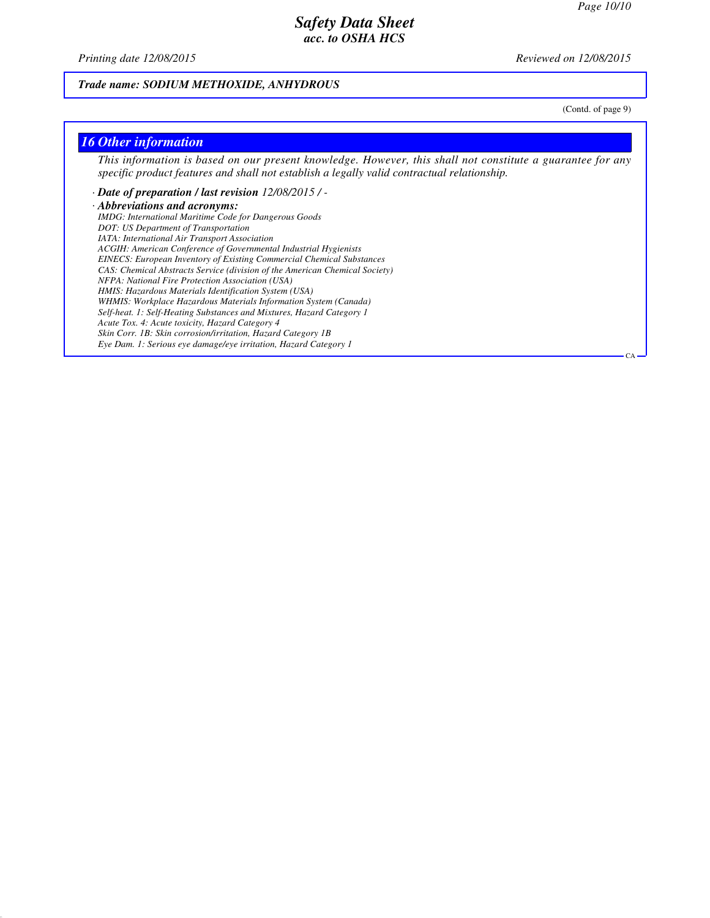**Trade name: SODIUM METHOXIDE, ANHYDROUS**

(Contd. of page 9)

## 16 Other information

*This information is based on our present knowledge. However, this shall not constitute a guarantee for any specific product features and shall not establish a legally valid contractual relationship.*

· **Date of preparation / last revision** 12/08/2015 / -

· **Abbreviations and acronyms:**

IMDG: International Maritime Code for Dangerous Goods
DOT: US Department of Transportation
IATA: International Air Transport Association
ACGIH: American Conference of Governmental Industrial Hygienists
EINECS: European Inventory of Existing Commercial Chemical Substances
CAS: Chemical Abstracts Service (division of the American Chemical Society)
NFPA: National Fire Protection Association (USA)
HMIS: Hazardous Materials Identification System (USA)
WHMIS: Workplace Hazardous Materials Information System (Canada)
Self-heat. 1: Self-Heating Substances and Mixtures, Hazard Category 1
Acute Tox. 4: Acute toxicity, Hazard Category 4
Skin Corr. 1B: Skin corrosion/irritation, Hazard Category 1B
Eye Dam. 1: Serious eye damage/eye irritation, Hazard Category 1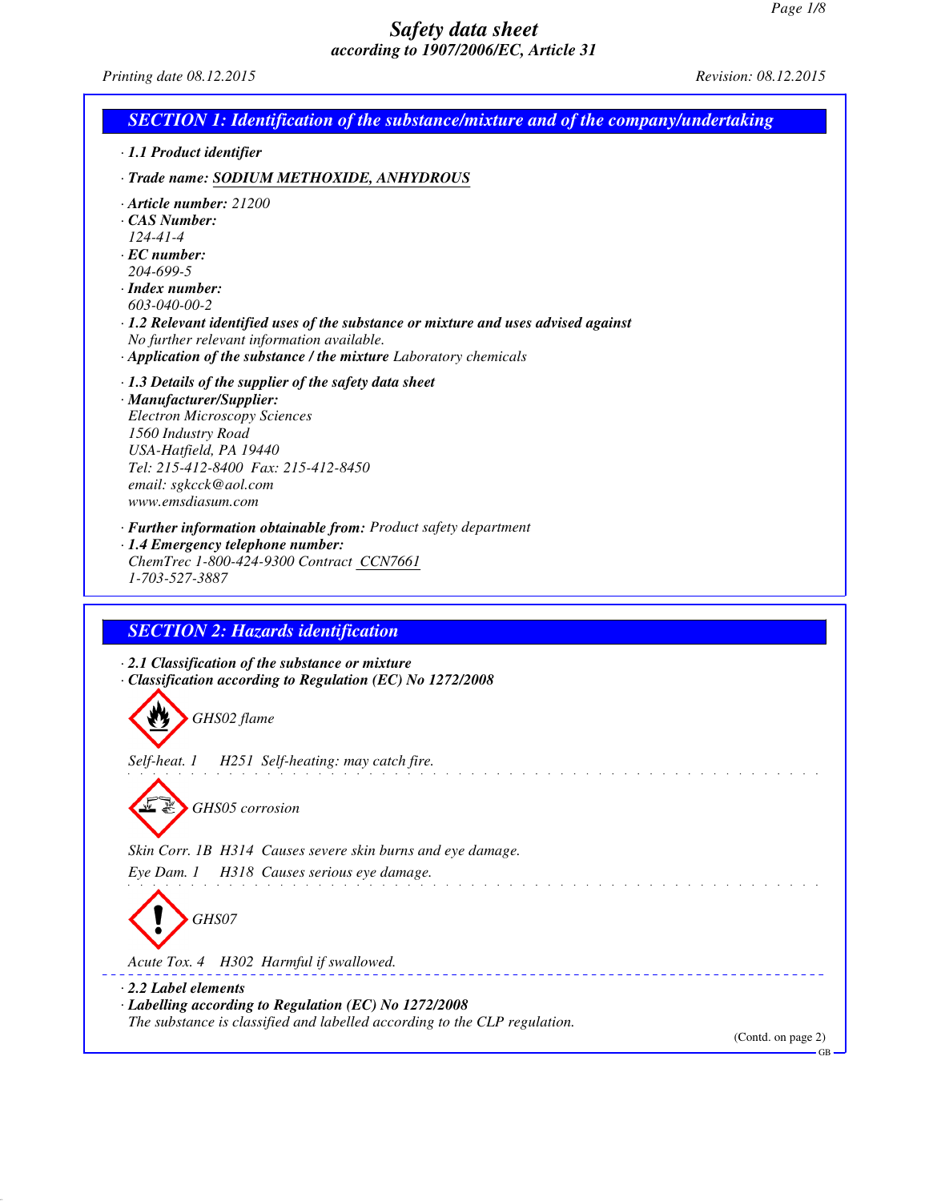# Safety data sheet

*according to 1907/2006/EC, Article 31*

Printing date 08.12.2015 Revision: 08.12.2015

## SECTION 1: Identification of the substance/mixture and of the company/undertaking

· **1.1 Product identifier**

· **Trade name:** SODIUM METHOXIDE, ANHYDROUS

· **Article number:** 21200
· **CAS Number:**
124-41-4
· **EC number:**
204-699-5
· **Index number:**
603-040-00-2
· **1.2 Relevant identified uses of the substance or mixture and uses advised against**
No further relevant information available.
· **Application of the substance / the mixture** Laboratory chemicals

· **1.3 Details of the supplier of the safety data sheet**
· **Manufacturer/Supplier:**
Electron Microscopy Sciences
1560 Industry Road
USA-Hatfield, PA 19440
Tel: 215-412-8400 Fax: 215-412-8450
email: sgkcck@aol.com
www.emsdiasum.com

· **Further information obtainable from:** Product safety department
· **1.4 Emergency telephone number:**
ChemTrec 1-800-424-9300 Contract CCN7661
1-703-527-3887

## SECTION 2: Hazards identification

· **2.1 Classification of the substance or mixture**
· **Classification according to Regulation (EC) No 1272/2008**

GHS02 flame

Self-heat. 1 H251 Self-heating: may catch fire.

GHS05 corrosion

Skin Corr. 1B H314 Causes severe skin burns and eye damage.

Eye Dam. 1 H318 Causes serious eye damage.

GHS07

Acute Tox. 4 H302 Harmful if swallowed.

· **2.2 Label elements**
· **Labelling according to Regulation (EC) No 1272/2008**
The substance is classified and labelled according to the CLP regulation.

(Contd. on page 2)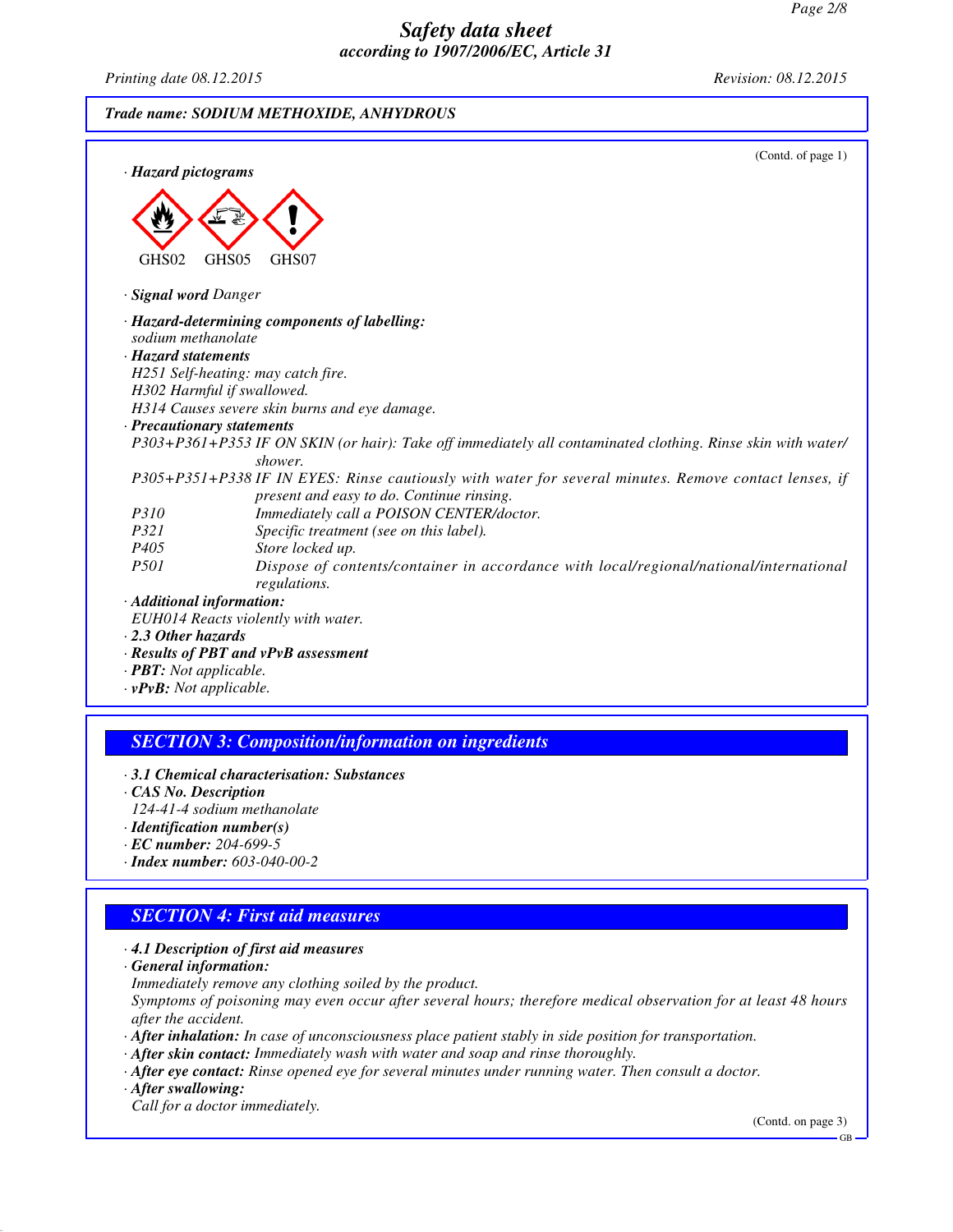**Trade name: SODIUM METHOXIDE, ANHYDROUS**

(Contd. of page 1)

· **Hazard pictograms**

GHS02 GHS05 GHS07

· **Signal word** Danger

· **Hazard-determining components of labelling:**
sodium methanolate

· **Hazard statements**
H251 Self-heating: may catch fire.
H302 Harmful if swallowed.
H314 Causes severe skin burns and eye damage.

· **Precautionary statements**

P303+P361+P353 IF ON SKIN (or hair): Take off immediately all contaminated clothing. Rinse skin with water/shower.
P305+P351+P338 IF IN EYES: Rinse cautiously with water for several minutes. Remove contact lenses, if present and easy to do. Continue rinsing.
P310 Immediately call a POISON CENTER/doctor.
P321 Specific treatment (see on this label).
P405 Store locked up.
P501 Dispose of contents/container in accordance with local/regional/national/international regulations.

· **Additional information:**
EUH014 Reacts violently with water.

· **2.3 Other hazards**

· **Results of PBT and vPvB assessment**

· **PBT:** Not applicable.

· **vPvB:** Not applicable.

## SECTION 3: Composition/information on ingredients

· **3.1 Chemical characterisation: Substances**

· **CAS No. Description**
124-41-4 sodium methanolate

· **Identification number(s)**

· **EC number:** 204-699-5

· **Index number:** 603-040-00-2

## SECTION 4: First aid measures

· **4.1 Description of first aid measures**

· **General information:**
Immediately remove any clothing soiled by the product.
Symptoms of poisoning may even occur after several hours; therefore medical observation for at least 48 hours after the accident.

· **After inhalation:** In case of unconsciousness place patient stably in side position for transportation.

· **After skin contact:** Immediately wash with water and soap and rinse thoroughly.

· **After eye contact:** Rinse opened eye for several minutes under running water. Then consult a doctor.

· **After swallowing:**
Call for a doctor immediately.

(Contd. on page 3)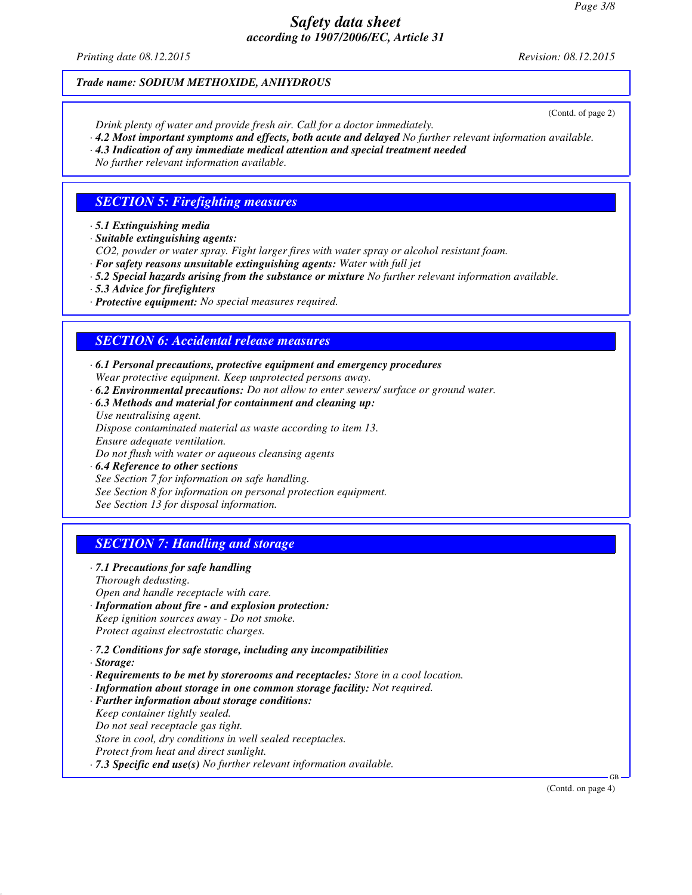**Trade name: SODIUM METHOXIDE, ANHYDROUS**

(Contd. of page 2)

Drink plenty of water and provide fresh air. Call for a doctor immediately.

· **4.2 Most important symptoms and effects, both acute and delayed** No further relevant information available.

· **4.3 Indication of any immediate medical attention and special treatment needed**

No further relevant information available.

## SECTION 5: Firefighting measures

· **5.1 Extinguishing media**

· **Suitable extinguishing agents:**

$CO_2$, powder or water spray. Fight larger fires with water spray or alcohol resistant foam.

· **For safety reasons unsuitable extinguishing agents:** Water with full jet

· **5.2 Special hazards arising from the substance or mixture** No further relevant information available.

· **5.3 Advice for firefighters**

· **Protective equipment:** No special measures required.

## SECTION 6: Accidental release measures

· **6.1 Personal precautions, protective equipment and emergency procedures**

Wear protective equipment. Keep unprotected persons away.

· **6.2 Environmental precautions:** Do not allow to enter sewers/ surface or ground water.

· **6.3 Methods and material for containment and cleaning up:**

Use neutralising agent.

Dispose contaminated material as waste according to item 13.

Ensure adequate ventilation.

Do not flush with water or aqueous cleansing agents

· **6.4 Reference to other sections**

See Section 7 for information on safe handling.

See Section 8 for information on personal protection equipment.

See Section 13 for disposal information.

## SECTION 7: Handling and storage

· **7.1 Precautions for safe handling**

Thorough dedusting.

Open and handle receptacle with care.

· **Information about fire - and explosion protection:**

Keep ignition sources away - Do not smoke.

Protect against electrostatic charges.

· **7.2 Conditions for safe storage, including any incompatibilities**

· **Storage:**

· **Requirements to be met by storerooms and receptacles:** Store in a cool location.

· **Information about storage in one common storage facility:** Not required.

· **Further information about storage conditions:**

Keep container tightly sealed.

Do not seal receptacle gas tight.

Store in cool, dry conditions in well sealed receptacles.

Protect from heat and direct sunlight.

· **7.3 Specific end use(s)** No further relevant information available.

(Contd. on page 4)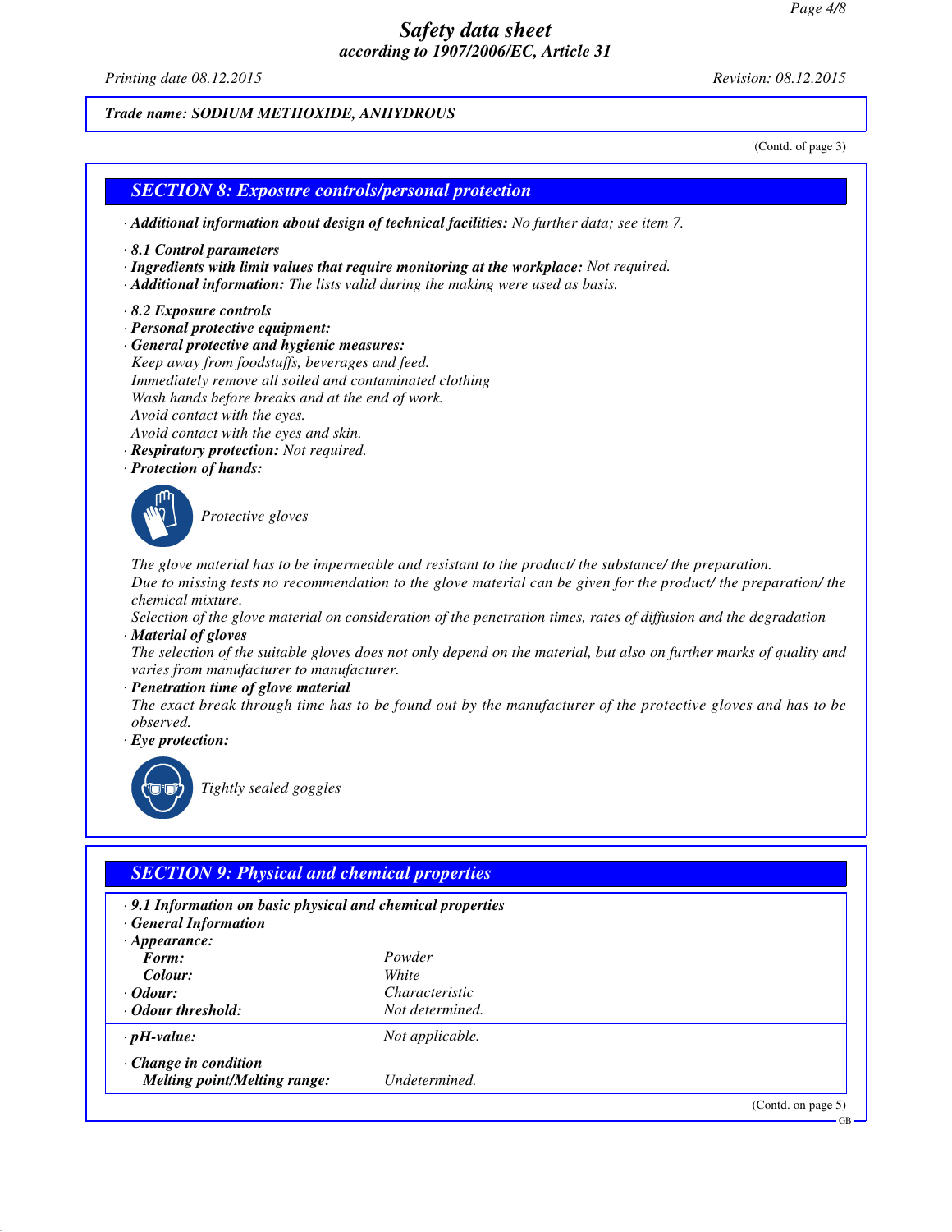# Safety data sheet
## according to 1907/2006/EC, Article 31

Printing date 08.12.2015 Revision: 08.12.2015

**Trade name: SODIUM METHOXIDE, ANHYDROUS**

(Contd. of page 3)

## SECTION 8: Exposure controls/personal protection

· **Additional information about design of technical facilities:** No further data; see item 7.

· **8.1 Control parameters**
· **Ingredients with limit values that require monitoring at the workplace:** Not required.
· **Additional information:** The lists valid during the making were used as basis.

· **8.2 Exposure controls**
· **Personal protective equipment:**
· **General protective and hygienic measures:**
Keep away from foodstuffs, beverages and feed.
Immediately remove all soiled and contaminated clothing
Wash hands before breaks and at the end of work.
Avoid contact with the eyes.
Avoid contact with the eyes and skin.
· **Respiratory protection:** Not required.
· **Protection of hands:**

Protective gloves

The glove material has to be impermeable and resistant to the product/ the substance/ the preparation.
Due to missing tests no recommendation to the glove material can be given for the product/ the preparation/ the chemical mixture.
Selection of the glove material on consideration of the penetration times, rates of diffusion and the degradation
· **Material of gloves**
The selection of the suitable gloves does not only depend on the material, but also on further marks of quality and varies from manufacturer to manufacturer.
· **Penetration time of glove material**
The exact break through time has to be found out by the manufacturer of the protective gloves and has to be observed.
· **Eye protection:**

Tightly sealed goggles

## SECTION 9: Physical and chemical properties

· **9.1 Information on basic physical and chemical properties**
· **General Information**

| | |
|---|---|
| · **Appearance:** | |
| **Form:** | Powder |
| **Colour:** | White |
| · **Odour:** | Characteristic |
| · **Odour threshold:** | Not determined. |
| · **pH-value:** | Not applicable. |
| · **Change in condition** | |
| **Melting point/Melting range:** | Undetermined. |

(Contd. on page 5)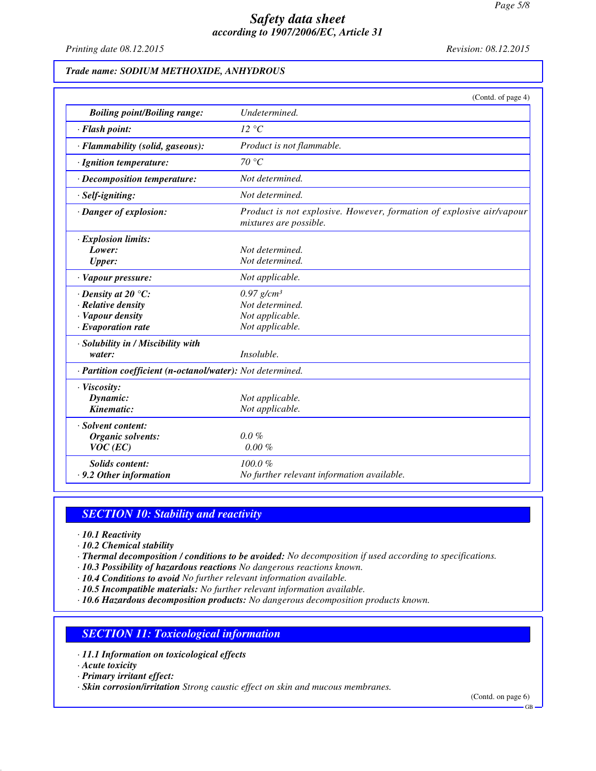**Trade name: SODIUM METHOXIDE, ANHYDROUS**

(Contd. of page 4)

| | |
|---|---|
| **Boiling point/Boiling range:** | *Undetermined.* |
| **· Flash point:** | *12 °C* |
| **· Flammability (solid, gaseous):** | *Product is not flammable.* |
| **· Ignition temperature:** | *70 °C* |
| **· Decomposition temperature:** | *Not determined.* |
| **· Self-igniting:** | *Not determined.* |
| **· Danger of explosion:** | *Product is not explosive. However, formation of explosive air/vapour mixtures are possible.* |
| **· Explosion limits:** | |
| **Lower:** | *Not determined.* |
| **Upper:** | *Not determined.* |
| **· Vapour pressure:** | *Not applicable.* |
| **· Density at 20 °C:** | *0.97 g/cm³* |
| **· Relative density** | *Not determined.* |
| **· Vapour density** | *Not applicable.* |
| **· Evaporation rate** | *Not applicable.* |
| **· Solubility in / Miscibility with water:** | *Insoluble.* |
| **· Partition coefficient (n-octanol/water):** | *Not determined.* |
| **· Viscosity:** | |
| **Dynamic:** | *Not applicable.* |
| **Kinematic:** | *Not applicable.* |
| **· Solvent content:** | |
| **Organic solvents:** | *0.0 %* |
| **VOC (EC)** | *0.00 %* |
| **Solids content:** | *100.0 %* |
| **· 9.2 Other information** | *No further relevant information available.* |

## SECTION 10: Stability and reactivity

- **10.1 Reactivity**
- **10.2 Chemical stability**
- **Thermal decomposition / conditions to be avoided:** No decomposition if used according to specifications.
- **10.3 Possibility of hazardous reactions** No dangerous reactions known.
- **10.4 Conditions to avoid** No further relevant information available.
- **10.5 Incompatible materials:** No further relevant information available.
- **10.6 Hazardous decomposition products:** No dangerous decomposition products known.

## SECTION 11: Toxicological information

- **11.1 Information on toxicological effects**
- **Acute toxicity**
- **Primary irritant effect:**
- **Skin corrosion/irritation** Strong caustic effect on skin and mucous membranes.

(Contd. on page 6)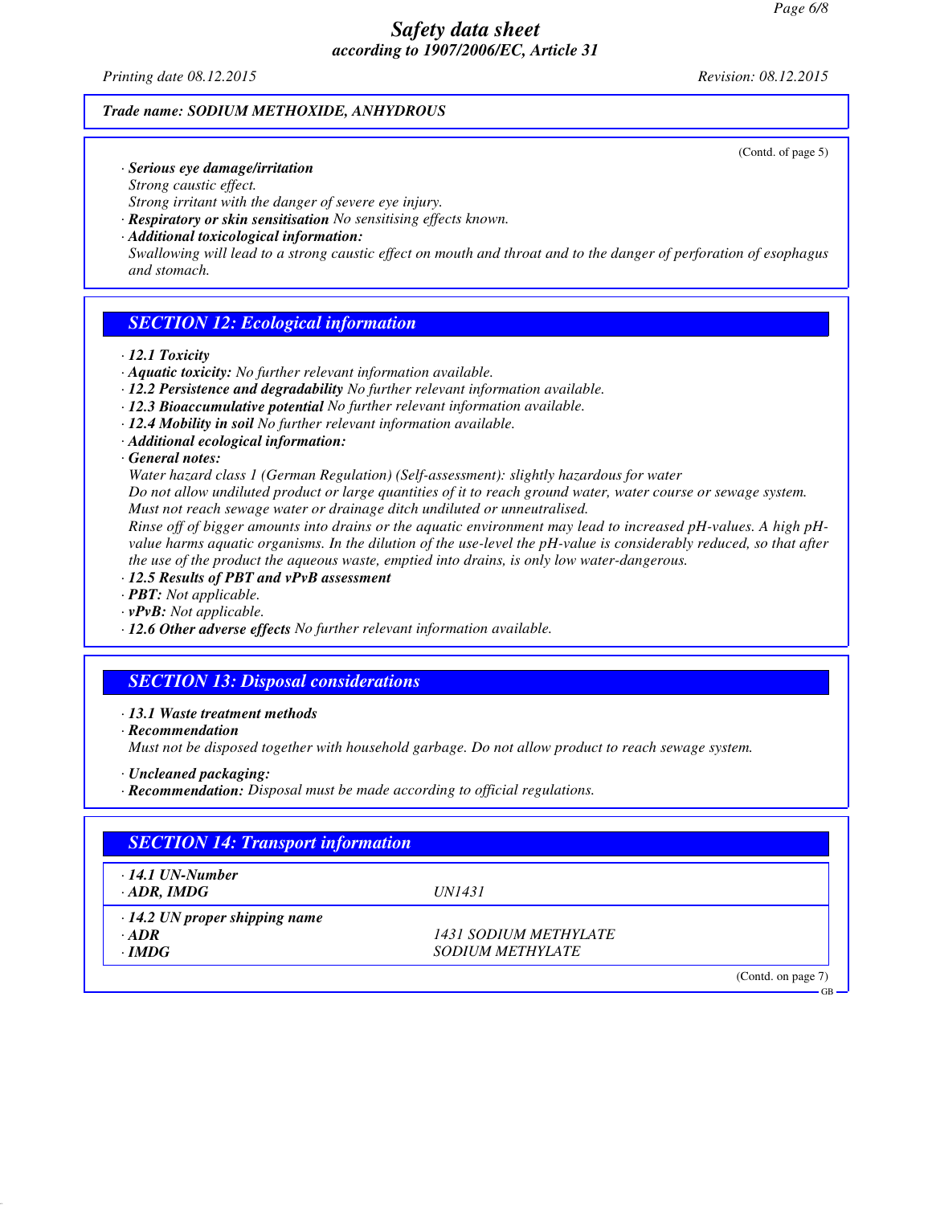(Contd. of page 5)

· **Serious eye damage/irritation**
Strong caustic effect.
Strong irritant with the danger of severe eye injury.
· **Respiratory or skin sensitisation** No sensitising effects known.
· **Additional toxicological information:**
Swallowing will lead to a strong caustic effect on mouth and throat and to the danger of perforation of esophagus and stomach.

## SECTION 12: Ecological information

· **12.1 Toxicity**
· **Aquatic toxicity:** No further relevant information available.
· **12.2 Persistence and degradability** No further relevant information available.
· **12.3 Bioaccumulative potential** No further relevant information available.
· **12.4 Mobility in soil** No further relevant information available.
· **Additional ecological information:**
· **General notes:**
Water hazard class 1 (German Regulation) (Self-assessment): slightly hazardous for water
Do not allow undiluted product or large quantities of it to reach ground water, water course or sewage system.
Must not reach sewage water or drainage ditch undiluted or unneutralised.
Rinse off of bigger amounts into drains or the aquatic environment may lead to increased pH-values. A high pH-value harms aquatic organisms. In the dilution of the use-level the pH-value is considerably reduced, so that after the use of the product the aqueous waste, emptied into drains, is only low water-dangerous.
· **12.5 Results of PBT and vPvB assessment**
· **PBT:** Not applicable.
· **vPvB:** Not applicable.
· **12.6 Other adverse effects** No further relevant information available.

## SECTION 13: Disposal considerations

· **13.1 Waste treatment methods**
· **Recommendation**
Must not be disposed together with household garbage. Do not allow product to reach sewage system.

· **Uncleaned packaging:**
· **Recommendation:** Disposal must be made according to official regulations.

## SECTION 14: Transport information

| | |
|---|---|
| · **14.1 UN-Number** | |
| · **ADR, IMDG** | UN1431 |
| · **14.2 UN proper shipping name** | |
| · **ADR** | 1431 SODIUM METHYLATE |
| · **IMDG** | SODIUM METHYLATE |

(Contd. on page 7)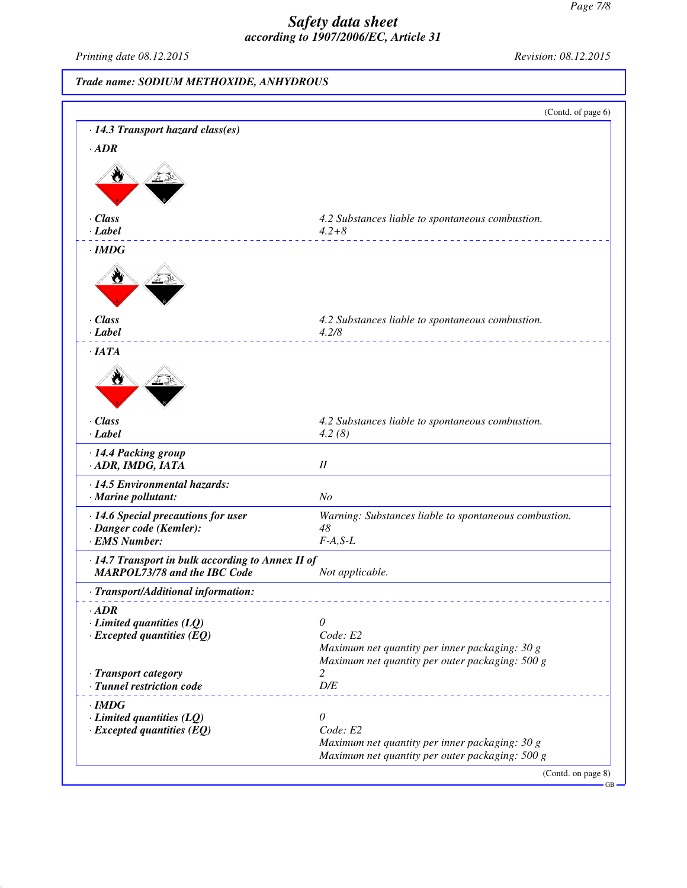**Trade name: SODIUM METHOXIDE, ANHYDROUS**

(Contd. of page 6)

**· 14.3 Transport hazard class(es)**

**· ADR**

| | |
|---|---|
| **· Class** | 4.2 Substances liable to spontaneous combustion. |
| **· Label** | 4.2+8 |

**· IMDG**

| | |
|---|---|
| **· Class** | 4.2 Substances liable to spontaneous combustion. |
| **· Label** | 4.2/8 |

**· IATA**

| | |
|---|---|
| **· Class** | 4.2 Substances liable to spontaneous combustion. |
| **· Label** | 4.2 (8) |

| | |
|---|---|
| **· 14.4 Packing group** | |
| **· ADR, IMDG, IATA** | II |
| **· 14.5 Environmental hazards:** | |
| **· Marine pollutant:** | No |
| **· 14.6 Special precautions for user** | Warning: Substances liable to spontaneous combustion. |
| **· Danger code (Kemler):** | 48 |
| **· EMS Number:** | F-A,S-L |
| **· 14.7 Transport in bulk according to Annex II of MARPOL73/78 and the IBC Code** | Not applicable. |

**· Transport/Additional information:**

**· ADR**

| | |
|---|---|
| **· Limited quantities (LQ)** | 0 |
| **· Excepted quantities (EQ)** | Code: E2<br>Maximum net quantity per inner packaging: 30 g<br>Maximum net quantity per outer packaging: 500 g |
| **· Transport category** | 2 |
| **· Tunnel restriction code** | D/E |

**· IMDG**

| | |
|---|---|
| **· Limited quantities (LQ)** | 0 |
| **· Excepted quantities (EQ)** | Code: E2<br>Maximum net quantity per inner packaging: 30 g<br>Maximum net quantity per outer packaging: 500 g |

(Contd. on page 8)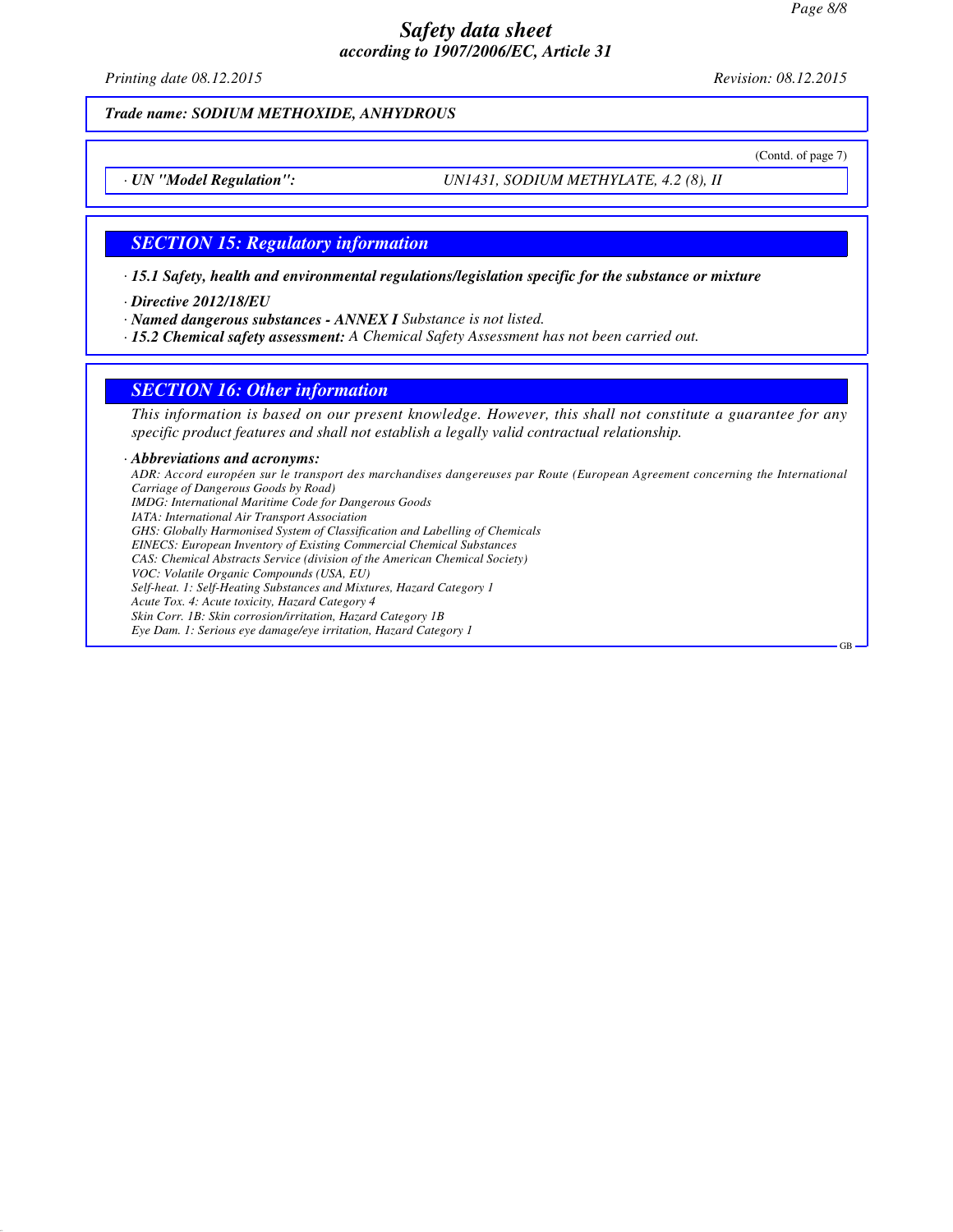*Trade name: SODIUM METHOXIDE, ANHYDROUS*

(Contd. of page 7)

| · UN "Model Regulation": | UN1431, SODIUM METHYLATE, 4.2 (8), II |
|---|---|

## SECTION 15: Regulatory information

· **15.1 Safety, health and environmental regulations/legislation specific for the substance or mixture**

· **Directive 2012/18/EU**

· **Named dangerous substances - ANNEX I** Substance is not listed.

· **15.2 Chemical safety assessment:** A Chemical Safety Assessment has not been carried out.

## SECTION 16: Other information

This information is based on our present knowledge. However, this shall not constitute a guarantee for any specific product features and shall not establish a legally valid contractual relationship.

· **Abbreviations and acronyms:**

ADR: Accord européen sur le transport des marchandises dangereuses par Route (European Agreement concerning the International Carriage of Dangerous Goods by Road)
IMDG: International Maritime Code for Dangerous Goods
IATA: International Air Transport Association
GHS: Globally Harmonised System of Classification and Labelling of Chemicals
EINECS: European Inventory of Existing Commercial Chemical Substances
CAS: Chemical Abstracts Service (division of the American Chemical Society)
VOC: Volatile Organic Compounds (USA, EU)
Self-heat. 1: Self-Heating Substances and Mixtures, Hazard Category 1
Acute Tox. 4: Acute toxicity, Hazard Category 4
Skin Corr. 1B: Skin corrosion/irritation, Hazard Category 1B
Eye Dam. 1: Serious eye damage/eye irritation, Hazard Category 1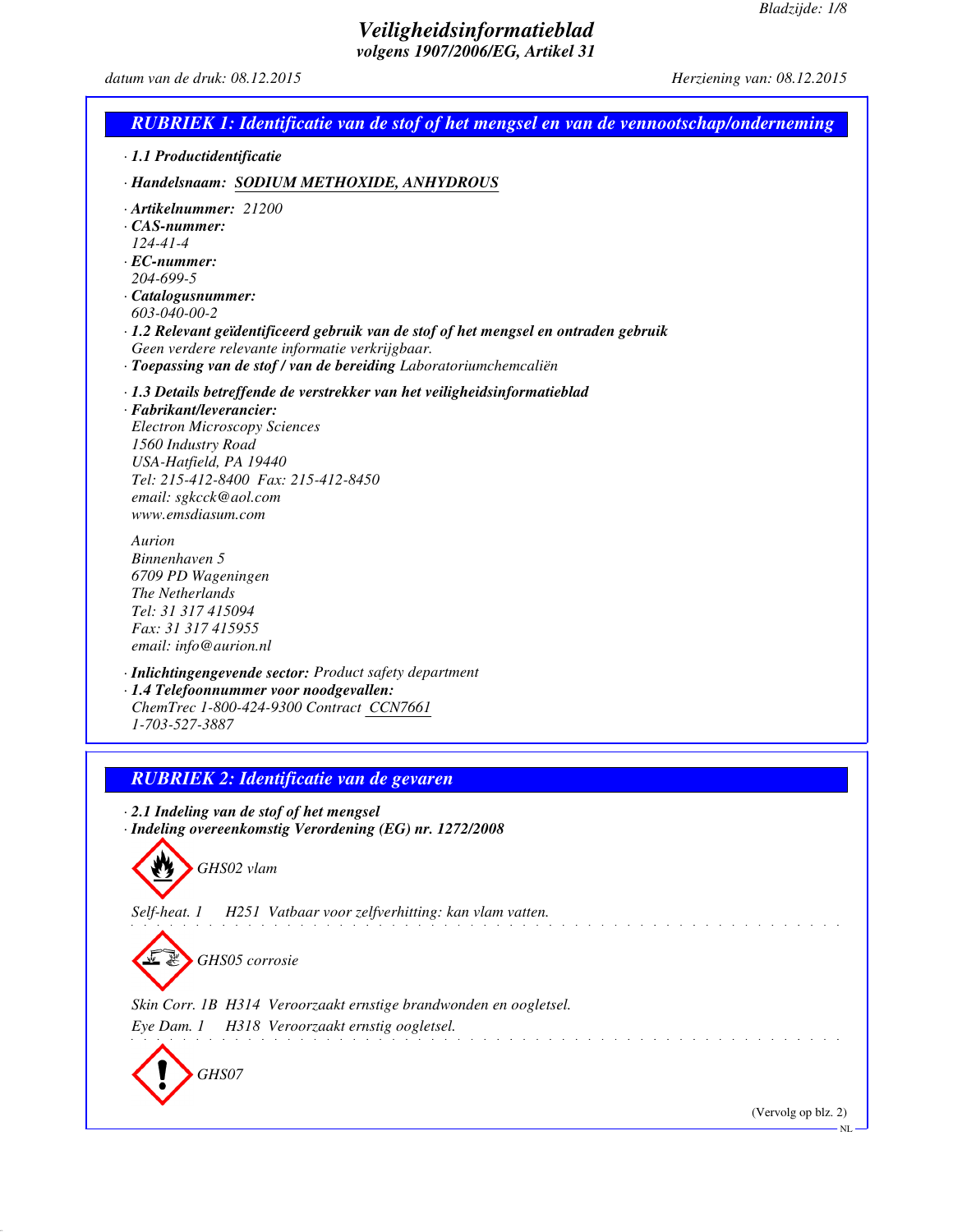# Veiligheidsinformatieblad

*volgens 1907/2006/EG, Artikel 31*

*datum van de druk: 08.12.2015* *Herziening van: 08.12.2015*

## RUBRIEK 1: Identificatie van de stof of het mengsel en van de vennootschap/onderneming

· **1.1 Productidentificatie**

· **Handelsnaam:** **SODIUM METHOXIDE, ANHYDROUS**

· **Artikelnummer:** 21200
· **CAS-nummer:**
124-41-4
· **EC-nummer:**
204-699-5
· **Catalogusnummer:**
603-040-00-2
· **1.2 Relevant geïdentificeerd gebruik van de stof of het mengsel en ontraden gebruik**
Geen verdere relevante informatie verkrijgbaar.
· **Toepassing van de stof / van de bereiding** Laboratoriumchemcaliën

· **1.3 Details betreffende de verstrekker van het veiligheidsinformatieblad**
· **Fabrikant/leverancier:**
Electron Microscopy Sciences
1560 Industry Road
USA-Hatfield, PA 19440
Tel: 215-412-8400 Fax: 215-412-8450
email: sgkcck@aol.com
www.emsdiasum.com

Aurion
Binnenhaven 5
6709 PD Wageningen
The Netherlands
Tel: 31 317 415094
Fax: 31 317 415955
email: info@aurion.nl

· **Inlichtingengevende sector:** Product safety department
· **1.4 Telefoonnummer voor noodgevallen:**
ChemTrec 1-800-424-9300 Contract CCN7661
1-703-527-3887

## RUBRIEK 2: Identificatie van de gevaren

· **2.1 Indeling van de stof of het mengsel**
· **Indeling overeenkomstig Verordening (EG) nr. 1272/2008**

GHS02 vlam

Self-heat. 1 H251 Vatbaar voor zelfverhitting: kan vlam vatten.

GHS05 corrosie

Skin Corr. 1B H314 Veroorzaakt ernstige brandwonden en oogletsel.

Eye Dam. 1 H318 Veroorzaakt ernstig oogletsel.

GHS07

(Vervolg op blz. 2)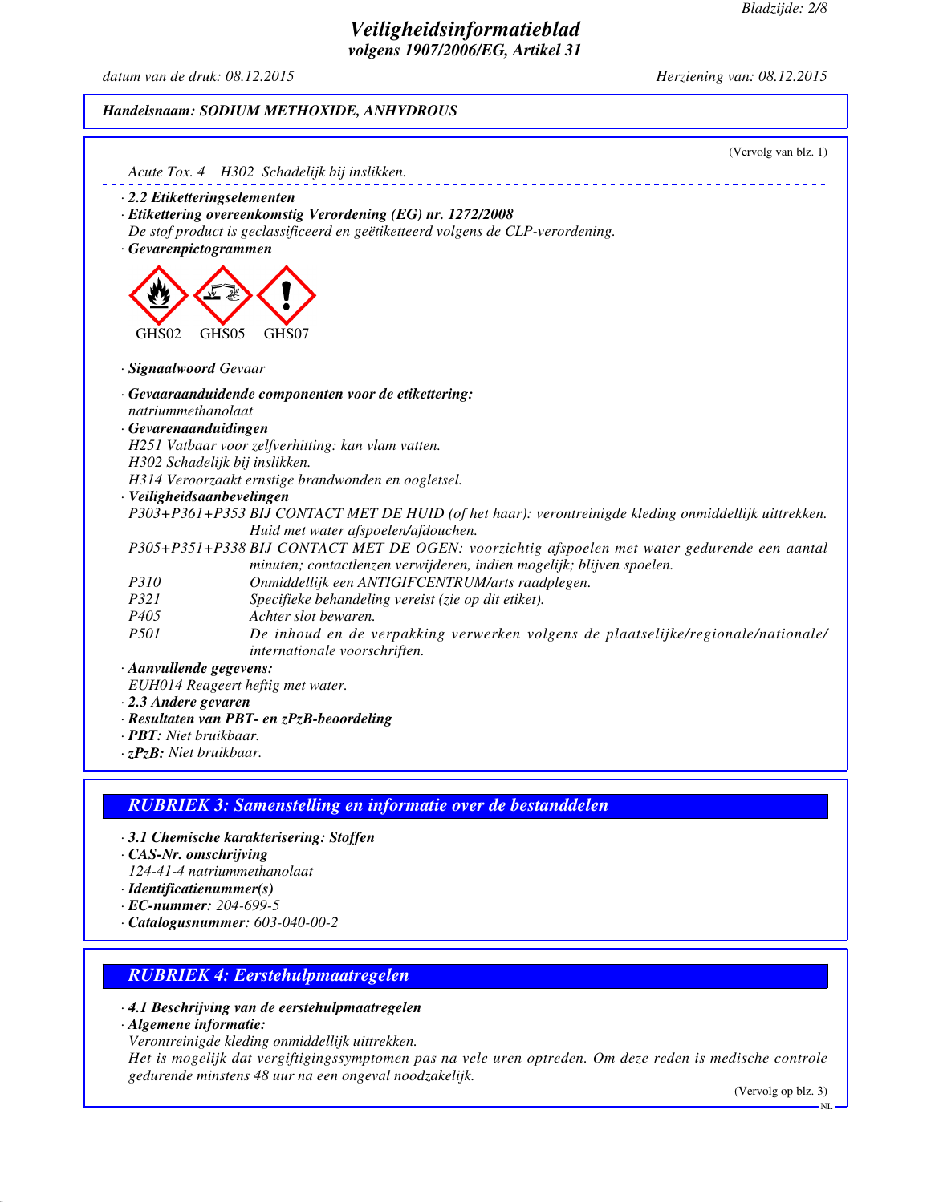(Vervolg van blz. 1)

Acute Tox. 4 H302 Schadelijk bij inslikken.

· **2.2 Etiketteringselementen**

· **Etikettering overeenkomstig Verordening (EG) nr. 1272/2008**

De stof product is geclassificeerd en geëtiketteerd volgens de CLP-verordening.

· **Gevarenpictogrammen**

GHS02 GHS05 GHS07

· **Signaalwoord** Gevaar

· **Gevaaraanduidende componenten voor de etikettering:**

natriummethanolaat

· **Gevarenaanduidingen**

H251 Vatbaar voor zelfverhitting: kan vlam vatten.

H302 Schadelijk bij inslikken.

H314 Veroorzaakt ernstige brandwonden en oogletsel.

· **Veiligheidsaanbevelingen**

P303+P361+P353 BIJ CONTACT MET DE HUID (of het haar): verontreinigde kleding onmiddellijk uittrekken. Huid met water afspoelen/afdouchen.

P305+P351+P338 BIJ CONTACT MET DE OGEN: voorzichtig afspoelen met water gedurende een aantal minuten; contactlenzen verwijderen, indien mogelijk; blijven spoelen.

P310 Onmiddellijk een ANTIGIFCENTRUM/arts raadplegen.

P321 Specifieke behandeling vereist (zie op dit etiket).

P405 Achter slot bewaren.

P501 De inhoud en de verpakking verwerken volgens de plaatselijke/regionale/nationale/internationale voorschriften.

· **Aanvullende gegevens:**

EUH014 Reageert heftig met water.

· **2.3 Andere gevaren**

· **Resultaten van PBT- en zPzB-beoordeling**

· **PBT:** Niet bruikbaar.

· **zPzB:** Niet bruikbaar.

## RUBRIEK 3: Samenstelling en informatie over de bestanddelen

· **3.1 Chemische karakterisering: Stoffen**

· **CAS-Nr. omschrijving**

124-41-4 natriummethanolaat

· **Identificatienummer(s)**

· **EC-nummer:** 204-699-5

· **Catalogusnummer:** 603-040-00-2

## RUBRIEK 4: Eerstehulpmaatregelen

· **4.1 Beschrijving van de eerstehulpmaatregelen**

· **Algemene informatie:**

Verontreinigde kleding onmiddellijk uittrekken.

Het is mogelijk dat vergiftigingssymptomen pas na vele uren optreden. Om deze reden is medische controle gedurende minstens 48 uur na een ongeval noodzakelijk.

(Vervolg op blz. 3)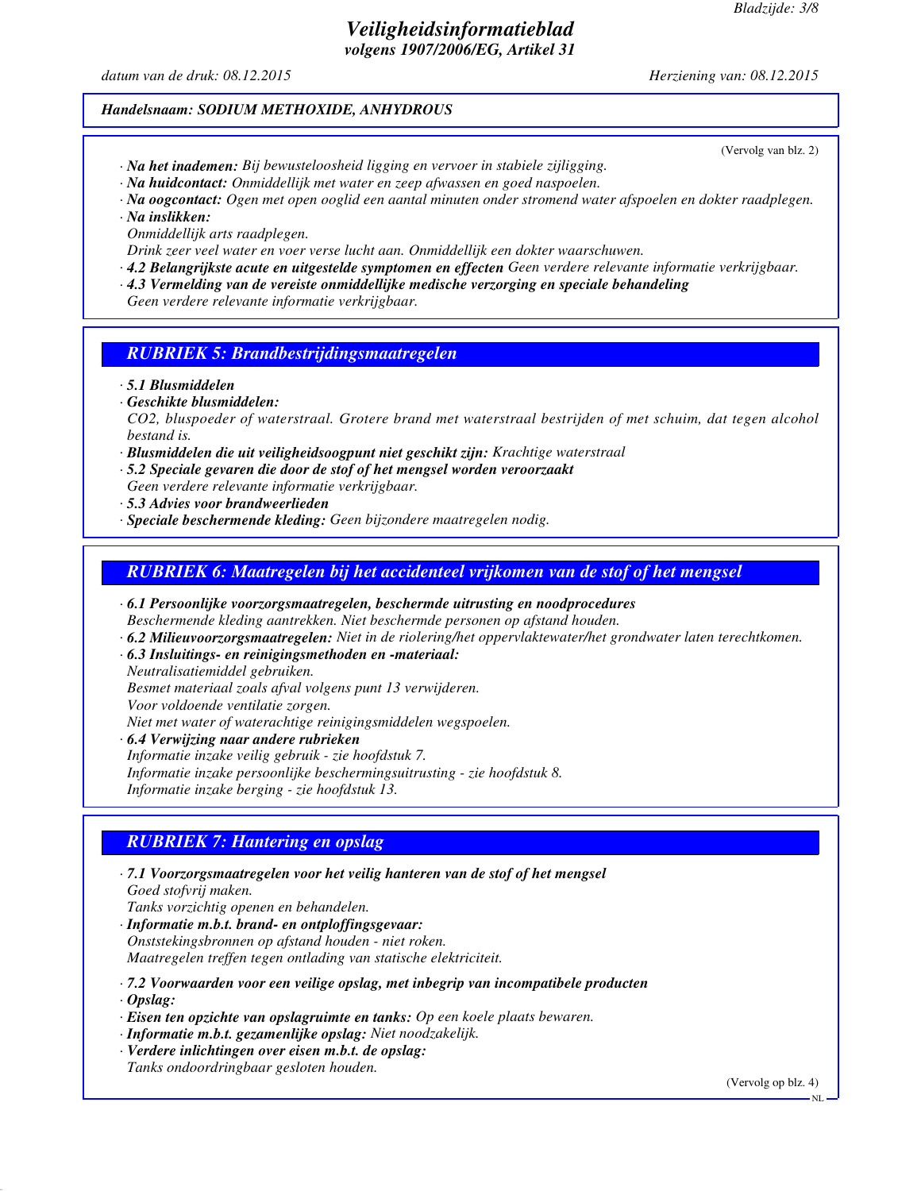**Handelsnaam: SODIUM METHOXIDE, ANHYDROUS**

(Vervolg van blz. 2)

- **Na het inademen:** Bij bewusteloosheid ligging en vervoer in stabiele zijligging.
- **Na huidcontact:** Onmiddellijk met water en zeep afwassen en goed naspoelen.
- **Na oogcontact:** Ogen met open ooglid een aantal minuten onder stromend water afspoelen en dokter raadplegen.
- **Na inslikken:**
  Onmiddellijk arts raadplegen.
  Drink zeer veel water en voer verse lucht aan. Onmiddellijk een dokter waarschuwen.
- **4.2 Belangrijkste acute en uitgestelde symptomen en effecten** Geen verdere relevante informatie verkrijgbaar.
- **4.3 Vermelding van de vereiste onmiddellijke medische verzorging en speciale behandeling**
  Geen verdere relevante informatie verkrijgbaar.

## RUBRIEK 5: Brandbestrijdingsmaatregelen

- **5.1 Blusmiddelen**
- **Geschikte blusmiddelen:**
  $CO_2$, bluspoeder of waterstraal. Grotere brand met waterstraal bestrijden of met schuim, dat tegen alcohol bestand is.
- **Blusmiddelen die uit veiligheidsoogpunt niet geschikt zijn:** Krachtige waterstraal
- **5.2 Speciale gevaren die door de stof of het mengsel worden veroorzaakt**
  Geen verdere relevante informatie verkrijgbaar.
- **5.3 Advies voor brandweerlieden**
- **Speciale beschermende kleding:** Geen bijzondere maatregelen nodig.

## RUBRIEK 6: Maatregelen bij het accidenteel vrijkomen van de stof of het mengsel

- **6.1 Persoonlijke voorzorgsmaatregelen, beschermde uitrusting en noodprocedures**
  Beschermende kleding aantrekken. Niet beschermde personen op afstand houden.
- **6.2 Milieuvoorzorgsmaatregelen:** Niet in de riolering/het oppervlaktewater/het grondwater laten terechtkomen.
- **6.3 Insluitings- en reinigingsmethoden en -materiaal:**
  Neutralisatiemiddel gebruiken.
  Besmet materiaal zoals afval volgens punt 13 verwijderen.
  Voor voldoende ventilatie zorgen.
  Niet met water of waterachtige reinigingsmiddelen wegspoelen.
- **6.4 Verwijzing naar andere rubrieken**
  Informatie inzake veilig gebruik - zie hoofdstuk 7.
  Informatie inzake persoonlijke beschermingsuitrusting - zie hoofdstuk 8.
  Informatie inzake berging - zie hoofdstuk 13.

## RUBRIEK 7: Hantering en opslag

- **7.1 Voorzorgsmaatregelen voor het veilig hanteren van de stof of het mengsel**
  Goed stofvrij maken.
  Tanks vorzichtig openen en behandelen.
- **Informatie m.b.t. brand- en ontploffingsgevaar:**
  Onststekingsbronnen op afstand houden - niet roken.
  Maatregelen treffen tegen ontlading van statische elektriciteit.
- **7.2 Voorwaarden voor een veilige opslag, met inbegrip van incompatibele producten**
- **Opslag:**
- **Eisen ten opzichte van opslagruimte en tanks:** Op een koele plaats bewaren.
- **Informatie m.b.t. gezamenlijke opslag:** Niet noodzakelijk.
- **Verdere inlichtingen over eisen m.b.t. de opslag:**
  Tanks ondoordringbaar gesloten houden.

(Vervolg op blz. 4)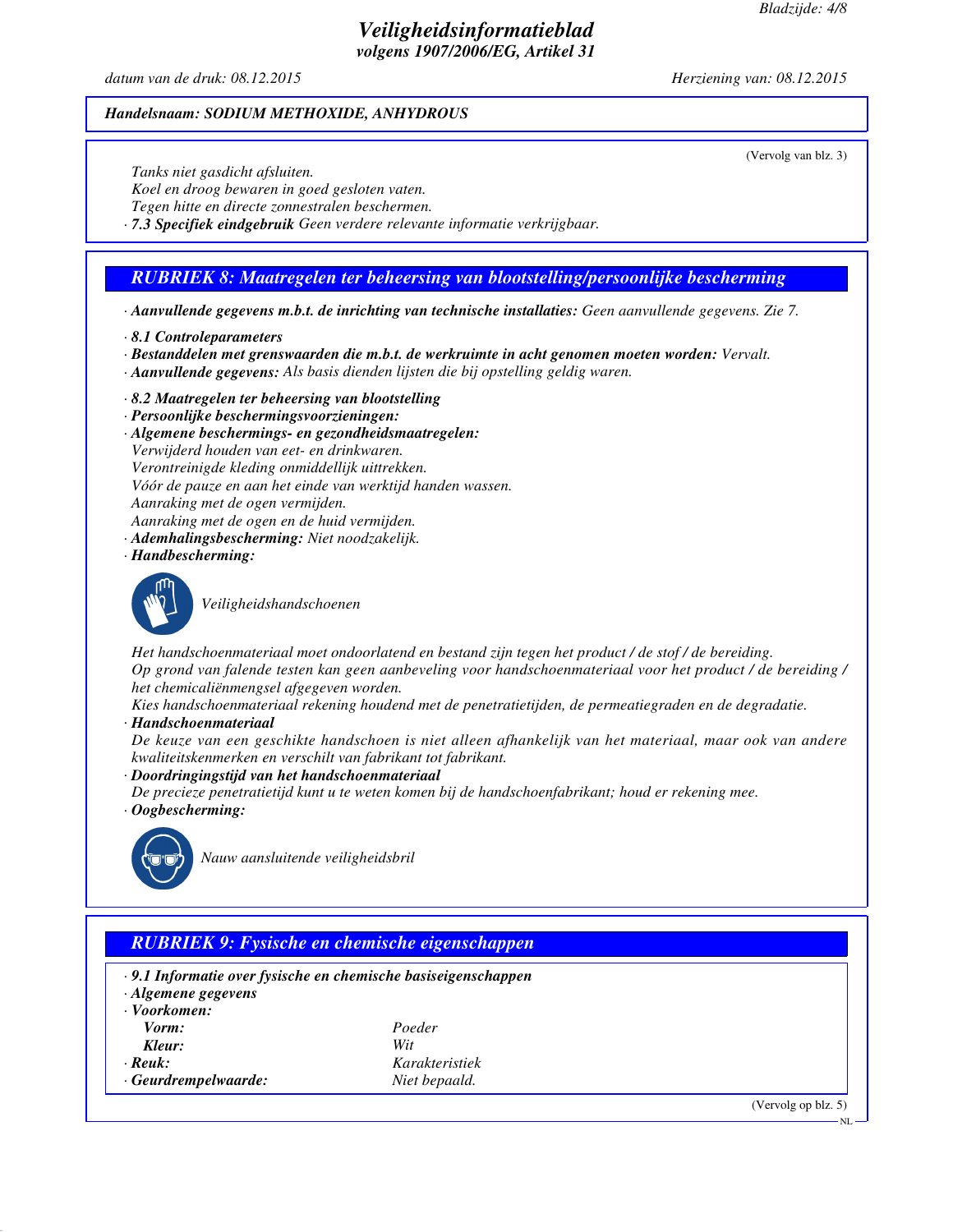*Handelsnaam: SODIUM METHOXIDE, ANHYDROUS*

(Vervolg van blz. 3)

Tanks niet gasdicht afsluiten.
Koel en droog bewaren in goed gesloten vaten.
Tegen hitte en directe zonnestralen beschermen.

· **7.3 Specifiek eindgebruik** Geen verdere relevante informatie verkrijgbaar.

## RUBRIEK 8: Maatregelen ter beheersing van blootstelling/persoonlijke bescherming

· **Aanvullende gegevens m.b.t. de inrichting van technische installaties:** Geen aanvullende gegevens. Zie 7.

· **8.1 Controleparameters**
· **Bestanddelen met grenswaarden die m.b.t. de werkruimte in acht genomen moeten worden:** Vervalt.
· **Aanvullende gegevens:** Als basis dienden lijsten die bij opstelling geldig waren.

· **8.2 Maatregelen ter beheersing van blootstelling**
· **Persoonlijke beschermingsvoorzieningen:**
· **Algemene beschermings- en gezondheidsmaatregelen:**
Verwijderd houden van eet- en drinkwaren.
Verontreinigde kleding onmiddellijk uittrekken.
Vóór de pauze en aan het einde van werktijd handen wassen.
Aanraking met de ogen vermijden.
Aanraking met de ogen en de huid vermijden.
· **Ademhalingsbescherming:** Niet noodzakelijk.
· **Handbescherming:**

Veiligheidshandschoenen

Het handschoenmateriaal moet ondoorlatend en bestand zijn tegen het product / de stof / de bereiding.
Op grond van falende testen kan geen aanbeveling voor handschoenmateriaal voor het product / de bereiding / het chemicaliënmengsel afgegeven worden.
Kies handschoenmateriaal rekening houdend met de penetratietijden, de permeatiegraden en de degradatie.
· **Handschoenmateriaal**
De keuze van een geschikte handschoen is niet alleen afhankelijk van het materiaal, maar ook van andere kwaliteitskenmerken en verschilt van fabrikant tot fabrikant.
· **Doordringingstijd van het handschoenmateriaal**
De precieze penetratietijd kunt u te weten komen bij de handschoenfabrikant; houd er rekening mee.
· **Oogbescherming:**

Nauw aansluitende veiligheidsbril

## RUBRIEK 9: Fysische en chemische eigenschappen

· **9.1 Informatie over fysische en chemische basiseigenschappen**
· **Algemene gegevens**
· **Voorkomen:**

| | |
|---|---|
| **Vorm:** | Poeder |
| **Kleur:** | Wit |
| · **Reuk:** | Karakteristiek |
| · **Geurdrempelwaarde:** | Niet bepaald. |

(Vervolg op blz. 5)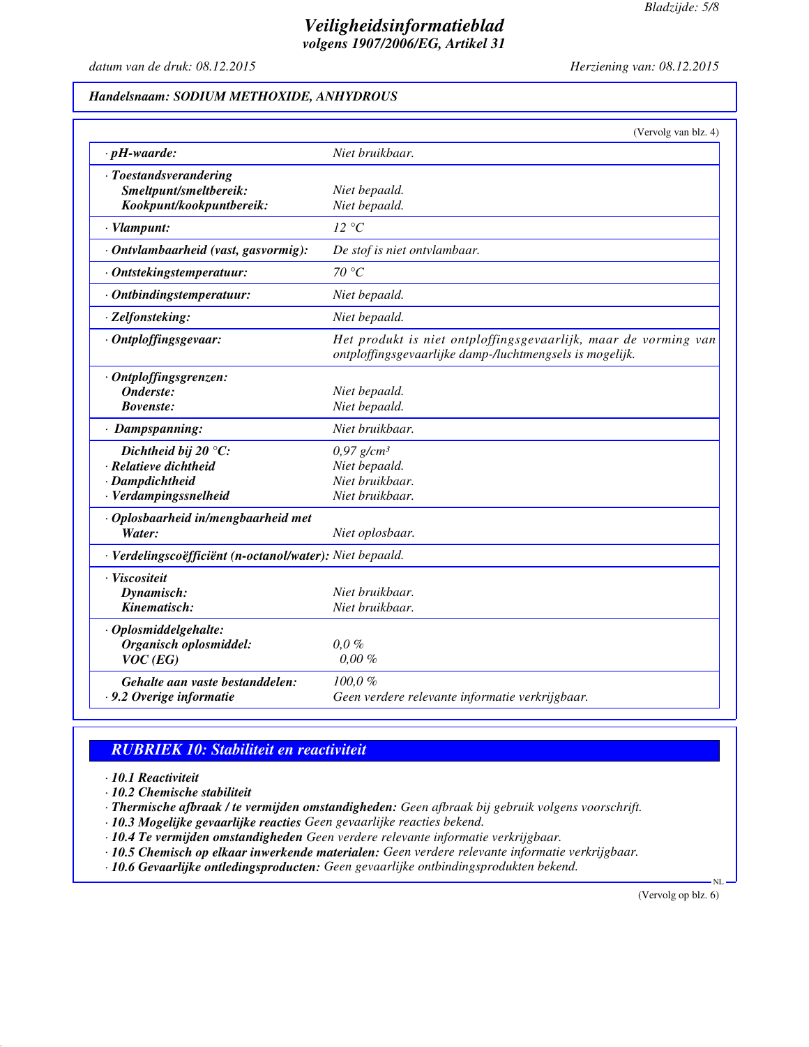## Veiligheidsinformatieblad
### volgens 1907/2006/EG, Artikel 31

*datum van de druk: 08.12.2015* — *Herziening van: 08.12.2015*

**Handelsnaam: SODIUM METHOXIDE, ANHYDROUS**

(Vervolg van blz. 4)

| | |
|---|---|
| · **pH-waarde:** | *Niet bruikbaar.* |
| · **Toestandsverandering** | |
| **Smeltpunt/smeltbereik:** | *Niet bepaald.* |
| **Kookpunt/kookpuntbereik:** | *Niet bepaald.* |
| · **Vlampunt:** | *12 °C* |
| · **Ontvlambaarheid (vast, gasvormig):** | *De stof is niet ontvlambaar.* |
| · **Ontstekingstemperatuur:** | *70 °C* |
| · **Ontbindingstemperatuur:** | *Niet bepaald.* |
| · **Zelfonsteking:** | *Niet bepaald.* |
| · **Ontploffingsgevaar:** | *Het produkt is niet ontploffingsgevaarlijk, maar de vorming van ontploffingsgevaarlijke damp-/luchtmengsels is mogelijk.* |
| · **Ontploffingsgrenzen:** | |
| **Onderste:** | *Niet bepaald.* |
| **Bovenste:** | *Niet bepaald.* |
| · **Dampspanning:** | *Niet bruikbaar.* |
| **Dichtheid bij 20 °C:** | *0,97 g/cm³* |
| · **Relatieve dichtheid** | *Niet bepaald.* |
| · **Dampdichtheid** | *Niet bruikbaar.* |
| · **Verdampingssnelheid** | *Niet bruikbaar.* |
| · **Oplosbaarheid in/mengbaarheid met** | |
| **Water:** | *Niet oplosbaar.* |
| · **Verdelingscoëfficiënt (n-octanol/water):** | *Niet bepaald.* |
| · **Viscositeit** | |
| **Dynamisch:** | *Niet bruikbaar.* |
| **Kinematisch:** | *Niet bruikbaar.* |
| · **Oplosmiddelgehalte:** | |
| **Organisch oplosmiddel:** | *0,0 %* |
| **VOC (EG)** | *0,00 %* |
| **Gehalte aan vaste bestanddelen:** | *100,0 %* |
| · **9.2 Overige informatie** | *Geen verdere relevante informatie verkrijgbaar.* |

## RUBRIEK 10: Stabiliteit en reactiviteit

· **10.1 Reactiviteit**
· **10.2 Chemische stabiliteit**
· **Thermische afbraak / te vermijden omstandigheden:** *Geen afbraak bij gebruik volgens voorschrift.*
· **10.3 Mogelijke gevaarlijke reacties** *Geen gevaarlijke reacties bekend.*
· **10.4 Te vermijden omstandigheden** *Geen verdere relevante informatie verkrijgbaar.*
· **10.5 Chemisch op elkaar inwerkende materialen:** *Geen verdere relevante informatie verkrijgbaar.*
· **10.6 Gevaarlijke ontledingsproducten:** *Geen gevaarlijke ontbindingsprodukten bekend.*

(Vervolg op blz. 6)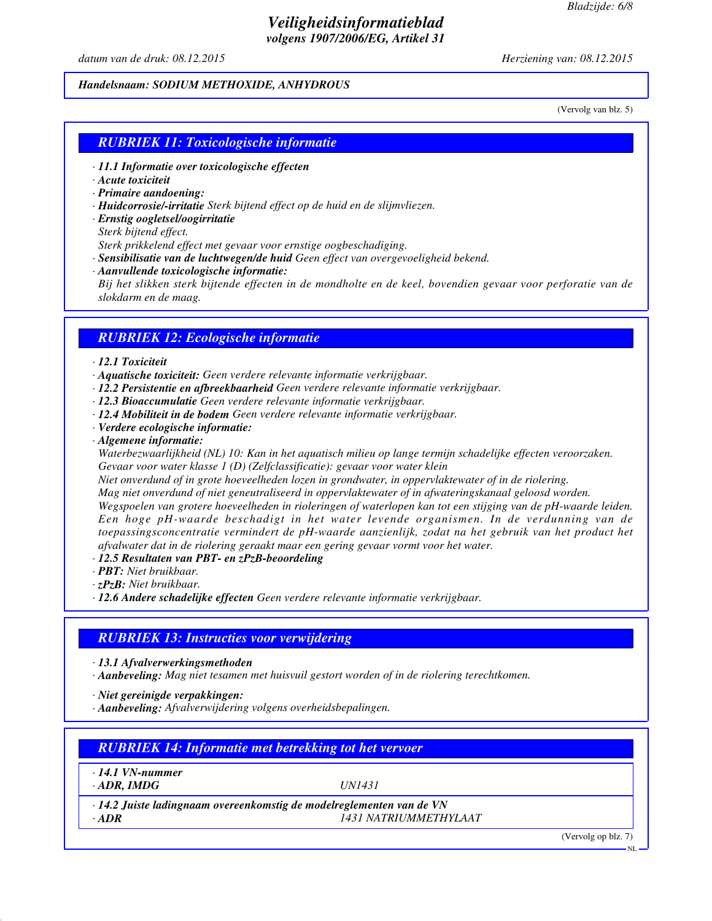**Handelsnaam: SODIUM METHOXIDE, ANHYDROUS**

(Vervolg van blz. 5)

## RUBRIEK 11: Toxicologische informatie

- **11.1 Informatie over toxicologische effecten**
- **Acute toxiciteit**
- **Primaire aandoening:**
- **Huidcorrosie/-irritatie** Sterk bijtend effect op de huid en de slijmvliezen.
- **Ernstig oogletsel/oogirritatie**
  Sterk bijtend effect.
  Sterk prikkelend effect met gevaar voor ernstige oogbeschadiging.
- **Sensibilisatie van de luchtwegen/de huid** Geen effect van overgevoeligheid bekend.
- **Aanvullende toxicologische informatie:**
  Bij het slikken sterk bijtende effecten in de mondholte en de keel, bovendien gevaar voor perforatie van de slokdarm en de maag.

## RUBRIEK 12: Ecologische informatie

- **12.1 Toxiciteit**
- **Aquatische toxiciteit:** Geen verdere relevante informatie verkrijgbaar.
- **12.2 Persistentie en afbreekbaarheid** Geen verdere relevante informatie verkrijgbaar.
- **12.3 Bioaccumulatie** Geen verdere relevante informatie verkrijgbaar.
- **12.4 Mobiliteit in de bodem** Geen verdere relevante informatie verkrijgbaar.
- **Verdere ecologische informatie:**
- **Algemene informatie:**
  Waterbezwaarlijkheid (NL) 10: Kan in het aquatisch milieu op lange termijn schadelijke effecten veroorzaken.
  Gevaar voor water klasse 1 (D) (Zelfclassificatie): gevaar voor water klein
  Niet onverdund of in grote hoeveelheden lozen in grondwater, in oppervlaktewater of in de riolering.
  Mag niet onverdund of niet geneutraliseerd in oppervlaktewater of in afwateringskanaal geloosd worden.
  Wegspoelen van grotere hoeveelheden in rioleringen of waterlopen kan tot een stijging van de pH-waarde leiden. Een hoge pH-waarde beschadigt in het water levende organismen. In de verdunning van de toepassingsconcentratie vermindert de pH-waarde aanzienlijk, zodat na het gebruik van het product het afvalwater dat in de riolering geraakt maar een gering gevaar vormt voor het water.
- **12.5 Resultaten van PBT- en zPzB-beoordeling**
- **PBT:** Niet bruikbaar.
- **zPzB:** Niet bruikbaar.
- **12.6 Andere schadelijke effecten** Geen verdere relevante informatie verkrijgbaar.

## RUBRIEK 13: Instructies voor verwijdering

- **13.1 Afvalverwerkingsmethoden**
- **Aanbeveling:** Mag niet tesamen met huisvuil gestort worden of in de riolering terechtkomen.

- **Niet gereinigde verpakkingen:**
- **Aanbeveling:** Afvalverwijdering volgens overheidsbepalingen.

## RUBRIEK 14: Informatie met betrekking tot het vervoer

| | |
|---|---|
| **· 14.1 VN-nummer** | |
| **· ADR, IMDG** | UN1431 |
| **· 14.2 Juiste ladingnaam overeenkomstig de modelreglementen van de VN** | |
| **· ADR** | 1431 NATRIUMMETHYLAAT |

(Vervolg op blz. 7)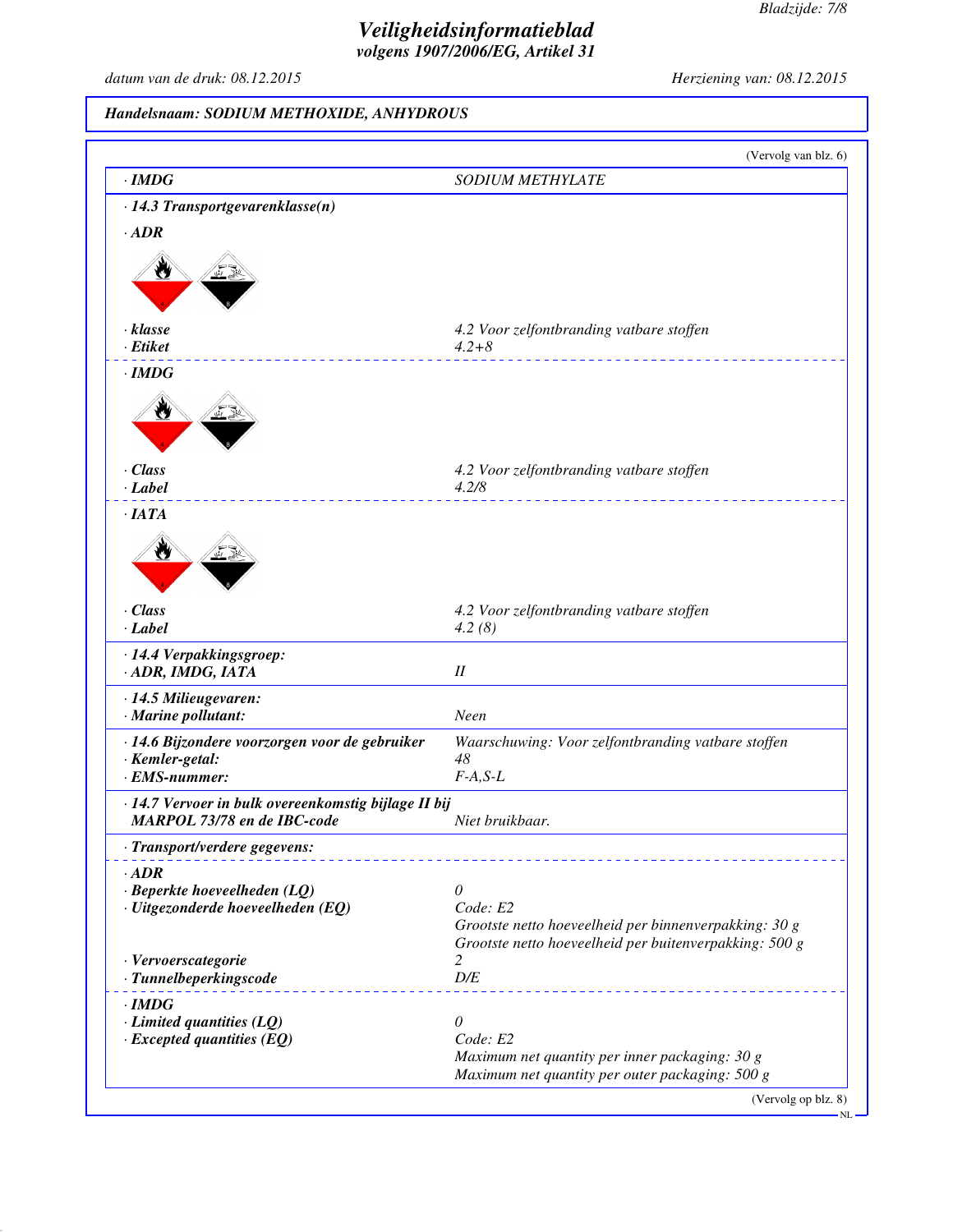**Handelsnaam: SODIUM METHOXIDE, ANHYDROUS**

(Vervolg van blz. 6)

| | |
|---|---|
| · **IMDG** | SODIUM METHYLATE |

· **14.3 Transportgevarenklasse(n)**

· **ADR**

| | |
|---|---|
| · **klasse** | 4.2 Voor zelfontbranding vatbare stoffen |
| · **Etiket** | 4.2+8 |

· **IMDG**

| | |
|---|---|
| · **Class** | 4.2 Voor zelfontbranding vatbare stoffen |
| · **Label** | 4.2/8 |

· **IATA**

| | |
|---|---|
| · **Class** | 4.2 Voor zelfontbranding vatbare stoffen |
| · **Label** | 4.2 (8) |

| | |
|---|---|
| · **14.4 Verpakkingsgroep:** | |
| · **ADR, IMDG, IATA** | II |
| · **14.5 Milieugevaren:** | |
| · **Marine pollutant:** | Neen |
| · **14.6 Bijzondere voorzorgen voor de gebruiker** | Waarschuwing: Voor zelfontbranding vatbare stoffen |
| · **Kemler-getal:** | 48 |
| · **EMS-nummer:** | F-A,S-L |
| · **14.7 Vervoer in bulk overeenkomstig bijlage II bij MARPOL 73/78 en de IBC-code** | Niet bruikbaar. |

· **Transport/verdere gegevens:**

· **ADR**

| | |
|---|---|
| · **Beperkte hoeveelheden (LQ)** | 0 |
| · **Uitgezonderde hoeveelheden (EQ)** | Code: E2<br>Grootste netto hoeveelheid per binnenverpakking: 30 g<br>Grootste netto hoeveelheid per buitenverpakking: 500 g |
| · **Vervoerscategorie** | 2 |
| · **Tunnelbeperkingscode** | D/E |

· **IMDG**

| | |
|---|---|
| · **Limited quantities (LQ)** | 0 |
| · **Excepted quantities (EQ)** | Code: E2<br>Maximum net quantity per inner packaging: 30 g<br>Maximum net quantity per outer packaging: 500 g |

(Vervolg op blz. 8)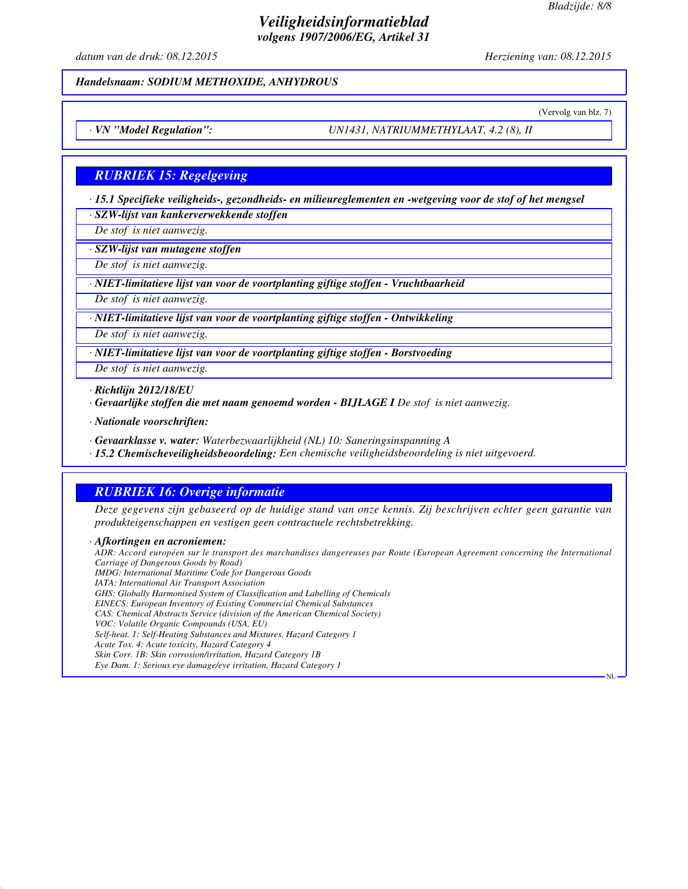*Handelsnaam: SODIUM METHOXIDE, ANHYDROUS*

(Vervolg van blz. 7)

· *VN "Model Regulation":* UN1431, NATRIUMMETHYLAAT, 4.2 (8), II

## RUBRIEK 15: Regelgeving

· **15.1 Specifieke veiligheids-, gezondheids- en milieureglementen en -wetgeving voor de stof of het mengsel**

· **SZW-lijst van kankerverwekkende stoffen**

De stof is niet aanwezig.

· **SZW-lijst van mutagene stoffen**

De stof is niet aanwezig.

· **NIET-limitatieve lijst van voor de voortplanting giftige stoffen - Vruchtbaarheid**

De stof is niet aanwezig.

· **NIET-limitatieve lijst van voor de voortplanting giftige stoffen - Ontwikkeling**

De stof is niet aanwezig.

· **NIET-limitatieve lijst van voor de voortplanting giftige stoffen - Borstvoeding**

De stof is niet aanwezig.

· **Richtlijn 2012/18/EU**

· **Gevaarlijke stoffen die met naam genoemd worden - BIJLAGE I** De stof is niet aanwezig.

· **Nationale voorschriften:**

· **Gevaarklasse v. water:** Waterbezwaarlijkheid (NL) 10: Saneringsinspanning A

· **15.2 Chemischeveiligheidsbeoordeling:** Een chemische veiligheidsbeoordeling is niet uitgevoerd.

## RUBRIEK 16: Overige informatie

Deze gegevens zijn gebaseerd op de huidige stand van onze kennis. Zij beschrijven echter geen garantie van produkteigenschappen en vestigen geen contractuele rechtsbetrekking.

· **Afkortingen en acroniemen:**

ADR: Accord européen sur le transport des marchandises dangereuses par Route (European Agreement concerning the International Carriage of Dangerous Goods by Road)
IMDG: International Maritime Code for Dangerous Goods
IATA: International Air Transport Association
GHS: Globally Harmonised System of Classification and Labelling of Chemicals
EINECS: European Inventory of Existing Commercial Chemical Substances
CAS: Chemical Abstracts Service (division of the American Chemical Society)
VOC: Volatile Organic Compounds (USA, EU)
Self-heat. 1: Self-Heating Substances and Mixtures, Hazard Category 1
Acute Tox. 4: Acute toxicity, Hazard Category 4
Skin Corr. 1B: Skin corrosion/irritation, Hazard Category 1B
Eye Dam. 1: Serious eye damage/eye irritation, Hazard Category 1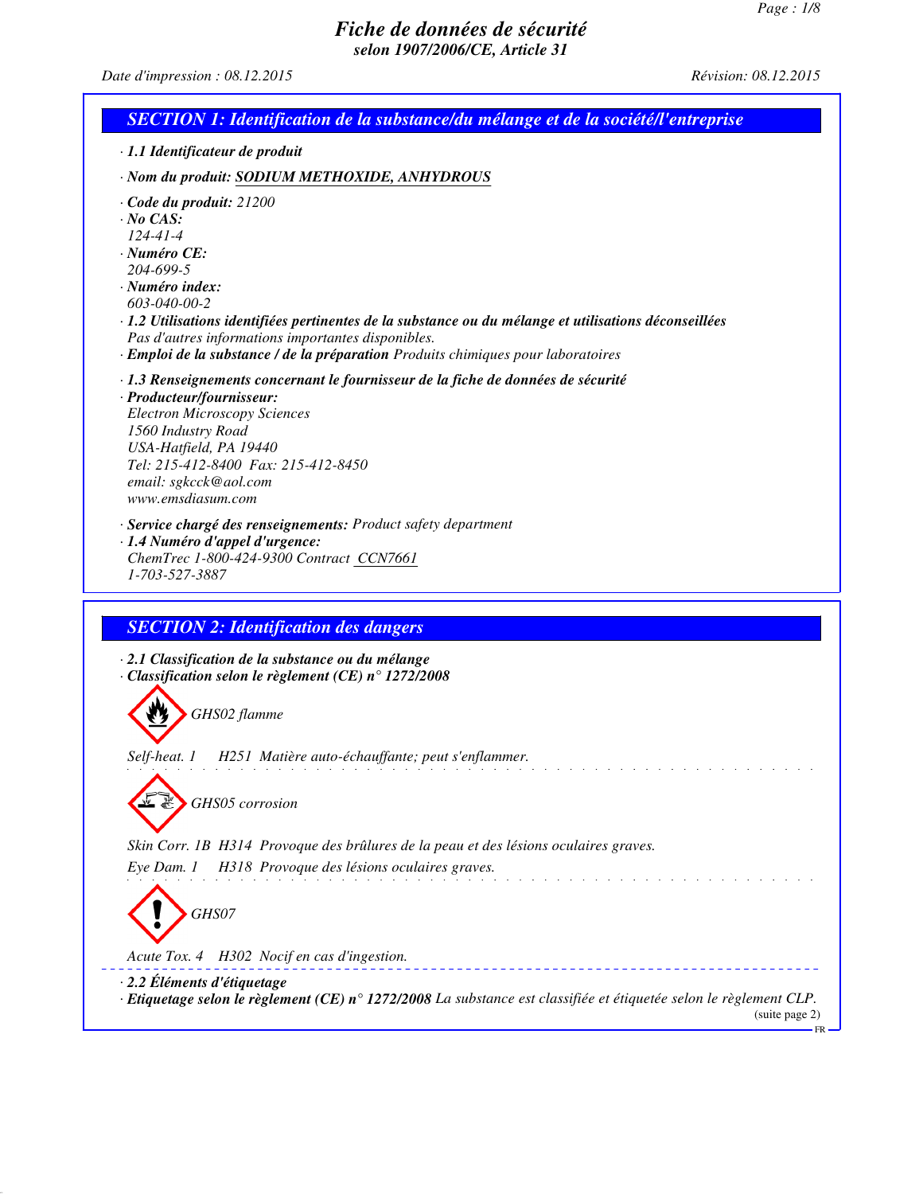# Fiche de données de sécurité

**selon 1907/2006/CE, Article 31**

Date d'impression : 08.12.2015 Révision: 08.12.2015

## SECTION 1: Identification de la substance/du mélange et de la société/l'entreprise

· **1.1 Identificateur de produit**

· **Nom du produit:** **SODIUM METHOXIDE, ANHYDROUS**

· **Code du produit:** 21200
· **No CAS:**
124-41-4
· **Numéro CE:**
204-699-5
· **Numéro index:**
603-040-00-2
· **1.2 Utilisations identifiées pertinentes de la substance ou du mélange et utilisations déconseillées**
Pas d'autres informations importantes disponibles.
· **Emploi de la substance / de la préparation** Produits chimiques pour laboratoires

· **1.3 Renseignements concernant le fournisseur de la fiche de données de sécurité**
· **Producteur/fournisseur:**
Electron Microscopy Sciences
1560 Industry Road
USA-Hatfield, PA 19440
Tel: 215-412-8400 Fax: 215-412-8450
email: sgkcck@aol.com
www.emsdiasum.com

· **Service chargé des renseignements:** Product safety department
· **1.4 Numéro d'appel d'urgence:**
ChemTrec 1-800-424-9300 Contract CCN7661
1-703-527-3887

## SECTION 2: Identification des dangers

· **2.1 Classification de la substance ou du mélange**
· **Classification selon le règlement (CE) n° 1272/2008**

GHS02 flamme

Self-heat. 1 H251 Matière auto-échauffante; peut s'enflammer.

GHS05 corrosion

Skin Corr. 1B H314 Provoque des brûlures de la peau et des lésions oculaires graves.

Eye Dam. 1 H318 Provoque des lésions oculaires graves.

GHS07

Acute Tox. 4 H302 Nocif en cas d'ingestion.

· **2.2 Éléments d'étiquetage**
· **Etiquetage selon le règlement (CE) n° 1272/2008** La substance est classifiée et étiquetée selon le règlement CLP.

(suite page 2)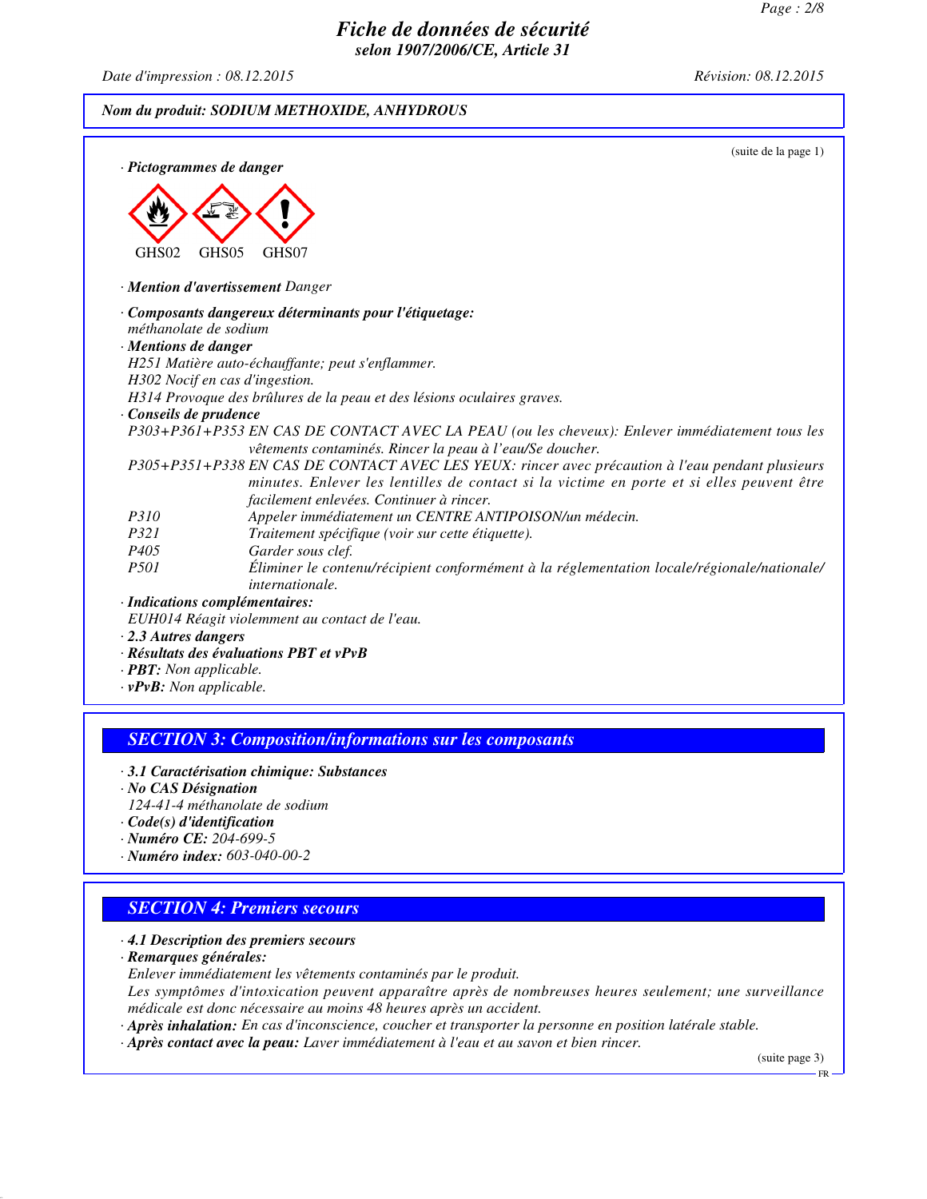(suite de la page 1)

· **Pictogrammes de danger**

GHS02 GHS05 GHS07

· **Mention d'avertissement** *Danger*

· **Composants dangereux déterminants pour l'étiquetage:**
*méthanolate de sodium*

· **Mentions de danger**
*H251 Matière auto-échauffante; peut s'enflammer.*
*H302 Nocif en cas d'ingestion.*
*H314 Provoque des brûlures de la peau et des lésions oculaires graves.*

· **Conseils de prudence**

*P303+P361+P353 EN CAS DE CONTACT AVEC LA PEAU (ou les cheveux): Enlever immédiatement tous les vêtements contaminés. Rincer la peau à l'eau/Se doucher.*

*P305+P351+P338 EN CAS DE CONTACT AVEC LES YEUX: rincer avec précaution à l'eau pendant plusieurs minutes. Enlever les lentilles de contact si la victime en porte et si elles peuvent être facilement enlevées. Continuer à rincer.*

*P310 Appeler immédiatement un CENTRE ANTIPOISON/un médecin.*

*P321 Traitement spécifique (voir sur cette étiquette).*

*P405 Garder sous clef.*

*P501 Éliminer le contenu/récipient conformément à la réglementation locale/régionale/nationale/internationale.*

· **Indications complémentaires:**
*EUH014 Réagit violemment au contact de l'eau.*

· **2.3 Autres dangers**

· **Résultats des évaluations PBT et vPvB**

· **PBT:** *Non applicable.*

· **vPvB:** *Non applicable.*

## SECTION 3: Composition/informations sur les composants

· **3.1 Caractérisation chimique: Substances**

· **No CAS Désignation**
*124-41-4 méthanolate de sodium*

· **Code(s) d'identification**

· **Numéro CE:** *204-699-5*

· **Numéro index:** *603-040-00-2*

## SECTION 4: Premiers secours

· **4.1 Description des premiers secours**

· **Remarques générales:**
*Enlever immédiatement les vêtements contaminés par le produit.*
*Les symptômes d'intoxication peuvent apparaître après de nombreuses heures seulement; une surveillance médicale est donc nécessaire au moins 48 heures après un accident.*

· **Après inhalation:** *En cas d'inconscience, coucher et transporter la personne en position latérale stable.*

· **Après contact avec la peau:** *Laver immédiatement à l'eau et au savon et bien rincer.*

(suite page 3)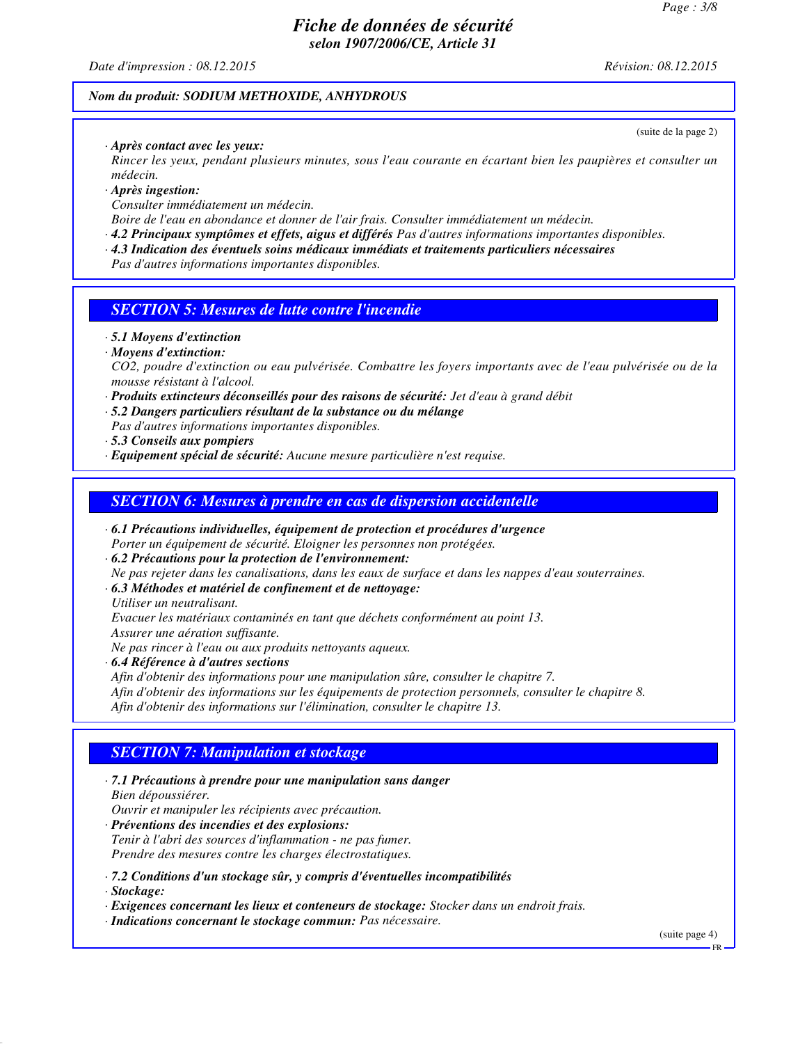*Nom du produit: SODIUM METHOXIDE, ANHYDROUS*

(suite de la page 2)

· ***Après contact avec les yeux:***
*Rincer les yeux, pendant plusieurs minutes, sous l'eau courante en écartant bien les paupières et consulter un médecin.*

· ***Après ingestion:***
*Consulter immédiatement un médecin.*
*Boire de l'eau en abondance et donner de l'air frais. Consulter immédiatement un médecin.*

· ***4.2 Principaux symptômes et effets, aigus et différés*** *Pas d'autres informations importantes disponibles.*

· ***4.3 Indication des éventuels soins médicaux immédiats et traitements particuliers nécessaires***
*Pas d'autres informations importantes disponibles.*

## SECTION 5: Mesures de lutte contre l'incendie

· ***5.1 Moyens d'extinction***

· ***Moyens d'extinction:***
*$CO_2$, poudre d'extinction ou eau pulvérisée. Combattre les foyers importants avec de l'eau pulvérisée ou de la mousse résistant à l'alcool.*

· ***Produits extincteurs déconseillés pour des raisons de sécurité:*** *Jet d'eau à grand débit*

· ***5.2 Dangers particuliers résultant de la substance ou du mélange***
*Pas d'autres informations importantes disponibles.*

· ***5.3 Conseils aux pompiers***

· ***Equipement spécial de sécurité:*** *Aucune mesure particulière n'est requise.*

## SECTION 6: Mesures à prendre en cas de dispersion accidentelle

· ***6.1 Précautions individuelles, équipement de protection et procédures d'urgence***
*Porter un équipement de sécurité. Eloigner les personnes non protégées.*

· ***6.2 Précautions pour la protection de l'environnement:***
*Ne pas rejeter dans les canalisations, dans les eaux de surface et dans les nappes d'eau souterraines.*

· ***6.3 Méthodes et matériel de confinement et de nettoyage:***
*Utiliser un neutralisant.*
*Evacuer les matériaux contaminés en tant que déchets conformément au point 13.*
*Assurer une aération suffisante.*
*Ne pas rincer à l'eau ou aux produits nettoyants aqueux.*

· ***6.4 Référence à d'autres sections***
*Afin d'obtenir des informations pour une manipulation sûre, consulter le chapitre 7.*
*Afin d'obtenir des informations sur les équipements de protection personnels, consulter le chapitre 8.*
*Afin d'obtenir des informations sur l'élimination, consulter le chapitre 13.*

## SECTION 7: Manipulation et stockage

· ***7.1 Précautions à prendre pour une manipulation sans danger***
*Bien dépoussiérer.*
*Ouvrir et manipuler les récipients avec précaution.*

· ***Préventions des incendies et des explosions:***
*Tenir à l'abri des sources d'inflammation - ne pas fumer.*
*Prendre des mesures contre les charges électrostatiques.*

· ***7.2 Conditions d'un stockage sûr, y compris d'éventuelles incompatibilités***

· ***Stockage:***

· ***Exigences concernant les lieux et conteneurs de stockage:*** *Stocker dans un endroit frais.*

· ***Indications concernant le stockage commun:*** *Pas nécessaire.*

(suite page 4)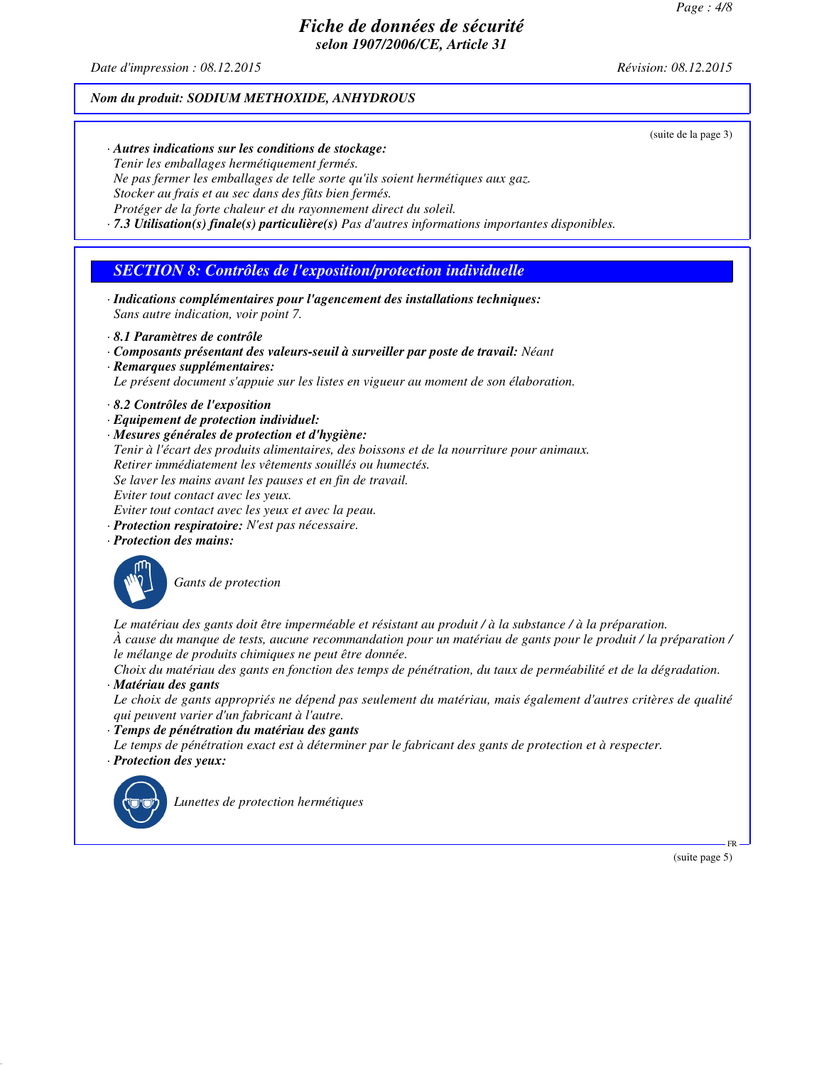Nom du produit: SODIUM METHOXIDE, ANHYDROUS

(suite de la page 3)

· **Autres indications sur les conditions de stockage:**
Tenir les emballages hermétiquement fermés.
Ne pas fermer les emballages de telle sorte qu'ils soient hermétiques aux gaz.
Stocker au frais et au sec dans des fûts bien fermés.
Protéger de la forte chaleur et du rayonnement direct du soleil.
· **7.3 Utilisation(s) finale(s) particulière(s)** Pas d'autres informations importantes disponibles.

## SECTION 8: Contrôles de l'exposition/protection individuelle

· **Indications complémentaires pour l'agencement des installations techniques:**
Sans autre indication, voir point 7.

· **8.1 Paramètres de contrôle**
· **Composants présentant des valeurs-seuil à surveiller par poste de travail:** Néant
· **Remarques supplémentaires:**
Le présent document s'appuie sur les listes en vigueur au moment de son élaboration.

· **8.2 Contrôles de l'exposition**
· **Equipement de protection individuel:**
· **Mesures générales de protection et d'hygiène:**
Tenir à l'écart des produits alimentaires, des boissons et de la nourriture pour animaux.
Retirer immédiatement les vêtements souillés ou humectés.
Se laver les mains avant les pauses et en fin de travail.
Eviter tout contact avec les yeux.
Eviter tout contact avec les yeux et avec la peau.
· **Protection respiratoire:** N'est pas nécessaire.
· **Protection des mains:**

Gants de protection

Le matériau des gants doit être imperméable et résistant au produit / à la substance / à la préparation.
À cause du manque de tests, aucune recommandation pour un matériau de gants pour le produit / la préparation / le mélange de produits chimiques ne peut être donnée.
Choix du matériau des gants en fonction des temps de pénétration, du taux de perméabilité et de la dégradation.
· **Matériau des gants**
Le choix de gants appropriés ne dépend pas seulement du matériau, mais également d'autres critères de qualité qui peuvent varier d'un fabricant à l'autre.
· **Temps de pénétration du matériau des gants**
Le temps de pénétration exact est à déterminer par le fabricant des gants de protection et à respecter.
· **Protection des yeux:**

Lunettes de protection hermétiques

(suite page 5)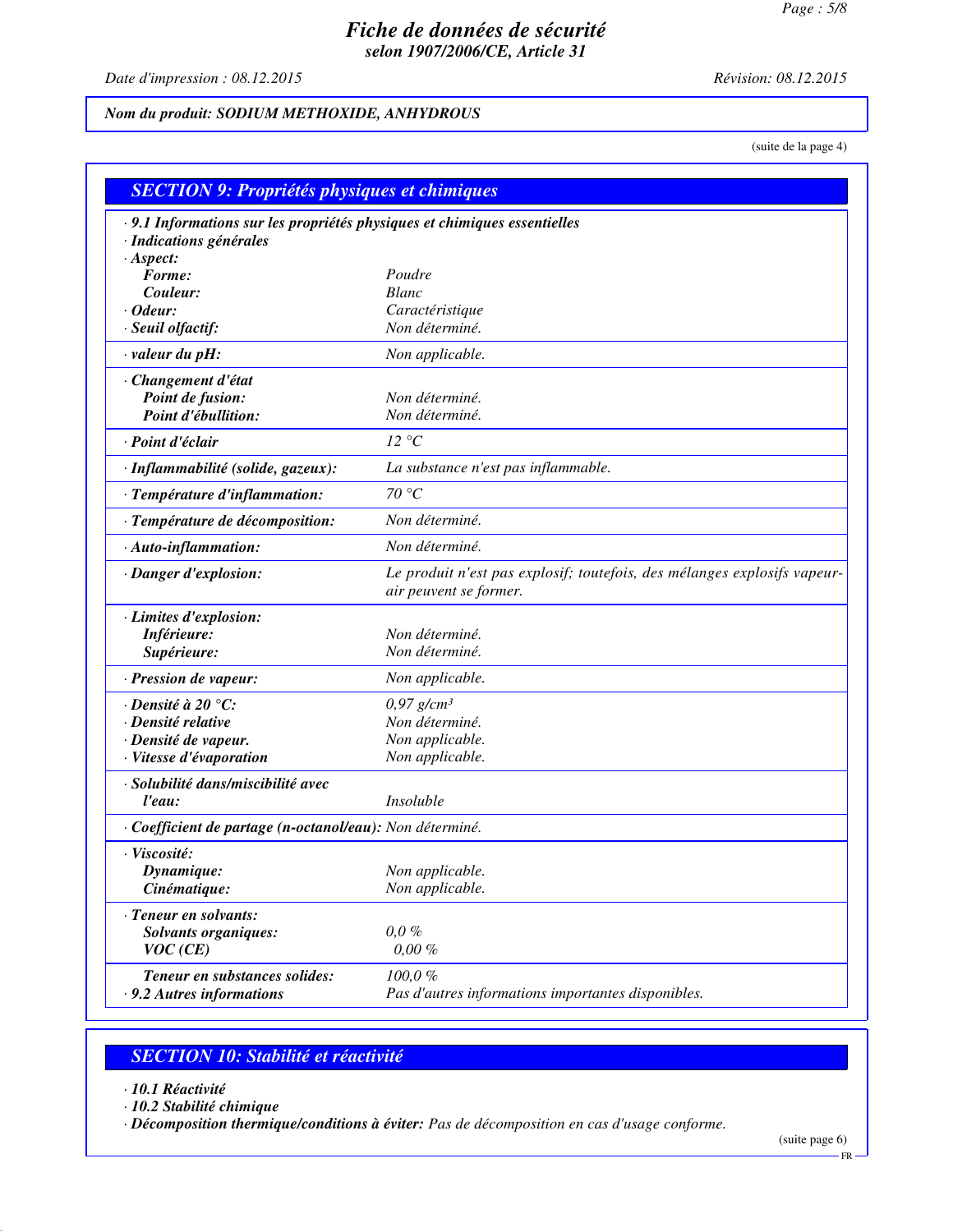# Fiche de données de sécurité
## selon 1907/2006/CE, Article 31

*Date d'impression : 08.12.2015* *Révision: 08.12.2015*

**Nom du produit: SODIUM METHOXIDE, ANHYDROUS**

(suite de la page 4)

## SECTION 9: Propriétés physiques et chimiques

· **9.1 Informations sur les propriétés physiques et chimiques essentielles**
· **Indications générales**

| | |
|---|---|
| · **Aspect:** | |
| **Forme:** | Poudre |
| **Couleur:** | Blanc |
| · **Odeur:** | Caractéristique |
| · **Seuil olfactif:** | Non déterminé. |
| · **valeur du pH:** | Non applicable. |
| · **Changement d'état** | |
| **Point de fusion:** | Non déterminé. |
| **Point d'ébullition:** | Non déterminé. |
| · **Point d'éclair** | 12 °C |
| · **Inflammabilité (solide, gazeux):** | La substance n'est pas inflammable. |
| · **Température d'inflammation:** | 70 °C |
| · **Température de décomposition:** | Non déterminé. |
| · **Auto-inflammation:** | Non déterminé. |
| · **Danger d'explosion:** | Le produit n'est pas explosif; toutefois, des mélanges explosifs vapeur-air peuvent se former. |
| · **Limites d'explosion:** | |
| **Inférieure:** | Non déterminé. |
| **Supérieure:** | Non déterminé. |
| · **Pression de vapeur:** | Non applicable. |
| · **Densité à 20 °C:** | 0,97 g/cm³ |
| · **Densité relative** | Non déterminé. |
| · **Densité de vapeur.** | Non applicable. |
| · **Vitesse d'évaporation** | Non applicable. |
| · **Solubilité dans/miscibilité avec l'eau:** | Insoluble |
| · **Coefficient de partage (n-octanol/eau):** | Non déterminé. |
| · **Viscosité:** | |
| **Dynamique:** | Non applicable. |
| **Cinématique:** | Non applicable. |
| · **Teneur en solvants:** | |
| **Solvants organiques:** | 0,0 % |
| **VOC (CE)** | 0,00 % |
| **Teneur en substances solides:** | 100,0 % |
| · **9.2 Autres informations** | Pas d'autres informations importantes disponibles. |

## SECTION 10: Stabilité et réactivité

· **10.1 Réactivité**
· **10.2 Stabilité chimique**
· **Décomposition thermique/conditions à éviter:** Pas de décomposition en cas d'usage conforme.

(suite page 6)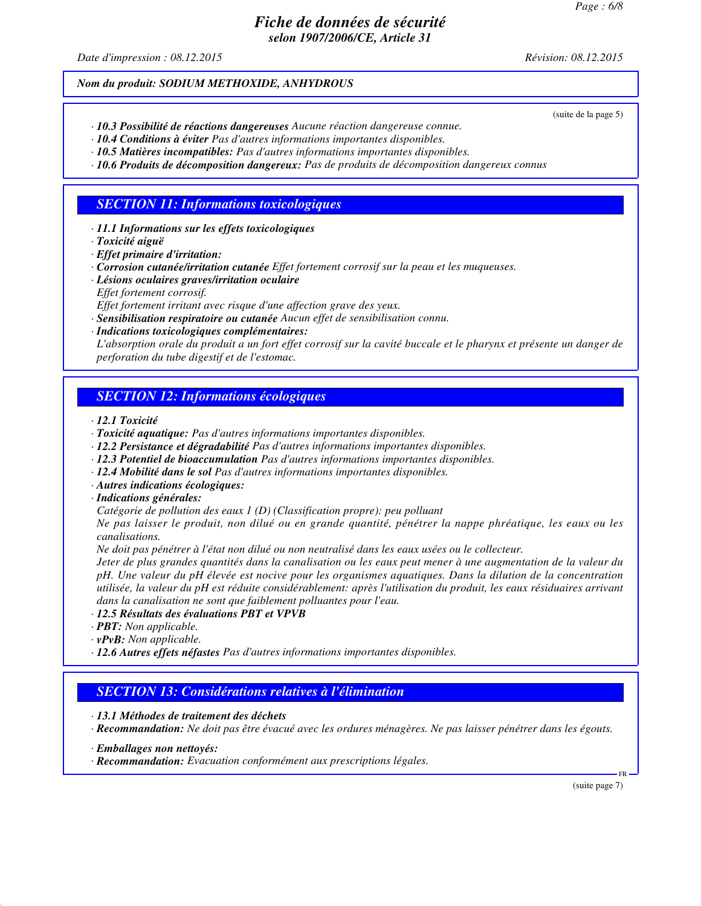*Nom du produit: SODIUM METHOXIDE, ANHYDROUS*

(suite de la page 5)

- ***10.3 Possibilité de réactions dangereuses*** *Aucune réaction dangereuse connue.*
- ***10.4 Conditions à éviter*** *Pas d'autres informations importantes disponibles.*
- ***10.5 Matières incompatibles:*** *Pas d'autres informations importantes disponibles.*
- ***10.6 Produits de décomposition dangereux:*** *Pas de produits de décomposition dangereux connus*

## *SECTION 11: Informations toxicologiques*

- ***11.1 Informations sur les effets toxicologiques***
- ***Toxicité aiguë***
- ***Effet primaire d'irritation:***
- ***Corrosion cutanée/irritation cutanée*** *Effet fortement corrosif sur la peau et les muqueuses.*
- ***Lésions oculaires graves/irritation oculaire***
  *Effet fortement corrosif.*
  *Effet fortement irritant avec risque d'une affection grave des yeux.*
- ***Sensibilisation respiratoire ou cutanée*** *Aucun effet de sensibilisation connu.*
- ***Indications toxicologiques complémentaires:***
  *L'absorption orale du produit a un fort effet corrosif sur la cavité buccale et le pharynx et présente un danger de perforation du tube digestif et de l'estomac.*

## *SECTION 12: Informations écologiques*

- ***12.1 Toxicité***
- ***Toxicité aquatique:*** *Pas d'autres informations importantes disponibles.*
- ***12.2 Persistance et dégradabilité*** *Pas d'autres informations importantes disponibles.*
- ***12.3 Potentiel de bioaccumulation*** *Pas d'autres informations importantes disponibles.*
- ***12.4 Mobilité dans le sol*** *Pas d'autres informations importantes disponibles.*
- ***Autres indications écologiques:***
- ***Indications générales:***
  *Catégorie de pollution des eaux 1 (D) (Classification propre): peu polluant*
  *Ne pas laisser le produit, non dilué ou en grande quantité, pénétrer la nappe phréatique, les eaux ou les canalisations.*
  *Ne doit pas pénétrer à l'état non dilué ou non neutralisé dans les eaux usées ou le collecteur.*
  *Jeter de plus grandes quantités dans la canalisation ou les eaux peut mener à une augmentation de la valeur du pH. Une valeur du pH élevée est nocive pour les organismes aquatiques. Dans la dilution de la concentration utilisée, la valeur du pH est réduite considérablement: après l'utilisation du produit, les eaux résiduaires arrivant dans la canalisation ne sont que faiblement polluantes pour l'eau.*
- ***12.5 Résultats des évaluations PBT et VPVB***
- ***PBT:*** *Non applicable.*
- ***vPvB:*** *Non applicable.*
- ***12.6 Autres effets néfastes*** *Pas d'autres informations importantes disponibles.*

## *SECTION 13: Considérations relatives à l'élimination*

- ***13.1 Méthodes de traitement des déchets***
- ***Recommandation:*** *Ne doit pas être évacué avec les ordures ménagères. Ne pas laisser pénétrer dans les égouts.*

- ***Emballages non nettoyés:***
- ***Recommandation:*** *Evacuation conformément aux prescriptions légales.*

(suite page 7)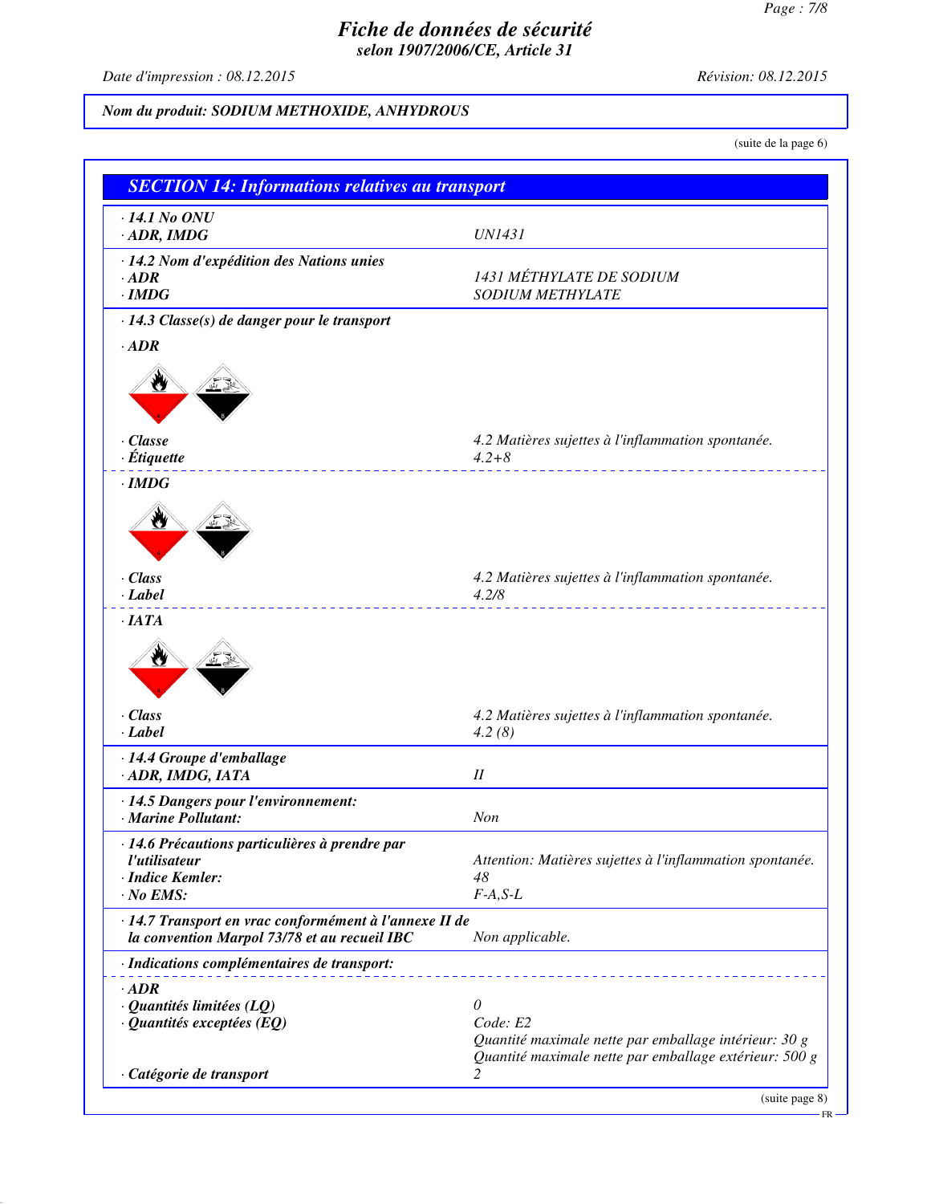**Nom du produit: SODIUM METHOXIDE, ANHYDROUS**

(suite de la page 6)

## SECTION 14: Informations relatives au transport

| | |
|---|---|
| · **14.1 No ONU** | |
| · **ADR, IMDG** | UN1431 |
| · **14.2 Nom d'expédition des Nations unies** | |
| · **ADR** | 1431 MÉTHYLATE DE SODIUM |
| · **IMDG** | SODIUM METHYLATE |

· **14.3 Classe(s) de danger pour le transport**

· **ADR**

| | |
|---|---|
| · **Classe** | 4.2 Matières sujettes à l'inflammation spontanée. |
| · **Étiquette** | 4.2+8 |

· **IMDG**

| | |
|---|---|
| · **Class** | 4.2 Matières sujettes à l'inflammation spontanée. |
| · **Label** | 4.2/8 |

· **IATA**

| | |
|---|---|
| · **Class** | 4.2 Matières sujettes à l'inflammation spontanée. |
| · **Label** | 4.2 (8) |

| | |
|---|---|
| · **14.4 Groupe d'emballage** | |
| · **ADR, IMDG, IATA** | II |
| · **14.5 Dangers pour l'environnement:** | |
| · **Marine Pollutant:** | Non |
| · **14.6 Précautions particulières à prendre par l'utilisateur** | Attention: Matières sujettes à l'inflammation spontanée. |
| · **Indice Kemler:** | 48 |
| · **No EMS:** | F-A,S-L |
| · **14.7 Transport en vrac conformément à l'annexe II de la convention Marpol 73/78 et au recueil IBC** | Non applicable. |

· **Indications complémentaires de transport:**

| | |
|---|---|
| · **ADR** | |
| · **Quantités limitées (LQ)** | 0 |
| · **Quantités exceptées (EQ)** | Code: E2<br>Quantité maximale nette par emballage intérieur: 30 g<br>Quantité maximale nette par emballage extérieur: 500 g |
| · **Catégorie de transport** | 2 |

(suite page 8)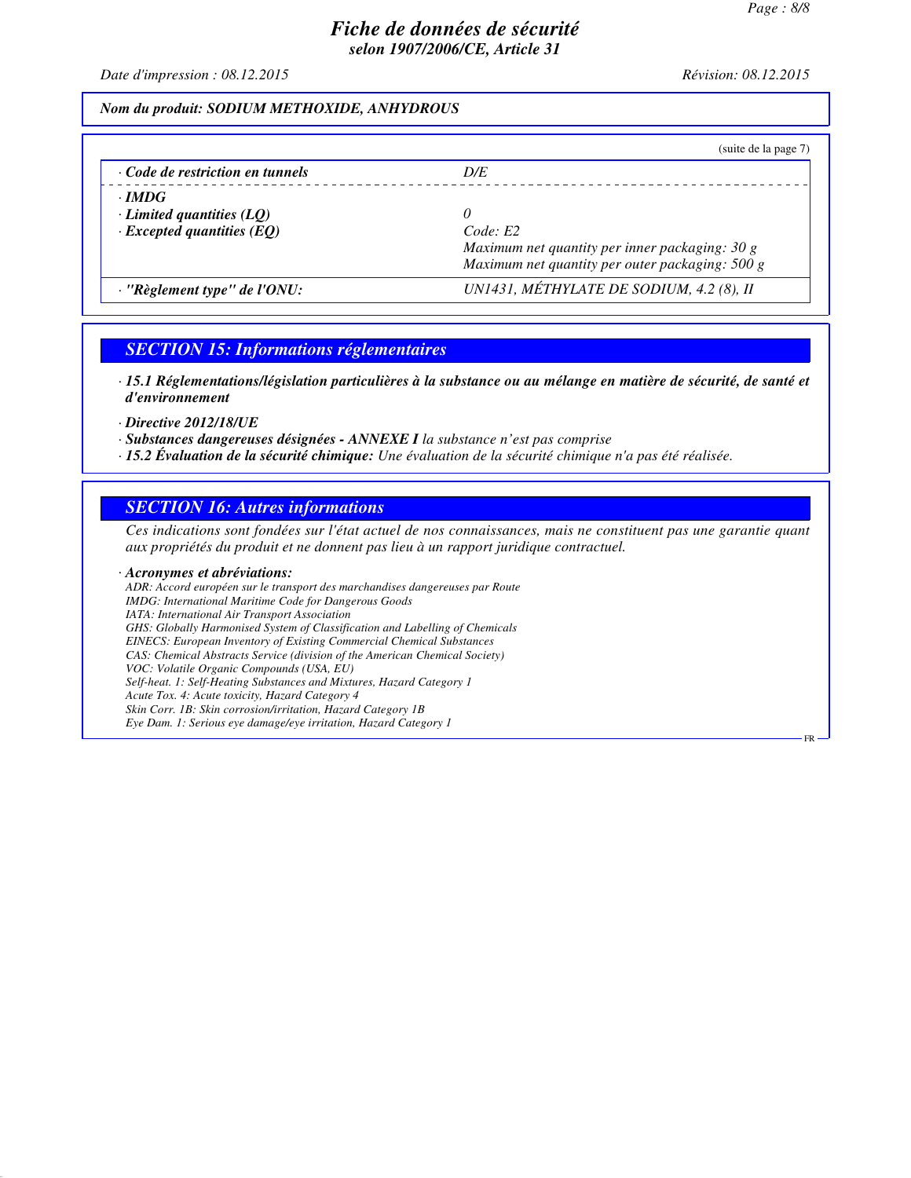*Nom du produit: SODIUM METHOXIDE, ANHYDROUS*

(suite de la page 7)

| | |
|---|---|
| · *Code de restriction en tunnels* | *D/E* |
| · *IMDG* | |
| · *Limited quantities (LQ)* | *0* |
| · *Excepted quantities (EQ)* | *Code: E2*<br>*Maximum net quantity per inner packaging: 30 g*<br>*Maximum net quantity per outer packaging: 500 g* |
| · *"Règlement type" de l'ONU:* | *UN1431, MÉTHYLATE DE SODIUM, 4.2 (8), II* |

## *SECTION 15: Informations réglementaires*

· ***15.1 Réglementations/législation particulières à la substance ou au mélange en matière de sécurité, de santé et d'environnement***

· ***Directive 2012/18/UE***
· ***Substances dangereuses désignées - ANNEXE I*** *la substance n'est pas comprise*
· ***15.2 Évaluation de la sécurité chimique:*** *Une évaluation de la sécurité chimique n'a pas été réalisée.*

## *SECTION 16: Autres informations*

*Ces indications sont fondées sur l'état actuel de nos connaissances, mais ne constituent pas une garantie quant aux propriétés du produit et ne donnent pas lieu à un rapport juridique contractuel.*

· ***Acronymes et abréviations:***
*ADR: Accord européen sur le transport des marchandises dangereuses par Route*
*IMDG: International Maritime Code for Dangerous Goods*
*IATA: International Air Transport Association*
*GHS: Globally Harmonised System of Classification and Labelling of Chemicals*
*EINECS: European Inventory of Existing Commercial Chemical Substances*
*CAS: Chemical Abstracts Service (division of the American Chemical Society)*
*VOC: Volatile Organic Compounds (USA, EU)*
*Self-heat. 1: Self-Heating Substances and Mixtures, Hazard Category 1*
*Acute Tox. 4: Acute toxicity, Hazard Category 4*
*Skin Corr. 1B: Skin corrosion/irritation, Hazard Category 1B*
*Eye Dam. 1: Serious eye damage/eye irritation, Hazard Category 1*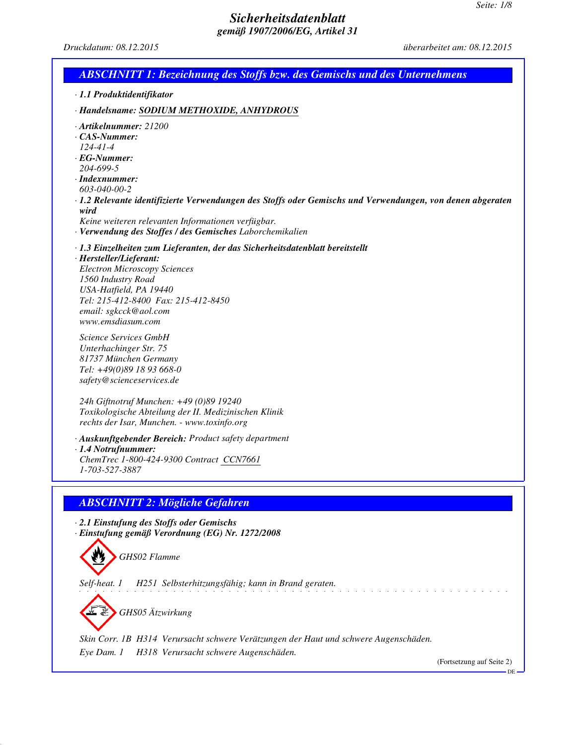# Sicherheitsdatenblatt
## gemäß 1907/2006/EG, Artikel 31

Druckdatum: 08.12.2015 | überarbeitet am: 08.12.2015

## ABSCHNITT 1: Bezeichnung des Stoffs bzw. des Gemischs und des Unternehmens

· **1.1 Produktidentifikator**

· **Handelsname:** SODIUM METHOXIDE, ANHYDROUS

· **Artikelnummer:** 21200
· **CAS-Nummer:**
124-41-4
· **EG-Nummer:**
204-699-5
· **Indexnummer:**
603-040-00-2
· **1.2 Relevante identifizierte Verwendungen des Stoffs oder Gemischs und Verwendungen, von denen abgeraten wird**
Keine weiteren relevanten Informationen verfügbar.
· **Verwendung des Stoffes / des Gemisches** Laborchemikalien

· **1.3 Einzelheiten zum Lieferanten, der das Sicherheitsdatenblatt bereitstellt**
· **Hersteller/Lieferant:**
Electron Microscopy Sciences
1560 Industry Road
USA-Hatfield, PA 19440
Tel: 215-412-8400 Fax: 215-412-8450
email: sgkcck@aol.com
www.emsdiasum.com

Science Services GmbH
Unterhachinger Str. 75
81737 München Germany
Tel: +49(0)89 18 93 668-0
safety@scienceservices.de

24h Giftnotruf Munchen: +49 (0)89 19240
Toxikologische Abteilung der II. Medizinischen Klinik
rechts der Isar, Munchen. - www.toxinfo.org

· **Auskunftgebender Bereich:** Product safety department
· **1.4 Notrufnummer:**
ChemTrec 1-800-424-9300 Contract CCN7661
1-703-527-3887

## ABSCHNITT 2: Mögliche Gefahren

· **2.1 Einstufung des Stoffs oder Gemischs**
· **Einstufung gemäß Verordnung (EG) Nr. 1272/2008**

GHS02 Flamme

Self-heat. 1 H251 Selbsterhitzungsfähig; kann in Brand geraten.

GHS05 Ätzwirkung

Skin Corr. 1B H314 Verursacht schwere Verätzungen der Haut und schwere Augenschäden.

Eye Dam. 1 H318 Verursacht schwere Augenschäden.

(Fortsetzung auf Seite 2)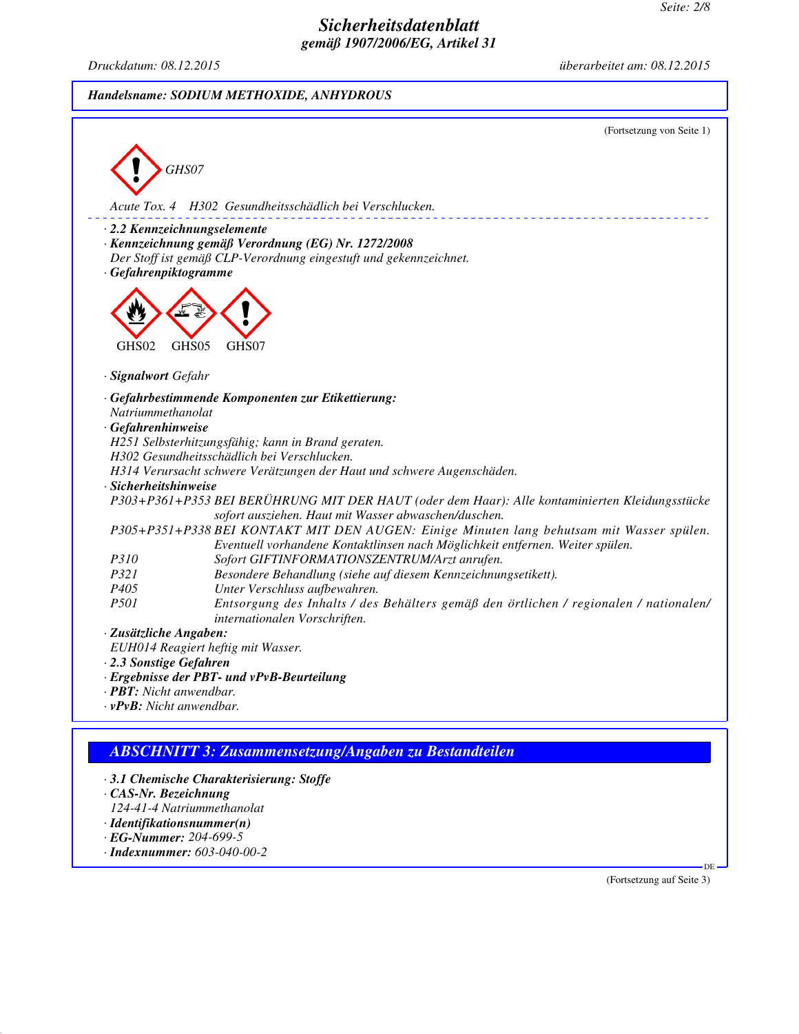**Handelsname: SODIUM METHOXIDE, ANHYDROUS**

(Fortsetzung von Seite 1)

GHS07

Acute Tox. 4 H302 Gesundheitsschädlich bei Verschlucken.

· **2.2 Kennzeichnungselemente**
· **Kennzeichnung gemäß Verordnung (EG) Nr. 1272/2008**
Der Stoff ist gemäß CLP-Verordnung eingestuft und gekennzeichnet.
· **Gefahrenpiktogramme**

GHS02 GHS05 GHS07

· **Signalwort** Gefahr

· **Gefahrbestimmende Komponenten zur Etikettierung:**
Natriummethanolat
· **Gefahrenhinweise**
H251 Selbsterhitzungsfähig; kann in Brand geraten.
H302 Gesundheitsschädlich bei Verschlucken.
H314 Verursacht schwere Verätzungen der Haut und schwere Augenschäden.
· **Sicherheitshinweise**

| | |
|---|---|
| P303+P361+P353 | BEI BERÜHRUNG MIT DER HAUT (oder dem Haar): Alle kontaminierten Kleidungsstücke sofort ausziehen. Haut mit Wasser abwaschen/duschen. |
| P305+P351+P338 | BEI KONTAKT MIT DEN AUGEN: Einige Minuten lang behutsam mit Wasser spülen. Eventuell vorhandene Kontaktlinsen nach Möglichkeit entfernen. Weiter spülen. |
| P310 | Sofort GIFTINFORMATIONSZENTRUM/Arzt anrufen. |
| P321 | Besondere Behandlung (siehe auf diesem Kennzeichnungsetikett). |
| P405 | Unter Verschluss aufbewahren. |
| P501 | Entsorgung des Inhalts / des Behälters gemäß den örtlichen / regionalen / nationalen/ internationalen Vorschriften. |

· **Zusätzliche Angaben:**
EUH014 Reagiert heftig mit Wasser.
· **2.3 Sonstige Gefahren**
· **Ergebnisse der PBT- und vPvB-Beurteilung**
· **PBT:** Nicht anwendbar.
· **vPvB:** Nicht anwendbar.

## ABSCHNITT 3: Zusammensetzung/Angaben zu Bestandteilen

· **3.1 Chemische Charakterisierung: Stoffe**
· **CAS-Nr. Bezeichnung**
124-41-4 Natriummethanolat
· **Identifikationsnummer(n)**
· **EG-Nummer:** 204-699-5
· **Indexnummer:** 603-040-00-2

(Fortsetzung auf Seite 3)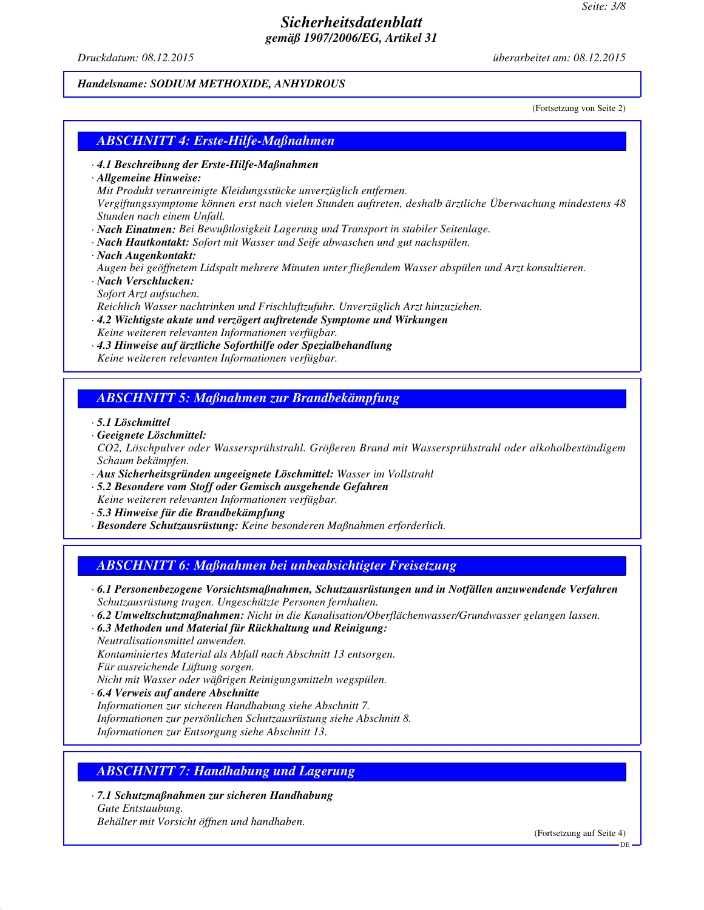## Sicherheitsdatenblatt

**gemäß 1907/2006/EG, Artikel 31**

*Druckdatum: 08.12.2015* *überarbeitet am: 08.12.2015*

**Handelsname: SODIUM METHOXIDE, ANHYDROUS**

(Fortsetzung von Seite 2)

## ABSCHNITT 4: Erste-Hilfe-Maßnahmen

· **4.1 Beschreibung der Erste-Hilfe-Maßnahmen**
· **Allgemeine Hinweise:**
Mit Produkt verunreinigte Kleidungsstücke unverzüglich entfernen.
Vergiftungssymptome können erst nach vielen Stunden auftreten, deshalb ärztliche Überwachung mindestens 48 Stunden nach einem Unfall.
· **Nach Einatmen:** Bei Bewußtlosigkeit Lagerung und Transport in stabiler Seitenlage.
· **Nach Hautkontakt:** Sofort mit Wasser und Seife abwaschen und gut nachspülen.
· **Nach Augenkontakt:**
Augen bei geöffnetem Lidspalt mehrere Minuten unter fließendem Wasser abspülen und Arzt konsultieren.
· **Nach Verschlucken:**
Sofort Arzt aufsuchen.
Reichlich Wasser nachtrinken und Frischluftzufuhr. Unverzüglich Arzt hinzuziehen.
· **4.2 Wichtigste akute und verzögert auftretende Symptome und Wirkungen**
Keine weiteren relevanten Informationen verfügbar.
· **4.3 Hinweise auf ärztliche Soforthilfe oder Spezialbehandlung**
Keine weiteren relevanten Informationen verfügbar.

## ABSCHNITT 5: Maßnahmen zur Brandbekämpfung

· **5.1 Löschmittel**
· **Geeignete Löschmittel:**
$CO_2$, Löschpulver oder Wassersprühstrahl. Größeren Brand mit Wassersprühstrahl oder alkoholbeständigem Schaum bekämpfen.
· **Aus Sicherheitsgründen ungeeignete Löschmittel:** Wasser im Vollstrahl
· **5.2 Besondere vom Stoff oder Gemisch ausgehende Gefahren**
Keine weiteren relevanten Informationen verfügbar.
· **5.3 Hinweise für die Brandbekämpfung**
· **Besondere Schutzausrüstung:** Keine besonderen Maßnahmen erforderlich.

## ABSCHNITT 6: Maßnahmen bei unbeabsichtigter Freisetzung

· **6.1 Personenbezogene Vorsichtsmaßnahmen, Schutzausrüstungen und in Notfällen anzuwendende Verfahren**
Schutzausrüstung tragen. Ungeschützte Personen fernhalten.
· **6.2 Umweltschutzmaßnahmen:** Nicht in die Kanalisation/Oberflächenwasser/Grundwasser gelangen lassen.
· **6.3 Methoden und Material für Rückhaltung und Reinigung:**
Neutralisationsmittel anwenden.
Kontaminiertes Material als Abfall nach Abschnitt 13 entsorgen.
Für ausreichende Lüftung sorgen.
Nicht mit Wasser oder wäßrigen Reinigungsmitteln wegspülen.
· **6.4 Verweis auf andere Abschnitte**
Informationen zur sicheren Handhabung siehe Abschnitt 7.
Informationen zur persönlichen Schutzausrüstung siehe Abschnitt 8.
Informationen zur Entsorgung siehe Abschnitt 13.

## ABSCHNITT 7: Handhabung und Lagerung

· **7.1 Schutzmaßnahmen zur sicheren Handhabung**
Gute Entstaubung.
Behälter mit Vorsicht öffnen und handhaben.

(Fortsetzung auf Seite 4)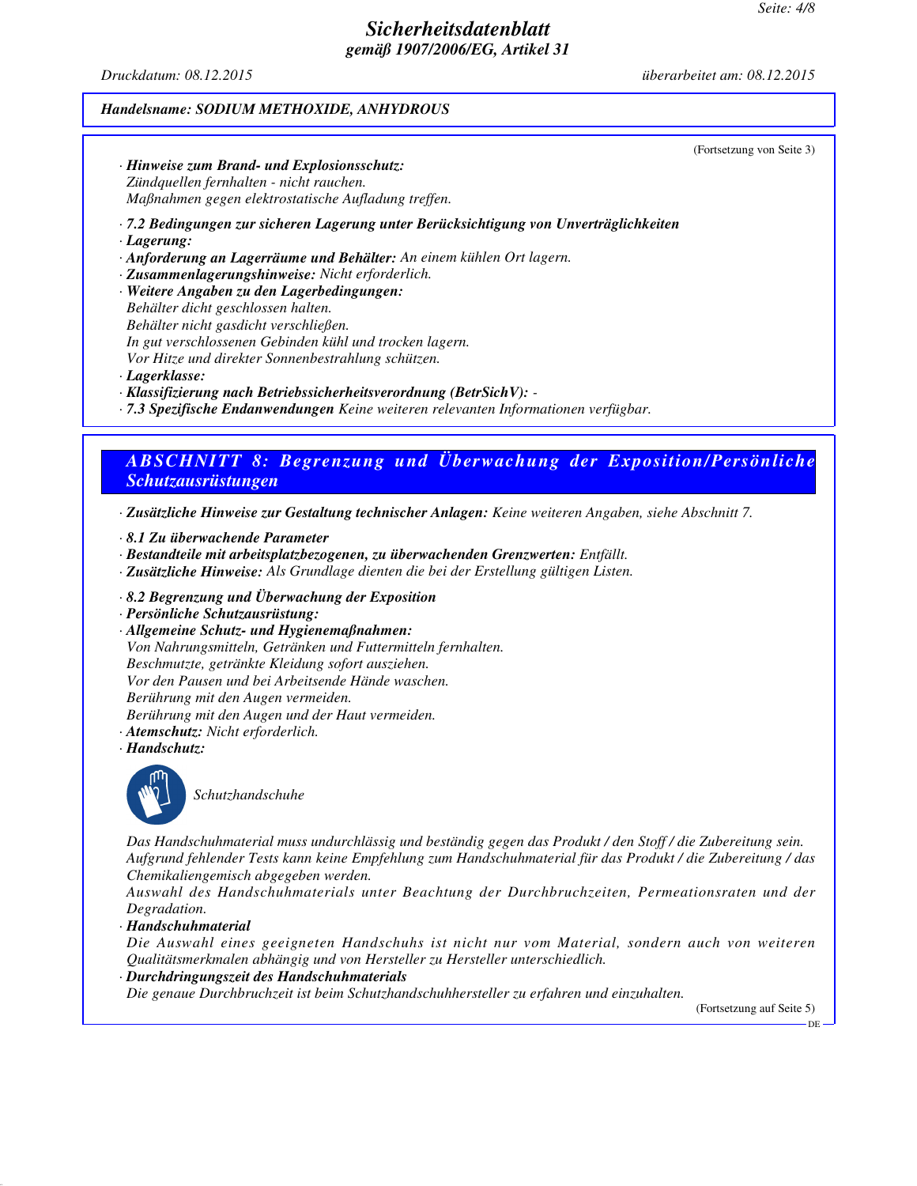(Fortsetzung von Seite 3)

· **Hinweise zum Brand- und Explosionsschutz:**
Zündquellen fernhalten - nicht rauchen.
Maßnahmen gegen elektrostatische Aufladung treffen.

· **7.2 Bedingungen zur sicheren Lagerung unter Berücksichtigung von Unverträglichkeiten**
· **Lagerung:**
· **Anforderung an Lagerräume und Behälter:** An einem kühlen Ort lagern.
· **Zusammenlagerungshinweise:** Nicht erforderlich.
· **Weitere Angaben zu den Lagerbedingungen:**
Behälter dicht geschlossen halten.
Behälter nicht gasdicht verschließen.
In gut verschlossenen Gebinden kühl und trocken lagern.
Vor Hitze und direkter Sonnenbestrahlung schützen.
· **Lagerklasse:**
· **Klassifizierung nach Betriebssicherheitsverordnung (BetrSichV):** -
· **7.3 Spezifische Endanwendungen** Keine weiteren relevanten Informationen verfügbar.

## ABSCHNITT 8: Begrenzung und Überwachung der Exposition/Persönliche Schutzausrüstungen

· **Zusätzliche Hinweise zur Gestaltung technischer Anlagen:** Keine weiteren Angaben, siehe Abschnitt 7.

· **8.1 Zu überwachende Parameter**
· **Bestandteile mit arbeitsplatzbezogenen, zu überwachenden Grenzwerten:** Entfällt.
· **Zusätzliche Hinweise:** Als Grundlage dienten die bei der Erstellung gültigen Listen.

· **8.2 Begrenzung und Überwachung der Exposition**
· **Persönliche Schutzausrüstung:**
· **Allgemeine Schutz- und Hygienemaßnahmen:**
Von Nahrungsmitteln, Getränken und Futtermitteln fernhalten.
Beschmutzte, getränkte Kleidung sofort ausziehen.
Vor den Pausen und bei Arbeitsende Hände waschen.
Berührung mit den Augen vermeiden.
Berührung mit den Augen und der Haut vermeiden.
· **Atemschutz:** Nicht erforderlich.
· **Handschutz:**

Schutzhandschuhe

Das Handschuhmaterial muss undurchlässig und beständig gegen das Produkt / den Stoff / die Zubereitung sein.
Aufgrund fehlender Tests kann keine Empfehlung zum Handschuhmaterial für das Produkt / die Zubereitung / das Chemikaliengemisch abgegeben werden.
Auswahl des Handschuhmaterials unter Beachtung der Durchbruchzeiten, Permeationsraten und der Degradation.
· **Handschuhmaterial**
Die Auswahl eines geeigneten Handschuhs ist nicht nur vom Material, sondern auch von weiteren Qualitätsmerkmalen abhängig und von Hersteller zu Hersteller unterschiedlich.
· **Durchdringungszeit des Handschuhmaterials**
Die genaue Durchbruchzeit ist beim Schutzhandschuhhersteller zu erfahren und einzuhalten.

(Fortsetzung auf Seite 5)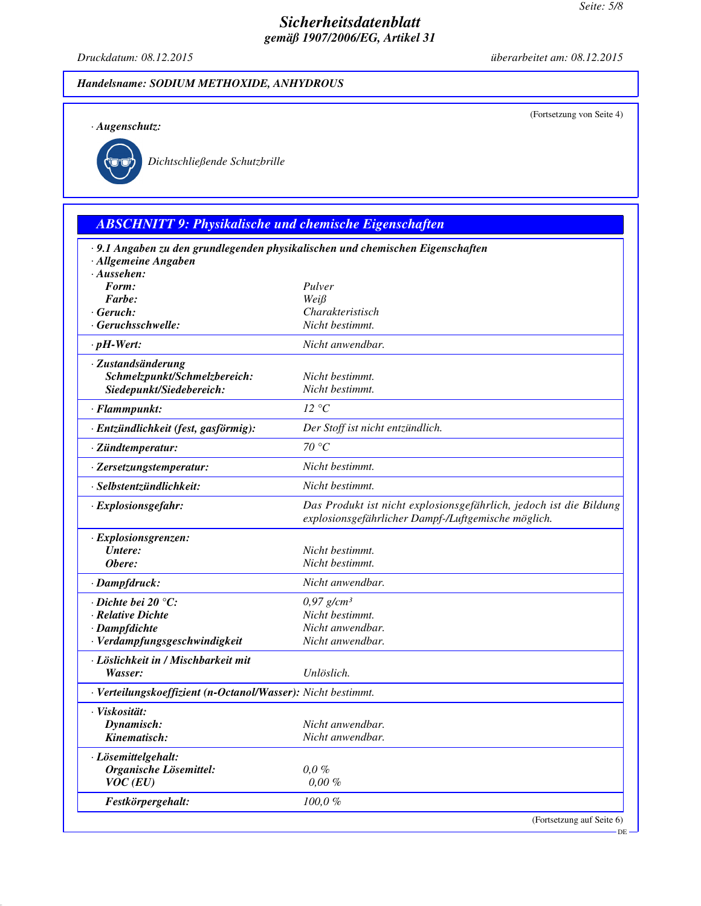**Handelsname: SODIUM METHOXIDE, ANHYDROUS**

(Fortsetzung von Seite 4)

· **Augenschutz:**

Dichtschließende Schutzbrille

## ABSCHNITT 9: Physikalische und chemische Eigenschaften

· **9.1 Angaben zu den grundlegenden physikalischen und chemischen Eigenschaften**
· **Allgemeine Angaben**

| Eigenschaft | Wert |
|---|---|
| · **Aussehen:** | |
| **Form:** | Pulver |
| **Farbe:** | Weiß |
| · **Geruch:** | Charakteristisch |
| · **Geruchsschwelle:** | Nicht bestimmt. |
| · **pH-Wert:** | Nicht anwendbar. |
| · **Zustandsänderung** | |
| **Schmelzpunkt/Schmelzbereich:** | Nicht bestimmt. |
| **Siedepunkt/Siedebereich:** | Nicht bestimmt. |
| · **Flammpunkt:** | 12 °C |
| · **Entzündlichkeit (fest, gasförmig):** | Der Stoff ist nicht entzündlich. |
| · **Zündtemperatur:** | 70 °C |
| · **Zersetzungstemperatur:** | Nicht bestimmt. |
| · **Selbstentzündlichkeit:** | Nicht bestimmt. |
| · **Explosionsgefahr:** | Das Produkt ist nicht explosionsgefährlich, jedoch ist die Bildung explosionsgefährlicher Dampf-/Luftgemische möglich. |
| · **Explosionsgrenzen:** | |
| **Untere:** | Nicht bestimmt. |
| **Obere:** | Nicht bestimmt. |
| · **Dampfdruck:** | Nicht anwendbar. |
| · **Dichte bei 20 °C:** | 0,97 g/cm³ |
| · **Relative Dichte** | Nicht bestimmt. |
| · **Dampfdichte** | Nicht anwendbar. |
| · **Verdampfungsgeschwindigkeit** | Nicht anwendbar. |
| · **Löslichkeit in / Mischbarkeit mit** | |
| **Wasser:** | Unlöslich. |
| · **Verteilungskoeffizient (n-Octanol/Wasser):** | Nicht bestimmt. |
| · **Viskosität:** | |
| **Dynamisch:** | Nicht anwendbar. |
| **Kinematisch:** | Nicht anwendbar. |
| · **Lösemittelgehalt:** | |
| **Organische Lösemittel:** | 0,0 % |
| **VOC (EU)** | 0,00 % |
| **Festkörpergehalt:** | 100,0 % |

(Fortsetzung auf Seite 6)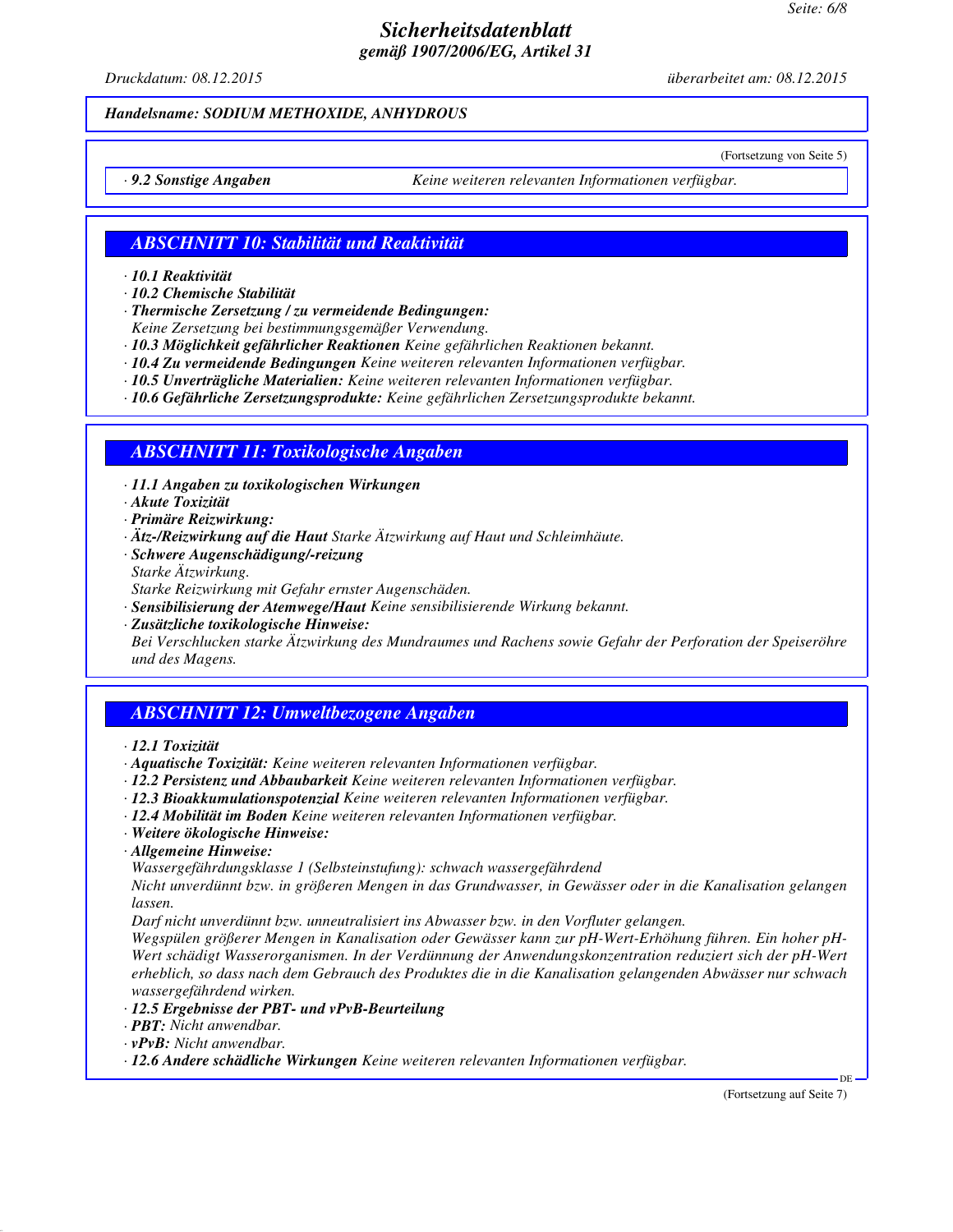**Handelsname: SODIUM METHOXIDE, ANHYDROUS**

(Fortsetzung von Seite 5)

· **9.2 Sonstige Angaben** Keine weiteren relevanten Informationen verfügbar.

## ABSCHNITT 10: Stabilität und Reaktivität

· **10.1 Reaktivität**
· **10.2 Chemische Stabilität**
· **Thermische Zersetzung / zu vermeidende Bedingungen:**
Keine Zersetzung bei bestimmungsgemäßer Verwendung.
· **10.3 Möglichkeit gefährlicher Reaktionen** Keine gefährlichen Reaktionen bekannt.
· **10.4 Zu vermeidende Bedingungen** Keine weiteren relevanten Informationen verfügbar.
· **10.5 Unverträgliche Materialien:** Keine weiteren relevanten Informationen verfügbar.
· **10.6 Gefährliche Zersetzungsprodukte:** Keine gefährlichen Zersetzungsprodukte bekannt.

## ABSCHNITT 11: Toxikologische Angaben

· **11.1 Angaben zu toxikologischen Wirkungen**
· **Akute Toxizität**
· **Primäre Reizwirkung:**
· **Ätz-/Reizwirkung auf die Haut** Starke Ätzwirkung auf Haut und Schleimhäute.
· **Schwere Augenschädigung/-reizung**
Starke Ätzwirkung.
Starke Reizwirkung mit Gefahr ernster Augenschäden.
· **Sensibilisierung der Atemwege/Haut** Keine sensibilisierende Wirkung bekannt.
· **Zusätzliche toxikologische Hinweise:**
Bei Verschlucken starke Ätzwirkung des Mundraumes und Rachens sowie Gefahr der Perforation der Speiseröhre und des Magens.

## ABSCHNITT 12: Umweltbezogene Angaben

· **12.1 Toxizität**
· **Aquatische Toxizität:** Keine weiteren relevanten Informationen verfügbar.
· **12.2 Persistenz und Abbaubarkeit** Keine weiteren relevanten Informationen verfügbar.
· **12.3 Bioakkumulationspotenzial** Keine weiteren relevanten Informationen verfügbar.
· **12.4 Mobilität im Boden** Keine weiteren relevanten Informationen verfügbar.
· **Weitere ökologische Hinweise:**
· **Allgemeine Hinweise:**
Wassergefährdungsklasse 1 (Selbsteinstufung): schwach wassergefährdend
Nicht unverdünnt bzw. in größeren Mengen in das Grundwasser, in Gewässer oder in die Kanalisation gelangen lassen.
Darf nicht unverdünnt bzw. unneutralisiert ins Abwasser bzw. in den Vorfluter gelangen.
Wegspülen größerer Mengen in Kanalisation oder Gewässer kann zur pH-Wert-Erhöhung führen. Ein hoher pH-Wert schädigt Wasserorganismen. In der Verdünnung der Anwendungskonzentration reduziert sich der pH-Wert erheblich, so dass nach dem Gebrauch des Produktes die in die Kanalisation gelangenden Abwässer nur schwach wassergefährdend wirken.
· **12.5 Ergebnisse der PBT- und vPvB-Beurteilung**
· **PBT:** Nicht anwendbar.
· **vPvB:** Nicht anwendbar.
· **12.6 Andere schädliche Wirkungen** Keine weiteren relevanten Informationen verfügbar.

(Fortsetzung auf Seite 7)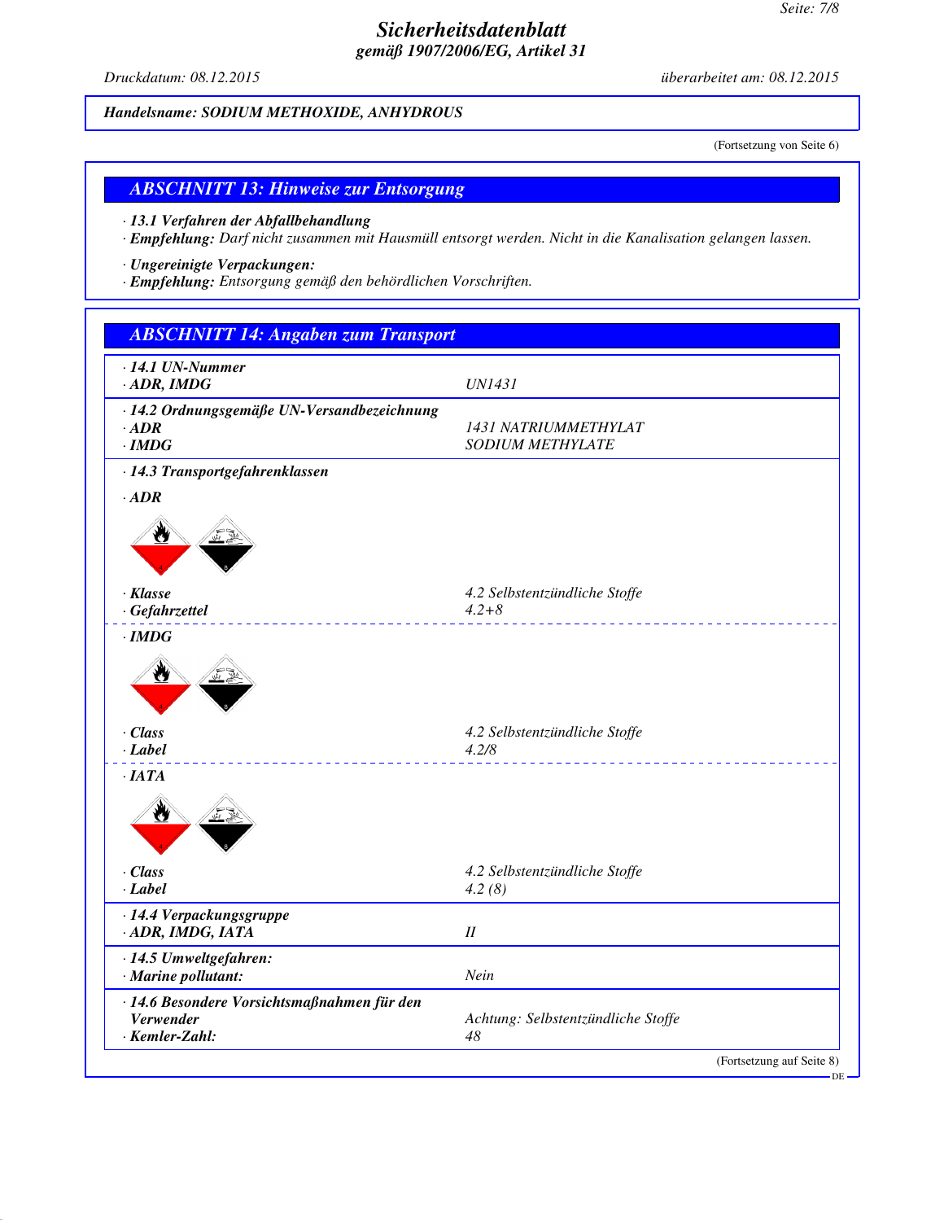# Sicherheitsdatenblatt

**gemäß 1907/2006/EG, Artikel 31**

Druckdatum: 08.12.2015 überarbeitet am: 08.12.2015

**Handelsname: SODIUM METHOXIDE, ANHYDROUS**

(Fortsetzung von Seite 6)

## ABSCHNITT 13: Hinweise zur Entsorgung

· **13.1 Verfahren der Abfallbehandlung**
· **Empfehlung:** Darf nicht zusammen mit Hausmüll entsorgt werden. Nicht in die Kanalisation gelangen lassen.

· **Ungereinigte Verpackungen:**
· **Empfehlung:** Entsorgung gemäß den behördlichen Vorschriften.

## ABSCHNITT 14: Angaben zum Transport

· **14.1 UN-Nummer**

| | |
|---|---|
| · **ADR, IMDG** | UN1431 |

· **14.2 Ordnungsgemäße UN-Versandbezeichnung**

| | |
|---|---|
| · **ADR** | 1431 NATRIUMMETHYLAT |
| · **IMDG** | SODIUM METHYLATE |

· **14.3 Transportgefahrenklassen**

· **ADR**

| | |
|---|---|
| · **Klasse** | 4.2 Selbstentzündliche Stoffe |
| · **Gefahrzettel** | 4.2+8 |

· **IMDG**

| | |
|---|---|
| · **Class** | 4.2 Selbstentzündliche Stoffe |
| · **Label** | 4.2/8 |

· **IATA**

| | |
|---|---|
| · **Class** | 4.2 Selbstentzündliche Stoffe |
| · **Label** | 4.2 (8) |

· **14.4 Verpackungsgruppe**

| | |
|---|---|
| · **ADR, IMDG, IATA** | II |

· **14.5 Umweltgefahren:**

| | |
|---|---|
| · **Marine pollutant:** | Nein |

| | |
|---|---|
| · **14.6 Besondere Vorsichtsmaßnahmen für den Verwender** | Achtung: Selbstentzündliche Stoffe |
| · **Kemler-Zahl:** | 48 |

(Fortsetzung auf Seite 8)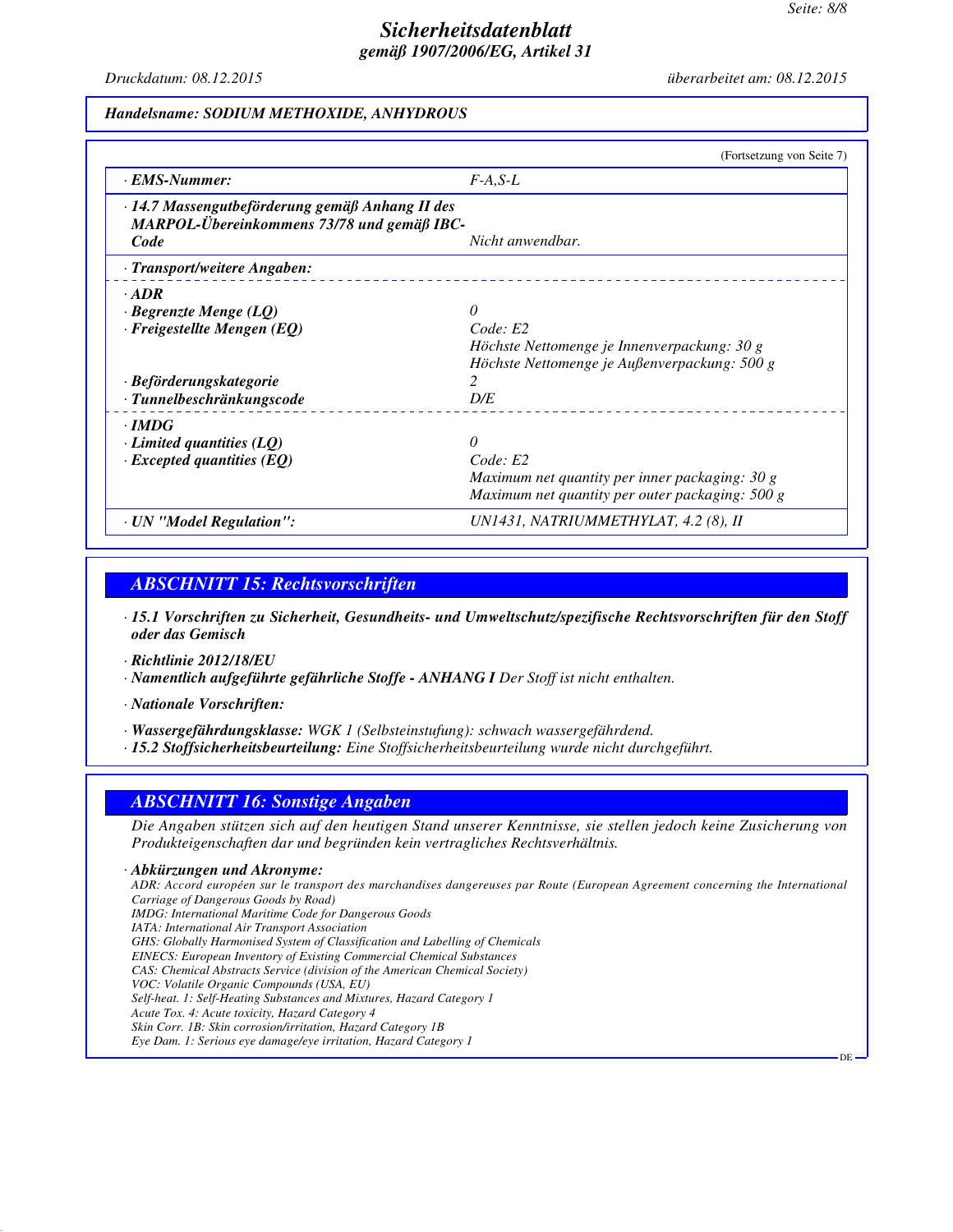**Handelsname: SODIUM METHOXIDE, ANHYDROUS**

(Fortsetzung von Seite 7)

| | |
|---|---|
| · **EMS-Nummer:** | F-A,S-L |
| · **14.7 Massengutbeförderung gemäß Anhang II des MARPOL-Übereinkommens 73/78 und gemäß IBC-Code** | Nicht anwendbar. |
| · **Transport/weitere Angaben:** | |
| · **ADR** | |
| · **Begrenzte Menge (LQ)** | 0 |
| · **Freigestellte Mengen (EQ)** | Code: E2<br>Höchste Nettomenge je Innenverpackung: 30 g<br>Höchste Nettomenge je Außenverpackung: 500 g |
| · **Beförderungskategorie** | 2 |
| · **Tunnelbeschränkungscode** | D/E |
| · **IMDG** | |
| · **Limited quantities (LQ)** | 0 |
| · **Excepted quantities (EQ)** | Code: E2<br>Maximum net quantity per inner packaging: 30 g<br>Maximum net quantity per outer packaging: 500 g |
| · **UN "Model Regulation":** | UN1431, NATRIUMMETHYLAT, 4.2 (8), II |

## ABSCHNITT 15: Rechtsvorschriften

· **15.1 Vorschriften zu Sicherheit, Gesundheits- und Umweltschutz/spezifische Rechtsvorschriften für den Stoff oder das Gemisch**

· **Richtlinie 2012/18/EU**
· **Namentlich aufgeführte gefährliche Stoffe - ANHANG I** Der Stoff ist nicht enthalten.

· **Nationale Vorschriften:**

· **Wassergefährdungsklasse:** WGK 1 (Selbsteinstufung): schwach wassergefährdend.
· **15.2 Stoffsicherheitsbeurteilung:** Eine Stoffsicherheitsbeurteilung wurde nicht durchgeführt.

## ABSCHNITT 16: Sonstige Angaben

Die Angaben stützen sich auf den heutigen Stand unserer Kenntnisse, sie stellen jedoch keine Zusicherung von Produkteigenschaften dar und begründen kein vertragliches Rechtsverhältnis.

· **Abkürzungen und Akronyme:**
ADR: Accord européen sur le transport des marchandises dangereuses par Route (European Agreement concerning the International Carriage of Dangerous Goods by Road)
IMDG: International Maritime Code for Dangerous Goods
IATA: International Air Transport Association
GHS: Globally Harmonised System of Classification and Labelling of Chemicals
EINECS: European Inventory of Existing Commercial Chemical Substances
CAS: Chemical Abstracts Service (division of the American Chemical Society)
VOC: Volatile Organic Compounds (USA, EU)
Self-heat. 1: Self-Heating Substances and Mixtures, Hazard Category 1
Acute Tox. 4: Acute toxicity, Hazard Category 4
Skin Corr. 1B: Skin corrosion/irritation, Hazard Category 1B
Eye Dam. 1: Serious eye damage/eye irritation, Hazard Category 1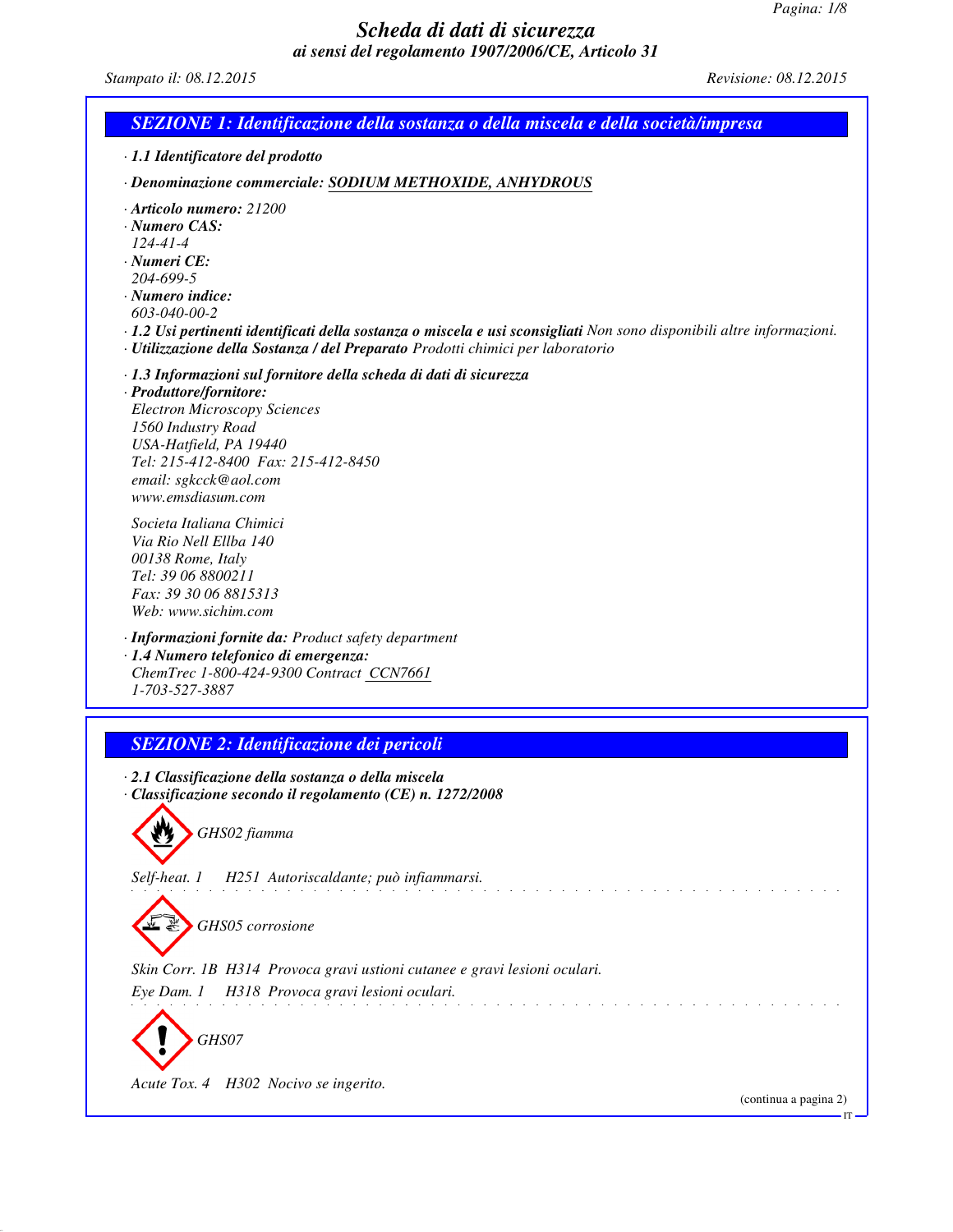# Scheda di dati di sicurezza

*ai sensi del regolamento 1907/2006/CE, Articolo 31*

*Stampato il: 08.12.2015* *Revisione: 08.12.2015*

## SEZIONE 1: Identificazione della sostanza o della miscela e della società/impresa

· **1.1 Identificatore del prodotto**

· **Denominazione commerciale:** SODIUM METHOXIDE, ANHYDROUS

· **Articolo numero:** 21200
· **Numero CAS:**
124-41-4
· **Numeri CE:**
204-699-5
· **Numero indice:**
603-040-00-2
· **1.2 Usi pertinenti identificati della sostanza o miscela e usi sconsigliati** Non sono disponibili altre informazioni.
· **Utilizzazione della Sostanza / del Preparato** Prodotti chimici per laboratorio

· **1.3 Informazioni sul fornitore della scheda di dati di sicurezza**
· **Produttore/fornitore:**
Electron Microscopy Sciences
1560 Industry Road
USA-Hatfield, PA 19440
Tel: 215-412-8400 Fax: 215-412-8450
email: sgkcck@aol.com
www.emsdiasum.com

Societa Italiana Chimici
Via Rio Nell Ellba 140
00138 Rome, Italy
Tel: 39 06 8800211
Fax: 39 30 06 8815313
Web: www.sichim.com

· **Informazioni fornite da:** Product safety department
· **1.4 Numero telefonico di emergenza:**
ChemTrec 1-800-424-9300 Contract CCN7661
1-703-527-3887

## SEZIONE 2: Identificazione dei pericoli

· **2.1 Classificazione della sostanza o della miscela**
· **Classificazione secondo il regolamento (CE) n. 1272/2008**

GHS02 fiamma

Self-heat. 1 H251 Autoriscaldante; può infiammarsi.

GHS05 corrosione

Skin Corr. 1B H314 Provoca gravi ustioni cutanee e gravi lesioni oculari.

Eye Dam. 1 H318 Provoca gravi lesioni oculari.

GHS07

Acute Tox. 4 H302 Nocivo se ingerito.

(continua a pagina 2)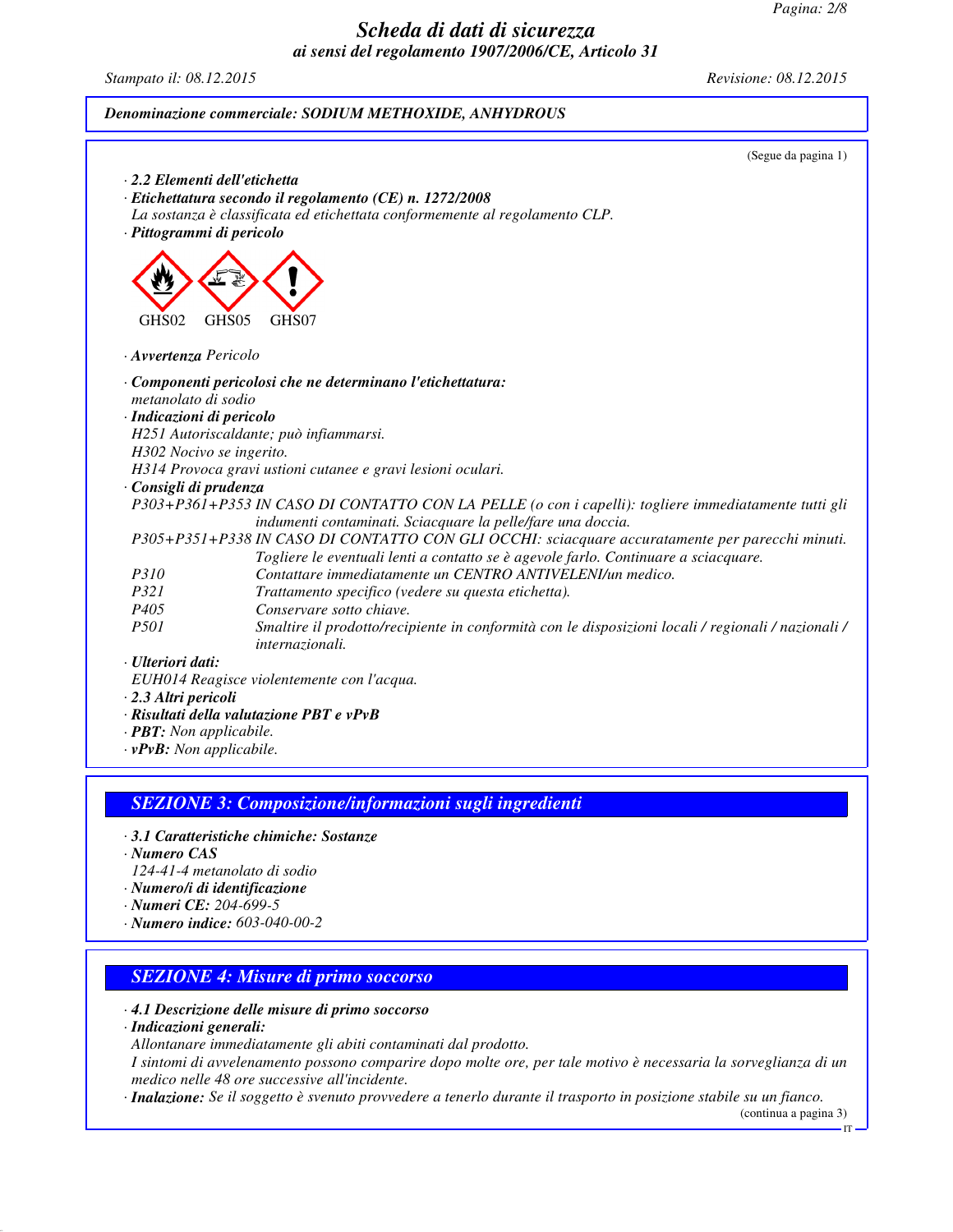**Denominazione commerciale: SODIUM METHOXIDE, ANHYDROUS**

(Segue da pagina 1)

· **2.2 Elementi dell'etichetta**
· **Etichettatura secondo il regolamento (CE) n. 1272/2008**
La sostanza è classificata ed etichettata conformemente al regolamento CLP.
· **Pittogrammi di pericolo**

GHS02 GHS05 GHS07

· **Avvertenza** Pericolo

· **Componenti pericolosi che ne determinano l'etichettatura:**
metanolato di sodio
· **Indicazioni di pericolo**
H251 Autoriscaldante; può infiammarsi.
H302 Nocivo se ingerito.
H314 Provoca gravi ustioni cutanee e gravi lesioni oculari.
· **Consigli di prudenza**
P303+P361+P353 IN CASO DI CONTATTO CON LA PELLE (o con i capelli): togliere immediatamente tutti gli indumenti contaminati. Sciacquare la pelle/fare una doccia.
P305+P351+P338 IN CASO DI CONTATTO CON GLI OCCHI: sciacquare accuratamente per parecchi minuti. Togliere le eventuali lenti a contatto se è agevole farlo. Continuare a sciacquare.
P310 Contattare immediatamente un CENTRO ANTIVELENI/un medico.
P321 Trattamento specifico (vedere su questa etichetta).
P405 Conservare sotto chiave.
P501 Smaltire il prodotto/recipiente in conformità con le disposizioni locali / regionali / nazionali / internazionali.
· **Ulteriori dati:**
EUH014 Reagisce violentemente con l'acqua.
· **2.3 Altri pericoli**
· **Risultati della valutazione PBT e vPvB**
· **PBT:** Non applicabile.
· **vPvB:** Non applicabile.

## SEZIONE 3: Composizione/informazioni sugli ingredienti

· **3.1 Caratteristiche chimiche: Sostanze**
· **Numero CAS**
124-41-4 metanolato di sodio
· **Numero/i di identificazione**
· **Numeri CE:** 204-699-5
· **Numero indice:** 603-040-00-2

## SEZIONE 4: Misure di primo soccorso

· **4.1 Descrizione delle misure di primo soccorso**
· **Indicazioni generali:**
Allontanare immediatamente gli abiti contaminati dal prodotto.
I sintomi di avvelenamento possono comparire dopo molte ore, per tale motivo è necessaria la sorveglianza di un medico nelle 48 ore successive all'incidente.
· **Inalazione:** Se il soggetto è svenuto provvedere a tenerlo durante il trasporto in posizione stabile su un fianco.

(continua a pagina 3)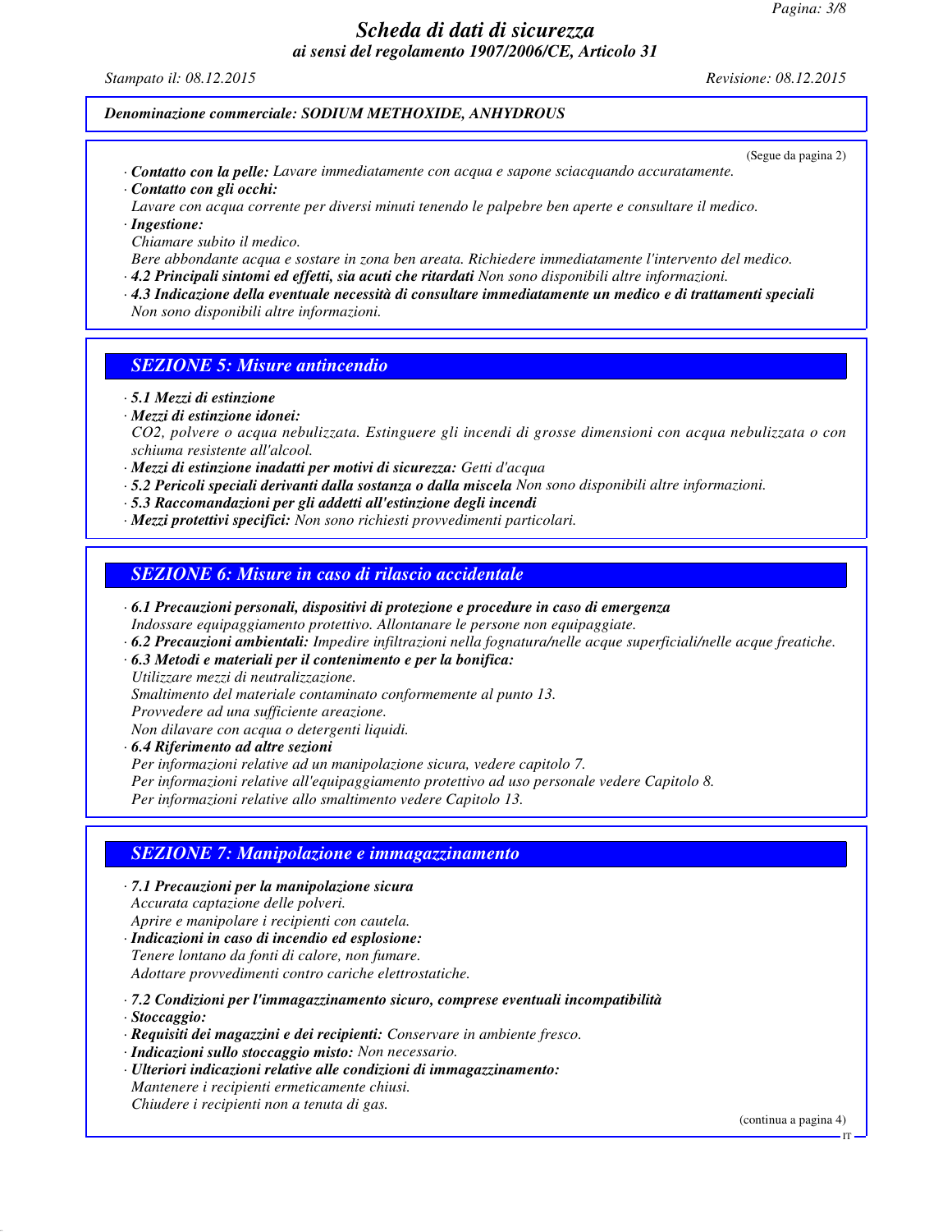(Segue da pagina 2)

· ***Contatto con la pelle:*** *Lavare immediatamente con acqua e sapone sciacquando accuratamente.*
· ***Contatto con gli occhi:***
*Lavare con acqua corrente per diversi minuti tenendo le palpebre ben aperte e consultare il medico.*
· ***Ingestione:***
*Chiamare subito il medico.*
*Bere abbondante acqua e sostare in zona ben areata. Richiedere immediatamente l'intervento del medico.*
· ***4.2 Principali sintomi ed effetti, sia acuti che ritardati*** *Non sono disponibili altre informazioni.*
· ***4.3 Indicazione della eventuale necessità di consultare immediatamente un medico e di trattamenti speciali***
*Non sono disponibili altre informazioni.*

## *SEZIONE 5: Misure antincendio*

· ***5.1 Mezzi di estinzione***
· ***Mezzi di estinzione idonei:***
*$CO_2$, polvere o acqua nebulizzata. Estinguere gli incendi di grosse dimensioni con acqua nebulizzata o con schiuma resistente all'alcool.*
· ***Mezzi di estinzione inadatti per motivi di sicurezza:*** *Getti d'acqua*
· ***5.2 Pericoli speciali derivanti dalla sostanza o dalla miscela*** *Non sono disponibili altre informazioni.*
· ***5.3 Raccomandazioni per gli addetti all'estinzione degli incendi***
· ***Mezzi protettivi specifici:*** *Non sono richiesti provvedimenti particolari.*

## *SEZIONE 6: Misure in caso di rilascio accidentale*

· ***6.1 Precauzioni personali, dispositivi di protezione e procedure in caso di emergenza***
*Indossare equipaggiamento protettivo. Allontanare le persone non equipaggiate.*
· ***6.2 Precauzioni ambientali:*** *Impedire infiltrazioni nella fognatura/nelle acque superficiali/nelle acque freatiche.*
· ***6.3 Metodi e materiali per il contenimento e per la bonifica:***
*Utilizzare mezzi di neutralizzazione.*
*Smaltimento del materiale contaminato conformemente al punto 13.*
*Provvedere ad una sufficiente areazione.*
*Non dilavare con acqua o detergenti liquidi.*
· ***6.4 Riferimento ad altre sezioni***
*Per informazioni relative ad un manipolazione sicura, vedere capitolo 7.*
*Per informazioni relative all'equipaggiamento protettivo ad uso personale vedere Capitolo 8.*
*Per informazioni relative allo smaltimento vedere Capitolo 13.*

## *SEZIONE 7: Manipolazione e immagazzinamento*

· ***7.1 Precauzioni per la manipolazione sicura***
*Accurata captazione delle polveri.*
*Aprire e manipolare i recipienti con cautela.*
· ***Indicazioni in caso di incendio ed esplosione:***
*Tenere lontano da fonti di calore, non fumare.*
*Adottare provvedimenti contro cariche elettrostatiche.*

· ***7.2 Condizioni per l'immagazzinamento sicuro, comprese eventuali incompatibilità***
· ***Stoccaggio:***
· ***Requisiti dei magazzini e dei recipienti:*** *Conservare in ambiente fresco.*
· ***Indicazioni sullo stoccaggio misto:*** *Non necessario.*
· ***Ulteriori indicazioni relative alle condizioni di immagazzinamento:***
*Mantenere i recipienti ermeticamente chiusi.*
*Chiudere i recipienti non a tenuta di gas.*

(continua a pagina 4)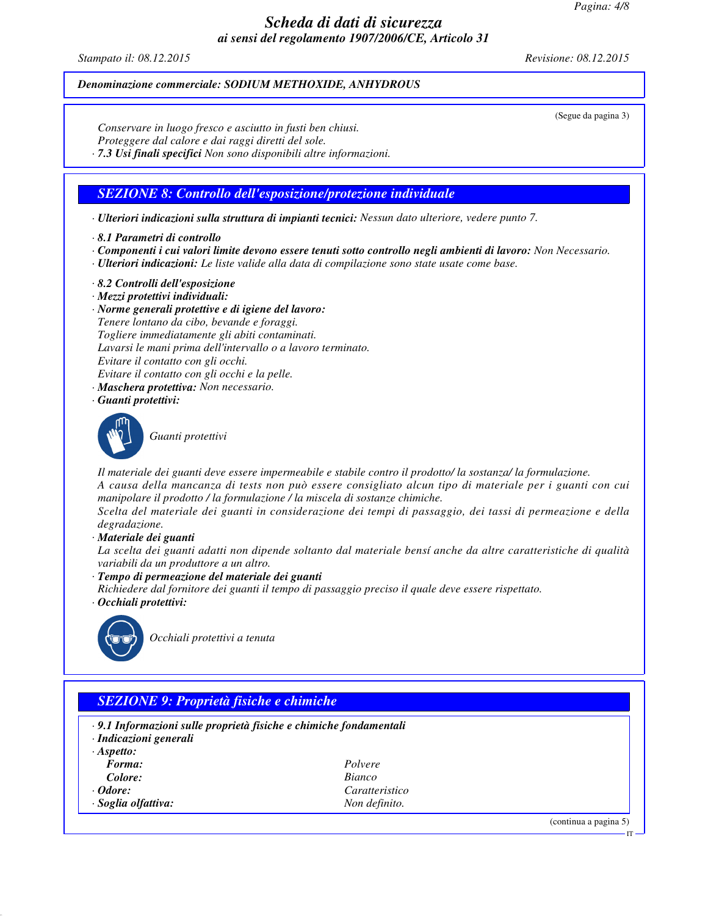(Segue da pagina 3)

Conservare in luogo fresco e asciutto in fusti ben chiusi.
Proteggere dal calore e dai raggi diretti del sole.

· ***7.3 Usi finali specifici*** *Non sono disponibili altre informazioni.*

## SEZIONE 8: Controllo dell'esposizione/protezione individuale

· ***Ulteriori indicazioni sulla struttura di impianti tecnici:*** *Nessun dato ulteriore, vedere punto 7.*

· ***8.1 Parametri di controllo***
· ***Componenti i cui valori limite devono essere tenuti sotto controllo negli ambienti di lavoro:*** *Non Necessario.*
· ***Ulteriori indicazioni:*** *Le liste valide alla data di compilazione sono state usate come base.*

· ***8.2 Controlli dell'esposizione***
· ***Mezzi protettivi individuali:***
· ***Norme generali protettive e di igiene del lavoro:***
*Tenere lontano da cibo, bevande e foraggi.*
*Togliere immediatamente gli abiti contaminati.*
*Lavarsi le mani prima dell'intervallo o a lavoro terminato.*
*Evitare il contatto con gli occhi.*
*Evitare il contatto con gli occhi e la pelle.*
· ***Maschera protettiva:*** *Non necessario.*
· ***Guanti protettivi:***

*Guanti protettivi*

*Il materiale dei guanti deve essere impermeabile e stabile contro il prodotto/ la sostanza/ la formulazione.*
*A causa della mancanza di tests non può essere consigliato alcun tipo di materiale per i guanti con cui manipolare il prodotto / la formulazione / la miscela di sostanze chimiche.*
*Scelta del materiale dei guanti in considerazione dei tempi di passaggio, dei tassi di permeazione e della degradazione.*
· ***Materiale dei guanti***
*La scelta dei guanti adatti non dipende soltanto dal materiale bensí anche da altre caratteristiche di qualità variabili da un produttore a un altro.*
· ***Tempo di permeazione del materiale dei guanti***
*Richiedere dal fornitore dei guanti il tempo di passaggio preciso il quale deve essere rispettato.*
· ***Occhiali protettivi:***

*Occhiali protettivi a tenuta*

## SEZIONE 9: Proprietà fisiche e chimiche

· ***9.1 Informazioni sulle proprietà fisiche e chimiche fondamentali***
· ***Indicazioni generali***
· ***Aspetto:***

| | |
|---|---|
| ***Forma:*** | *Polvere* |
| ***Colore:*** | *Bianco* |
| · ***Odore:*** | *Caratteristico* |
| · ***Soglia olfattiva:*** | *Non definito.* |

(continua a pagina 5)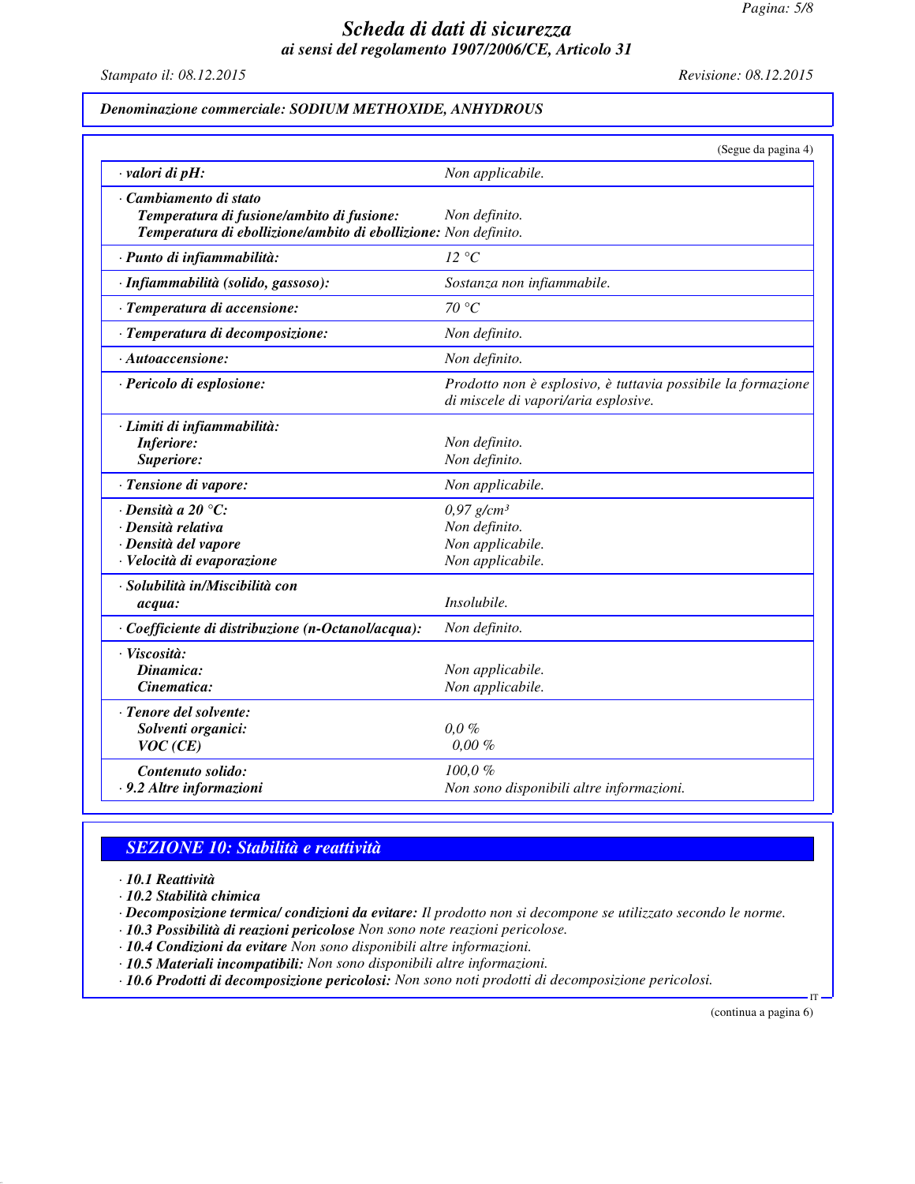# Scheda di dati di sicurezza

*ai sensi del regolamento 1907/2006/CE, Articolo 31*

Stampato il: 08.12.2015 — Revisione: 08.12.2015

**Denominazione commerciale: SODIUM METHOXIDE, ANHYDROUS**

(Segue da pagina 4)

| | |
|---|---|
| · **valori di pH:** | Non applicabile. |
| · **Cambiamento di stato** | |
| **Temperatura di fusione/ambito di fusione:** | Non definito. |
| **Temperatura di ebollizione/ambito di ebollizione:** | Non definito. |
| · **Punto di infiammabilità:** | 12 °C |
| · **Infiammabilità (solido, gassoso):** | Sostanza non infiammabile. |
| · **Temperatura di accensione:** | 70 °C |
| · **Temperatura di decomposizione:** | Non definito. |
| · **Autoaccensione:** | Non definito. |
| · **Pericolo di esplosione:** | Prodotto non è esplosivo, è tuttavia possibile la formazione di miscele di vapori/aria esplosive. |
| · **Limiti di infiammabilità:** | |
| **Inferiore:** | Non definito. |
| **Superiore:** | Non definito. |
| · **Tensione di vapore:** | Non applicabile. |
| · **Densità a 20 °C:** | 0,97 g/cm³ |
| · **Densità relativa** | Non definito. |
| · **Densità del vapore** | Non applicabile. |
| · **Velocità di evaporazione** | Non applicabile. |
| · **Solubilità in/Miscibilità con acqua:** | Insolubile. |
| · **Coefficiente di distribuzione (n-Octanol/acqua):** | Non definito. |
| · **Viscosità:** | |
| **Dinamica:** | Non applicabile. |
| **Cinematica:** | Non applicabile. |
| · **Tenore del solvente:** | |
| **Solventi organici:** | 0,0 % |
| **VOC (CE)** | 0,00 % |
| **Contenuto solido:** | 100,0 % |
| · **9.2 Altre informazioni** | Non sono disponibili altre informazioni. |

## SEZIONE 10: Stabilità e reattività

· **10.1 Reattività**
· **10.2 Stabilità chimica**
· **Decomposizione termica/ condizioni da evitare:** Il prodotto non si decompone se utilizzato secondo le norme.
· **10.3 Possibilità di reazioni pericolose** Non sono note reazioni pericolose.
· **10.4 Condizioni da evitare** Non sono disponibili altre informazioni.
· **10.5 Materiali incompatibili:** Non sono disponibili altre informazioni.
· **10.6 Prodotti di decomposizione pericolosi:** Non sono noti prodotti di decomposizione pericolosi.

(continua a pagina 6)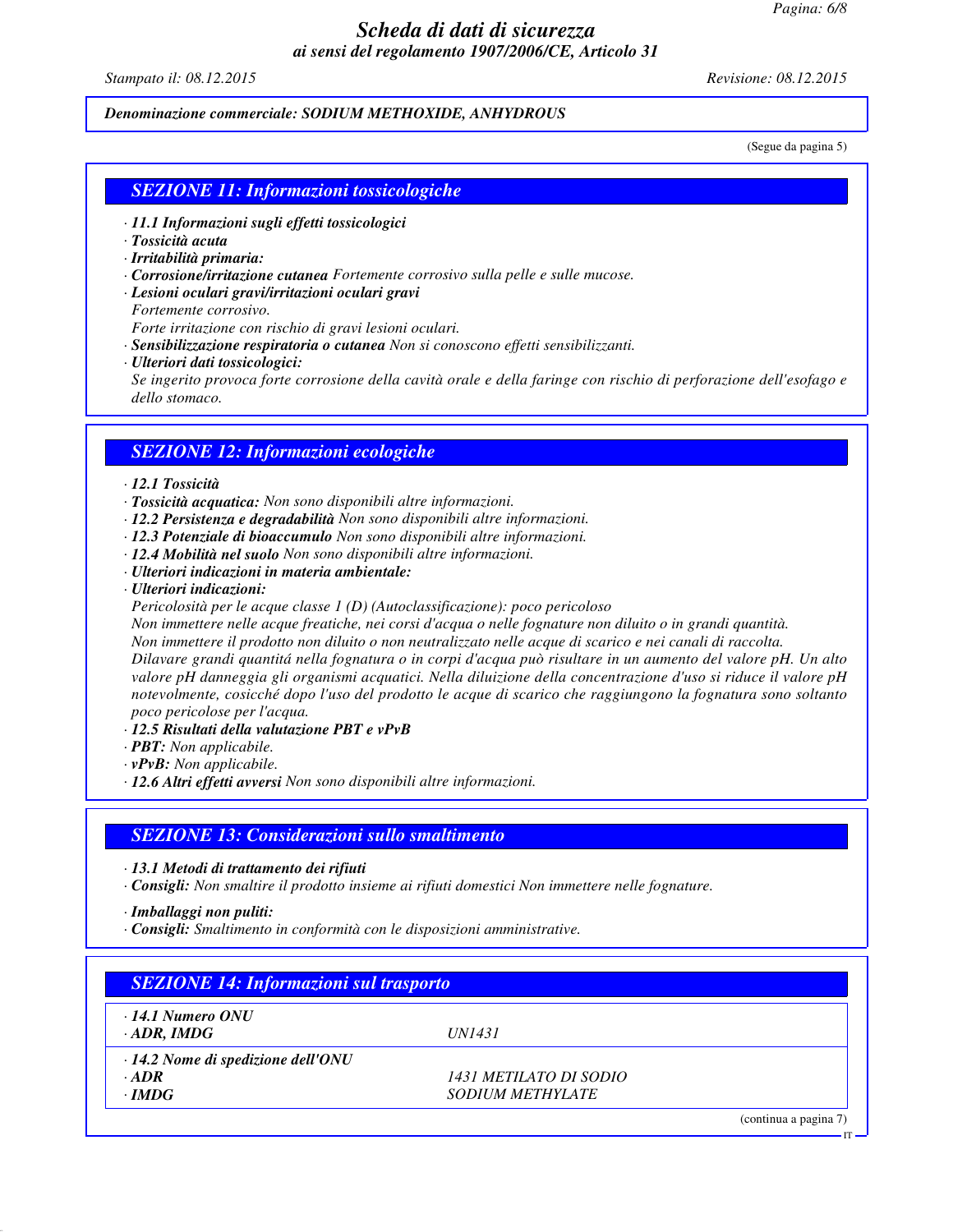**Denominazione commerciale: SODIUM METHOXIDE, ANHYDROUS**

(Segue da pagina 5)

## SEZIONE 11: Informazioni tossicologiche

- **11.1 Informazioni sugli effetti tossicologici**
- **Tossicità acuta**
- **Irritabilità primaria:**
- **Corrosione/irritazione cutanea** Fortemente corrosivo sulla pelle e sulle mucose.
- **Lesioni oculari gravi/irritazioni oculari gravi**

  Fortemente corrosivo.

  Forte irritazione con rischio di gravi lesioni oculari.
- **Sensibilizzazione respiratoria o cutanea** Non si conoscono effetti sensibilizzanti.
- **Ulteriori dati tossicologici:**

  Se ingerito provoca forte corrosione della cavità orale e della faringe con rischio di perforazione dell'esofago e dello stomaco.

## SEZIONE 12: Informazioni ecologiche

- **12.1 Tossicità**
- **Tossicità acquatica:** Non sono disponibili altre informazioni.
- **12.2 Persistenza e degradabilità** Non sono disponibili altre informazioni.
- **12.3 Potenziale di bioaccumulo** Non sono disponibili altre informazioni.
- **12.4 Mobilità nel suolo** Non sono disponibili altre informazioni.
- **Ulteriori indicazioni in materia ambientale:**
- **Ulteriori indicazioni:**

  Pericolosità per le acque classe 1 (D) (Autoclassificazione): poco pericoloso

  Non immettere nelle acque freatiche, nei corsi d'acqua o nelle fognature non diluito o in grandi quantità.

  Non immettere il prodotto non diluito o non neutralizzato nelle acque di scarico e nei canali di raccolta.

  Dilavare grandi quantitá nella fognatura o in corpi d'acqua può risultare in un aumento del valore pH. Un alto valore pH danneggia gli organismi acquatici. Nella diluizione della concentrazione d'uso si riduce il valore pH notevolmente, cosicché dopo l'uso del prodotto le acque di scarico che raggiungono la fognatura sono soltanto poco pericolose per l'acqua.
- **12.5 Risultati della valutazione PBT e vPvB**
- **PBT:** Non applicabile.
- **vPvB:** Non applicabile.
- **12.6 Altri effetti avversi** Non sono disponibili altre informazioni.

## SEZIONE 13: Considerazioni sullo smaltimento

- **13.1 Metodi di trattamento dei rifiuti**
- **Consigli:** Non smaltire il prodotto insieme ai rifiuti domestici Non immettere nelle fognature.

- **Imballaggi non puliti:**
- **Consigli:** Smaltimento in conformità con le disposizioni amministrative.

## SEZIONE 14: Informazioni sul trasporto

| | |
|---|---|
| **· 14.1 Numero ONU** | |
| **· ADR, IMDG** | UN1431 |
| **· 14.2 Nome di spedizione dell'ONU** | |
| **· ADR** | 1431 METILATO DI SODIO |
| **· IMDG** | SODIUM METHYLATE |

(continua a pagina 7)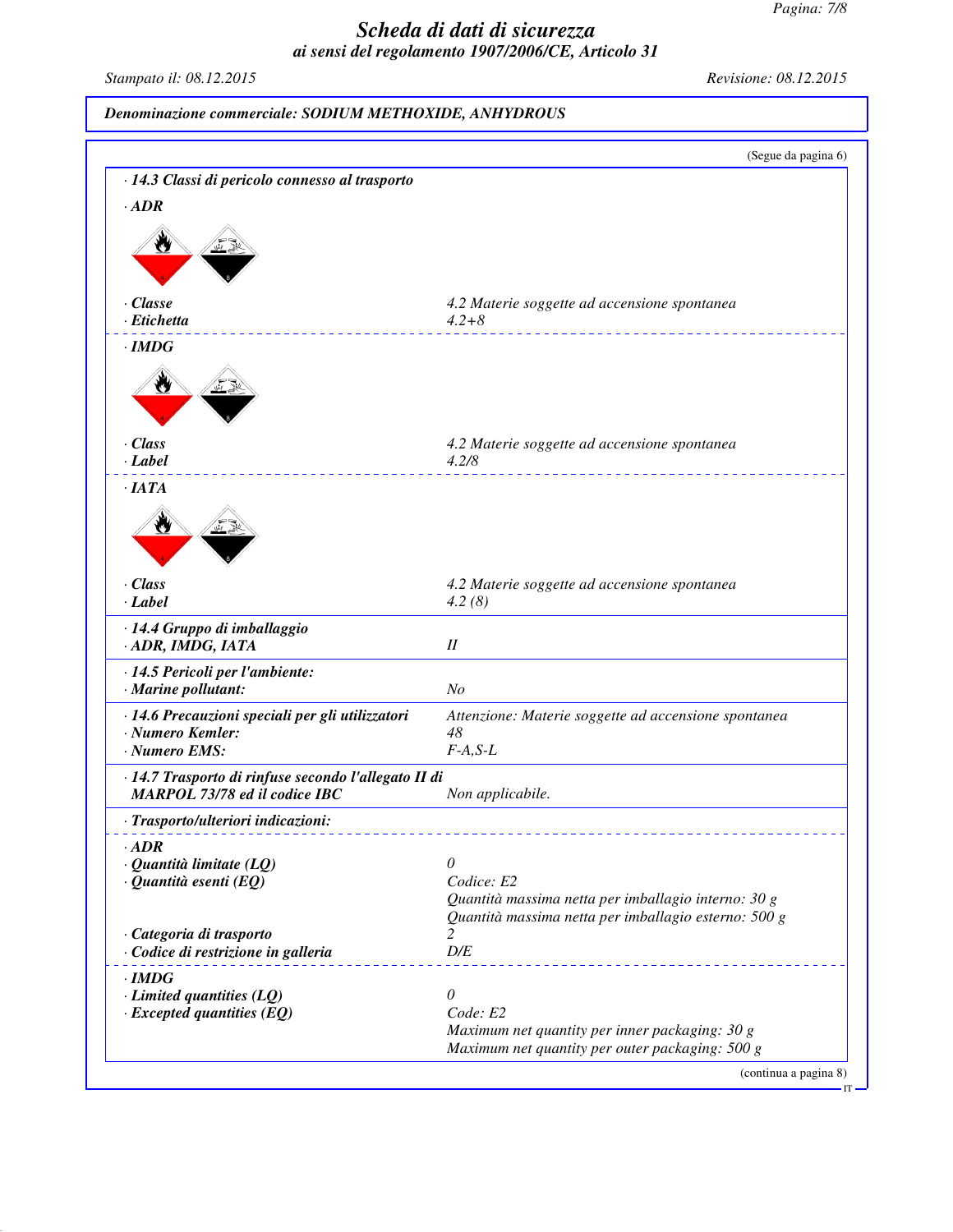# Scheda di dati di sicurezza

*ai sensi del regolamento 1907/2006/CE, Articolo 31*

Stampato il: 08.12.2015 | Revisione: 08.12.2015

**Denominazione commerciale: SODIUM METHOXIDE, ANHYDROUS**

(Segue da pagina 6)

**· 14.3 Classi di pericolo connesso al trasporto**

**· ADR**

| | |
|---|---|
| **· Classe** | 4.2 Materie soggette ad accensione spontanea |
| **· Etichetta** | 4.2+8 |

**· IMDG**

| | |
|---|---|
| **· Class** | 4.2 Materie soggette ad accensione spontanea |
| **· Label** | 4.2/8 |

**· IATA**

| | |
|---|---|
| **· Class** | 4.2 Materie soggette ad accensione spontanea |
| **· Label** | 4.2 (8) |

**· 14.4 Gruppo di imballaggio**

| | |
|---|---|
| **· ADR, IMDG, IATA** | II |

**· 14.5 Pericoli per l'ambiente:**

| | |
|---|---|
| **· Marine pollutant:** | No |

| | |
|---|---|
| **· 14.6 Precauzioni speciali per gli utilizzatori** | Attenzione: Materie soggette ad accensione spontanea |
| **· Numero Kemler:** | 48 |
| **· Numero EMS:** | F-A,S-L |

| | |
|---|---|
| **· 14.7 Trasporto di rinfuse secondo l'allegato II di MARPOL 73/78 ed il codice IBC** | Non applicabile. |

**· Trasporto/ulteriori indicazioni:**

**· ADR**

| | |
|---|---|
| **· Quantità limitate (LQ)** | 0 |
| **· Quantità esenti (EQ)** | Codice: E2<br>Quantità massima netta per imballagio interno: 30 g<br>Quantità massima netta per imballagio esterno: 500 g |
| **· Categoria di trasporto** | 2 |
| **· Codice di restrizione in galleria** | D/E |

**· IMDG**

| | |
|---|---|
| **· Limited quantities (LQ)** | 0 |
| **· Excepted quantities (EQ)** | Code: E2<br>Maximum net quantity per inner packaging: 30 g<br>Maximum net quantity per outer packaging: 500 g |

(continua a pagina 8)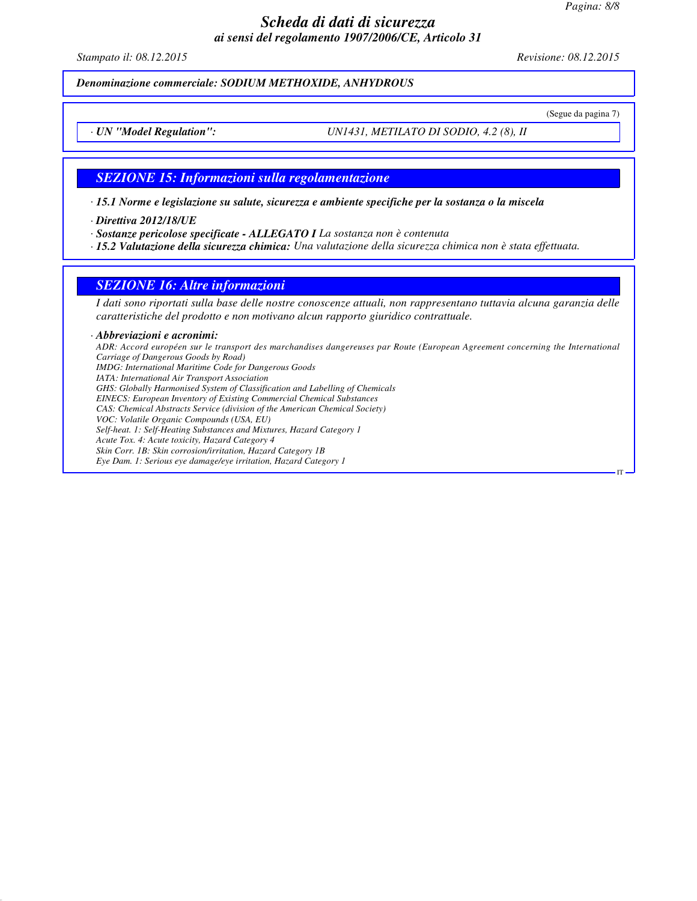*Denominazione commerciale: SODIUM METHOXIDE, ANHYDROUS*

(Segue da pagina 7)

· *UN "Model Regulation":* UN1431, METILATO DI SODIO, 4.2 (8), II

## SEZIONE 15: Informazioni sulla regolamentazione

· **15.1 Norme e legislazione su salute, sicurezza e ambiente specifiche per la sostanza o la miscela**

· **Direttiva 2012/18/UE**

· **Sostanze pericolose specificate - ALLEGATO I** La sostanza non è contenuta

· **15.2 Valutazione della sicurezza chimica:** Una valutazione della sicurezza chimica non è stata effettuata.

## SEZIONE 16: Altre informazioni

*I dati sono riportati sulla base delle nostre conoscenze attuali, non rappresentano tuttavia alcuna garanzia delle caratteristiche del prodotto e non motivano alcun rapporto giuridico contrattuale.*

· **Abbreviazioni e acronimi:**

ADR: Accord européen sur le transport des marchandises dangereuses par Route (European Agreement concerning the International Carriage of Dangerous Goods by Road)
IMDG: International Maritime Code for Dangerous Goods
IATA: International Air Transport Association
GHS: Globally Harmonised System of Classification and Labelling of Chemicals
EINECS: European Inventory of Existing Commercial Chemical Substances
CAS: Chemical Abstracts Service (division of the American Chemical Society)
VOC: Volatile Organic Compounds (USA, EU)
Self-heat. 1: Self-Heating Substances and Mixtures, Hazard Category 1
Acute Tox. 4: Acute toxicity, Hazard Category 4
Skin Corr. 1B: Skin corrosion/irritation, Hazard Category 1B
Eye Dam. 1: Serious eye damage/eye irritation, Hazard Category 1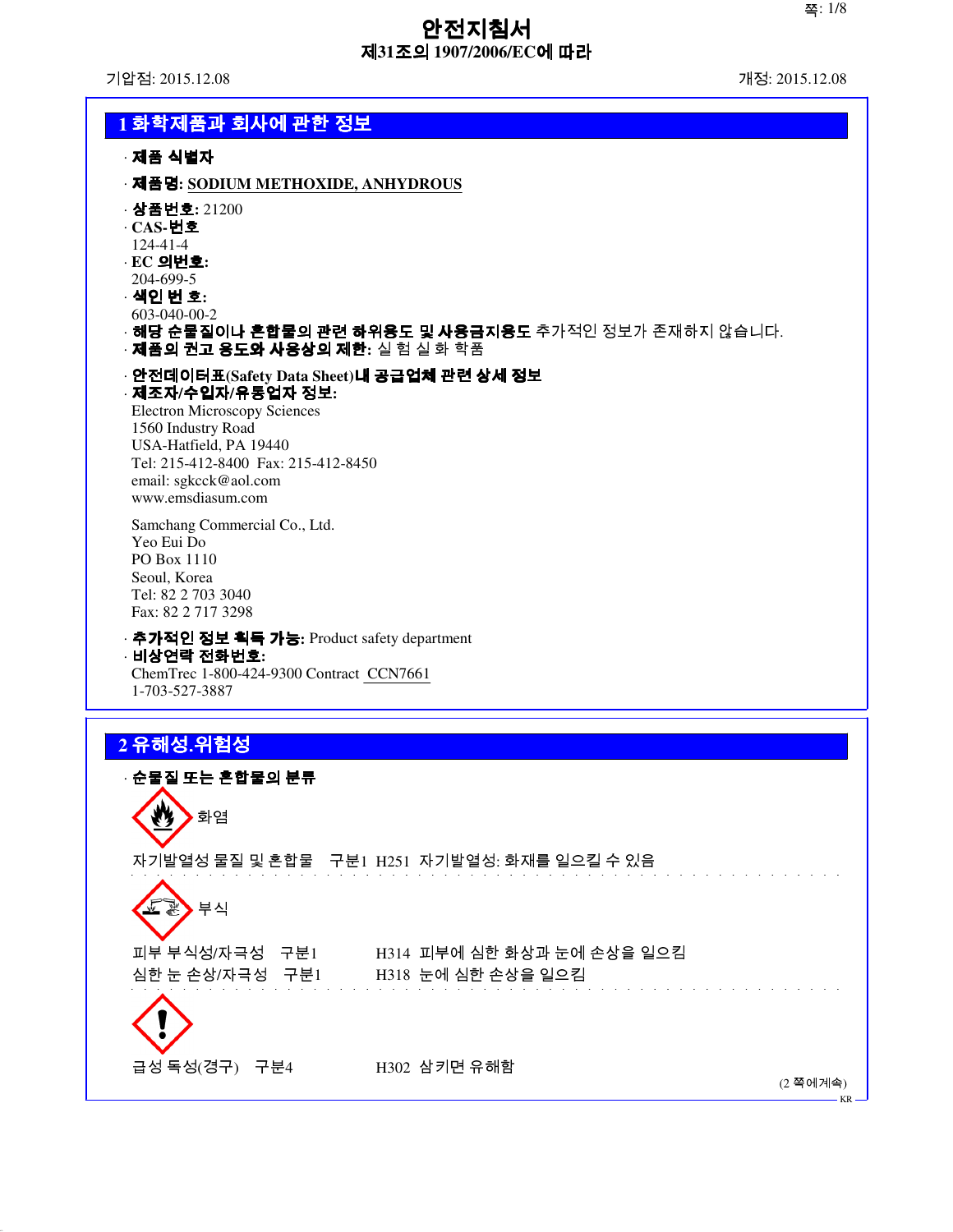# 안전지침서
## 제31조의 1907/2006/EC에 따라

기압점: 2015.12.08 개정: 2015.12.08

## 1 화학제품과 회사에 관한 정보

· **제품 식별자**

· **제품명: SODIUM METHOXIDE, ANHYDROUS**

· **상품번호:** 21200
· **CAS-번호**
124-41-4
· **EC 의번호:**
204-699-5
· **색인 번 호:**
603-040-00-2
· **해당 순물질이나 혼합물의 관련 하위용도 및 사용금지용도** 추가적인 정보가 존재하지 않습니다.
· **제품의 권고 용도와 사용상의 제한:** 실 험 실 화 학품

· **안전데이터표(Safety Data Sheet)내 공급업체 관련 상세 정보**
· **제조자/수입자/유통업자 정보:**
Electron Microscopy Sciences
1560 Industry Road
USA-Hatfield, PA 19440
Tel: 215-412-8400 Fax: 215-412-8450
email: sgkcck@aol.com
www.emsdiasum.com

Samchang Commercial Co., Ltd.
Yeo Eui Do
PO Box 1110
Seoul, Korea
Tel: 82 2 703 3040
Fax: 82 2 717 3298

· **추가적인 정보 획득 가능:** Product safety department
· **비상연락 전화번호:**
ChemTrec 1-800-424-9300 Contract CCN7661
1-703-527-3887

## 2 유해성.위험성

· **순물질 또는 혼합물의 분류**

화염

자기발열성 물질 및 혼합물 구분1 H251 자기발열성: 화재를 일으킬 수 있음

부식

피부 부식성/자극성 구분1 H314 피부에 심한 화상과 눈에 손상을 일으킴
심한 눈 손상/자극성 구분1 H318 눈에 심한 손상을 일으킴

급성 독성(경구) 구분4 H302 삼키면 유해함

(2 쪽에계속)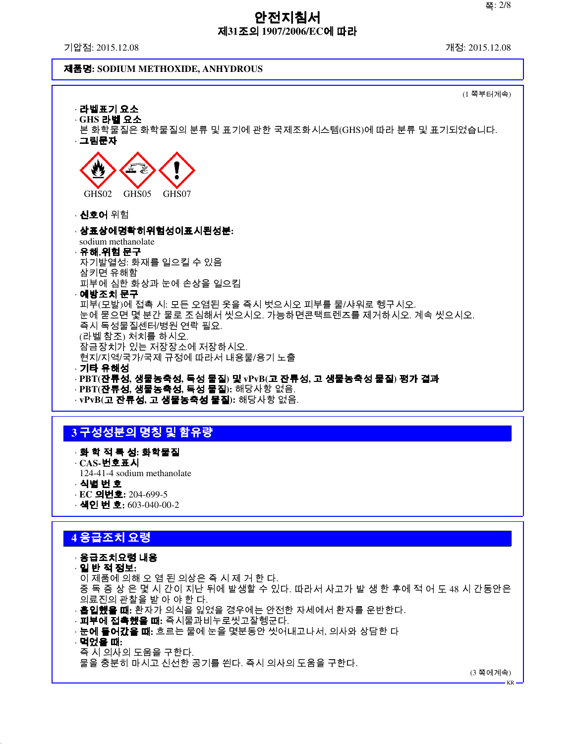# 안전지침서
## 제31조의 1907/2006/EC에 따라

기압점: 2015.12.08 개정: 2015.12.08

**제품명: SODIUM METHOXIDE, ANHYDROUS**

(1 쪽부터계속)

· **라벨표기 요소**
· **GHS 라벨 요소**
본 화학물질은 화학물질의 분류 및 표기에 관한 국제조화시스템(GHS)에 따라 분류 및 표기되었습니다.
· **그림문자**

GHS02 GHS05 GHS07

· **신호어** 위험

· **상표상에명확히위험성이표시된성분:**
sodium methanolate
· **유해.위험 문구**
자기발열성: 화재를 일으킬 수 있음
삼키면 유해함
피부에 심한 화상과 눈에 손상을 일으킴
· **예방조치 문구**
피부(모발)에 접촉 시: 모든 오염된 옷을 즉시 벗으시오 피부를 물/샤워로 헹구시오.
눈에 묻으면 몇 분간 물로 조심해서 씻으시오. 가능하면콘택트렌즈를 제거하시오. 계속 씻으시오.
즉시 독성물질센터/병원 연락 필요.
(라벨 참조) 처치를 하시오.
잠금장치가 있는 저장장소에 저장하시오.
현지/지역/국가/국제 규정에 따라서 내용물/용기 노출
· **기타 유해성**
· **PBT(잔류성, 생물농축성, 독성 물질) 및 vPvB(고 잔류성, 고 생물농축성 물질) 평가 결과**
· **PBT(잔류성, 생물농축성, 독성 물질):** 해당사항 없음.
· **vPvB(고 잔류성, 고 생물농축성 물질):** 해당사항 없음.

## 3 구성성분의 명칭 및 함유량

· **화 학 적 특 성: 화학물질**
· **CAS-번호표시**
124-41-4 sodium methanolate
· **식별 번 호**
· **EC 의번호:** 204-699-5
· **색인 번 호:** 603-040-00-2

## 4 응급조치 요령

· **응급조치요령 내용**
· **일 반 적 정보:**
이 제품에 의해 오 염 된 의상은 즉 시 제 거 한 다.
중 독 증 상 은 몇 시 간이 지난 뒤에 발생할 수 있다. 따라서 사고가 발 생 한 후에 적 어 도 48 시 간동안은 의료진의 관찰을 받 아 야 한 다.
· **흡입했을 때:** 환자가 의식을 잃었을 경우에는 안전한 자세에서 환자를 운반한다.
· **피부에 접촉했을 때:** 즉시물과비누로씻고잘헹군다.
· **눈에 들어갔을 때:** 흐르는 물에 눈을 몇분동안 씻어내고나서, 의사와 상담한 다
· **먹었을 때:**
즉 시 의사의 도움을 구한다.
물을 충분히 마시고 신선한 공기를 씐다. 즉시 의사의 도움을 구한다.

(3 쪽에계속)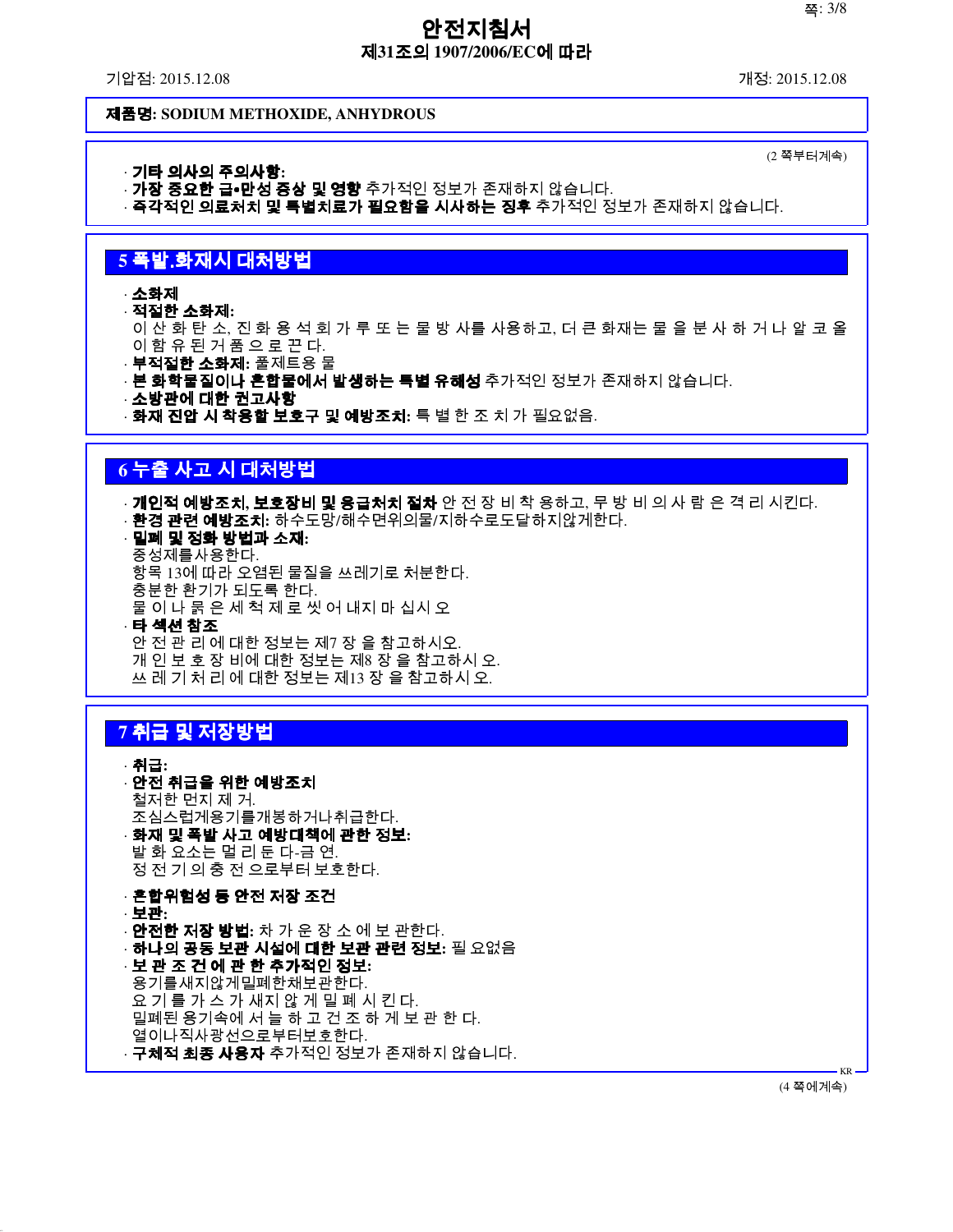# 안전지침서

**제31조의 1907/2006/EC에 따라**

기압점: 2015.12.08 개정: 2015.12.08

**제품명: SODIUM METHOXIDE, ANHYDROUS**

(2 쪽부터계속)

· **기타 의사의 주의사항:**
· **가장 중요한 급•만성 증상 및 영향** 추가적인 정보가 존재하지 않습니다.
· **즉각적인 의료처치 및 특별치료가 필요함을 시사하는 징후** 추가적인 정보가 존재하지 않습니다.

## 5 폭발.화재시 대처방법

· **소화제**
· **적절한 소화제:**
이 산 화 탄 소, 진 화 용 석 회 가 루 또 는 물 방 사를 사용하고, 더 큰 화재는 물 을 분 사 하 거 나 알 코 올 이 함 유 된 거 품 으 로 끈 다.
· **부적절한 소화제:** 풀제트용 물
· **본 화학물질이나 혼합물에서 발생하는 특별 유해성** 추가적인 정보가 존재하지 않습니다.
· **소방관에 대한 권고사항**
· **화재 진압 시 착용할 보호구 및 예방조치:** 특 별 한 조 치 가 필요없음.

## 6 누출 사고 시 대처방법

· **개인적 예방조치, 보호장비 및 응급처치 절차** 안 전 장 비 착 용하고, 무 방 비 의 사 람 은 격 리 시킨다.
· **환경 관련 예방조치:** 하수도망/해수면위의물/지하수로도달하지않게한다.
· **밀폐 및 정화 방법과 소재:**
중성제를사용한다.
항목 13에 따라 오염된 물질을 쓰레기로 처분한다.
충분한 환기가 되도록 한다.
물 이 나 묽 은 세 척 제 로 씻 어 내지 마 십시 오
· **타 섹션 참조**
안 전 관 리 에 대한 정보는 제7 장 을 참고하시오.
개 인 보 호 장 비에 대한 정보는 제8 장 을 참고하시 오.
쓰 레 기 처 리 에 대한 정보는 제13 장 을 참고하시 오.

## 7 취급 및 저장방법

· **취급:**
· **안전 취급을 위한 예방조치**
철저한 먼지 제 거.
조심스럽게용기를개봉하거나취급한다.
· **화재 및 폭발 사고 예방대책에 관한 정보:**
발 화 요소는 멀 리 둔 다-금 연.
정 전 기 의 충 전 으로부터 보호한다.

· **혼합위험성 등 안전 저장 조건**
· **보관:**
· **안전한 저장 방법:** 차 가 운 장 소 에 보 관한다.
· **하나의 공동 보관 시설에 대한 보관 관련 정보:** 필 요없음
· **보 관 조 건 에 관 한 추가적인 정보:**
용기를새지않게밀폐한채보관한다.
요 기 를 가 스 가 새지 않 게 밀 폐 시 킨다.
밀폐된 용기속에 서 늘 하 고 건 조 하 게 보 관 한 다.
열이나직사광선으로부터보호한다.
· **구체적 최종 사용자** 추가적인 정보가 존재하지 않습니다.

KR

(4 쪽에계속)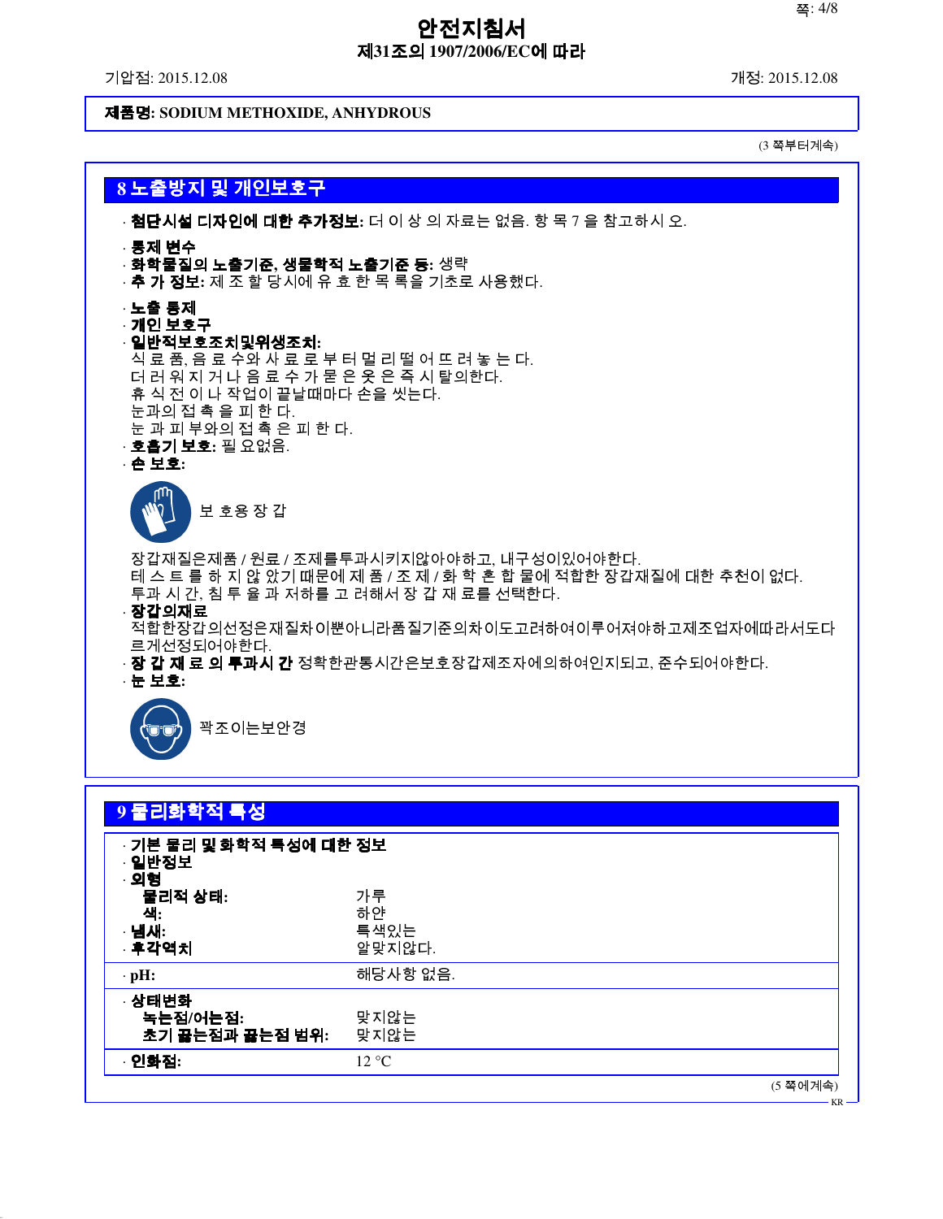제품명: **SODIUM METHOXIDE, ANHYDROUS**

(3 쪽부터계속)

## 8 노출방지 및 개인보호구

· **첨단시설 디자인에 대한 추가정보:** 더 이 상 의 자료는 없음. 항 목 7 을 참고하시 오.

· **통제 변수**
· **화학물질의 노출기준, 생물학적 노출기준 등:** 생략
· **추 가 정보:** 제 조 할 당시에 유 효 한 목 록을 기초로 사용했다.

· **노출 통제**
· **개인 보호구**
· **일반적보호조치및위생조치:**
식 료 품, 음 료 수와 사 료 로 부 터 멀 리 떨 어 뜨 려 놓 는 다.
더 러 워 지 거 나 음 료 수 가 묻 은 옷 은 즉 시 탈의한다.
휴 식 전 이 나 작업이 끝날때마다 손을 씻는다.
눈과의 접 촉 을 피 한 다.
눈 과 피 부와의 접 촉 은 피 한 다.
· **호흡기 보호:** 필 요없음.
· **손 보호:**

보 호용 장 갑

장갑재질은제품 / 원료 / 조제를투과시키지않아야하고, 내구성이있어야한다.
테 스 트 를 하 지 않 았기 때문에 제 품 / 조 제 / 화 학 혼 합 물에 적합한 장갑재질에 대한 추천이 없다.
투과 시 간, 침 투 율 과 저하를 고 려해서 장 갑 재 료를 선택한다.
· **장갑의재료**
적합한장갑의선정은재질차이뿐아니라품질기준의차이도고려하여이루어져야하고제조업자에따라서도다르게선정되어야한다.
· **장 갑 재 료 의 투과시 간** 정확한관통시간은보호장갑제조자에의하여인지되고, 준수되어야한다.
· **눈 보호:**

꽉조이는보안경

## 9 물리화학적 특성

| · **기본 물리 및 화학적 특성에 대한 정보** | |
|---|---|
| · **일반정보** | |
| · **외형** | |
| **물리적 상태:** | 가루 |
| **색:** | 하얀 |
| · **냄새:** | 특색있는 |
| · **후각역치** | 알맞지않다. |
| · **pH:** | 해당사항 없음. |
| · **상태변화** | |
| **녹는점/어는점:** | 맞지않는 |
| **초기 끓는점과 끓는점 범위:** | 맞지않는 |
| · **인화점:** | 12 °C |

(5 쪽에계속)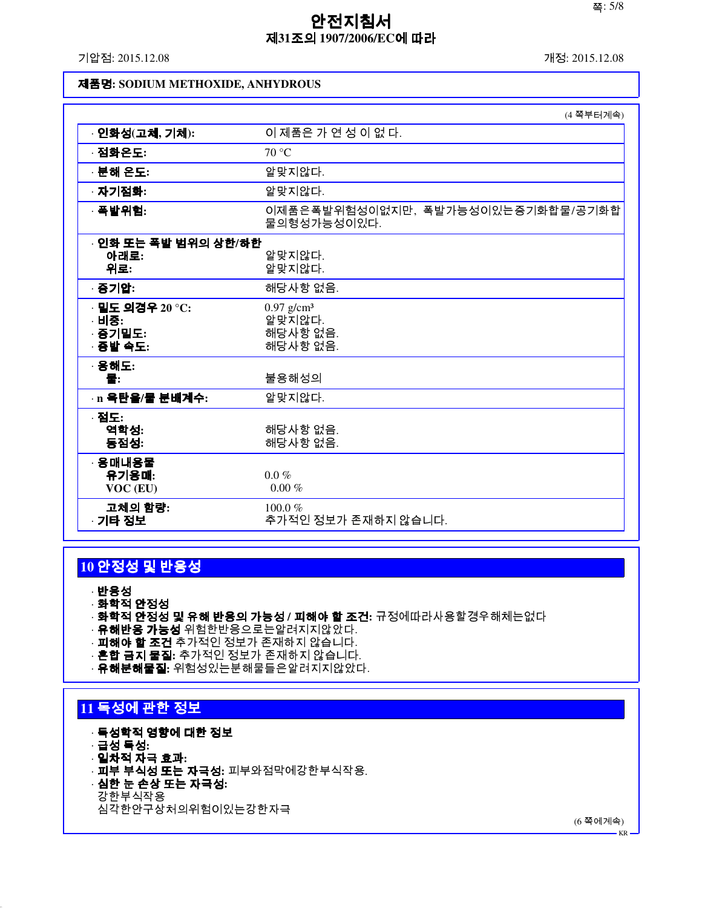# 안전지침서
## 제31조의 1907/2006/EC에 따라

기압점: 2015.12.08 | 개정: 2015.12.08

**제품명: SODIUM METHOXIDE, ANHYDROUS**

(4 쪽부터계속)

| | |
|---|---|
| · **인화성(고체, 기체):** | 이 제품은 가 연 성 이 없 다. |
| · **점화온도:** | 70 °C |
| · **분해 온도:** | 알맞지않다. |
| · **자기점화:** | 알맞지않다. |
| · **폭발위험:** | 이제품은폭발위험성이없지만, 폭발가능성이있는증기화합물/공기화합물의형성가능성이있다. |
| · **인화 또는 폭발 범위의 상한/하한** | |
| **아래로:** | 알맞지않다. |
| **위로:** | 알맞지않다. |
| · **증기압:** | 해당사항 없음. |
| · **밀도 의경우 20 °C:** | 0.97 g/cm³ |
| · **비중:** | 알맞지않다. |
| · **증기밀도:** | 해당사항 없음. |
| · **증발 속도:** | 해당사항 없음. |
| · **용해도:** | |
| **물:** | 불용해성의 |
| · **n 옥탄올/물 분배계수:** | 알맞지않다. |
| · **점도:** | |
| **역학성:** | 해당사항 없음. |
| **동점성:** | 해당사항 없음. |
| · **용매내용물** | |
| **유기용매:** | 0.0 % |
| **VOC (EU)** | 0.00 % |
| **고체의 함량:** | 100.0 % |
| · **기타 정보** | 추가적인 정보가 존재하지 않습니다. |

## 10 안정성 및 반응성

· **반응성**
· **화학적 안정성**
· **화학적 안정성 및 유해 반응의 가능성 / 피해야 할 조건:** 규정에따라사용할경우해체는없다
· **유해반응 가능성** 위험한반응으로는알려지지않았다.
· **피해야 할 조건** 추가적인 정보가 존재하지 않습니다.
· **혼합 금지 물질:** 추가적인 정보가 존재하지 않습니다.
· **유해분해물질:** 위험성있는분해물들은알려지지않았다.

## 11 독성에 관한 정보

· **독성학적 영향에 대한 정보**
· **급성 독성:**
· **일차적 자극 효과:**
· **피부 부식성 또는 자극성:** 피부와점막에강한부식작용.
· **심한 눈 손상 또는 자극성:**
강한부식작용
심각한안구상처의위험이있는강한자극

(6 쪽에계속)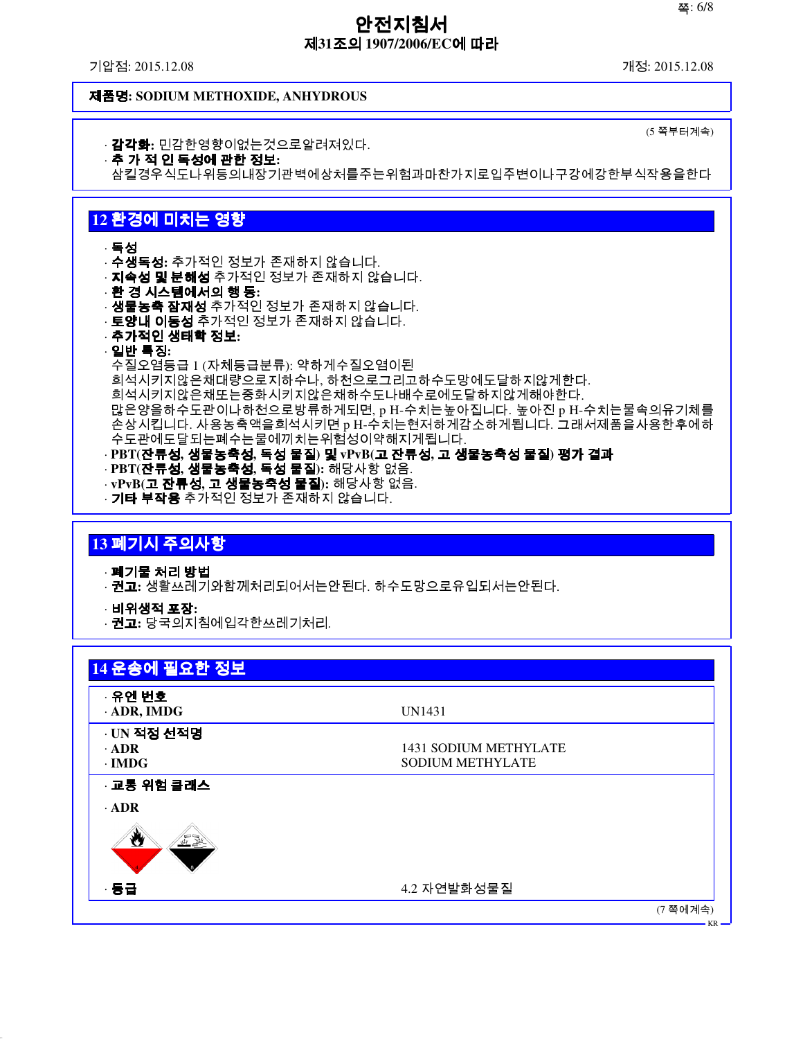**제품명: SODIUM METHOXIDE, ANHYDROUS**

(5 쪽부터계속)

· **감각화:** 민감한영향이없는것으로알려져있다.
· **추 가 적 인 독성에 관한 정보:**
삼킬경우식도나위등의내장기관벽에상처를주는위험과마찬가지로입주변이나구강에강한부식작용을한다

## 12 환경에 미치는 영향

· **독성**
· **수생독성:** 추가적인 정보가 존재하지 않습니다.
· **지속성 및 분해성** 추가적인 정보가 존재하지 않습니다.
· **환 경 시스템에서의 행 동:**
· **생물농축 잠재성** 추가적인 정보가 존재하지 않습니다.
· **토양내 이동성** 추가적인 정보가 존재하지 않습니다.
· **추가적인 생태학 정보:**
· **일반 특징:**
수질오염등급 1 (자체등급분류): 약하게수질오염이된
희석시키지않은채대량으로지하수나, 하천으로그리고하수도망에도달하지않게한다.
희석시키지않은채또는중화시키지않은채하수도나배수로에도달하지않게해야한다.
많은양을하수도관이나하천으로방류하게되면, p H-수치는높아집니다. 높아진 p H-수치는물속의유기체를손상시킵니다. 사용농축액을희석시키면 p H-수치는현저하게감소하게됩니다. 그래서제품을사용한후에하수도관에도달되는폐수는물에끼치는위험성이약해지게됩니다.
· **PBT(잔류성, 생물농축성, 독성 물질) 및 vPvB(고 잔류성, 고 생물농축성 물질) 평가 결과**
· **PBT(잔류성, 생물농축성, 독성 물질):** 해당사항 없음.
· **vPvB(고 잔류성, 고 생물농축성 물질):** 해당사항 없음.
· **기타 부작용** 추가적인 정보가 존재하지 않습니다.

## 13 폐기시 주의사항

· **폐기물 처리 방법**
· **권고:** 생활쓰레기와함께처리되어서는안된다. 하수도망으로유입되서는안된다.

· **비위생적 포장:**
· **권고:** 당국의지침에입각한쓰레기처리.

## 14 운송에 필요한 정보

| | |
|---|---|
| · **유엔 번호** | |
| · **ADR, IMDG** | UN1431 |
| · **UN 적정 선적명** | |
| · **ADR** | 1431 SODIUM METHYLATE |
| · **IMDG** | SODIUM METHYLATE |
| · **교통 위험 클래스** | |
| · **ADR** | |
| · **등급** | 4.2 자연발화성물질 |

(7 쪽에계속)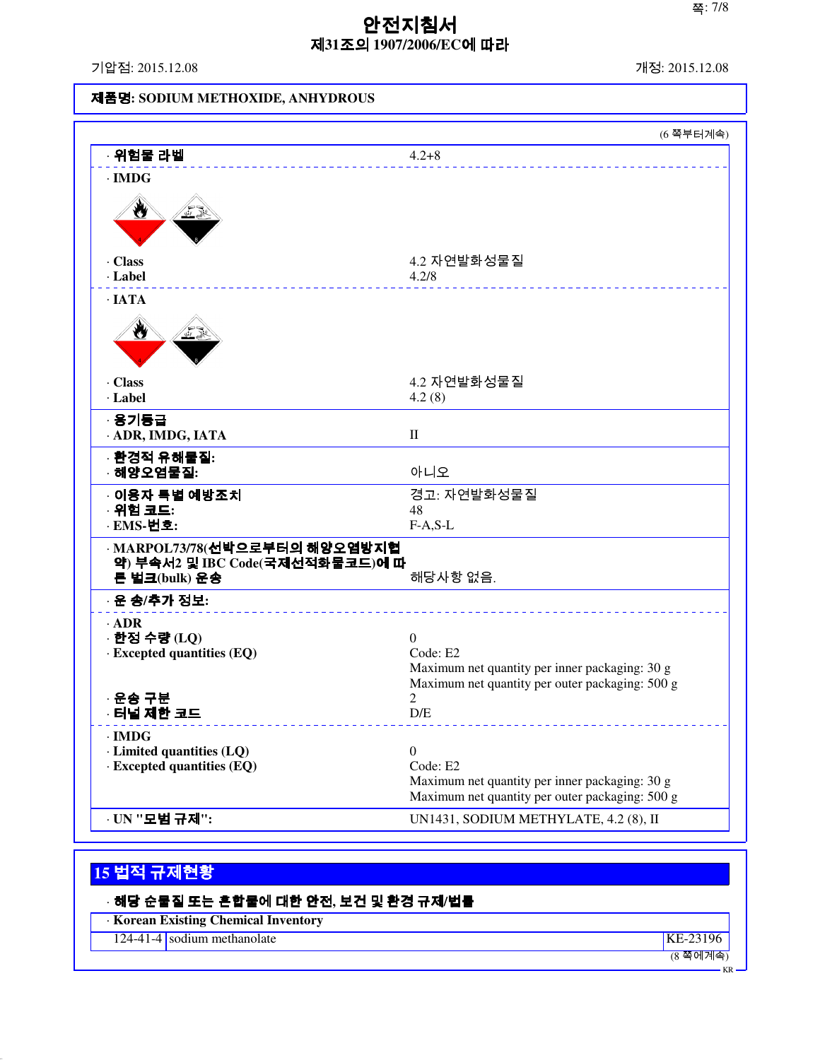# 안전지침서

**제31조의 1907/2006/EC에 따라**

기압점: 2015.12.08 개정: 2015.12.08

**제품명: SODIUM METHOXIDE, ANHYDROUS**

(6 쪽부터계속)

| | |
|---|---|
| · **위험물 라벨** | 4.2+8 |
| · **IMDG** | |
| · **Class** | 4.2 자연발화성물질 |
| · **Label** | 4.2/8 |
| · **IATA** | |
| · **Class** | 4.2 자연발화성물질 |
| · **Label** | 4.2 (8) |
| · **용기등급** | |
| · **ADR, IMDG, IATA** | II |
| · **환경적 유해물질:** | |
| · **해양오염물질:** | 아니오 |
| · **이용자 특별 예방조치** | 경고: 자연발화성물질 |
| · **위험 코드:** | 48 |
| · **EMS-번호:** | F-A,S-L |
| · **MARPOL73/78(선박으로부터의 해양오염방지협약) 부속서2 및 IBC Code(국제선적화물코드)에 따른 벌크(bulk) 운송** | 해당사항 없음. |
| · **운 송/추가 정보:** | |
| · **ADR** | |
| · **한정 수량 (LQ)** | 0 |
| · **Excepted quantities (EQ)** | Code: E2<br>Maximum net quantity per inner packaging: 30 g<br>Maximum net quantity per outer packaging: 500 g |
| · **운송 구분** | 2 |
| · **터널 제한 코드** | D/E |
| · **IMDG** | |
| · **Limited quantities (LQ)** | 0 |
| · **Excepted quantities (EQ)** | Code: E2<br>Maximum net quantity per inner packaging: 30 g<br>Maximum net quantity per outer packaging: 500 g |
| · **UN "모범 규제":** | UN1431, SODIUM METHYLATE, 4.2 (8), II |

## 15 법적 규제현황

· **해당 순물질 또는 혼합물에 대한 안전, 보건 및 환경 규제/법률**

· **Korean Existing Chemical Inventory**

| | | |
|---|---|---|
| 124-41-4 | sodium methanolate | KE-23196 |

(8 쪽에계속)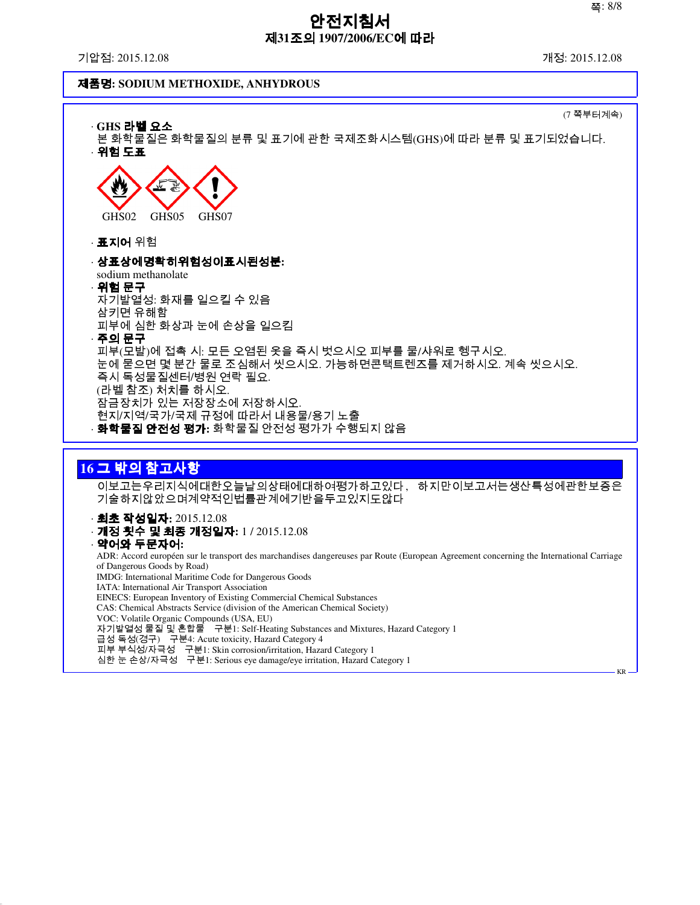# 안전지침서

## 제31조의 1907/2006/EC에 따라

기압점: 2015.12.08 개정: 2015.12.08

**제품명: SODIUM METHOXIDE, ANHYDROUS**

(7 쪽부터계속)

· **GHS 라벨 요소**
본 화학물질은 화학물질의 분류 및 표기에 관한 국제조화시스템(GHS)에 따라 분류 및 표기되었습니다.

· **위험 도표**

GHS02 GHS05 GHS07

· **표지어** 위험

· **상표상에명확히위험성이표시된성분:**
sodium methanolate

· **위험 문구**
자기발열성: 화재를 일으킬 수 있음
삼키면 유해함
피부에 심한 화상과 눈에 손상을 일으킴

· **주의 문구**
피부(모발)에 접촉 시: 모든 오염된 옷을 즉시 벗으시오 피부를 물/샤워로 헹구시오.
눈에 묻으면 몇 분간 물로 조심해서 씻으시오. 가능하면콘택트렌즈를 제거하시오. 계속 씻으시오.
즉시 독성물질센터/병원 연락 필요.
(라벨 참조) 처치를 하시오.
잠금장치가 있는 저장장소에 저장하시오.
현지/지역/국가/국제 규정에 따라서 내용물/용기 노출

· **화학물질 안전성 평가:** 화학물질 안전성 평가가 수행되지 않음

## 16 그 밖의 참고사항

이보고는우리지식에대한오늘날의상태에대하여평가하고있다, 하지만이보고서는생산특성에관한보증은기술하지않았으며계약적인법률관계에기반을두고있지도않다

· **최초 작성일자:** 2015.12.08

· **개정 횟수 및 최종 개정일자:** 1 / 2015.12.08

· **약어와 두문자어:**
ADR: Accord européen sur le transport des marchandises dangereuses par Route (European Agreement concerning the International Carriage of Dangerous Goods by Road)
IMDG: International Maritime Code for Dangerous Goods
IATA: International Air Transport Association
EINECS: European Inventory of Existing Commercial Chemical Substances
CAS: Chemical Abstracts Service (division of the American Chemical Society)
VOC: Volatile Organic Compounds (USA, EU)
자기발열성 물질 및 혼합물 구분1: Self-Heating Substances and Mixtures, Hazard Category 1
급성 독성(경구) 구분4: Acute toxicity, Hazard Category 4
피부 부식성/자극성 구분1: Skin corrosion/irritation, Hazard Category 1
심한 눈 손상/자극성 구분1: Serious eye damage/eye irritation, Hazard Category 1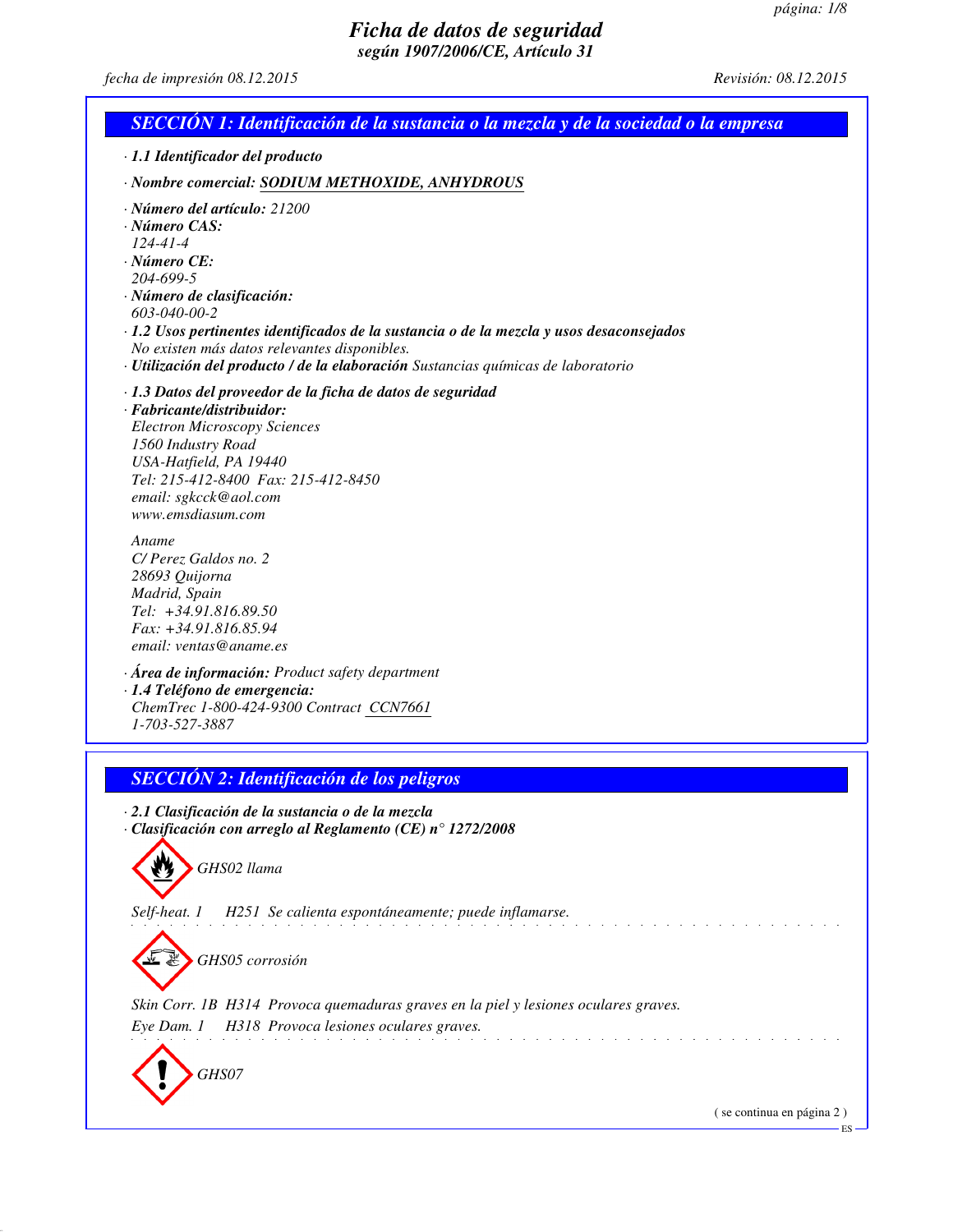# *Ficha de datos de seguridad*
## *según 1907/2006/CE, Artículo 31*

*fecha de impresión 08.12.2015* *Revisión: 08.12.2015*

## SECCIÓN 1: Identificación de la sustancia o la mezcla y de la sociedad o la empresa

· **1.1 Identificador del producto**

· **Nombre comercial:** SODIUM METHOXIDE, ANHYDROUS

· **Número del artículo:** 21200
· **Número CAS:**
124-41-4
· **Número CE:**
204-699-5
· **Número de clasificación:**
603-040-00-2
· **1.2 Usos pertinentes identificados de la sustancia o de la mezcla y usos desaconsejados**
No existen más datos relevantes disponibles.
· **Utilización del producto / de la elaboración** Sustancias químicas de laboratorio

· **1.3 Datos del proveedor de la ficha de datos de seguridad**
· **Fabricante/distribuidor:**
Electron Microscopy Sciences
1560 Industry Road
USA-Hatfield, PA 19440
Tel: 215-412-8400 Fax: 215-412-8450
email: sgkcck@aol.com
www.emsdiasum.com

Aname
C/ Perez Galdos no. 2
28693 Quijorna
Madrid, Spain
Tel: +34.91.816.89.50
Fax: +34.91.816.85.94
email: ventas@aname.es

· **Área de información:** Product safety department
· **1.4 Teléfono de emergencia:**
ChemTrec 1-800-424-9300 Contract CCN7661
1-703-527-3887

## SECCIÓN 2: Identificación de los peligros

· **2.1 Clasificación de la sustancia o de la mezcla**
· **Clasificación con arreglo al Reglamento (CE) n° 1272/2008**

GHS02 llama

Self-heat. 1 H251 Se calienta espontáneamente; puede inflamarse.

GHS05 corrosión

Skin Corr. 1B H314 Provoca quemaduras graves en la piel y lesiones oculares graves.

Eye Dam. 1 H318 Provoca lesiones oculares graves.

GHS07

( se continua en página 2 )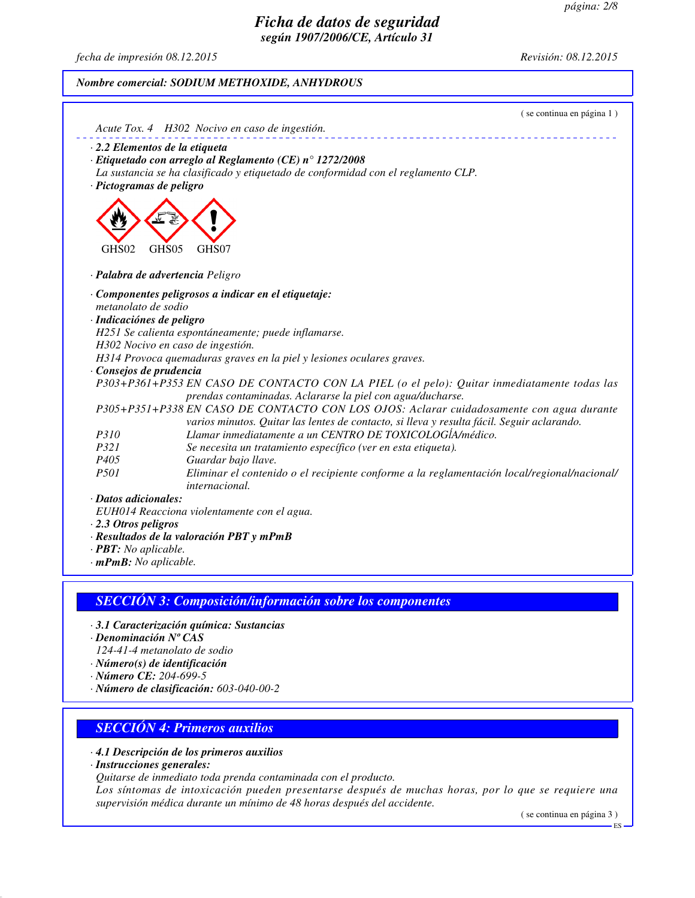**Nombre comercial: SODIUM METHOXIDE, ANHYDROUS**

( se continua en página 1 )

Acute Tox. 4 H302 Nocivo en caso de ingestión.

· **2.2 Elementos de la etiqueta**

· **Etiquetado con arreglo al Reglamento (CE) n° 1272/2008**

La sustancia se ha clasificado y etiquetado de conformidad con el reglamento CLP.

· **Pictogramas de peligro**

GHS02 GHS05 GHS07

· **Palabra de advertencia** Peligro

· **Componentes peligrosos a indicar en el etiquetaje:**

metanolato de sodio

· **Indicaciónes de peligro**

H251 Se calienta espontáneamente; puede inflamarse.

H302 Nocivo en caso de ingestión.

H314 Provoca quemaduras graves en la piel y lesiones oculares graves.

· **Consejos de prudencia**

| | |
|---|---|
| P303+P361+P353 | EN CASO DE CONTACTO CON LA PIEL (o el pelo): Quitar inmediatamente todas las prendas contaminadas. Aclararse la piel con agua/ducharse. |
| P305+P351+P338 | EN CASO DE CONTACTO CON LOS OJOS: Aclarar cuidadosamente con agua durante varios minutos. Quitar las lentes de contacto, si lleva y resulta fácil. Seguir aclarando. |
| P310 | Llamar inmediatamente a un CENTRO DE TOXICOLOGÍA/médico. |
| P321 | Se necesita un tratamiento específico (ver en esta etiqueta). |
| P405 | Guardar bajo llave. |
| P501 | Eliminar el contenido o el recipiente conforme a la reglamentación local/regional/nacional/internacional. |

· **Datos adicionales:**

EUH014 Reacciona violentamente con el agua.

· **2.3 Otros peligros**

· **Resultados de la valoración PBT y mPmB**

· **PBT:** No aplicable.

· **mPmB:** No aplicable.

## SECCIÓN 3: Composición/información sobre los componentes

· **3.1 Caracterización química: Sustancias**

· **Denominación Nº CAS**

124-41-4 metanolato de sodio

· **Número(s) de identificación**

· **Número CE:** 204-699-5

· **Número de clasificación:** 603-040-00-2

## SECCIÓN 4: Primeros auxilios

· **4.1 Descripción de los primeros auxilios**

· **Instrucciones generales:**

Quitarse de inmediato toda prenda contaminada con el producto.

Los síntomas de intoxicación pueden presentarse después de muchas horas, por lo que se requiere una supervisión médica durante un mínimo de 48 horas después del accidente.

( se continua en página 3 )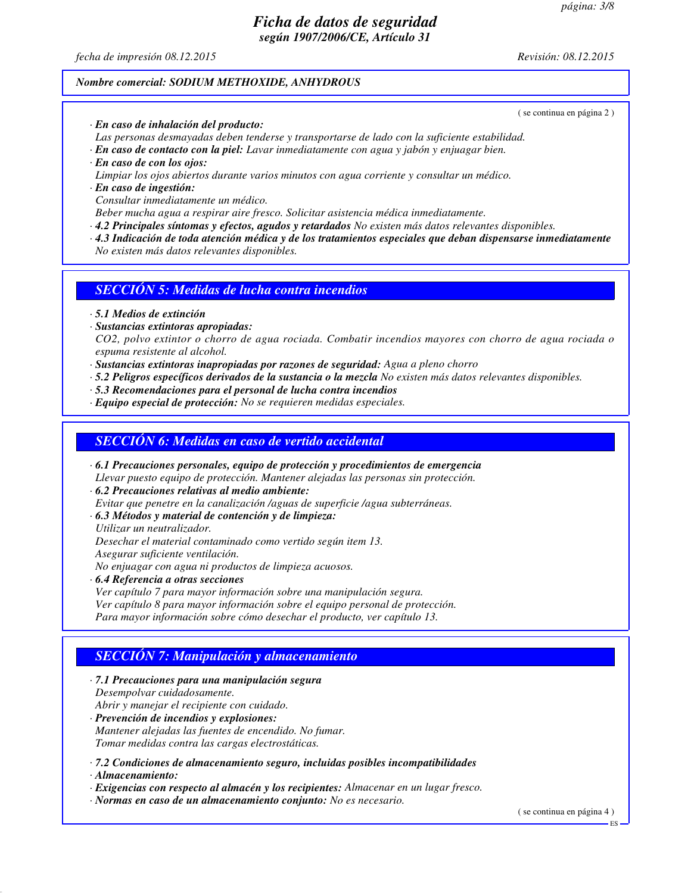*Nombre comercial: SODIUM METHOXIDE, ANHYDROUS*

( se continua en página 2 )

· ***En caso de inhalación del producto:***
*Las personas desmayadas deben tenderse y transportarse de lado con la suficiente estabilidad.*
· ***En caso de contacto con la piel:*** *Lavar inmediatamente con agua y jabón y enjuagar bien.*
· ***En caso de con los ojos:***
*Limpiar los ojos abiertos durante varios minutos con agua corriente y consultar un médico.*
· ***En caso de ingestión:***
*Consultar inmediatamente un médico.*
*Beber mucha agua a respirar aire fresco. Solicitar asistencia médica inmediatamente.*
· ***4.2 Principales síntomas y efectos, agudos y retardados*** *No existen más datos relevantes disponibles.*
· ***4.3 Indicación de toda atención médica y de los tratamientos especiales que deban dispensarse inmediatamente***
*No existen más datos relevantes disponibles.*

## *SECCIÓN 5: Medidas de lucha contra incendios*

· ***5.1 Medios de extinción***
· ***Sustancias extintoras apropiadas:***
*CO2, polvo extintor o chorro de agua rociada. Combatir incendios mayores con chorro de agua rociada o espuma resistente al alcohol.*
· ***Sustancias extintoras inapropiadas por razones de seguridad:*** *Agua a pleno chorro*
· ***5.2 Peligros específicos derivados de la sustancia o la mezcla*** *No existen más datos relevantes disponibles.*
· ***5.3 Recomendaciones para el personal de lucha contra incendios***
· ***Equipo especial de protección:*** *No se requieren medidas especiales.*

## *SECCIÓN 6: Medidas en caso de vertido accidental*

· ***6.1 Precauciones personales, equipo de protección y procedimientos de emergencia***
*Llevar puesto equipo de protección. Mantener alejadas las personas sin protección.*
· ***6.2 Precauciones relativas al medio ambiente:***
*Evitar que penetre en la canalización /aguas de superficie /agua subterráneas.*
· ***6.3 Métodos y material de contención y de limpieza:***
*Utilizar un neutralizador.*
*Desechar el material contaminado como vertido según item 13.*
*Asegurar suficiente ventilación.*
*No enjuagar con agua ni productos de limpieza acuosos.*
· ***6.4 Referencia a otras secciones***
*Ver capítulo 7 para mayor información sobre una manipulación segura.*
*Ver capítulo 8 para mayor información sobre el equipo personal de protección.*
*Para mayor información sobre cómo desechar el producto, ver capítulo 13.*

## *SECCIÓN 7: Manipulación y almacenamiento*

· ***7.1 Precauciones para una manipulación segura***
*Desempolvar cuidadosamente.*
*Abrir y manejar el recipiente con cuidado.*
· ***Prevención de incendios y explosiones:***
*Mantener alejadas las fuentes de encendido. No fumar.*
*Tomar medidas contra las cargas electrostáticas.*

· ***7.2 Condiciones de almacenamiento seguro, incluidas posibles incompatibilidades***
· ***Almacenamiento:***
· ***Exigencias con respecto al almacén y los recipientes:*** *Almacenar en un lugar fresco.*
· ***Normas en caso de un almacenamiento conjunto:*** *No es necesario.*

( se continua en página 4 )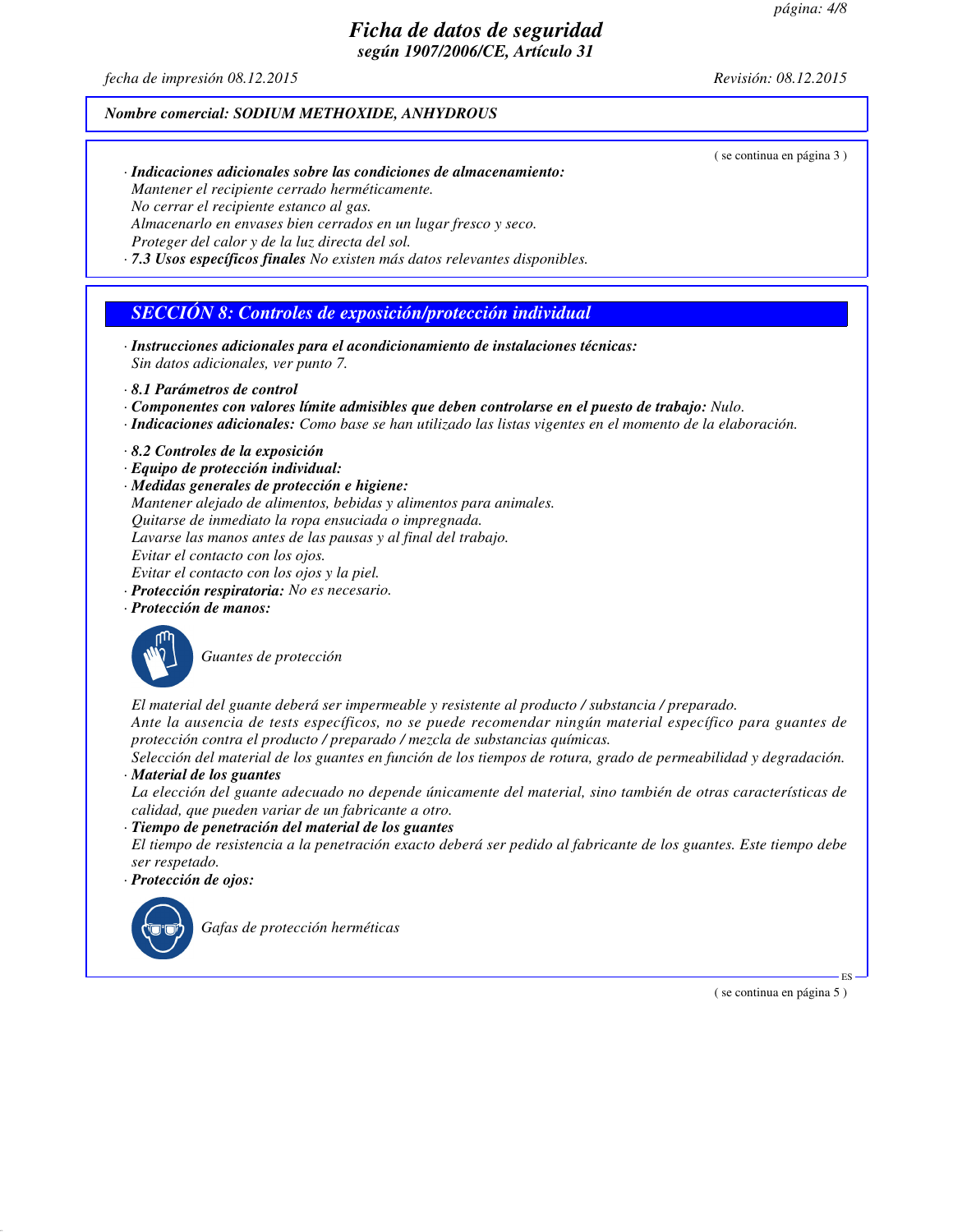*Nombre comercial: SODIUM METHOXIDE, ANHYDROUS*

( se continua en página 3 )

· ***Indicaciones adicionales sobre las condiciones de almacenamiento:***
*Mantener el recipiente cerrado herméticamente.*
*No cerrar el recipiente estanco al gas.*
*Almacenarlo en envases bien cerrados en un lugar fresco y seco.*
*Proteger del calor y de la luz directa del sol.*
· ***7.3 Usos específicos finales*** *No existen más datos relevantes disponibles.*

## *SECCIÓN 8: Controles de exposición/protección individual*

· ***Instrucciones adicionales para el acondicionamiento de instalaciones técnicas:***
*Sin datos adicionales, ver punto 7.*

· ***8.1 Parámetros de control***
· ***Componentes con valores límite admisibles que deben controlarse en el puesto de trabajo:*** *Nulo.*
· ***Indicaciones adicionales:*** *Como base se han utilizado las listas vigentes en el momento de la elaboración.*

· ***8.2 Controles de la exposición***
· ***Equipo de protección individual:***
· ***Medidas generales de protección e higiene:***
*Mantener alejado de alimentos, bebidas y alimentos para animales.*
*Quitarse de inmediato la ropa ensuciada o impregnada.*
*Lavarse las manos antes de las pausas y al final del trabajo.*
*Evitar el contacto con los ojos.*
*Evitar el contacto con los ojos y la piel.*
· ***Protección respiratoria:*** *No es necesario.*
· ***Protección de manos:***

*Guantes de protección*

*El material del guante deberá ser impermeable y resistente al producto / substancia / preparado.*
*Ante la ausencia de tests específicos, no se puede recomendar ningún material específico para guantes de protección contra el producto / preparado / mezcla de substancias químicas.*
*Selección del material de los guantes en función de los tiempos de rotura, grado de permeabilidad y degradación.*
· ***Material de los guantes***
*La elección del guante adecuado no depende únicamente del material, sino también de otras características de calidad, que pueden variar de un fabricante a otro.*
· ***Tiempo de penetración del material de los guantes***
*El tiempo de resistencia a la penetración exacto deberá ser pedido al fabricante de los guantes. Este tiempo debe ser respetado.*
· ***Protección de ojos:***

*Gafas de protección herméticas*

( se continua en página 5 )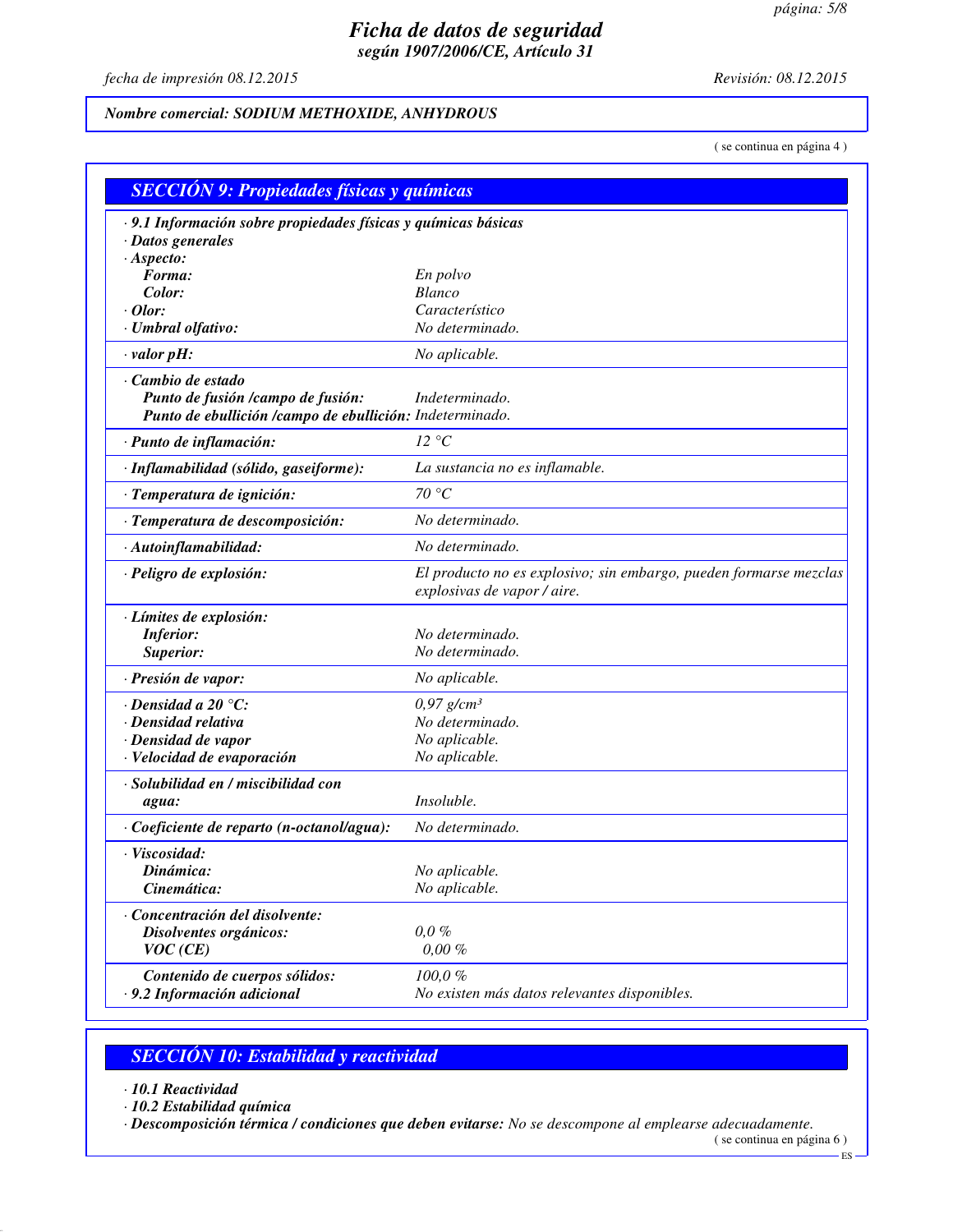*Nombre comercial: SODIUM METHOXIDE, ANHYDROUS*

( se continua en página 4 )

## SECCIÓN 9: Propiedades físicas y químicas

**· 9.1 Información sobre propiedades físicas y químicas básicas**

**· Datos generales**

**· Aspecto:**

| | |
|---|---|
| **Forma:** | En polvo |
| **Color:** | Blanco |
| **· Olor:** | Característico |
| **· Umbral olfativo:** | No determinado. |
| **· valor pH:** | No aplicable. |
| **· Cambio de estado** | |
| **Punto de fusión /campo de fusión:** | Indeterminado. |
| **Punto de ebullición /campo de ebullición:** | Indeterminado. |
| **· Punto de inflamación:** | 12 °C |
| **· Inflamabilidad (sólido, gaseiforme):** | La sustancia no es inflamable. |
| **· Temperatura de ignición:** | 70 °C |
| **· Temperatura de descomposición:** | No determinado. |
| **· Autoinflamabilidad:** | No determinado. |
| **· Peligro de explosión:** | El producto no es explosivo; sin embargo, pueden formarse mezclas explosivas de vapor / aire. |
| **· Límites de explosión:** | |
| **Inferior:** | No determinado. |
| **Superior:** | No determinado. |
| **· Presión de vapor:** | No aplicable. |
| **· Densidad a 20 °C:** | 0,97 g/cm³ |
| **· Densidad relativa** | No determinado. |
| **· Densidad de vapor** | No aplicable. |
| **· Velocidad de evaporación** | No aplicable. |
| **· Solubilidad en / miscibilidad con agua:** | Insoluble. |
| **· Coeficiente de reparto (n-octanol/agua):** | No determinado. |
| **· Viscosidad:** | |
| **Dinámica:** | No aplicable. |
| **Cinemática:** | No aplicable. |
| **· Concentración del disolvente:** | |
| **Disolventes orgánicos:** | 0,0 % |
| **VOC (CE)** | 0,00 % |
| **Contenido de cuerpos sólidos:** | 100,0 % |
| **· 9.2 Información adicional** | No existen más datos relevantes disponibles. |

## SECCIÓN 10: Estabilidad y reactividad

**· 10.1 Reactividad**

**· 10.2 Estabilidad química**

**· Descomposición térmica / condiciones que deben evitarse:** No se descompone al emplearse adecuadamente.

( se continua en página 6 )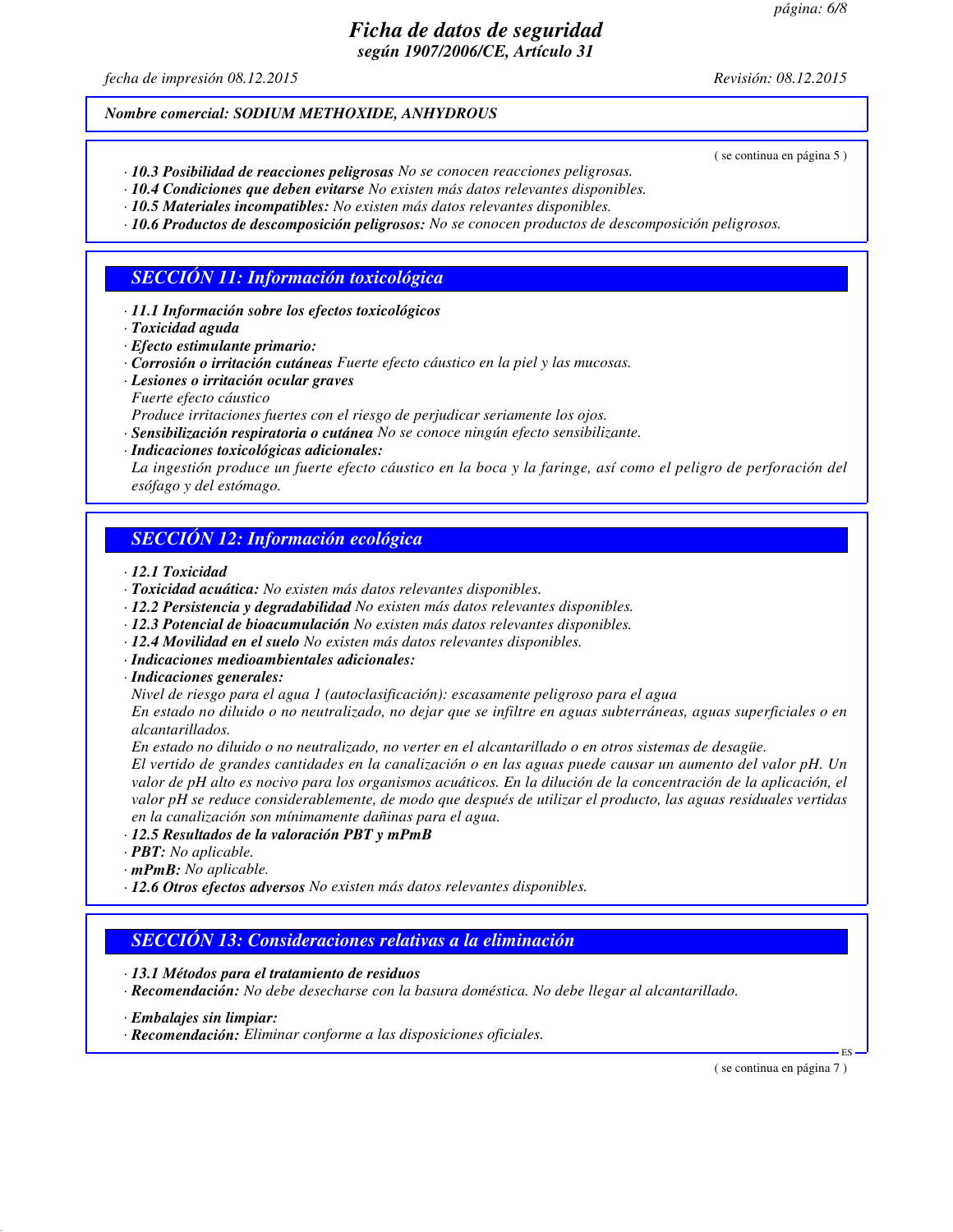# Ficha de datos de seguridad
**según 1907/2006/CE, Artículo 31**

*fecha de impresión 08.12.2015* *Revisión: 08.12.2015*

**Nombre comercial: SODIUM METHOXIDE, ANHYDROUS**

( se continua en página 5 )

- **10.3 Posibilidad de reacciones peligrosas** No se conocen reacciones peligrosas.
- **10.4 Condiciones que deben evitarse** No existen más datos relevantes disponibles.
- **10.5 Materiales incompatibles:** No existen más datos relevantes disponibles.
- **10.6 Productos de descomposición peligrosos:** No se conocen productos de descomposición peligrosos.

## SECCIÓN 11: Información toxicológica

- **11.1 Información sobre los efectos toxicológicos**
- **Toxicidad aguda**
- **Efecto estimulante primario:**
- **Corrosión o irritación cutáneas** Fuerte efecto cáustico en la piel y las mucosas.
- **Lesiones o irritación ocular graves**
  Fuerte efecto cáustico
  Produce irritaciones fuertes con el riesgo de perjudicar seriamente los ojos.
- **Sensibilización respiratoria o cutánea** No se conoce ningún efecto sensibilizante.
- **Indicaciones toxicológicas adicionales:**
  La ingestión produce un fuerte efecto cáustico en la boca y la faringe, así como el peligro de perforación del esófago y del estómago.

## SECCIÓN 12: Información ecológica

- **12.1 Toxicidad**
- **Toxicidad acuática:** No existen más datos relevantes disponibles.
- **12.2 Persistencia y degradabilidad** No existen más datos relevantes disponibles.
- **12.3 Potencial de bioacumulación** No existen más datos relevantes disponibles.
- **12.4 Movilidad en el suelo** No existen más datos relevantes disponibles.
- **Indicaciones medioambientales adicionales:**
- **Indicaciones generales:**
  Nivel de riesgo para el agua 1 (autoclasificación): escasamente peligroso para el agua
  En estado no diluido o no neutralizado, no dejar que se infiltre en aguas subterráneas, aguas superficiales o en alcantarillados.
  En estado no diluido o no neutralizado, no verter en el alcantarillado o en otros sistemas de desagüe.
  El vertido de grandes cantidades en la canalización o en las aguas puede causar un aumento del valor pH. Un valor de pH alto es nocivo para los organismos acuáticos. En la dilución de la concentración de la aplicación, el valor pH se reduce considerablemente, de modo que después de utilizar el producto, las aguas residuales vertidas en la canalización son mínimamente dañinas para el agua.
- **12.5 Resultados de la valoración PBT y mPmB**
- **PBT:** No aplicable.
- **mPmB:** No aplicable.
- **12.6 Otros efectos adversos** No existen más datos relevantes disponibles.

## SECCIÓN 13: Consideraciones relativas a la eliminación

- **13.1 Métodos para el tratamiento de residuos**
- **Recomendación:** No debe desecharse con la basura doméstica. No debe llegar al alcantarillado.
- **Embalajes sin limpiar:**
- **Recomendación:** Eliminar conforme a las disposiciones oficiales.

( se continua en página 7 )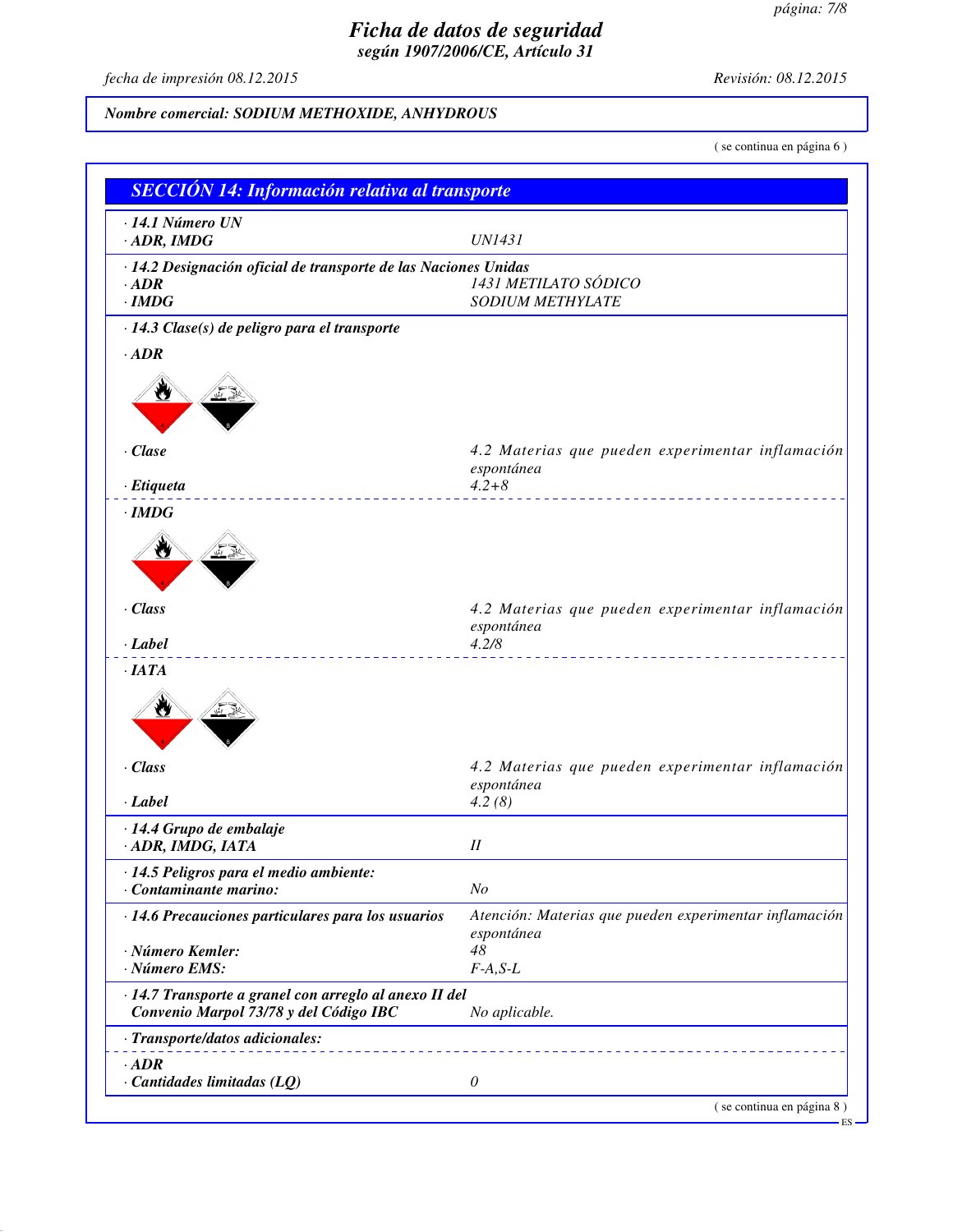# Ficha de datos de seguridad
## según 1907/2006/CE, Artículo 31

*fecha de impresión 08.12.2015* *Revisión: 08.12.2015*

**Nombre comercial: SODIUM METHOXIDE, ANHYDROUS**

( se continua en página 6 )

## SECCIÓN 14: Información relativa al transporte

| | |
|---|---|
| **· 14.1 Número UN** | |
| **· ADR, IMDG** | UN1431 |
| **· 14.2 Designación oficial de transporte de las Naciones Unidas** | |
| **· ADR** | 1431 METILATO SÓDICO |
| **· IMDG** | SODIUM METHYLATE |

**· 14.3 Clase(s) de peligro para el transporte**

**· ADR**

| | |
|---|---|
| **· Clase** | 4.2 Materias que pueden experimentar inflamación espontánea |
| **· Etiqueta** | 4.2+8 |

**· IMDG**

| | |
|---|---|
| **· Class** | 4.2 Materias que pueden experimentar inflamación espontánea |
| **· Label** | 4.2/8 |

**· IATA**

| | |
|---|---|
| **· Class** | 4.2 Materias que pueden experimentar inflamación espontánea |
| **· Label** | 4.2 (8) |

| | |
|---|---|
| **· 14.4 Grupo de embalaje** | |
| **· ADR, IMDG, IATA** | II |
| **· 14.5 Peligros para el medio ambiente:** | |
| **· Contaminante marino:** | No |
| **· 14.6 Precauciones particulares para los usuarios** | Atención: Materias que pueden experimentar inflamación espontánea |
| **· Número Kemler:** | 48 |
| **· Número EMS:** | F-A,S-L |
| **· 14.7 Transporte a granel con arreglo al anexo II del Convenio Marpol 73/78 y del Código IBC** | No aplicable. |
| **· Transporte/datos adicionales:** | |
| **· ADR** | |
| **· Cantidades limitadas (LQ)** | 0 |

( se continua en página 8 )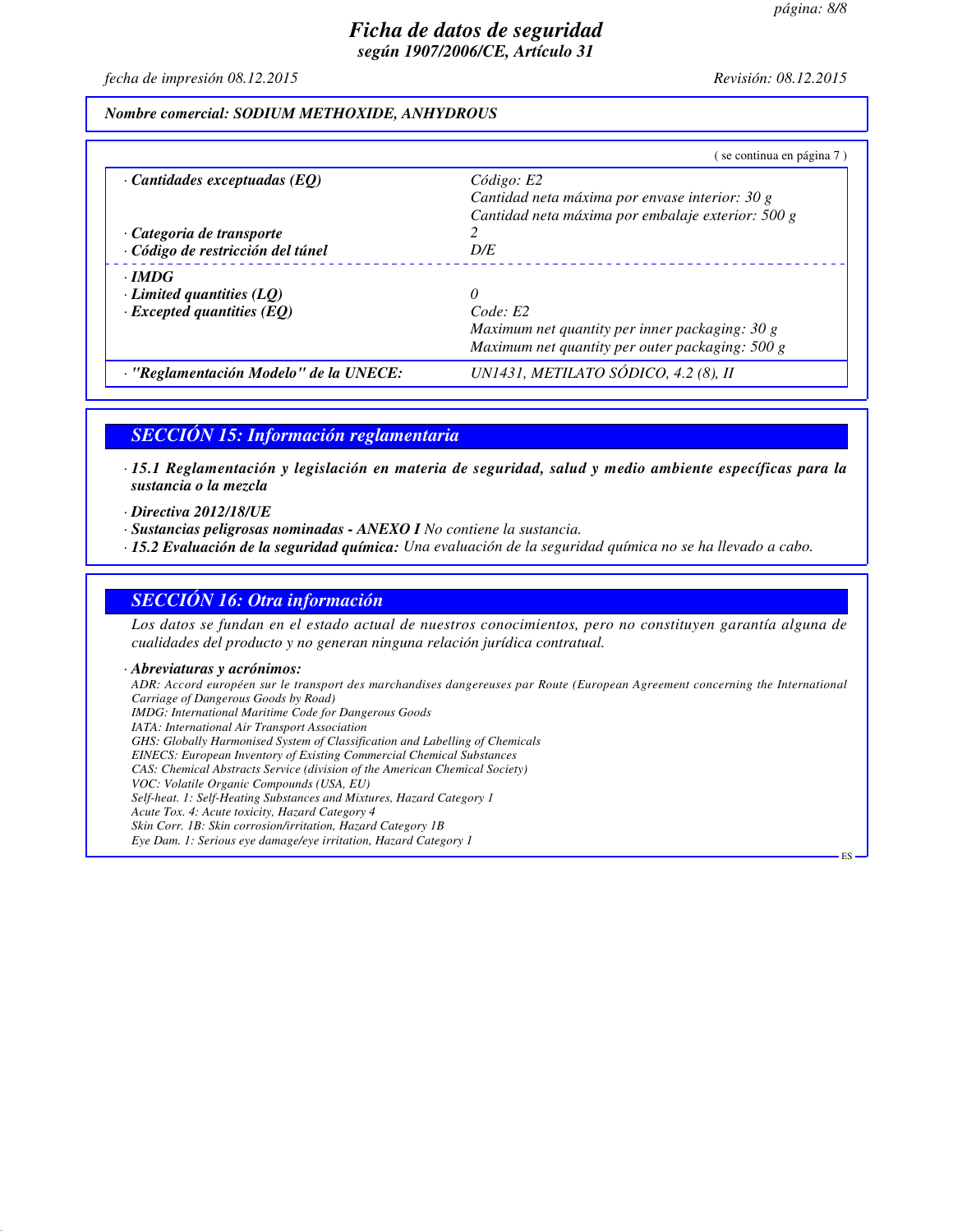*Nombre comercial: SODIUM METHOXIDE, ANHYDROUS*

( se continua en página 7 )

| | |
|---|---|
| · **Cantidades exceptuadas (EQ)** | Código: E2<br>Cantidad neta máxima por envase interior: 30 g<br>Cantidad neta máxima por embalaje exterior: 500 g |
| · **Categoria de transporte** | 2 |
| · **Código de restricción del túnel** | D/E |
| · **IMDG** | |
| · **Limited quantities (LQ)** | 0 |
| · **Excepted quantities (EQ)** | Code: E2<br>Maximum net quantity per inner packaging: 30 g<br>Maximum net quantity per outer packaging: 500 g |
| · **"Reglamentación Modelo" de la UNECE:** | UN1431, METILATO SÓDICO, 4.2 (8), II |

## SECCIÓN 15: Información reglamentaria

· **15.1 Reglamentación y legislación en materia de seguridad, salud y medio ambiente específicas para la sustancia o la mezcla**

· **Directiva 2012/18/UE**

· **Sustancias peligrosas nominadas - ANEXO I** No contiene la sustancia.

· **15.2 Evaluación de la seguridad química:** Una evaluación de la seguridad química no se ha llevado a cabo.

## SECCIÓN 16: Otra información

Los datos se fundan en el estado actual de nuestros conocimientos, pero no constituyen garantía alguna de cualidades del producto y no generan ninguna relación jurídica contratual.

· **Abreviaturas y acrónimos:**

ADR: Accord européen sur le transport des marchandises dangereuses par Route (European Agreement concerning the International Carriage of Dangerous Goods by Road)
IMDG: International Maritime Code for Dangerous Goods
IATA: International Air Transport Association
GHS: Globally Harmonised System of Classification and Labelling of Chemicals
EINECS: European Inventory of Existing Commercial Chemical Substances
CAS: Chemical Abstracts Service (division of the American Chemical Society)
VOC: Volatile Organic Compounds (USA, EU)
Self-heat. 1: Self-Heating Substances and Mixtures, Hazard Category 1
Acute Tox. 4: Acute toxicity, Hazard Category 4
Skin Corr. 1B: Skin corrosion/irritation, Hazard Category 1B
Eye Dam. 1: Serious eye damage/eye irritation, Hazard Category 1